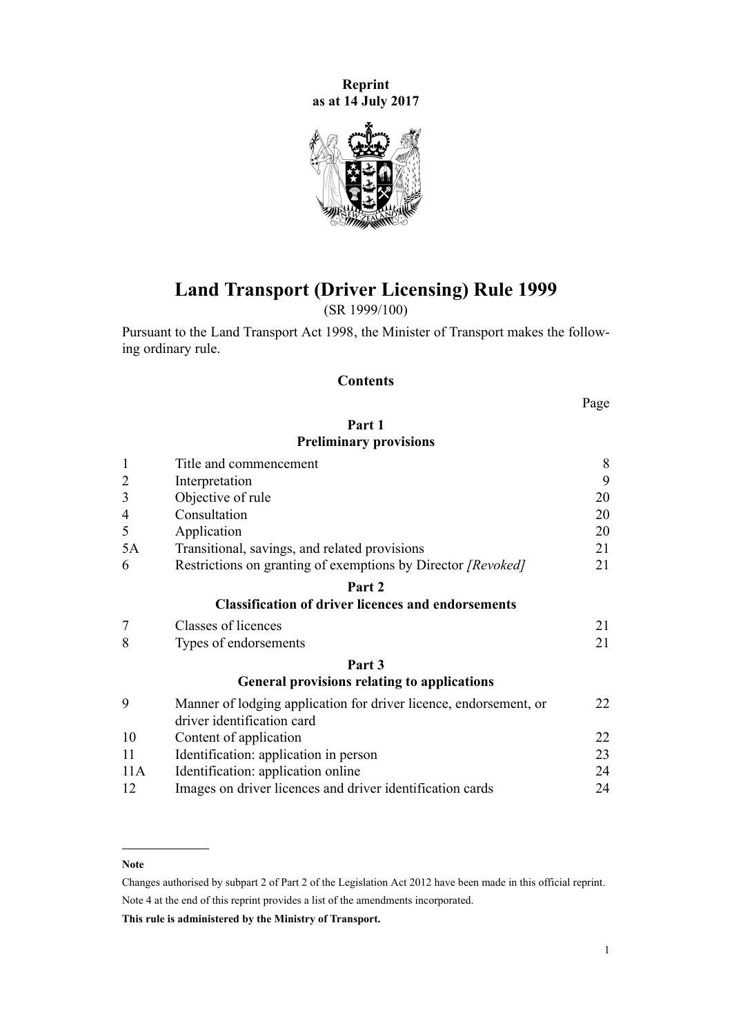**Reprint**
**as at 14 July 2017**

# Land Transport (Driver Licensing) Rule 1999

(SR 1999/100)

Pursuant to the Land Transport Act 1998, the Minister of Transport makes the following ordinary rule.

## Contents

| | | Page |
|---|---|---|
| | **Part 1** **Preliminary provisions** | |
| 1 | Title and commencement | 8 |
| 2 | Interpretation | 9 |
| 3 | Objective of rule | 20 |
| 4 | Consultation | 20 |
| 5 | Application | 20 |
| 5A | Transitional, savings, and related provisions | 21 |
| 6 | Restrictions on granting of exemptions by Director *[Revoked]* | 21 |
| | **Part 2** **Classification of driver licences and endorsements** | |
| 7 | Classes of licences | 21 |
| 8 | Types of endorsements | 21 |
| | **Part 3** **General provisions relating to applications** | |
| 9 | Manner of lodging application for driver licence, endorsement, or driver identification card | 22 |
| 10 | Content of application | 22 |
| 11 | Identification: application in person | 23 |
| 11A | Identification: application online | 24 |
| 12 | Images on driver licences and driver identification cards | 24 |

---

**Note**

Changes authorised by subpart 2 of Part 2 of the Legislation Act 2012 have been made in this official reprint.

Note 4 at the end of this reprint provides a list of the amendments incorporated.

**This rule is administered by the Ministry of Transport.**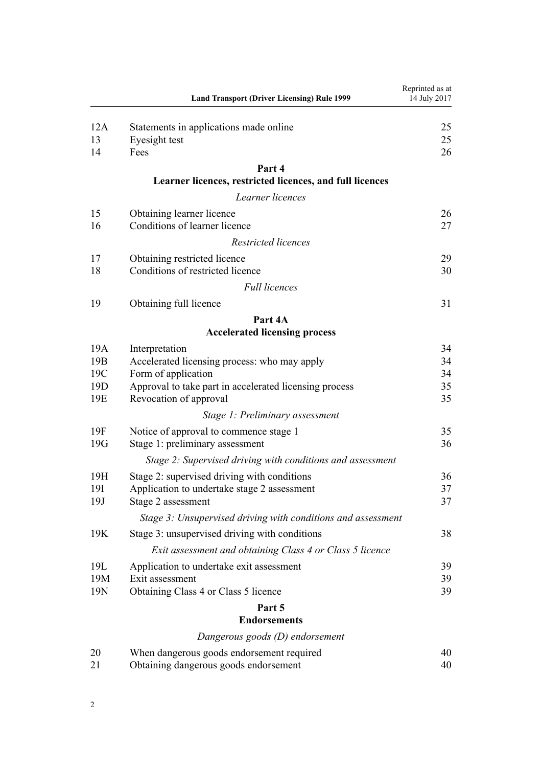| | | |
|---|---|---|
| 12A | Statements in applications made online | 25 |
| 13 | Eyesight test | 25 |
| 14 | Fees | 26 |
| | **Part 4** **Learner licences, restricted licences, and full licences** | |
| | *Learner licences* | |
| 15 | Obtaining learner licence | 26 |
| 16 | Conditions of learner licence | 27 |
| | *Restricted licences* | |
| 17 | Obtaining restricted licence | 29 |
| 18 | Conditions of restricted licence | 30 |
| | *Full licences* | |
| 19 | Obtaining full licence | 31 |
| | **Part 4A** **Accelerated licensing process** | |
| 19A | Interpretation | 34 |
| 19B | Accelerated licensing process: who may apply | 34 |
| 19C | Form of application | 34 |
| 19D | Approval to take part in accelerated licensing process | 35 |
| 19E | Revocation of approval | 35 |
| | *Stage 1: Preliminary assessment* | |
| 19F | Notice of approval to commence stage 1 | 35 |
| 19G | Stage 1: preliminary assessment | 36 |
| | *Stage 2: Supervised driving with conditions and assessment* | |
| 19H | Stage 2: supervised driving with conditions | 36 |
| 19I | Application to undertake stage 2 assessment | 37 |
| 19J | Stage 2 assessment | 37 |
| | *Stage 3: Unsupervised driving with conditions and assessment* | |
| 19K | Stage 3: unsupervised driving with conditions | 38 |
| | *Exit assessment and obtaining Class 4 or Class 5 licence* | |
| 19L | Application to undertake exit assessment | 39 |
| 19M | Exit assessment | 39 |
| 19N | Obtaining Class 4 or Class 5 licence | 39 |
| | **Part 5** **Endorsements** | |
| | *Dangerous goods (D) endorsement* | |
| 20 | When dangerous goods endorsement required | 40 |
| 21 | Obtaining dangerous goods endorsement | 40 |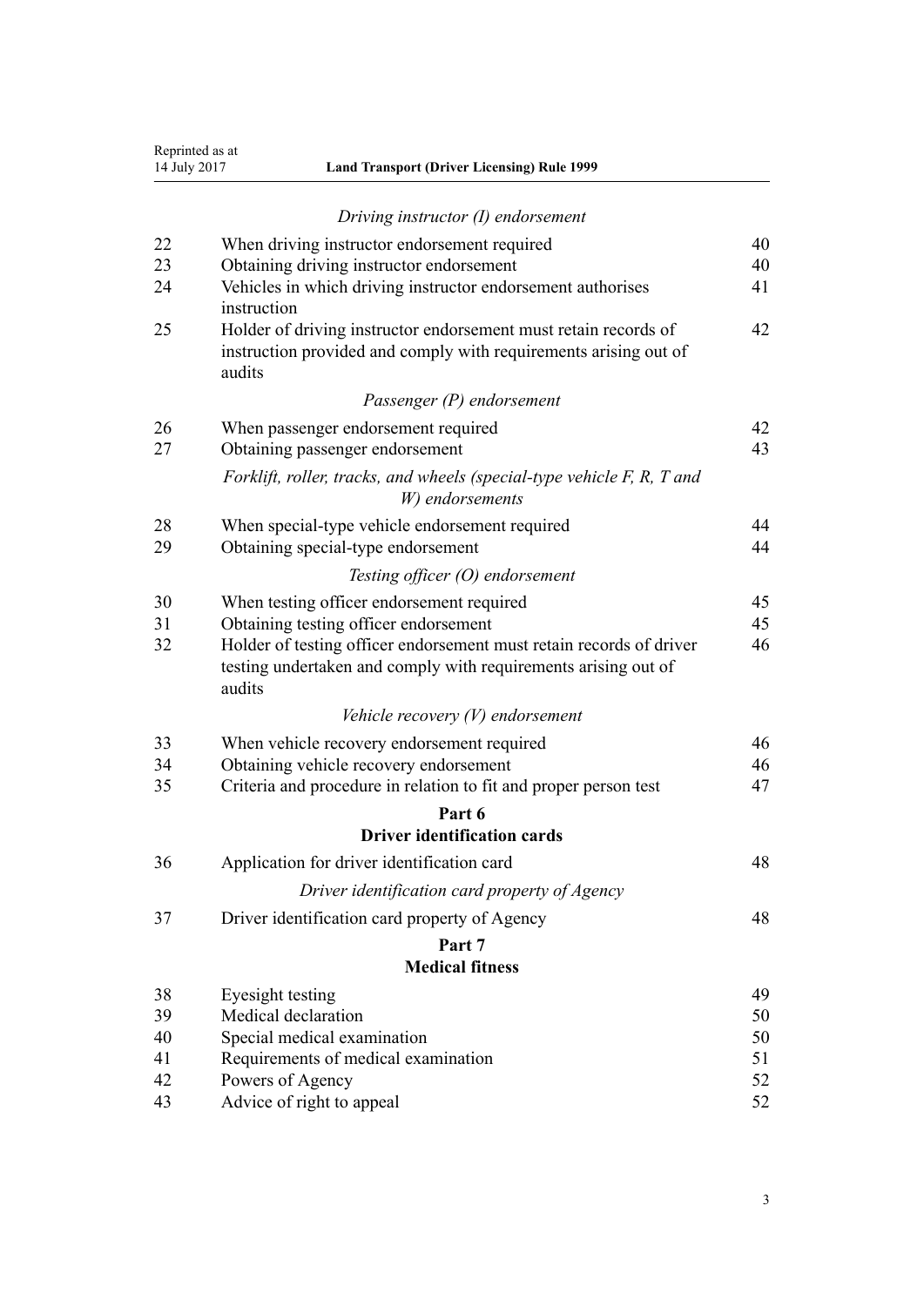*Driving instructor (I) endorsement*

| | | |
|---|---|---|
| 22 | When driving instructor endorsement required | 40 |
| 23 | Obtaining driving instructor endorsement | 40 |
| 24 | Vehicles in which driving instructor endorsement authorises instruction | 41 |
| 25 | Holder of driving instructor endorsement must retain records of instruction provided and comply with requirements arising out of audits | 42 |

*Passenger (P) endorsement*

| | | |
|---|---|---|
| 26 | When passenger endorsement required | 42 |
| 27 | Obtaining passenger endorsement | 43 |

*Forklift, roller, tracks, and wheels (special-type vehicle F, R, T and W) endorsements*

| | | |
|---|---|---|
| 28 | When special-type vehicle endorsement required | 44 |
| 29 | Obtaining special-type endorsement | 44 |

*Testing officer (O) endorsement*

| | | |
|---|---|---|
| 30 | When testing officer endorsement required | 45 |
| 31 | Obtaining testing officer endorsement | 45 |
| 32 | Holder of testing officer endorsement must retain records of driver testing undertaken and comply with requirements arising out of audits | 46 |

*Vehicle recovery (V) endorsement*

| | | |
|---|---|---|
| 33 | When vehicle recovery endorsement required | 46 |
| 34 | Obtaining vehicle recovery endorsement | 46 |
| 35 | Criteria and procedure in relation to fit and proper person test | 47 |

## Part 6
## Driver identification cards

| | | |
|---|---|---|
| 36 | Application for driver identification card | 48 |

*Driver identification card property of Agency*

| | | |
|---|---|---|
| 37 | Driver identification card property of Agency | 48 |

## Part 7
## Medical fitness

| | | |
|---|---|---|
| 38 | Eyesight testing | 49 |
| 39 | Medical declaration | 50 |
| 40 | Special medical examination | 50 |
| 41 | Requirements of medical examination | 51 |
| 42 | Powers of Agency | 52 |
| 43 | Advice of right to appeal | 52 |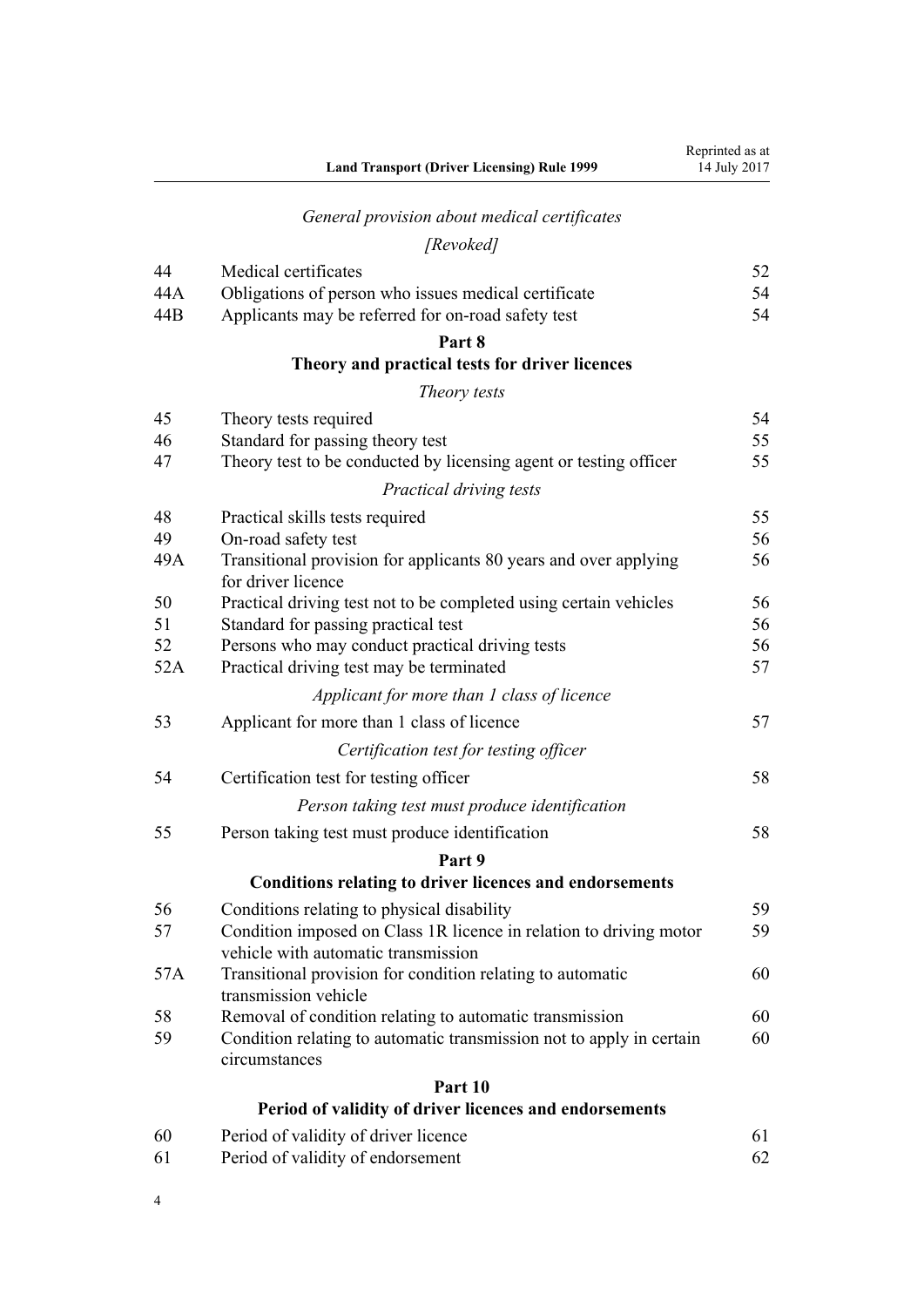*General provision about medical certificates*

*[Revoked]*

| | | |
|---|---|---|
| 44 | Medical certificates | 52 |
| 44A | Obligations of person who issues medical certificate | 54 |
| 44B | Applicants may be referred for on-road safety test | 54 |

## Part 8
## Theory and practical tests for driver licences

*Theory tests*

| | | |
|---|---|---|
| 45 | Theory tests required | 54 |
| 46 | Standard for passing theory test | 55 |
| 47 | Theory test to be conducted by licensing agent or testing officer | 55 |

*Practical driving tests*

| | | |
|---|---|---|
| 48 | Practical skills tests required | 55 |
| 49 | On-road safety test | 56 |
| 49A | Transitional provision for applicants 80 years and over applying for driver licence | 56 |
| 50 | Practical driving test not to be completed using certain vehicles | 56 |
| 51 | Standard for passing practical test | 56 |
| 52 | Persons who may conduct practical driving tests | 56 |
| 52A | Practical driving test may be terminated | 57 |

*Applicant for more than 1 class of licence*

| | | |
|---|---|---|
| 53 | Applicant for more than 1 class of licence | 57 |

*Certification test for testing officer*

| | | |
|---|---|---|
| 54 | Certification test for testing officer | 58 |

*Person taking test must produce identification*

| | | |
|---|---|---|
| 55 | Person taking test must produce identification | 58 |

## Part 9
## Conditions relating to driver licences and endorsements

| | | |
|---|---|---|
| 56 | Conditions relating to physical disability | 59 |
| 57 | Condition imposed on Class 1R licence in relation to driving motor vehicle with automatic transmission | 59 |
| 57A | Transitional provision for condition relating to automatic transmission vehicle | 60 |
| 58 | Removal of condition relating to automatic transmission | 60 |
| 59 | Condition relating to automatic transmission not to apply in certain circumstances | 60 |

## Part 10
## Period of validity of driver licences and endorsements

| | | |
|---|---|---|
| 60 | Period of validity of driver licence | 61 |
| 61 | Period of validity of endorsement | 62 |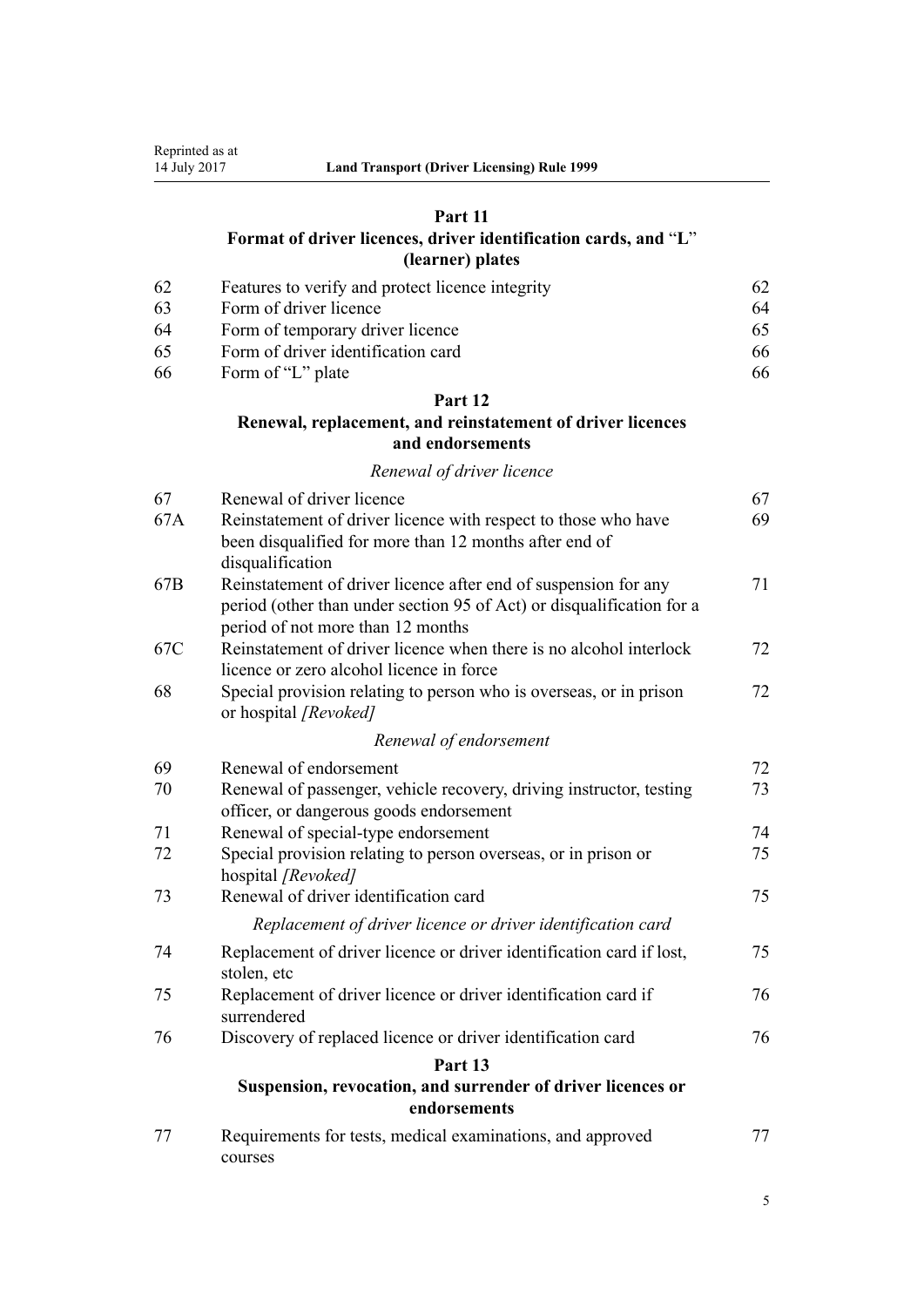## Part 11
## Format of driver licences, driver identification cards, and "L" (learner) plates

| | | |
|---|---|---|
| 62 | Features to verify and protect licence integrity | 62 |
| 63 | Form of driver licence | 64 |
| 64 | Form of temporary driver licence | 65 |
| 65 | Form of driver identification card | 66 |
| 66 | Form of "L" plate | 66 |

## Part 12
## Renewal, replacement, and reinstatement of driver licences and endorsements

*Renewal of driver licence*

| | | |
|---|---|---|
| 67 | Renewal of driver licence | 67 |
| 67A | Reinstatement of driver licence with respect to those who have been disqualified for more than 12 months after end of disqualification | 69 |
| 67B | Reinstatement of driver licence after end of suspension for any period (other than under section 95 of Act) or disqualification for a period of not more than 12 months | 71 |
| 67C | Reinstatement of driver licence when there is no alcohol interlock licence or zero alcohol licence in force | 72 |
| 68 | Special provision relating to person who is overseas, or in prison or hospital *[Revoked]* | 72 |

*Renewal of endorsement*

| | | |
|---|---|---|
| 69 | Renewal of endorsement | 72 |
| 70 | Renewal of passenger, vehicle recovery, driving instructor, testing officer, or dangerous goods endorsement | 73 |
| 71 | Renewal of special-type endorsement | 74 |
| 72 | Special provision relating to person overseas, or in prison or hospital *[Revoked]* | 75 |
| 73 | Renewal of driver identification card | 75 |

*Replacement of driver licence or driver identification card*

| | | |
|---|---|---|
| 74 | Replacement of driver licence or driver identification card if lost, stolen, etc | 75 |
| 75 | Replacement of driver licence or driver identification card if surrendered | 76 |
| 76 | Discovery of replaced licence or driver identification card | 76 |

## Part 13
## Suspension, revocation, and surrender of driver licences or endorsements

| | | |
|---|---|---|
| 77 | Requirements for tests, medical examinations, and approved courses | 77 |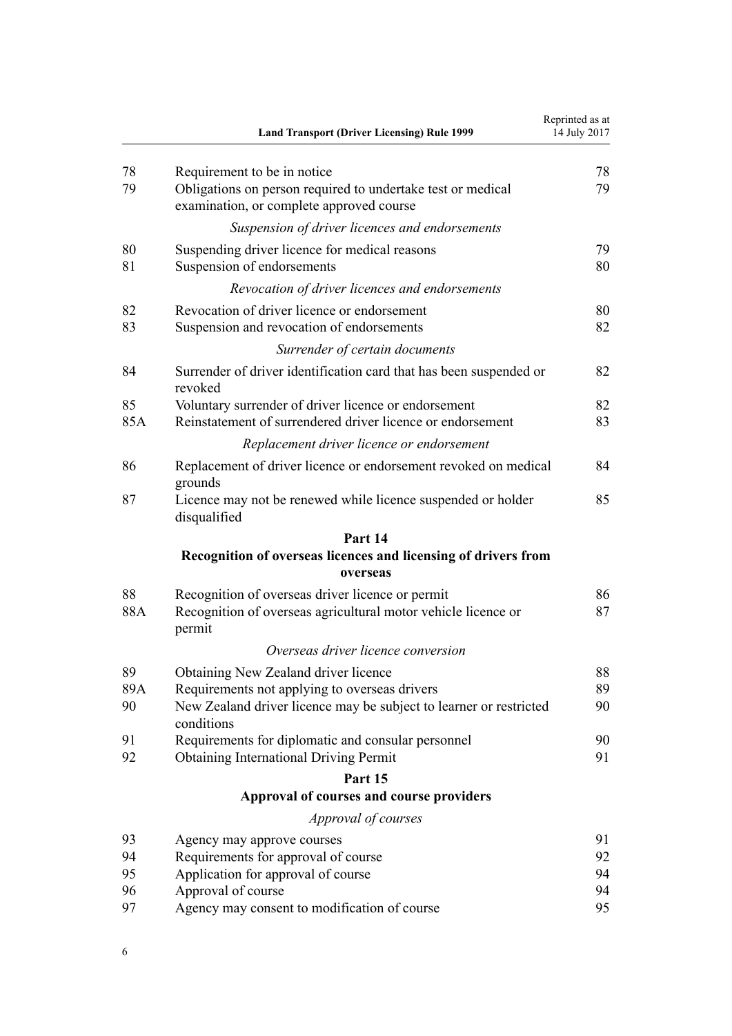| | | |
|---|---|---|
| 78 | Requirement to be in notice | 78 |
| 79 | Obligations on person required to undertake test or medical examination, or complete approved course | 79 |
| | *Suspension of driver licences and endorsements* | |
| 80 | Suspending driver licence for medical reasons | 79 |
| 81 | Suspension of endorsements | 80 |
| | *Revocation of driver licences and endorsements* | |
| 82 | Revocation of driver licence or endorsement | 80 |
| 83 | Suspension and revocation of endorsements | 82 |
| | *Surrender of certain documents* | |
| 84 | Surrender of driver identification card that has been suspended or revoked | 82 |
| 85 | Voluntary surrender of driver licence or endorsement | 82 |
| 85A | Reinstatement of surrendered driver licence or endorsement | 83 |
| | *Replacement driver licence or endorsement* | |
| 86 | Replacement of driver licence or endorsement revoked on medical grounds | 84 |
| 87 | Licence may not be renewed while licence suspended or holder disqualified | 85 |
| | **Part 14** | |
| | **Recognition of overseas licences and licensing of drivers from overseas** | |
| 88 | Recognition of overseas driver licence or permit | 86 |
| 88A | Recognition of overseas agricultural motor vehicle licence or permit | 87 |
| | *Overseas driver licence conversion* | |
| 89 | Obtaining New Zealand driver licence | 88 |
| 89A | Requirements not applying to overseas drivers | 89 |
| 90 | New Zealand driver licence may be subject to learner or restricted conditions | 90 |
| 91 | Requirements for diplomatic and consular personnel | 90 |
| 92 | Obtaining International Driving Permit | 91 |
| | **Part 15** | |
| | **Approval of courses and course providers** | |
| | *Approval of courses* | |
| 93 | Agency may approve courses | 91 |
| 94 | Requirements for approval of course | 92 |
| 95 | Application for approval of course | 94 |
| 96 | Approval of course | 94 |
| 97 | Agency may consent to modification of course | 95 |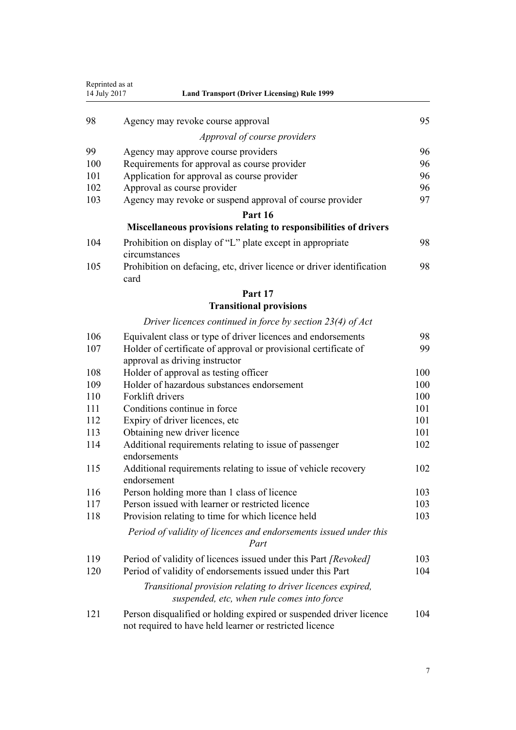| | | |
|---|---|---|
| 98 | Agency may revoke course approval | 95 |
| | *Approval of course providers* | |
| 99 | Agency may approve course providers | 96 |
| 100 | Requirements for approval as course provider | 96 |
| 101 | Application for approval as course provider | 96 |
| 102 | Approval as course provider | 96 |
| 103 | Agency may revoke or suspend approval of course provider | 97 |
| | **Part 16** | |
| | **Miscellaneous provisions relating to responsibilities of drivers** | |
| 104 | Prohibition on display of "L" plate except in appropriate circumstances | 98 |
| 105 | Prohibition on defacing, etc, driver licence or driver identification card | 98 |
| | **Part 17** | |
| | **Transitional provisions** | |
| | *Driver licences continued in force by section 23(4) of Act* | |
| 106 | Equivalent class or type of driver licences and endorsements | 98 |
| 107 | Holder of certificate of approval or provisional certificate of approval as driving instructor | 99 |
| 108 | Holder of approval as testing officer | 100 |
| 109 | Holder of hazardous substances endorsement | 100 |
| 110 | Forklift drivers | 100 |
| 111 | Conditions continue in force | 101 |
| 112 | Expiry of driver licences, etc | 101 |
| 113 | Obtaining new driver licence | 101 |
| 114 | Additional requirements relating to issue of passenger endorsements | 102 |
| 115 | Additional requirements relating to issue of vehicle recovery endorsement | 102 |
| 116 | Person holding more than 1 class of licence | 103 |
| 117 | Person issued with learner or restricted licence | 103 |
| 118 | Provision relating to time for which licence held | 103 |
| | *Period of validity of licences and endorsements issued under this Part* | |
| 119 | Period of validity of licences issued under this Part *[Revoked]* | 103 |
| 120 | Period of validity of endorsements issued under this Part | 104 |
| | *Transitional provision relating to driver licences expired, suspended, etc, when rule comes into force* | |
| 121 | Person disqualified or holding expired or suspended driver licence not required to have held learner or restricted licence | 104 |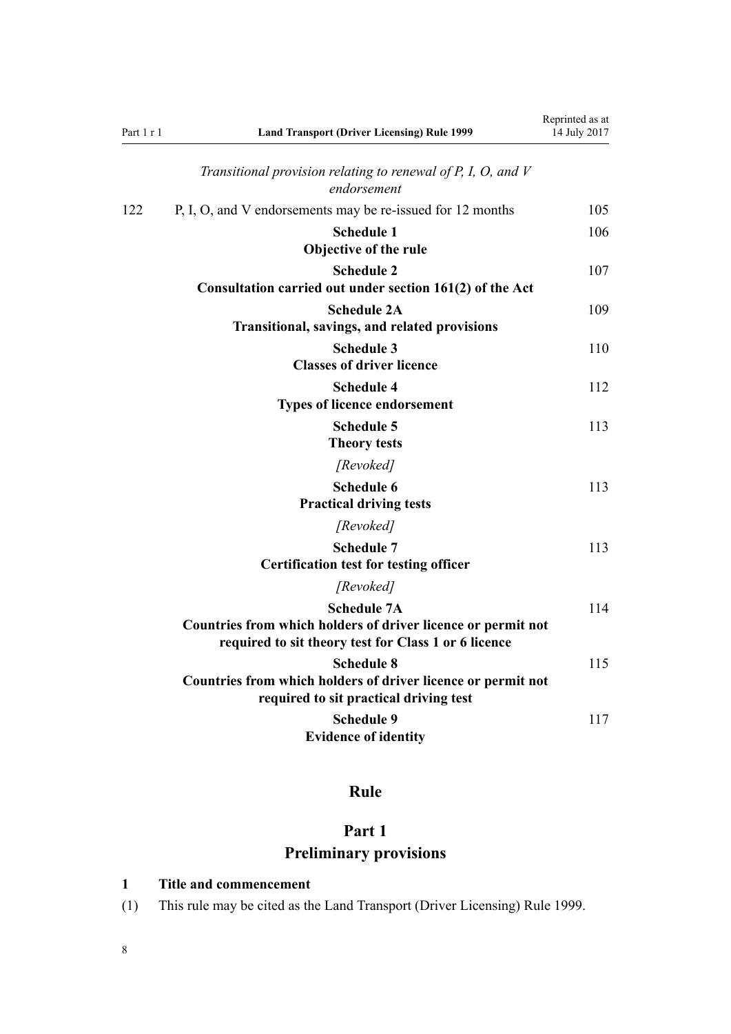*Transitional provision relating to renewal of P, I, O, and V endorsement*

122 P, I, O, and V endorsements may be re-issued for 12 months 105

**Schedule 1**
**Objective of the rule** 106

**Schedule 2**
**Consultation carried out under section 161(2) of the Act** 107

**Schedule 2A**
**Transitional, savings, and related provisions** 109

**Schedule 3**
**Classes of driver licence** 110

**Schedule 4**
**Types of licence endorsement** 112

**Schedule 5**
**Theory tests** 113

*[Revoked]*

**Schedule 6**
**Practical driving tests** 113

*[Revoked]*

**Schedule 7**
**Certification test for testing officer** 113

*[Revoked]*

**Schedule 7A**
**Countries from which holders of driver licence or permit not required to sit theory test for Class 1 or 6 licence** 114

**Schedule 8**
**Countries from which holders of driver licence or permit not required to sit practical driving test** 115

**Schedule 9**
**Evidence of identity** 117

# Rule

## Part 1
## Preliminary provisions

### 1 Title and commencement

(1) This rule may be cited as the Land Transport (Driver Licensing) Rule 1999.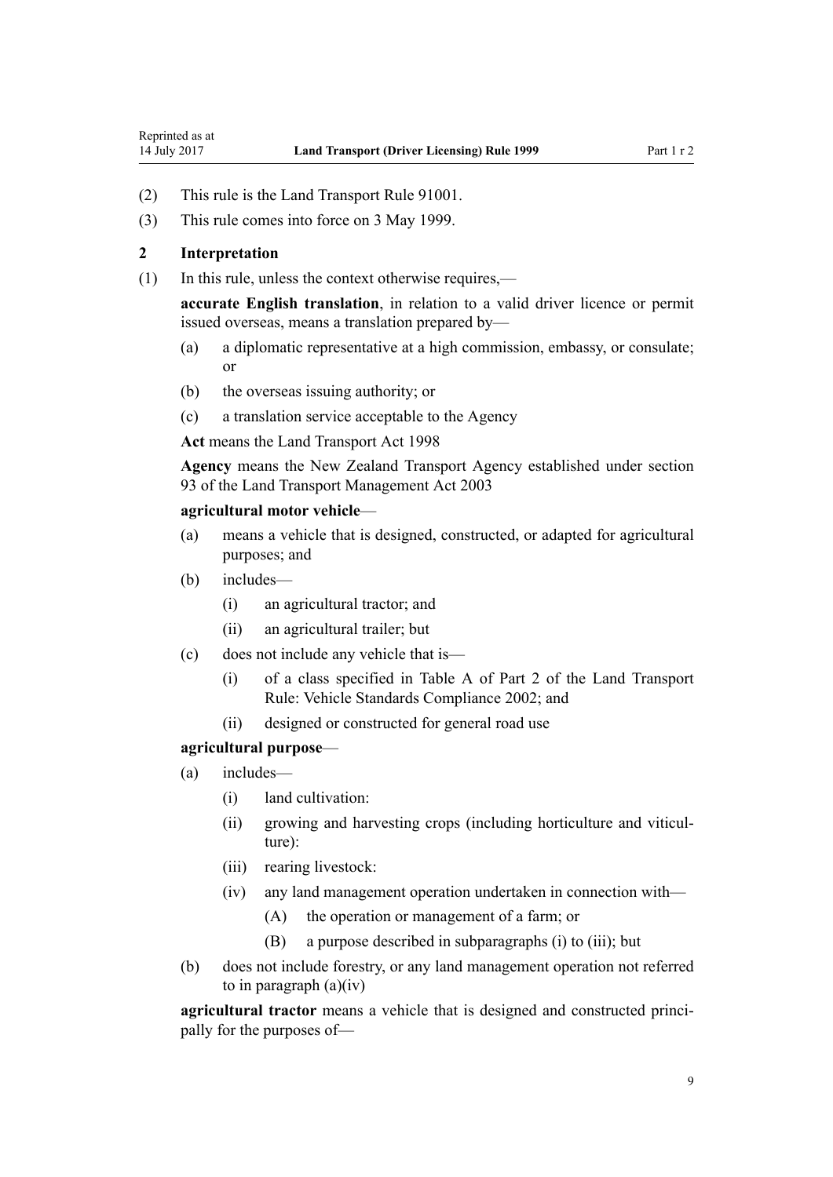(2) This rule is the Land Transport Rule 91001.

(3) This rule comes into force on 3 May 1999.

## 2 Interpretation

(1) In this rule, unless the context otherwise requires,—

**accurate English translation**, in relation to a valid driver licence or permit issued overseas, means a translation prepared by—

- (a) a diplomatic representative at a high commission, embassy, or consulate; or
- (b) the overseas issuing authority; or
- (c) a translation service acceptable to the Agency

**Act** means the Land Transport Act 1998

**Agency** means the New Zealand Transport Agency established under section 93 of the Land Transport Management Act 2003

**agricultural motor vehicle**—

- (a) means a vehicle that is designed, constructed, or adapted for agricultural purposes; and
- (b) includes—
  - (i) an agricultural tractor; and
  - (ii) an agricultural trailer; but
- (c) does not include any vehicle that is—
  - (i) of a class specified in Table A of Part 2 of the Land Transport Rule: Vehicle Standards Compliance 2002; and
  - (ii) designed or constructed for general road use

**agricultural purpose**—

- (a) includes—
  - (i) land cultivation:
  - (ii) growing and harvesting crops (including horticulture and viticulture):
  - (iii) rearing livestock:
  - (iv) any land management operation undertaken in connection with—
    - (A) the operation or management of a farm; or
    - (B) a purpose described in subparagraphs (i) to (iii); but
- (b) does not include forestry, or any land management operation not referred to in paragraph (a)(iv)

**agricultural tractor** means a vehicle that is designed and constructed principally for the purposes of—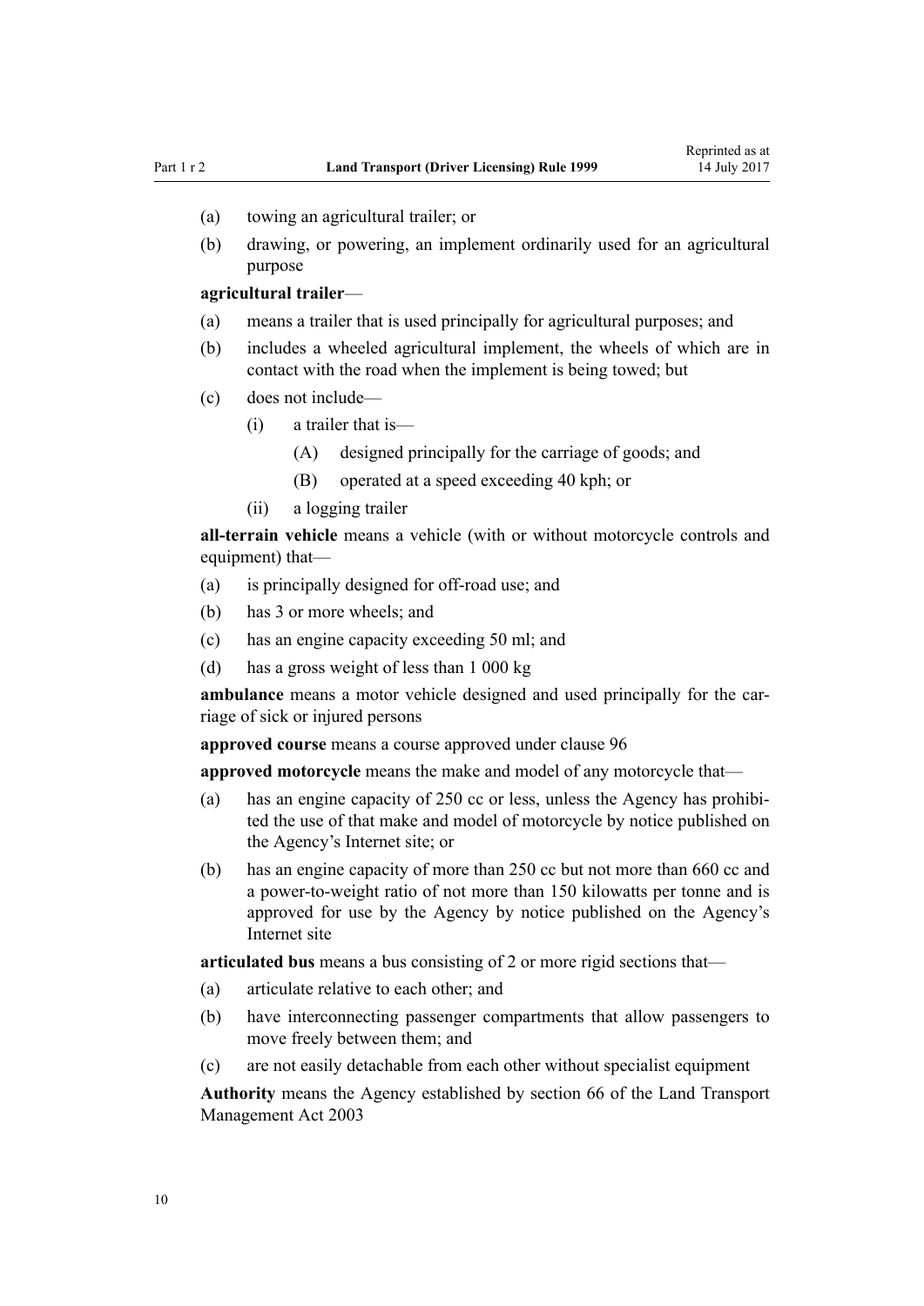(a) towing an agricultural trailer; or

(b) drawing, or powering, an implement ordinarily used for an agricultural purpose

**agricultural trailer**—

(a) means a trailer that is used principally for agricultural purposes; and

(b) includes a wheeled agricultural implement, the wheels of which are in contact with the road when the implement is being towed; but

(c) does not include—

  (i) a trailer that is—

    (A) designed principally for the carriage of goods; and

    (B) operated at a speed exceeding 40 kph; or

  (ii) a logging trailer

**all-terrain vehicle** means a vehicle (with or without motorcycle controls and equipment) that—

(a) is principally designed for off-road use; and

(b) has 3 or more wheels; and

(c) has an engine capacity exceeding 50 ml; and

(d) has a gross weight of less than 1 000 kg

**ambulance** means a motor vehicle designed and used principally for the carriage of sick or injured persons

**approved course** means a course approved under clause 96

**approved motorcycle** means the make and model of any motorcycle that—

(a) has an engine capacity of 250 cc or less, unless the Agency has prohibited the use of that make and model of motorcycle by notice published on the Agency's Internet site; or

(b) has an engine capacity of more than 250 cc but not more than 660 cc and a power-to-weight ratio of not more than 150 kilowatts per tonne and is approved for use by the Agency by notice published on the Agency's Internet site

**articulated bus** means a bus consisting of 2 or more rigid sections that—

(a) articulate relative to each other; and

(b) have interconnecting passenger compartments that allow passengers to move freely between them; and

(c) are not easily detachable from each other without specialist equipment

**Authority** means the Agency established by section 66 of the Land Transport Management Act 2003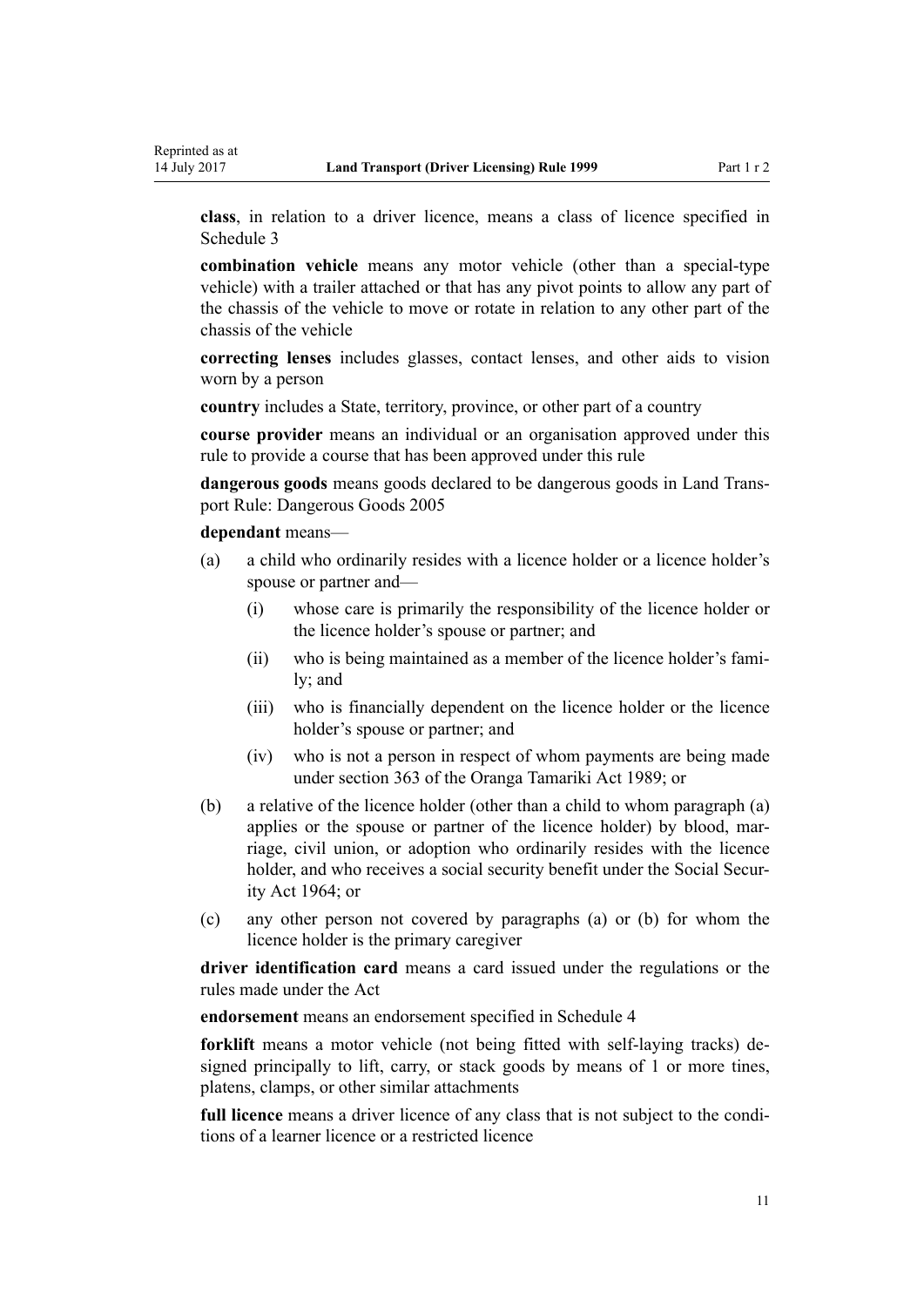**class**, in relation to a driver licence, means a class of licence specified in Schedule 3

**combination vehicle** means any motor vehicle (other than a special-type vehicle) with a trailer attached or that has any pivot points to allow any part of the chassis of the vehicle to move or rotate in relation to any other part of the chassis of the vehicle

**correcting lenses** includes glasses, contact lenses, and other aids to vision worn by a person

**country** includes a State, territory, province, or other part of a country

**course provider** means an individual or an organisation approved under this rule to provide a course that has been approved under this rule

**dangerous goods** means goods declared to be dangerous goods in Land Transport Rule: Dangerous Goods 2005

**dependant** means—

- (a) a child who ordinarily resides with a licence holder or a licence holder's spouse or partner and—
  - (i) whose care is primarily the responsibility of the licence holder or the licence holder's spouse or partner; and
  - (ii) who is being maintained as a member of the licence holder's family; and
  - (iii) who is financially dependent on the licence holder or the licence holder's spouse or partner; and
  - (iv) who is not a person in respect of whom payments are being made under section 363 of the Oranga Tamariki Act 1989; or
- (b) a relative of the licence holder (other than a child to whom paragraph (a) applies or the spouse or partner of the licence holder) by blood, marriage, civil union, or adoption who ordinarily resides with the licence holder, and who receives a social security benefit under the Social Security Act 1964; or
- (c) any other person not covered by paragraphs (a) or (b) for whom the licence holder is the primary caregiver

**driver identification card** means a card issued under the regulations or the rules made under the Act

**endorsement** means an endorsement specified in Schedule 4

**forklift** means a motor vehicle (not being fitted with self-laying tracks) designed principally to lift, carry, or stack goods by means of 1 or more tines, platens, clamps, or other similar attachments

**full licence** means a driver licence of any class that is not subject to the conditions of a learner licence or a restricted licence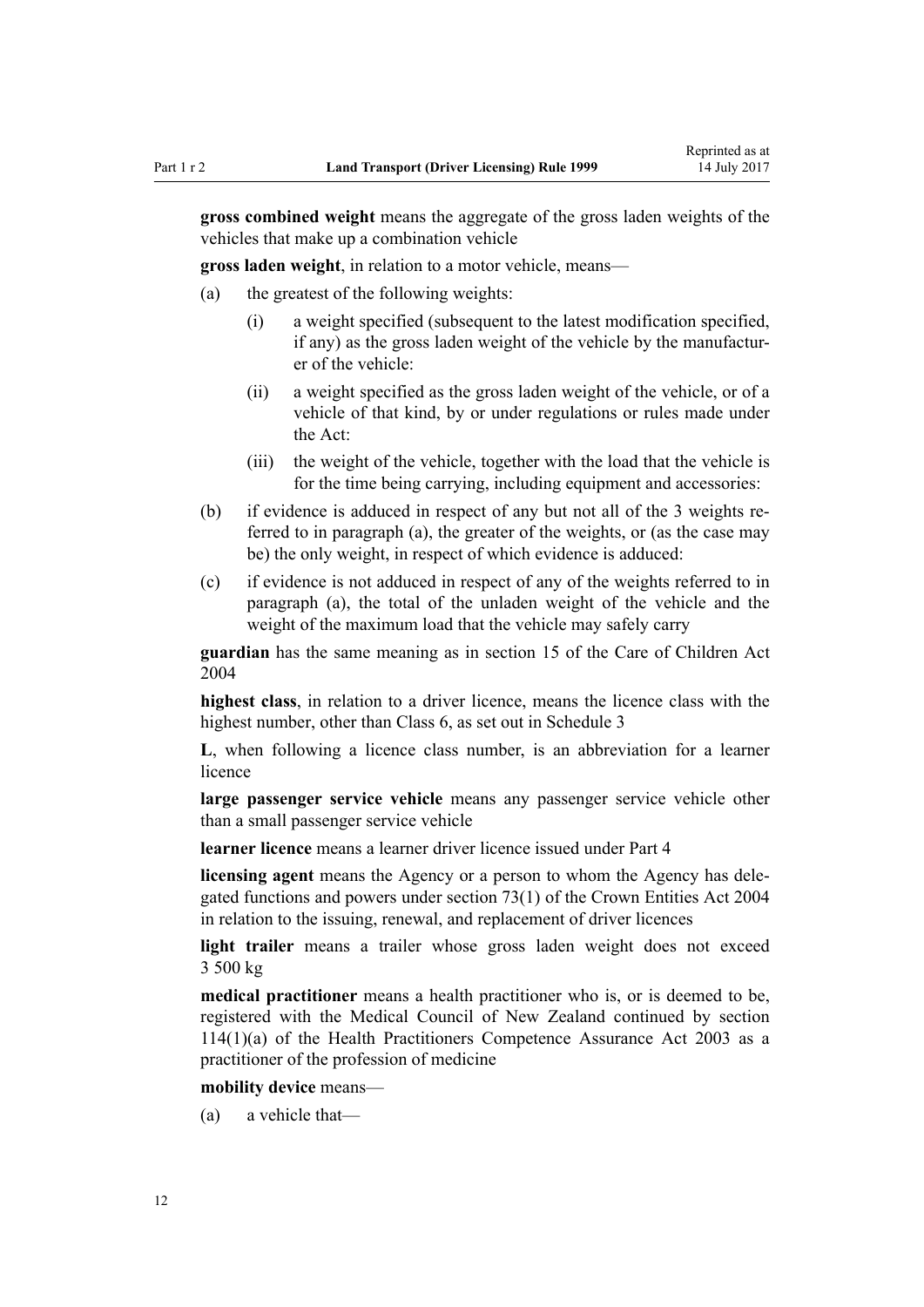**gross combined weight** means the aggregate of the gross laden weights of the vehicles that make up a combination vehicle

**gross laden weight**, in relation to a motor vehicle, means—

(a) the greatest of the following weights:

  (i) a weight specified (subsequent to the latest modification specified, if any) as the gross laden weight of the vehicle by the manufacturer of the vehicle:

  (ii) a weight specified as the gross laden weight of the vehicle, or of a vehicle of that kind, by or under regulations or rules made under the Act:

  (iii) the weight of the vehicle, together with the load that the vehicle is for the time being carrying, including equipment and accessories:

(b) if evidence is adduced in respect of any but not all of the 3 weights referred to in paragraph (a), the greater of the weights, or (as the case may be) the only weight, in respect of which evidence is adduced:

(c) if evidence is not adduced in respect of any of the weights referred to in paragraph (a), the total of the unladen weight of the vehicle and the weight of the maximum load that the vehicle may safely carry

**guardian** has the same meaning as in section 15 of the Care of Children Act 2004

**highest class**, in relation to a driver licence, means the licence class with the highest number, other than Class 6, as set out in Schedule 3

**L**, when following a licence class number, is an abbreviation for a learner licence

**large passenger service vehicle** means any passenger service vehicle other than a small passenger service vehicle

**learner licence** means a learner driver licence issued under Part 4

**licensing agent** means the Agency or a person to whom the Agency has delegated functions and powers under section 73(1) of the Crown Entities Act 2004 in relation to the issuing, renewal, and replacement of driver licences

**light trailer** means a trailer whose gross laden weight does not exceed 3 500 kg

**medical practitioner** means a health practitioner who is, or is deemed to be, registered with the Medical Council of New Zealand continued by section 114(1)(a) of the Health Practitioners Competence Assurance Act 2003 as a practitioner of the profession of medicine

**mobility device** means—

(a) a vehicle that—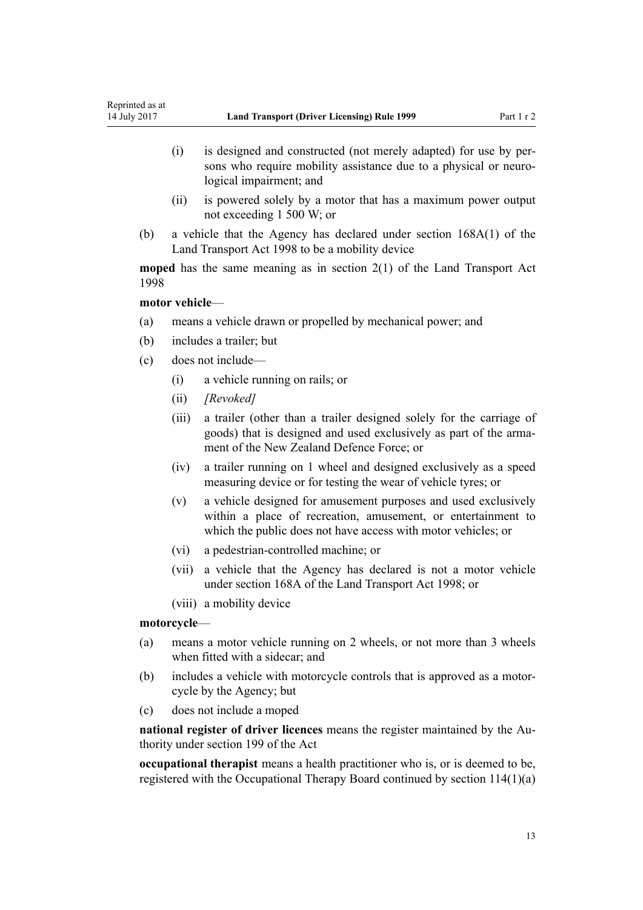(i) is designed and constructed (not merely adapted) for use by persons who require mobility assistance due to a physical or neurological impairment; and

(ii) is powered solely by a motor that has a maximum power output not exceeding 1 500 W; or

(b) a vehicle that the Agency has declared under section 168A(1) of the Land Transport Act 1998 to be a mobility device

**moped** has the same meaning as in section 2(1) of the Land Transport Act 1998

**motor vehicle**—

(a) means a vehicle drawn or propelled by mechanical power; and

(b) includes a trailer; but

(c) does not include—

(i) a vehicle running on rails; or

(ii) *[Revoked]*

(iii) a trailer (other than a trailer designed solely for the carriage of goods) that is designed and used exclusively as part of the armament of the New Zealand Defence Force; or

(iv) a trailer running on 1 wheel and designed exclusively as a speed measuring device or for testing the wear of vehicle tyres; or

(v) a vehicle designed for amusement purposes and used exclusively within a place of recreation, amusement, or entertainment to which the public does not have access with motor vehicles; or

(vi) a pedestrian-controlled machine; or

(vii) a vehicle that the Agency has declared is not a motor vehicle under section 168A of the Land Transport Act 1998; or

(viii) a mobility device

**motorcycle**—

(a) means a motor vehicle running on 2 wheels, or not more than 3 wheels when fitted with a sidecar; and

(b) includes a vehicle with motorcycle controls that is approved as a motorcycle by the Agency; but

(c) does not include a moped

**national register of driver licences** means the register maintained by the Authority under section 199 of the Act

**occupational therapist** means a health practitioner who is, or is deemed to be, registered with the Occupational Therapy Board continued by section 114(1)(a)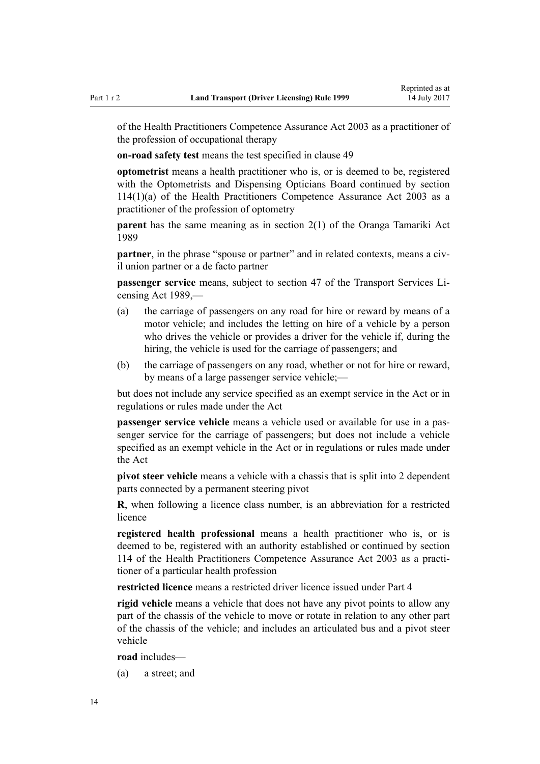of the Health Practitioners Competence Assurance Act 2003 as a practitioner of the profession of occupational therapy

**on-road safety test** means the test specified in clause 49

**optometrist** means a health practitioner who is, or is deemed to be, registered with the Optometrists and Dispensing Opticians Board continued by section 114(1)(a) of the Health Practitioners Competence Assurance Act 2003 as a practitioner of the profession of optometry

**parent** has the same meaning as in section 2(1) of the Oranga Tamariki Act 1989

**partner**, in the phrase "spouse or partner" and in related contexts, means a civil union partner or a de facto partner

**passenger service** means, subject to section 47 of the Transport Services Licensing Act 1989,—

(a) the carriage of passengers on any road for hire or reward by means of a motor vehicle; and includes the letting on hire of a vehicle by a person who drives the vehicle or provides a driver for the vehicle if, during the hiring, the vehicle is used for the carriage of passengers; and

(b) the carriage of passengers on any road, whether or not for hire or reward, by means of a large passenger service vehicle;—

but does not include any service specified as an exempt service in the Act or in regulations or rules made under the Act

**passenger service vehicle** means a vehicle used or available for use in a passenger service for the carriage of passengers; but does not include a vehicle specified as an exempt vehicle in the Act or in regulations or rules made under the Act

**pivot steer vehicle** means a vehicle with a chassis that is split into 2 dependent parts connected by a permanent steering pivot

**R**, when following a licence class number, is an abbreviation for a restricted licence

**registered health professional** means a health practitioner who is, or is deemed to be, registered with an authority established or continued by section 114 of the Health Practitioners Competence Assurance Act 2003 as a practitioner of a particular health profession

**restricted licence** means a restricted driver licence issued under Part 4

**rigid vehicle** means a vehicle that does not have any pivot points to allow any part of the chassis of the vehicle to move or rotate in relation to any other part of the chassis of the vehicle; and includes an articulated bus and a pivot steer vehicle

**road** includes—

(a) a street; and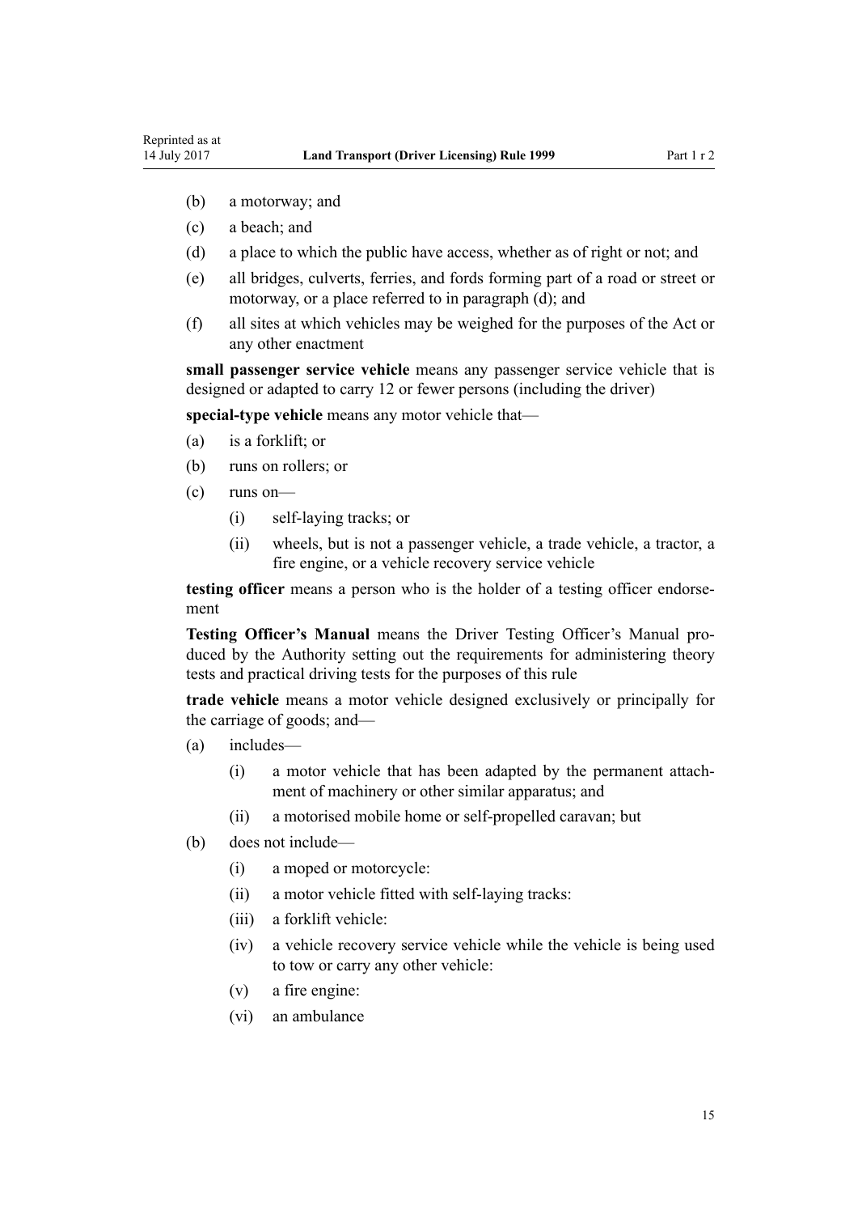(b) a motorway; and

(c) a beach; and

(d) a place to which the public have access, whether as of right or not; and

(e) all bridges, culverts, ferries, and fords forming part of a road or street or motorway, or a place referred to in paragraph (d); and

(f) all sites at which vehicles may be weighed for the purposes of the Act or any other enactment

**small passenger service vehicle** means any passenger service vehicle that is designed or adapted to carry 12 or fewer persons (including the driver)

**special-type vehicle** means any motor vehicle that—

(a) is a forklift; or

(b) runs on rollers; or

(c) runs on—

  (i) self-laying tracks; or

  (ii) wheels, but is not a passenger vehicle, a trade vehicle, a tractor, a fire engine, or a vehicle recovery service vehicle

**testing officer** means a person who is the holder of a testing officer endorsement

**Testing Officer's Manual** means the Driver Testing Officer's Manual produced by the Authority setting out the requirements for administering theory tests and practical driving tests for the purposes of this rule

**trade vehicle** means a motor vehicle designed exclusively or principally for the carriage of goods; and—

(a) includes—

  (i) a motor vehicle that has been adapted by the permanent attachment of machinery or other similar apparatus; and

  (ii) a motorised mobile home or self-propelled caravan; but

(b) does not include—

  (i) a moped or motorcycle:

  (ii) a motor vehicle fitted with self-laying tracks:

  (iii) a forklift vehicle:

  (iv) a vehicle recovery service vehicle while the vehicle is being used to tow or carry any other vehicle:

  (v) a fire engine:

  (vi) an ambulance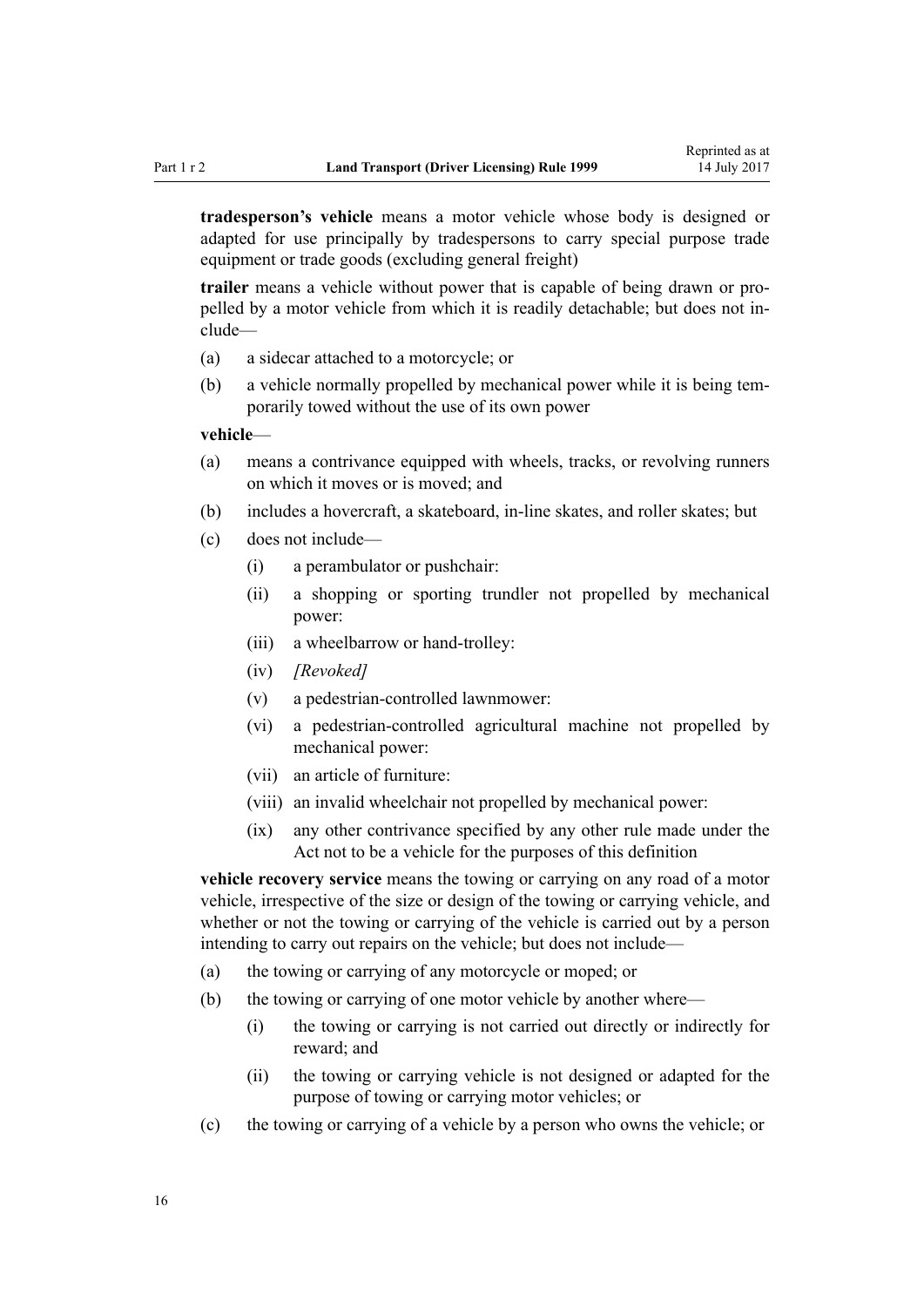**tradesperson's vehicle** means a motor vehicle whose body is designed or adapted for use principally by tradespersons to carry special purpose trade equipment or trade goods (excluding general freight)

**trailer** means a vehicle without power that is capable of being drawn or propelled by a motor vehicle from which it is readily detachable; but does not include—

(a) a sidecar attached to a motorcycle; or

(b) a vehicle normally propelled by mechanical power while it is being temporarily towed without the use of its own power

**vehicle**—

(a) means a contrivance equipped with wheels, tracks, or revolving runners on which it moves or is moved; and

(b) includes a hovercraft, a skateboard, in-line skates, and roller skates; but

(c) does not include—

  (i) a perambulator or pushchair:

  (ii) a shopping or sporting trundler not propelled by mechanical power:

  (iii) a wheelbarrow or hand-trolley:

  (iv) *[Revoked]*

  (v) a pedestrian-controlled lawnmower:

  (vi) a pedestrian-controlled agricultural machine not propelled by mechanical power:

  (vii) an article of furniture:

  (viii) an invalid wheelchair not propelled by mechanical power:

  (ix) any other contrivance specified by any other rule made under the Act not to be a vehicle for the purposes of this definition

**vehicle recovery service** means the towing or carrying on any road of a motor vehicle, irrespective of the size or design of the towing or carrying vehicle, and whether or not the towing or carrying of the vehicle is carried out by a person intending to carry out repairs on the vehicle; but does not include—

(a) the towing or carrying of any motorcycle or moped; or

(b) the towing or carrying of one motor vehicle by another where—

  (i) the towing or carrying is not carried out directly or indirectly for reward; and

  (ii) the towing or carrying vehicle is not designed or adapted for the purpose of towing or carrying motor vehicles; or

(c) the towing or carrying of a vehicle by a person who owns the vehicle; or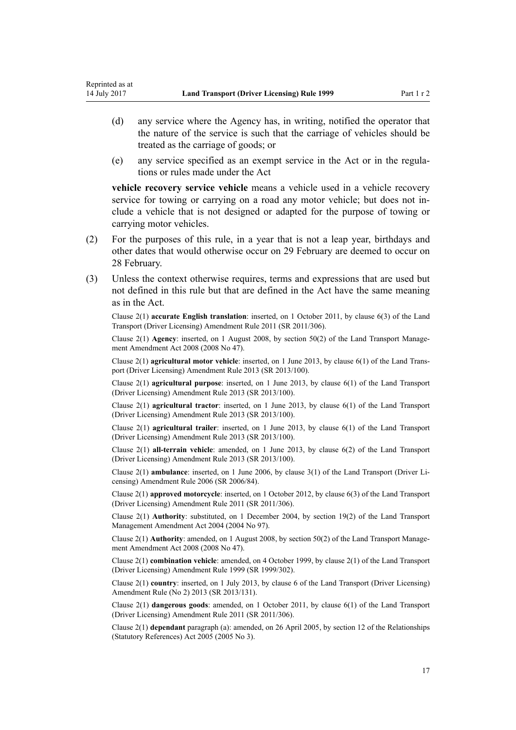(d) any service where the Agency has, in writing, notified the operator that the nature of the service is such that the carriage of vehicles should be treated as the carriage of goods; or

(e) any service specified as an exempt service in the Act or in the regulations or rules made under the Act

**vehicle recovery service vehicle** means a vehicle used in a vehicle recovery service for towing or carrying on a road any motor vehicle; but does not include a vehicle that is not designed or adapted for the purpose of towing or carrying motor vehicles.

(2) For the purposes of this rule, in a year that is not a leap year, birthdays and other dates that would otherwise occur on 29 February are deemed to occur on 28 February.

(3) Unless the context otherwise requires, terms and expressions that are used but not defined in this rule but that are defined in the Act have the same meaning as in the Act.

Clause 2(1) **accurate English translation**: inserted, on 1 October 2011, by clause 6(3) of the Land Transport (Driver Licensing) Amendment Rule 2011 (SR 2011/306).

Clause 2(1) **Agency**: inserted, on 1 August 2008, by section 50(2) of the Land Transport Management Amendment Act 2008 (2008 No 47).

Clause 2(1) **agricultural motor vehicle**: inserted, on 1 June 2013, by clause 6(1) of the Land Transport (Driver Licensing) Amendment Rule 2013 (SR 2013/100).

Clause 2(1) **agricultural purpose**: inserted, on 1 June 2013, by clause 6(1) of the Land Transport (Driver Licensing) Amendment Rule 2013 (SR 2013/100).

Clause 2(1) **agricultural tractor**: inserted, on 1 June 2013, by clause 6(1) of the Land Transport (Driver Licensing) Amendment Rule 2013 (SR 2013/100).

Clause 2(1) **agricultural trailer**: inserted, on 1 June 2013, by clause 6(1) of the Land Transport (Driver Licensing) Amendment Rule 2013 (SR 2013/100).

Clause 2(1) **all-terrain vehicle**: amended, on 1 June 2013, by clause 6(2) of the Land Transport (Driver Licensing) Amendment Rule 2013 (SR 2013/100).

Clause 2(1) **ambulance**: inserted, on 1 June 2006, by clause 3(1) of the Land Transport (Driver Licensing) Amendment Rule 2006 (SR 2006/84).

Clause 2(1) **approved motorcycle**: inserted, on 1 October 2012, by clause 6(3) of the Land Transport (Driver Licensing) Amendment Rule 2011 (SR 2011/306).

Clause 2(1) **Authority**: substituted, on 1 December 2004, by section 19(2) of the Land Transport Management Amendment Act 2004 (2004 No 97).

Clause 2(1) **Authority**: amended, on 1 August 2008, by section 50(2) of the Land Transport Management Amendment Act 2008 (2008 No 47).

Clause 2(1) **combination vehicle**: amended, on 4 October 1999, by clause 2(1) of the Land Transport (Driver Licensing) Amendment Rule 1999 (SR 1999/302).

Clause 2(1) **country**: inserted, on 1 July 2013, by clause 6 of the Land Transport (Driver Licensing) Amendment Rule (No 2) 2013 (SR 2013/131).

Clause 2(1) **dangerous goods**: amended, on 1 October 2011, by clause 6(1) of the Land Transport (Driver Licensing) Amendment Rule 2011 (SR 2011/306).

Clause 2(1) **dependant** paragraph (a): amended, on 26 April 2005, by section 12 of the Relationships (Statutory References) Act 2005 (2005 No 3).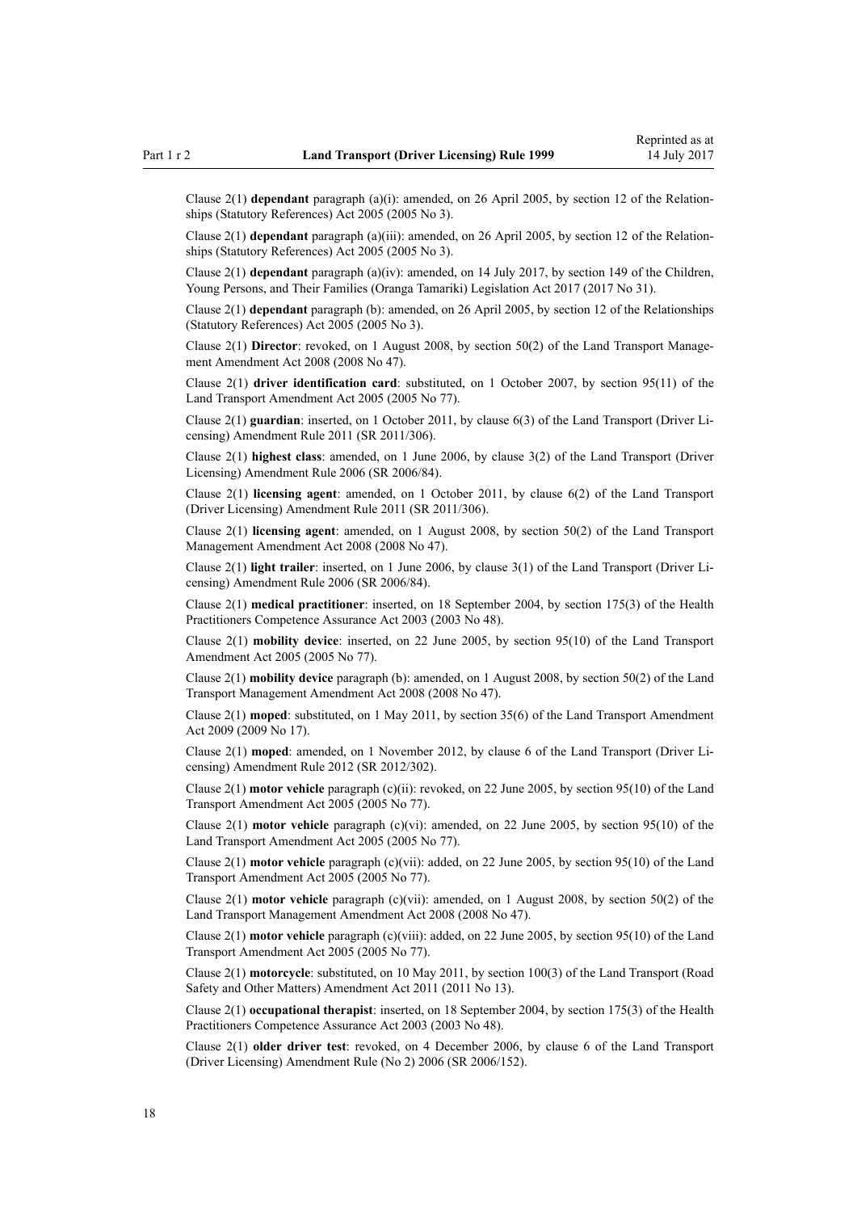Clause 2(1) **dependant** paragraph (a)(i): amended, on 26 April 2005, by section 12 of the Relationships (Statutory References) Act 2005 (2005 No 3).

Clause 2(1) **dependant** paragraph (a)(iii): amended, on 26 April 2005, by section 12 of the Relationships (Statutory References) Act 2005 (2005 No 3).

Clause 2(1) **dependant** paragraph (a)(iv): amended, on 14 July 2017, by section 149 of the Children, Young Persons, and Their Families (Oranga Tamariki) Legislation Act 2017 (2017 No 31).

Clause 2(1) **dependant** paragraph (b): amended, on 26 April 2005, by section 12 of the Relationships (Statutory References) Act 2005 (2005 No 3).

Clause 2(1) **Director**: revoked, on 1 August 2008, by section 50(2) of the Land Transport Management Amendment Act 2008 (2008 No 47).

Clause 2(1) **driver identification card**: substituted, on 1 October 2007, by section 95(11) of the Land Transport Amendment Act 2005 (2005 No 77).

Clause 2(1) **guardian**: inserted, on 1 October 2011, by clause 6(3) of the Land Transport (Driver Licensing) Amendment Rule 2011 (SR 2011/306).

Clause 2(1) **highest class**: amended, on 1 June 2006, by clause 3(2) of the Land Transport (Driver Licensing) Amendment Rule 2006 (SR 2006/84).

Clause 2(1) **licensing agent**: amended, on 1 October 2011, by clause 6(2) of the Land Transport (Driver Licensing) Amendment Rule 2011 (SR 2011/306).

Clause 2(1) **licensing agent**: amended, on 1 August 2008, by section 50(2) of the Land Transport Management Amendment Act 2008 (2008 No 47).

Clause 2(1) **light trailer**: inserted, on 1 June 2006, by clause 3(1) of the Land Transport (Driver Licensing) Amendment Rule 2006 (SR 2006/84).

Clause 2(1) **medical practitioner**: inserted, on 18 September 2004, by section 175(3) of the Health Practitioners Competence Assurance Act 2003 (2003 No 48).

Clause 2(1) **mobility device**: inserted, on 22 June 2005, by section 95(10) of the Land Transport Amendment Act 2005 (2005 No 77).

Clause 2(1) **mobility device** paragraph (b): amended, on 1 August 2008, by section 50(2) of the Land Transport Management Amendment Act 2008 (2008 No 47).

Clause 2(1) **moped**: substituted, on 1 May 2011, by section 35(6) of the Land Transport Amendment Act 2009 (2009 No 17).

Clause 2(1) **moped**: amended, on 1 November 2012, by clause 6 of the Land Transport (Driver Licensing) Amendment Rule 2012 (SR 2012/302).

Clause 2(1) **motor vehicle** paragraph (c)(ii): revoked, on 22 June 2005, by section 95(10) of the Land Transport Amendment Act 2005 (2005 No 77).

Clause 2(1) **motor vehicle** paragraph (c)(vi): amended, on 22 June 2005, by section 95(10) of the Land Transport Amendment Act 2005 (2005 No 77).

Clause 2(1) **motor vehicle** paragraph (c)(vii): added, on 22 June 2005, by section 95(10) of the Land Transport Amendment Act 2005 (2005 No 77).

Clause 2(1) **motor vehicle** paragraph (c)(vii): amended, on 1 August 2008, by section 50(2) of the Land Transport Management Amendment Act 2008 (2008 No 47).

Clause 2(1) **motor vehicle** paragraph (c)(viii): added, on 22 June 2005, by section 95(10) of the Land Transport Amendment Act 2005 (2005 No 77).

Clause 2(1) **motorcycle**: substituted, on 10 May 2011, by section 100(3) of the Land Transport (Road Safety and Other Matters) Amendment Act 2011 (2011 No 13).

Clause 2(1) **occupational therapist**: inserted, on 18 September 2004, by section 175(3) of the Health Practitioners Competence Assurance Act 2003 (2003 No 48).

Clause 2(1) **older driver test**: revoked, on 4 December 2006, by clause 6 of the Land Transport (Driver Licensing) Amendment Rule (No 2) 2006 (SR 2006/152).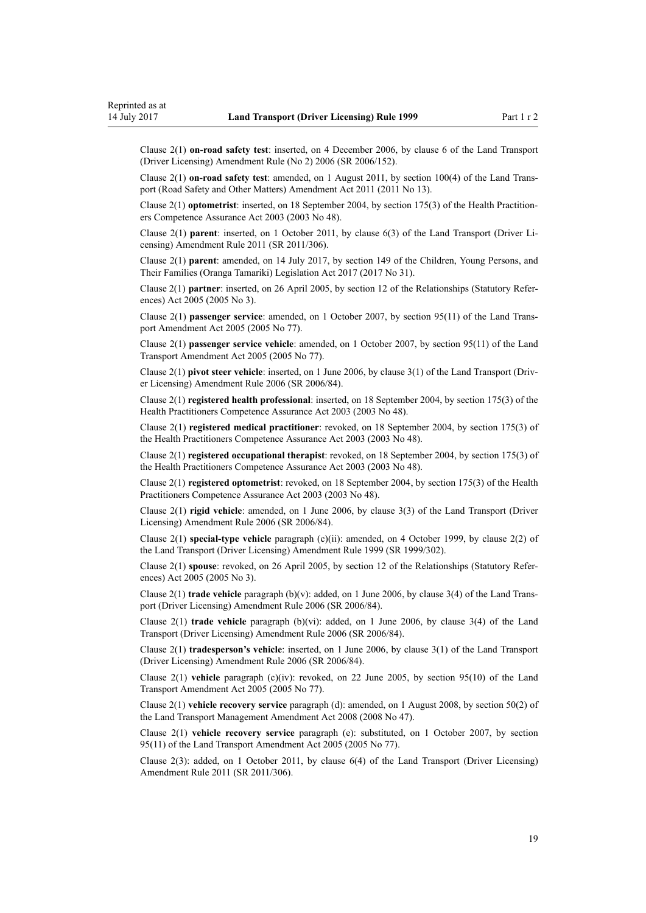Clause 2(1) **on-road safety test**: inserted, on 4 December 2006, by clause 6 of the Land Transport (Driver Licensing) Amendment Rule (No 2) 2006 (SR 2006/152).

Clause 2(1) **on-road safety test**: amended, on 1 August 2011, by section 100(4) of the Land Transport (Road Safety and Other Matters) Amendment Act 2011 (2011 No 13).

Clause 2(1) **optometrist**: inserted, on 18 September 2004, by section 175(3) of the Health Practitioners Competence Assurance Act 2003 (2003 No 48).

Clause 2(1) **parent**: inserted, on 1 October 2011, by clause 6(3) of the Land Transport (Driver Licensing) Amendment Rule 2011 (SR 2011/306).

Clause 2(1) **parent**: amended, on 14 July 2017, by section 149 of the Children, Young Persons, and Their Families (Oranga Tamariki) Legislation Act 2017 (2017 No 31).

Clause 2(1) **partner**: inserted, on 26 April 2005, by section 12 of the Relationships (Statutory References) Act 2005 (2005 No 3).

Clause 2(1) **passenger service**: amended, on 1 October 2007, by section 95(11) of the Land Transport Amendment Act 2005 (2005 No 77).

Clause 2(1) **passenger service vehicle**: amended, on 1 October 2007, by section 95(11) of the Land Transport Amendment Act 2005 (2005 No 77).

Clause 2(1) **pivot steer vehicle**: inserted, on 1 June 2006, by clause 3(1) of the Land Transport (Driver Licensing) Amendment Rule 2006 (SR 2006/84).

Clause 2(1) **registered health professional**: inserted, on 18 September 2004, by section 175(3) of the Health Practitioners Competence Assurance Act 2003 (2003 No 48).

Clause 2(1) **registered medical practitioner**: revoked, on 18 September 2004, by section 175(3) of the Health Practitioners Competence Assurance Act 2003 (2003 No 48).

Clause 2(1) **registered occupational therapist**: revoked, on 18 September 2004, by section 175(3) of the Health Practitioners Competence Assurance Act 2003 (2003 No 48).

Clause 2(1) **registered optometrist**: revoked, on 18 September 2004, by section 175(3) of the Health Practitioners Competence Assurance Act 2003 (2003 No 48).

Clause 2(1) **rigid vehicle**: amended, on 1 June 2006, by clause 3(3) of the Land Transport (Driver Licensing) Amendment Rule 2006 (SR 2006/84).

Clause 2(1) **special-type vehicle** paragraph (c)(ii): amended, on 4 October 1999, by clause 2(2) of the Land Transport (Driver Licensing) Amendment Rule 1999 (SR 1999/302).

Clause 2(1) **spouse**: revoked, on 26 April 2005, by section 12 of the Relationships (Statutory References) Act 2005 (2005 No 3).

Clause 2(1) **trade vehicle** paragraph (b)(v): added, on 1 June 2006, by clause 3(4) of the Land Transport (Driver Licensing) Amendment Rule 2006 (SR 2006/84).

Clause 2(1) **trade vehicle** paragraph (b)(vi): added, on 1 June 2006, by clause 3(4) of the Land Transport (Driver Licensing) Amendment Rule 2006 (SR 2006/84).

Clause 2(1) **tradesperson's vehicle**: inserted, on 1 June 2006, by clause 3(1) of the Land Transport (Driver Licensing) Amendment Rule 2006 (SR 2006/84).

Clause 2(1) **vehicle** paragraph (c)(iv): revoked, on 22 June 2005, by section 95(10) of the Land Transport Amendment Act 2005 (2005 No 77).

Clause 2(1) **vehicle recovery service** paragraph (d): amended, on 1 August 2008, by section 50(2) of the Land Transport Management Amendment Act 2008 (2008 No 47).

Clause 2(1) **vehicle recovery service** paragraph (e): substituted, on 1 October 2007, by section 95(11) of the Land Transport Amendment Act 2005 (2005 No 77).

Clause 2(3): added, on 1 October 2011, by clause 6(4) of the Land Transport (Driver Licensing) Amendment Rule 2011 (SR 2011/306).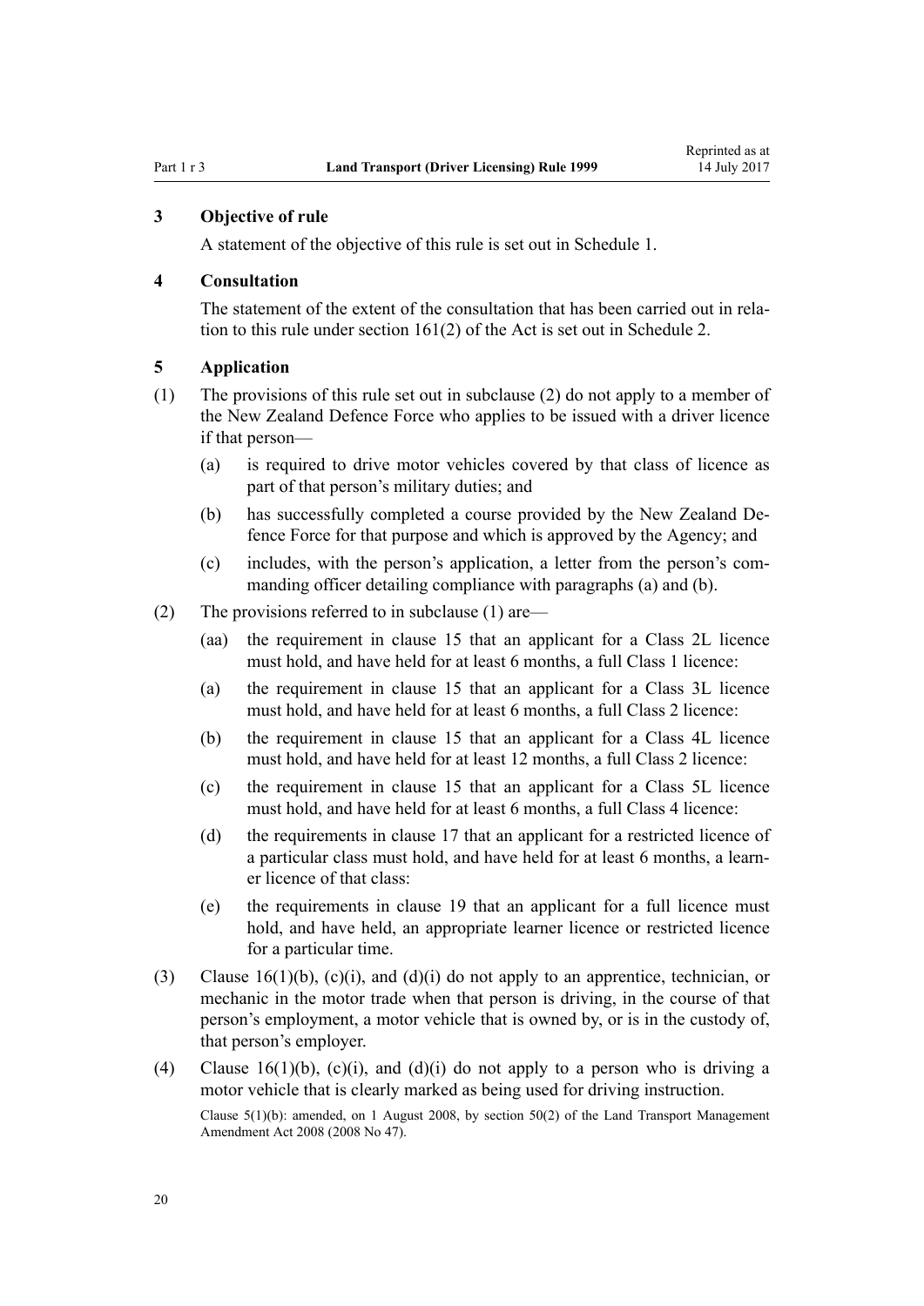### 3 Objective of rule

A statement of the objective of this rule is set out in Schedule 1.

### 4 Consultation

The statement of the extent of the consultation that has been carried out in relation to this rule under section 161(2) of the Act is set out in Schedule 2.

### 5 Application

(1) The provisions of this rule set out in subclause (2) do not apply to a member of the New Zealand Defence Force who applies to be issued with a driver licence if that person—

  (a) is required to drive motor vehicles covered by that class of licence as part of that person's military duties; and

  (b) has successfully completed a course provided by the New Zealand Defence Force for that purpose and which is approved by the Agency; and

  (c) includes, with the person's application, a letter from the person's commanding officer detailing compliance with paragraphs (a) and (b).

(2) The provisions referred to in subclause (1) are—

  (aa) the requirement in clause 15 that an applicant for a Class 2L licence must hold, and have held for at least 6 months, a full Class 1 licence:

  (a) the requirement in clause 15 that an applicant for a Class 3L licence must hold, and have held for at least 6 months, a full Class 2 licence:

  (b) the requirement in clause 15 that an applicant for a Class 4L licence must hold, and have held for at least 12 months, a full Class 2 licence:

  (c) the requirement in clause 15 that an applicant for a Class 5L licence must hold, and have held for at least 6 months, a full Class 4 licence:

  (d) the requirements in clause 17 that an applicant for a restricted licence of a particular class must hold, and have held for at least 6 months, a learner licence of that class:

  (e) the requirements in clause 19 that an applicant for a full licence must hold, and have held, an appropriate learner licence or restricted licence for a particular time.

(3) Clause 16(1)(b), (c)(i), and (d)(i) do not apply to an apprentice, technician, or mechanic in the motor trade when that person is driving, in the course of that person's employment, a motor vehicle that is owned by, or is in the custody of, that person's employer.

(4) Clause 16(1)(b), (c)(i), and (d)(i) do not apply to a person who is driving a motor vehicle that is clearly marked as being used for driving instruction.

Clause 5(1)(b): amended, on 1 August 2008, by section 50(2) of the Land Transport Management Amendment Act 2008 (2008 No 47).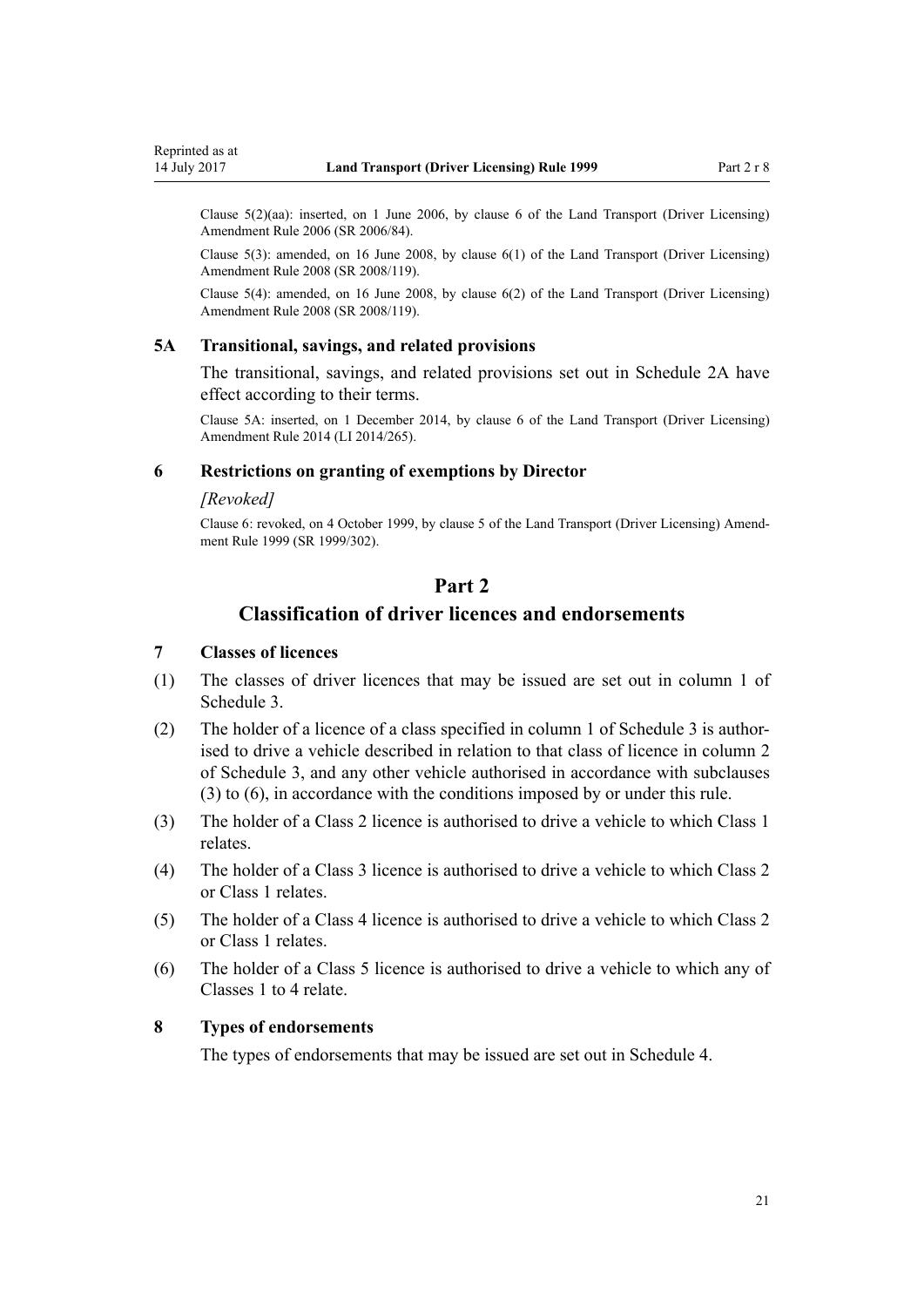Clause 5(2)(aa): inserted, on 1 June 2006, by clause 6 of the Land Transport (Driver Licensing) Amendment Rule 2006 (SR 2006/84).

Clause 5(3): amended, on 16 June 2008, by clause 6(1) of the Land Transport (Driver Licensing) Amendment Rule 2008 (SR 2008/119).

Clause 5(4): amended, on 16 June 2008, by clause 6(2) of the Land Transport (Driver Licensing) Amendment Rule 2008 (SR 2008/119).

### 5A Transitional, savings, and related provisions

The transitional, savings, and related provisions set out in Schedule 2A have effect according to their terms.

Clause 5A: inserted, on 1 December 2014, by clause 6 of the Land Transport (Driver Licensing) Amendment Rule 2014 (LI 2014/265).

### 6 Restrictions on granting of exemptions by Director

*[Revoked]*

Clause 6: revoked, on 4 October 1999, by clause 5 of the Land Transport (Driver Licensing) Amendment Rule 1999 (SR 1999/302).

## Part 2
## Classification of driver licences and endorsements

### 7 Classes of licences

(1) The classes of driver licences that may be issued are set out in column 1 of Schedule 3.

(2) The holder of a licence of a class specified in column 1 of Schedule 3 is authorised to drive a vehicle described in relation to that class of licence in column 2 of Schedule 3, and any other vehicle authorised in accordance with subclauses (3) to (6), in accordance with the conditions imposed by or under this rule.

(3) The holder of a Class 2 licence is authorised to drive a vehicle to which Class 1 relates.

(4) The holder of a Class 3 licence is authorised to drive a vehicle to which Class 2 or Class 1 relates.

(5) The holder of a Class 4 licence is authorised to drive a vehicle to which Class 2 or Class 1 relates.

(6) The holder of a Class 5 licence is authorised to drive a vehicle to which any of Classes 1 to 4 relate.

### 8 Types of endorsements

The types of endorsements that may be issued are set out in Schedule 4.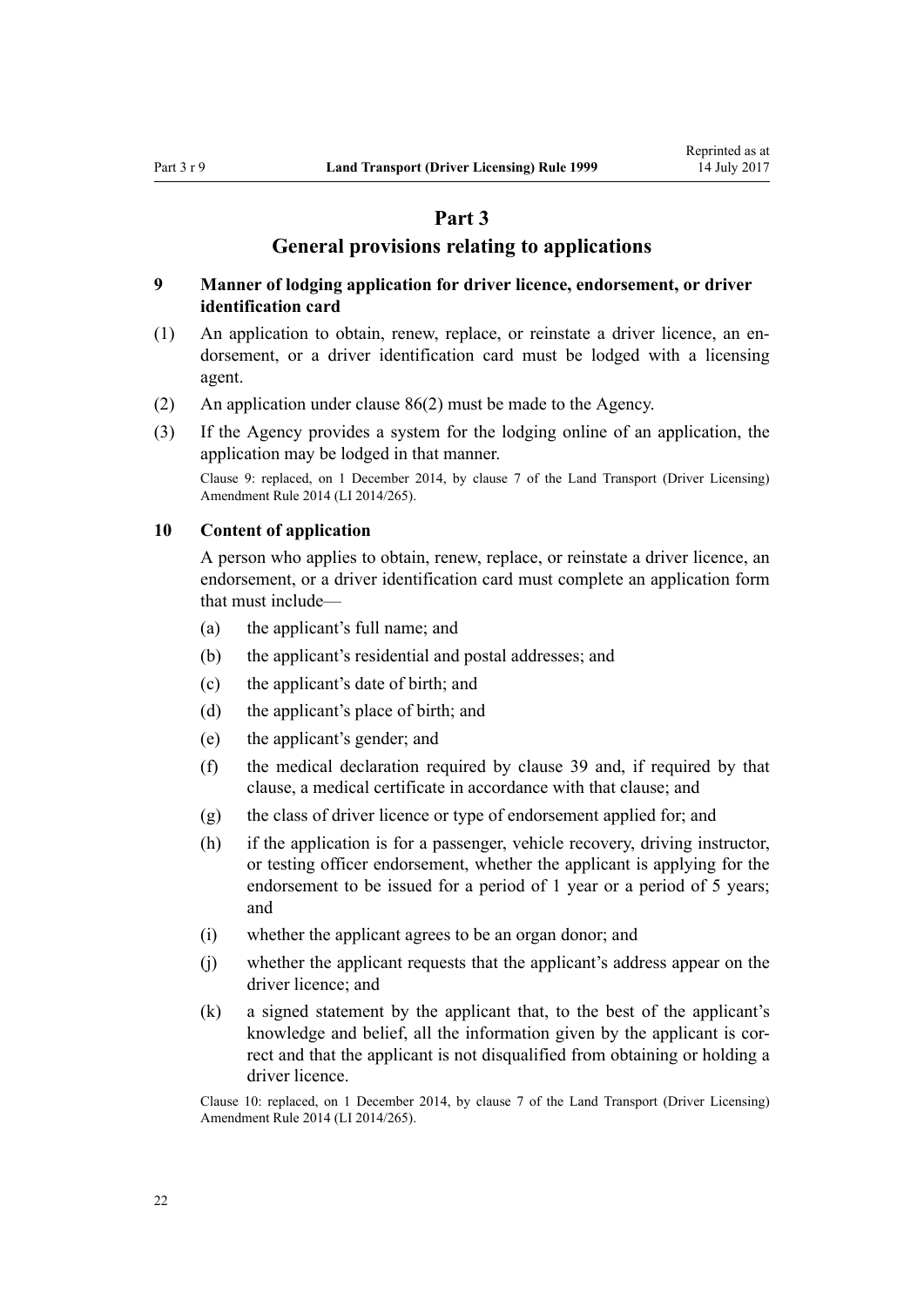# Part 3
## General provisions relating to applications

### 9 Manner of lodging application for driver licence, endorsement, or driver identification card

(1) An application to obtain, renew, replace, or reinstate a driver licence, an endorsement, or a driver identification card must be lodged with a licensing agent.

(2) An application under clause 86(2) must be made to the Agency.

(3) If the Agency provides a system for the lodging online of an application, the application may be lodged in that manner.

Clause 9: replaced, on 1 December 2014, by clause 7 of the Land Transport (Driver Licensing) Amendment Rule 2014 (LI 2014/265).

### 10 Content of application

A person who applies to obtain, renew, replace, or reinstate a driver licence, an endorsement, or a driver identification card must complete an application form that must include—

(a) the applicant's full name; and

(b) the applicant's residential and postal addresses; and

(c) the applicant's date of birth; and

(d) the applicant's place of birth; and

(e) the applicant's gender; and

(f) the medical declaration required by clause 39 and, if required by that clause, a medical certificate in accordance with that clause; and

(g) the class of driver licence or type of endorsement applied for; and

(h) if the application is for a passenger, vehicle recovery, driving instructor, or testing officer endorsement, whether the applicant is applying for the endorsement to be issued for a period of 1 year or a period of 5 years; and

(i) whether the applicant agrees to be an organ donor; and

(j) whether the applicant requests that the applicant's address appear on the driver licence; and

(k) a signed statement by the applicant that, to the best of the applicant's knowledge and belief, all the information given by the applicant is correct and that the applicant is not disqualified from obtaining or holding a driver licence.

Clause 10: replaced, on 1 December 2014, by clause 7 of the Land Transport (Driver Licensing) Amendment Rule 2014 (LI 2014/265).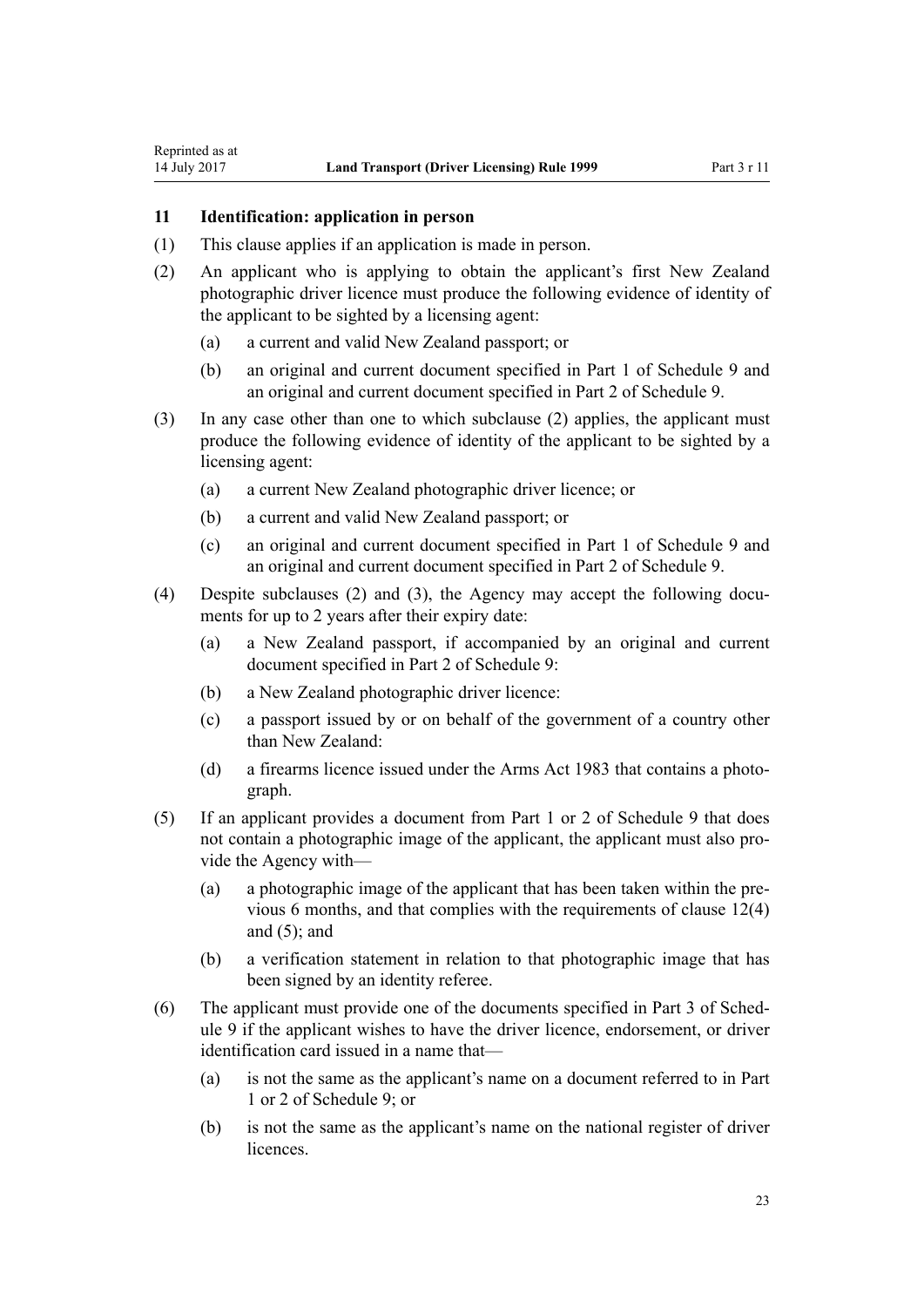### 11 Identification: application in person

(1) This clause applies if an application is made in person.

(2) An applicant who is applying to obtain the applicant's first New Zealand photographic driver licence must produce the following evidence of identity of the applicant to be sighted by a licensing agent:

- (a) a current and valid New Zealand passport; or
- (b) an original and current document specified in Part 1 of Schedule 9 and an original and current document specified in Part 2 of Schedule 9.

(3) In any case other than one to which subclause (2) applies, the applicant must produce the following evidence of identity of the applicant to be sighted by a licensing agent:

- (a) a current New Zealand photographic driver licence; or
- (b) a current and valid New Zealand passport; or
- (c) an original and current document specified in Part 1 of Schedule 9 and an original and current document specified in Part 2 of Schedule 9.

(4) Despite subclauses (2) and (3), the Agency may accept the following documents for up to 2 years after their expiry date:

- (a) a New Zealand passport, if accompanied by an original and current document specified in Part 2 of Schedule 9:
- (b) a New Zealand photographic driver licence:
- (c) a passport issued by or on behalf of the government of a country other than New Zealand:
- (d) a firearms licence issued under the Arms Act 1983 that contains a photograph.

(5) If an applicant provides a document from Part 1 or 2 of Schedule 9 that does not contain a photographic image of the applicant, the applicant must also provide the Agency with—

- (a) a photographic image of the applicant that has been taken within the previous 6 months, and that complies with the requirements of clause 12(4) and (5); and
- (b) a verification statement in relation to that photographic image that has been signed by an identity referee.

(6) The applicant must provide one of the documents specified in Part 3 of Schedule 9 if the applicant wishes to have the driver licence, endorsement, or driver identification card issued in a name that—

- (a) is not the same as the applicant's name on a document referred to in Part 1 or 2 of Schedule 9; or
- (b) is not the same as the applicant's name on the national register of driver licences.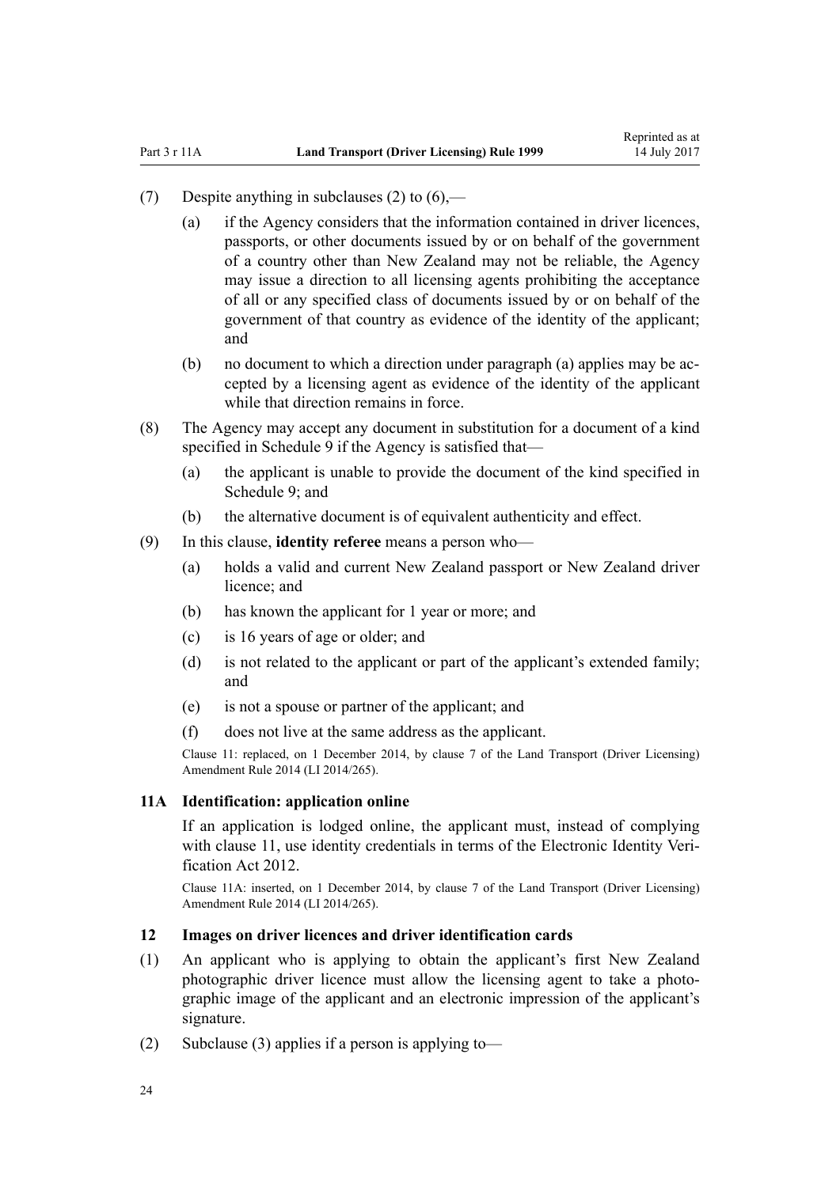(7) Despite anything in subclauses (2) to (6),—

   (a) if the Agency considers that the information contained in driver licences, passports, or other documents issued by or on behalf of the government of a country other than New Zealand may not be reliable, the Agency may issue a direction to all licensing agents prohibiting the acceptance of all or any specified class of documents issued by or on behalf of the government of that country as evidence of the identity of the applicant; and

   (b) no document to which a direction under paragraph (a) applies may be accepted by a licensing agent as evidence of the identity of the applicant while that direction remains in force.

(8) The Agency may accept any document in substitution for a document of a kind specified in Schedule 9 if the Agency is satisfied that—

   (a) the applicant is unable to provide the document of the kind specified in Schedule 9; and

   (b) the alternative document is of equivalent authenticity and effect.

(9) In this clause, **identity referee** means a person who—

   (a) holds a valid and current New Zealand passport or New Zealand driver licence; and

   (b) has known the applicant for 1 year or more; and

   (c) is 16 years of age or older; and

   (d) is not related to the applicant or part of the applicant's extended family; and

   (e) is not a spouse or partner of the applicant; and

   (f) does not live at the same address as the applicant.

Clause 11: replaced, on 1 December 2014, by clause 7 of the Land Transport (Driver Licensing) Amendment Rule 2014 (LI 2014/265).

### 11A Identification: application online

If an application is lodged online, the applicant must, instead of complying with clause 11, use identity credentials in terms of the Electronic Identity Verification Act 2012.

Clause 11A: inserted, on 1 December 2014, by clause 7 of the Land Transport (Driver Licensing) Amendment Rule 2014 (LI 2014/265).

### 12 Images on driver licences and driver identification cards

(1) An applicant who is applying to obtain the applicant's first New Zealand photographic driver licence must allow the licensing agent to take a photographic image of the applicant and an electronic impression of the applicant's signature.

(2) Subclause (3) applies if a person is applying to—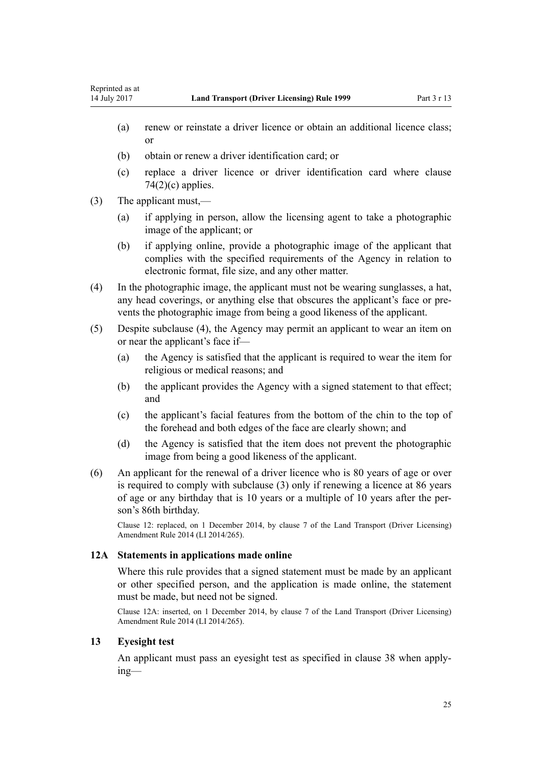(a) renew or reinstate a driver licence or obtain an additional licence class; or

(b) obtain or renew a driver identification card; or

(c) replace a driver licence or driver identification card where clause 74(2)(c) applies.

(3) The applicant must,—

(a) if applying in person, allow the licensing agent to take a photographic image of the applicant; or

(b) if applying online, provide a photographic image of the applicant that complies with the specified requirements of the Agency in relation to electronic format, file size, and any other matter.

(4) In the photographic image, the applicant must not be wearing sunglasses, a hat, any head coverings, or anything else that obscures the applicant's face or prevents the photographic image from being a good likeness of the applicant.

(5) Despite subclause (4), the Agency may permit an applicant to wear an item on or near the applicant's face if—

(a) the Agency is satisfied that the applicant is required to wear the item for religious or medical reasons; and

(b) the applicant provides the Agency with a signed statement to that effect; and

(c) the applicant's facial features from the bottom of the chin to the top of the forehead and both edges of the face are clearly shown; and

(d) the Agency is satisfied that the item does not prevent the photographic image from being a good likeness of the applicant.

(6) An applicant for the renewal of a driver licence who is 80 years of age or over is required to comply with subclause (3) only if renewing a licence at 86 years of age or any birthday that is 10 years or a multiple of 10 years after the person's 86th birthday.

Clause 12: replaced, on 1 December 2014, by clause 7 of the Land Transport (Driver Licensing) Amendment Rule 2014 (LI 2014/265).

### 12A Statements in applications made online

Where this rule provides that a signed statement must be made by an applicant or other specified person, and the application is made online, the statement must be made, but need not be signed.

Clause 12A: inserted, on 1 December 2014, by clause 7 of the Land Transport (Driver Licensing) Amendment Rule 2014 (LI 2014/265).

### 13 Eyesight test

An applicant must pass an eyesight test as specified in clause 38 when applying—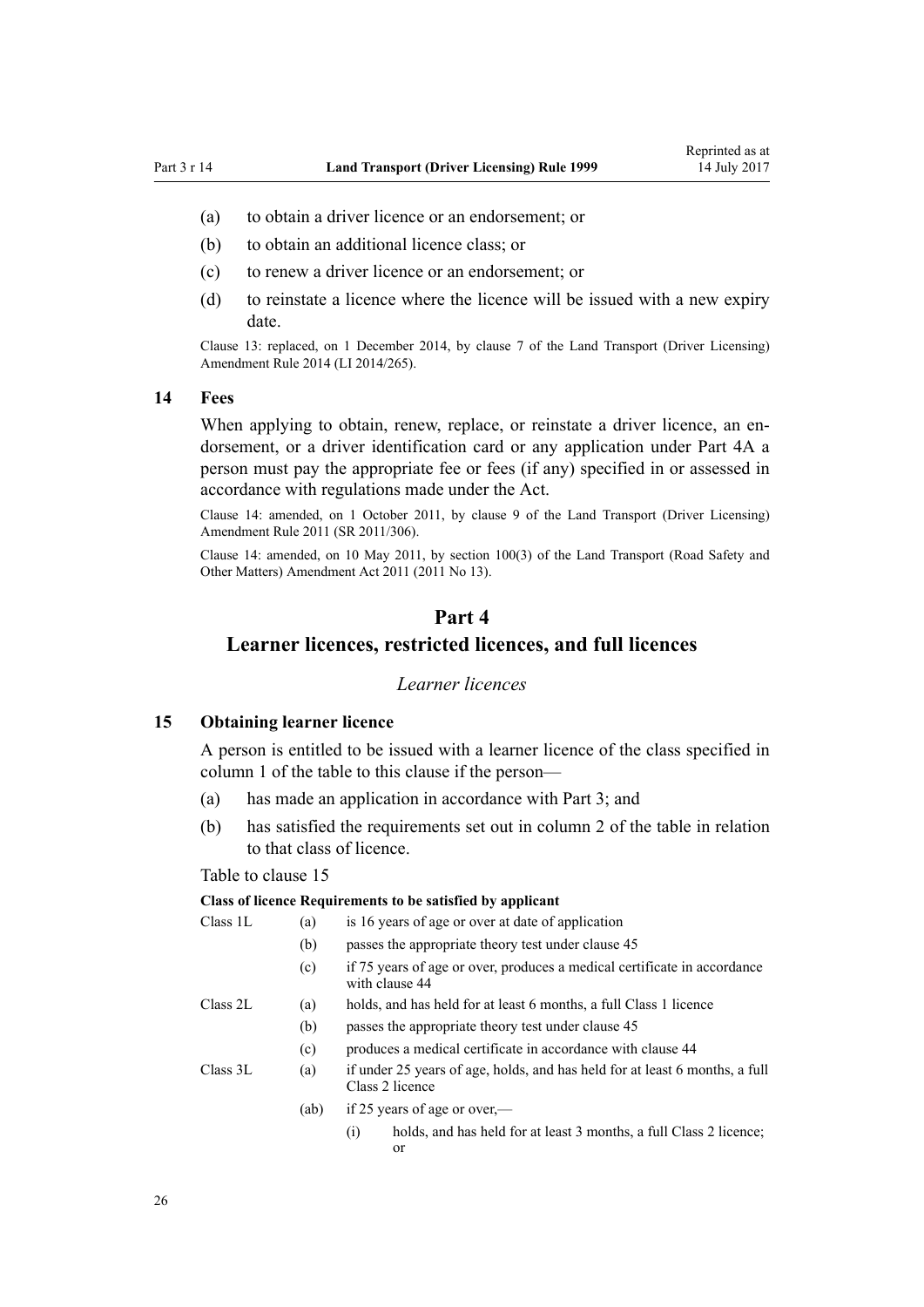(a) to obtain a driver licence or an endorsement; or

(b) to obtain an additional licence class; or

(c) to renew a driver licence or an endorsement; or

(d) to reinstate a licence where the licence will be issued with a new expiry date.

Clause 13: replaced, on 1 December 2014, by clause 7 of the Land Transport (Driver Licensing) Amendment Rule 2014 (LI 2014/265).

### 14 Fees

When applying to obtain, renew, replace, or reinstate a driver licence, an endorsement, or a driver identification card or any application under Part 4A a person must pay the appropriate fee or fees (if any) specified in or assessed in accordance with regulations made under the Act.

Clause 14: amended, on 1 October 2011, by clause 9 of the Land Transport (Driver Licensing) Amendment Rule 2011 (SR 2011/306).

Clause 14: amended, on 10 May 2011, by section 100(3) of the Land Transport (Road Safety and Other Matters) Amendment Act 2011 (2011 No 13).

## Part 4
## Learner licences, restricted licences, and full licences

*Learner licences*

### 15 Obtaining learner licence

A person is entitled to be issued with a learner licence of the class specified in column 1 of the table to this clause if the person—

(a) has made an application in accordance with Part 3; and

(b) has satisfied the requirements set out in column 2 of the table in relation to that class of licence.

Table to clause 15

| Class of licence | | Requirements to be satisfied by applicant |
|---|---|---|
| Class 1L | (a) | is 16 years of age or over at date of application |
| | (b) | passes the appropriate theory test under clause 45 |
| | (c) | if 75 years of age or over, produces a medical certificate in accordance with clause 44 |
| Class 2L | (a) | holds, and has held for at least 6 months, a full Class 1 licence |
| | (b) | passes the appropriate theory test under clause 45 |
| | (c) | produces a medical certificate in accordance with clause 44 |
| Class 3L | (a) | if under 25 years of age, holds, and has held for at least 6 months, a full Class 2 licence |
| | (ab) | if 25 years of age or over,— |
| | | (i) holds, and has held for at least 3 months, a full Class 2 licence; or |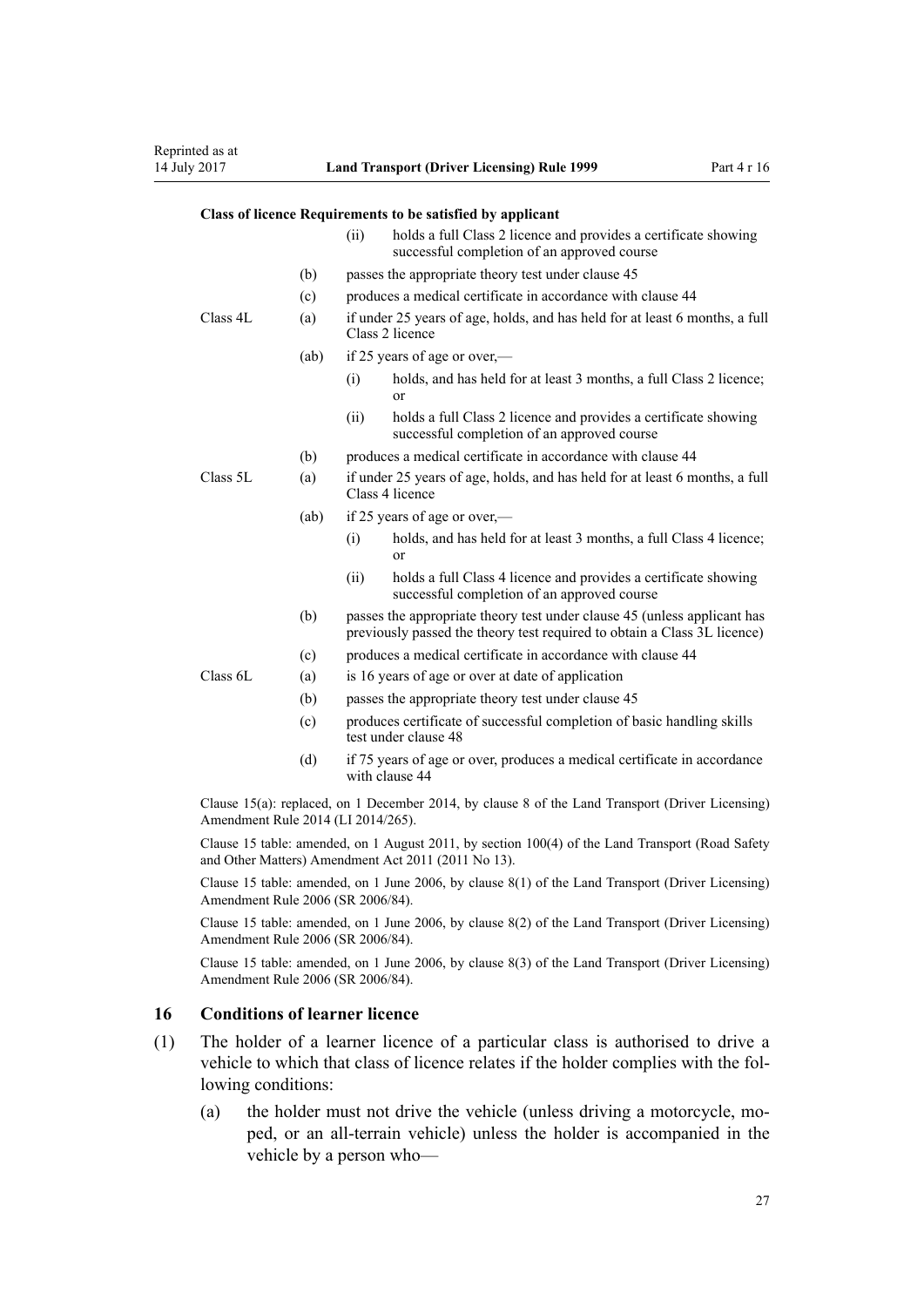| Class of licence | Requirements to be satisfied by applicant | | |
|---|---|---|---|
| | | (ii) | holds a full Class 2 licence and provides a certificate showing successful completion of an approved course |
| | (b) | passes the appropriate theory test under clause 45 | |
| | (c) | produces a medical certificate in accordance with clause 44 | |
| Class 4L | (a) | if under 25 years of age, holds, and has held for at least 6 months, a full Class 2 licence | |
| | (ab) | if 25 years of age or over,— | |
| | | (i) | holds, and has held for at least 3 months, a full Class 2 licence; or |
| | | (ii) | holds a full Class 2 licence and provides a certificate showing successful completion of an approved course |
| | (b) | produces a medical certificate in accordance with clause 44 | |
| Class 5L | (a) | if under 25 years of age, holds, and has held for at least 6 months, a full Class 4 licence | |
| | (ab) | if 25 years of age or over,— | |
| | | (i) | holds, and has held for at least 3 months, a full Class 4 licence; or |
| | | (ii) | holds a full Class 4 licence and provides a certificate showing successful completion of an approved course |
| | (b) | passes the appropriate theory test under clause 45 (unless applicant has previously passed the theory test required to obtain a Class 3L licence) | |
| | (c) | produces a medical certificate in accordance with clause 44 | |
| Class 6L | (a) | is 16 years of age or over at date of application | |
| | (b) | passes the appropriate theory test under clause 45 | |
| | (c) | produces certificate of successful completion of basic handling skills test under clause 48 | |
| | (d) | if 75 years of age or over, produces a medical certificate in accordance with clause 44 | |

Clause 15(a): replaced, on 1 December 2014, by clause 8 of the Land Transport (Driver Licensing) Amendment Rule 2014 (LI 2014/265).

Clause 15 table: amended, on 1 August 2011, by section 100(4) of the Land Transport (Road Safety and Other Matters) Amendment Act 2011 (2011 No 13).

Clause 15 table: amended, on 1 June 2006, by clause 8(1) of the Land Transport (Driver Licensing) Amendment Rule 2006 (SR 2006/84).

Clause 15 table: amended, on 1 June 2006, by clause 8(2) of the Land Transport (Driver Licensing) Amendment Rule 2006 (SR 2006/84).

Clause 15 table: amended, on 1 June 2006, by clause 8(3) of the Land Transport (Driver Licensing) Amendment Rule 2006 (SR 2006/84).

## 16 Conditions of learner licence

(1) The holder of a learner licence of a particular class is authorised to drive a vehicle to which that class of licence relates if the holder complies with the following conditions:

(a) the holder must not drive the vehicle (unless driving a motorcycle, moped, or an all-terrain vehicle) unless the holder is accompanied in the vehicle by a person who—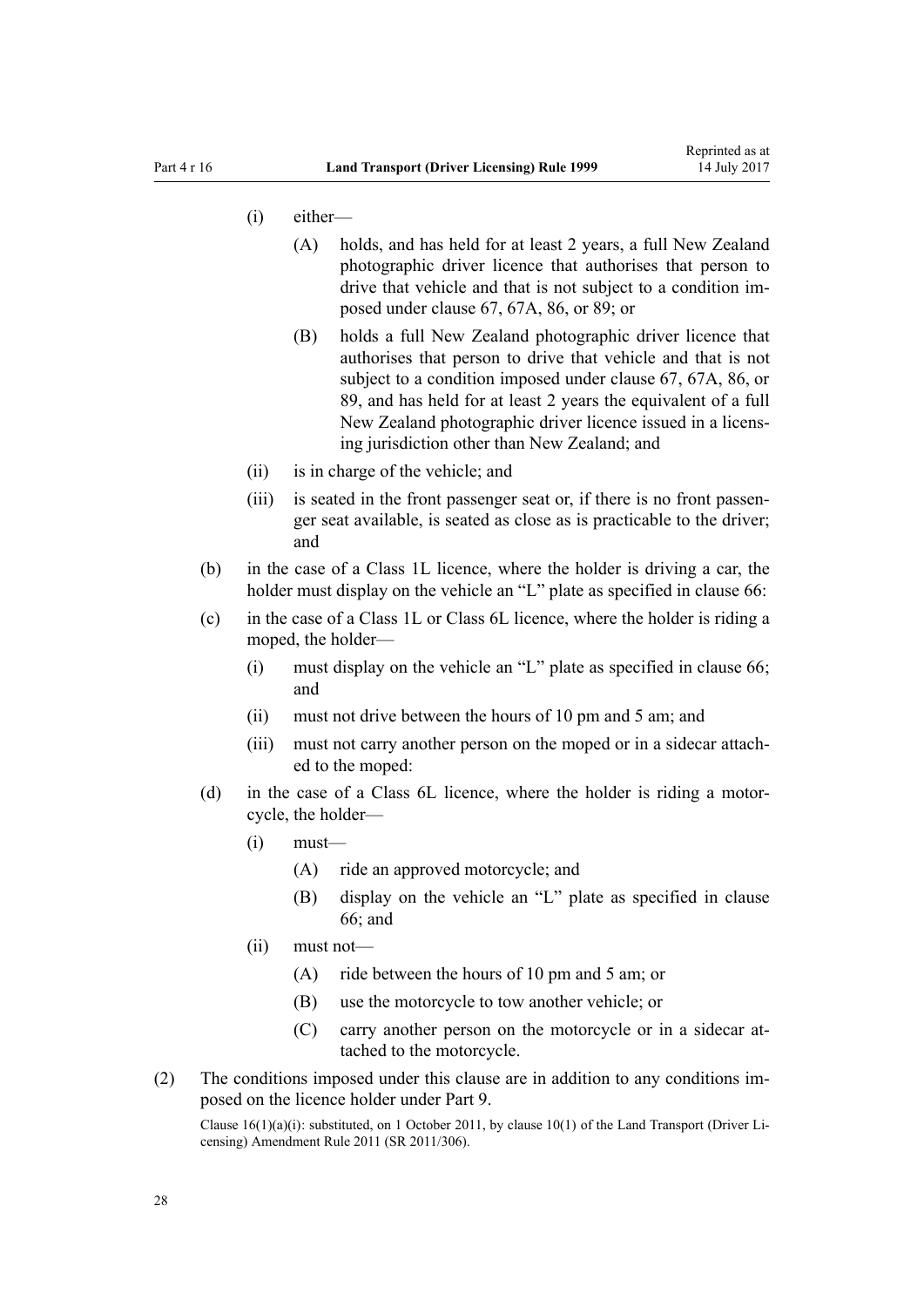(i) either—

(A) holds, and has held for at least 2 years, a full New Zealand photographic driver licence that authorises that person to drive that vehicle and that is not subject to a condition imposed under clause 67, 67A, 86, or 89; or

(B) holds a full New Zealand photographic driver licence that authorises that person to drive that vehicle and that is not subject to a condition imposed under clause 67, 67A, 86, or 89, and has held for at least 2 years the equivalent of a full New Zealand photographic driver licence issued in a licensing jurisdiction other than New Zealand; and

(ii) is in charge of the vehicle; and

(iii) is seated in the front passenger seat or, if there is no front passenger seat available, is seated as close as is practicable to the driver; and

(b) in the case of a Class 1L licence, where the holder is driving a car, the holder must display on the vehicle an "L" plate as specified in clause 66:

(c) in the case of a Class 1L or Class 6L licence, where the holder is riding a moped, the holder—

(i) must display on the vehicle an "L" plate as specified in clause 66; and

(ii) must not drive between the hours of 10 pm and 5 am; and

(iii) must not carry another person on the moped or in a sidecar attached to the moped:

(d) in the case of a Class 6L licence, where the holder is riding a motorcycle, the holder—

(i) must—

(A) ride an approved motorcycle; and

(B) display on the vehicle an "L" plate as specified in clause 66; and

(ii) must not—

(A) ride between the hours of 10 pm and 5 am; or

(B) use the motorcycle to tow another vehicle; or

(C) carry another person on the motorcycle or in a sidecar attached to the motorcycle.

(2) The conditions imposed under this clause are in addition to any conditions imposed on the licence holder under Part 9.

Clause 16(1)(a)(i): substituted, on 1 October 2011, by clause 10(1) of the Land Transport (Driver Licensing) Amendment Rule 2011 (SR 2011/306).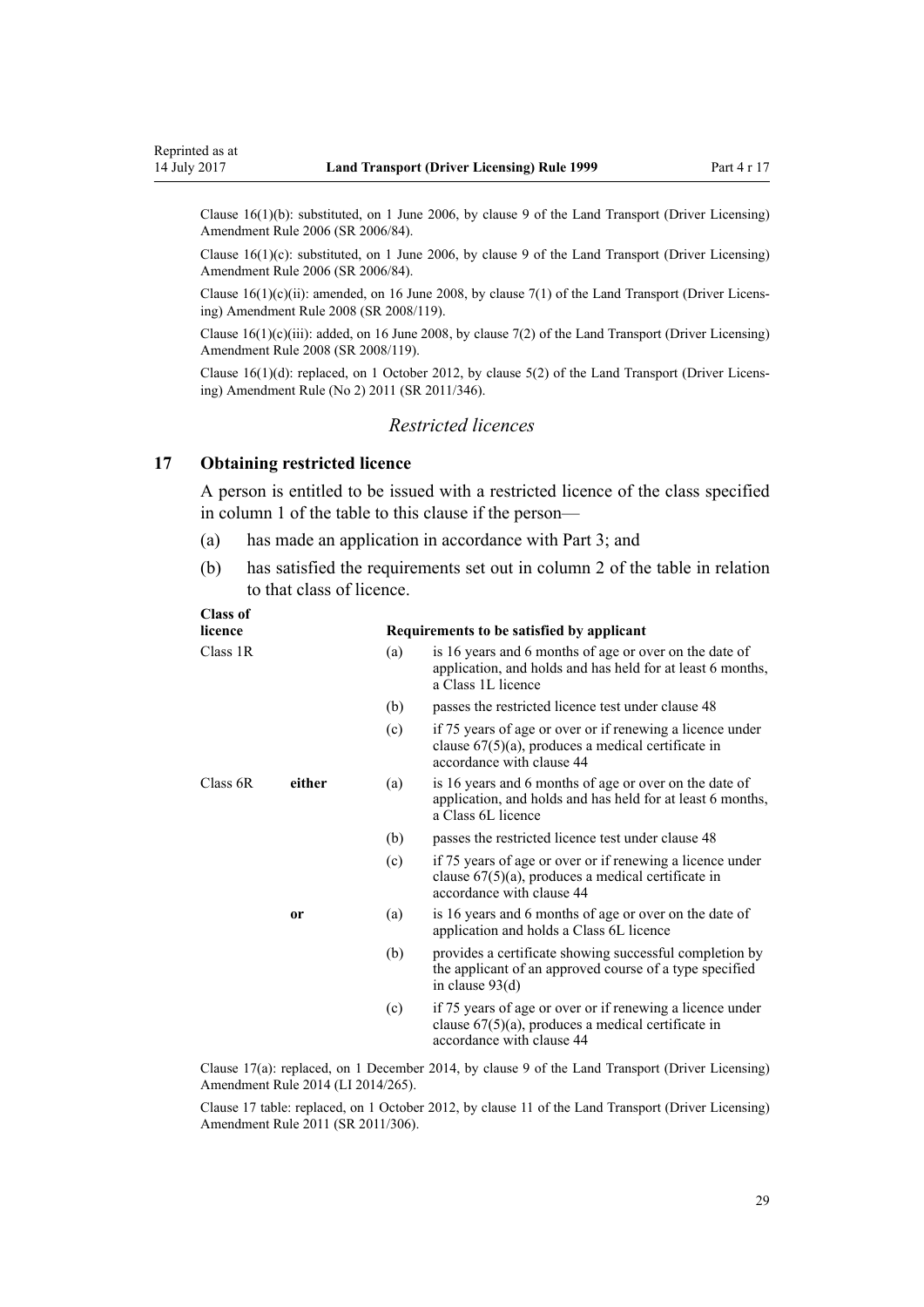Clause 16(1)(b): substituted, on 1 June 2006, by clause 9 of the Land Transport (Driver Licensing) Amendment Rule 2006 (SR 2006/84).

Clause 16(1)(c): substituted, on 1 June 2006, by clause 9 of the Land Transport (Driver Licensing) Amendment Rule 2006 (SR 2006/84).

Clause 16(1)(c)(ii): amended, on 16 June 2008, by clause 7(1) of the Land Transport (Driver Licensing) Amendment Rule 2008 (SR 2008/119).

Clause 16(1)(c)(iii): added, on 16 June 2008, by clause 7(2) of the Land Transport (Driver Licensing) Amendment Rule 2008 (SR 2008/119).

Clause 16(1)(d): replaced, on 1 October 2012, by clause 5(2) of the Land Transport (Driver Licensing) Amendment Rule (No 2) 2011 (SR 2011/346).

### *Restricted licences*

## 17 Obtaining restricted licence

A person is entitled to be issued with a restricted licence of the class specified in column 1 of the table to this clause if the person—

(a) has made an application in accordance with Part 3; and

(b) has satisfied the requirements set out in column 2 of the table in relation to that class of licence.

| Class of licence | | Requirements to be satisfied by applicant | |
|---|---|---|---|
| Class 1R | | (a) | is 16 years and 6 months of age or over on the date of application, and holds and has held for at least 6 months, a Class 1L licence |
| | | (b) | passes the restricted licence test under clause 48 |
| | | (c) | if 75 years of age or over or if renewing a licence under clause 67(5)(a), produces a medical certificate in accordance with clause 44 |
| Class 6R | **either** | (a) | is 16 years and 6 months of age or over on the date of application, and holds and has held for at least 6 months, a Class 6L licence |
| | | (b) | passes the restricted licence test under clause 48 |
| | | (c) | if 75 years of age or over or if renewing a licence under clause 67(5)(a), produces a medical certificate in accordance with clause 44 |
| | **or** | (a) | is 16 years and 6 months of age or over on the date of application and holds a Class 6L licence |
| | | (b) | provides a certificate showing successful completion by the applicant of an approved course of a type specified in clause 93(d) |
| | | (c) | if 75 years of age or over or if renewing a licence under clause 67(5)(a), produces a medical certificate in accordance with clause 44 |

Clause 17(a): replaced, on 1 December 2014, by clause 9 of the Land Transport (Driver Licensing) Amendment Rule 2014 (LI 2014/265).

Clause 17 table: replaced, on 1 October 2012, by clause 11 of the Land Transport (Driver Licensing) Amendment Rule 2011 (SR 2011/306).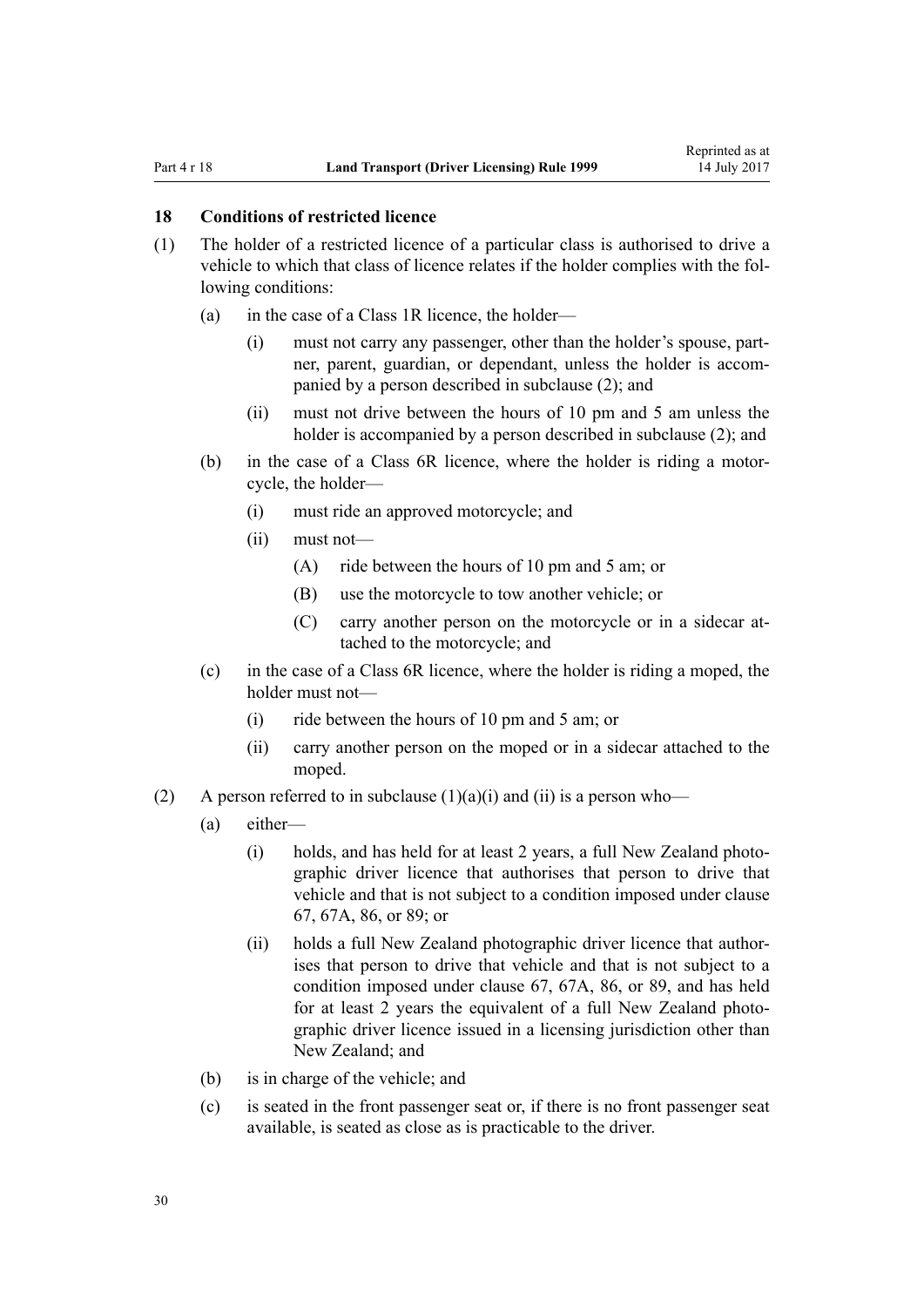### 18 Conditions of restricted licence

(1) The holder of a restricted licence of a particular class is authorised to drive a vehicle to which that class of licence relates if the holder complies with the following conditions:

- (a) in the case of a Class 1R licence, the holder—
  - (i) must not carry any passenger, other than the holder's spouse, partner, parent, guardian, or dependant, unless the holder is accompanied by a person described in subclause (2); and
  - (ii) must not drive between the hours of 10 pm and 5 am unless the holder is accompanied by a person described in subclause (2); and
- (b) in the case of a Class 6R licence, where the holder is riding a motorcycle, the holder—
  - (i) must ride an approved motorcycle; and
  - (ii) must not—
    - (A) ride between the hours of 10 pm and 5 am; or
    - (B) use the motorcycle to tow another vehicle; or
    - (C) carry another person on the motorcycle or in a sidecar attached to the motorcycle; and
- (c) in the case of a Class 6R licence, where the holder is riding a moped, the holder must not—
  - (i) ride between the hours of 10 pm and 5 am; or
  - (ii) carry another person on the moped or in a sidecar attached to the moped.

(2) A person referred to in subclause (1)(a)(i) and (ii) is a person who—

- (a) either—
  - (i) holds, and has held for at least 2 years, a full New Zealand photographic driver licence that authorises that person to drive that vehicle and that is not subject to a condition imposed under clause 67, 67A, 86, or 89; or
  - (ii) holds a full New Zealand photographic driver licence that authorises that person to drive that vehicle and that is not subject to a condition imposed under clause 67, 67A, 86, or 89, and has held for at least 2 years the equivalent of a full New Zealand photographic driver licence issued in a licensing jurisdiction other than New Zealand; and
- (b) is in charge of the vehicle; and
- (c) is seated in the front passenger seat or, if there is no front passenger seat available, is seated as close as is practicable to the driver.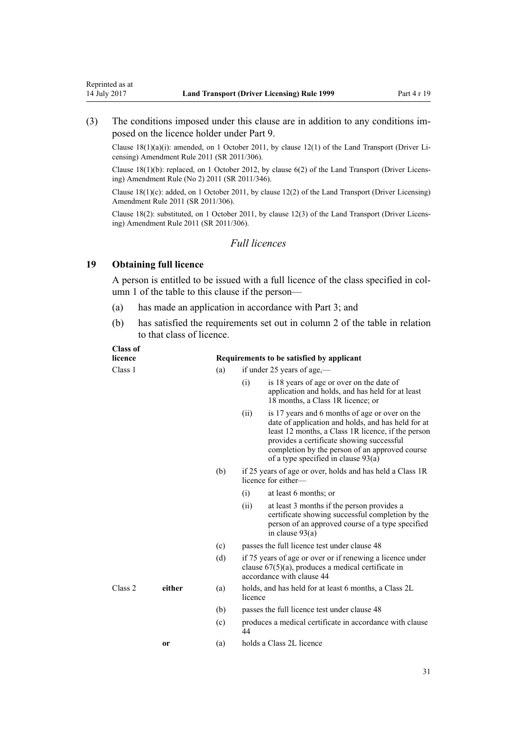(3) The conditions imposed under this clause are in addition to any conditions imposed on the licence holder under Part 9.

Clause 18(1)(a)(i): amended, on 1 October 2011, by clause 12(1) of the Land Transport (Driver Licensing) Amendment Rule 2011 (SR 2011/306).

Clause 18(1)(b): replaced, on 1 October 2012, by clause 6(2) of the Land Transport (Driver Licensing) Amendment Rule (No 2) 2011 (SR 2011/346).

Clause 18(1)(c): added, on 1 October 2011, by clause 12(2) of the Land Transport (Driver Licensing) Amendment Rule 2011 (SR 2011/306).

Clause 18(2): substituted, on 1 October 2011, by clause 12(3) of the Land Transport (Driver Licensing) Amendment Rule 2011 (SR 2011/306).

## *Full licences*

### 19 Obtaining full licence

A person is entitled to be issued with a full licence of the class specified in column 1 of the table to this clause if the person—

(a) has made an application in accordance with Part 3; and

(b) has satisfied the requirements set out in column 2 of the table in relation to that class of licence.

| Class of licence | | Requirements to be satisfied by applicant | | |
|---|---|---|---|---|
| Class 1 | | (a) | if under 25 years of age,— | |
| | | | (i) | is 18 years of age or over on the date of application and holds, and has held for at least 18 months, a Class 1R licence; or |
| | | | (ii) | is 17 years and 6 months of age or over on the date of application and holds, and has held for at least 12 months, a Class 1R licence, if the person provides a certificate showing successful completion by the person of an approved course of a type specified in clause 93(a) |
| | | (b) | if 25 years of age or over, holds and has held a Class 1R licence for either— | |
| | | | (i) | at least 6 months; or |
| | | | (ii) | at least 3 months if the person provides a certificate showing successful completion by the person of an approved course of a type specified in clause 93(a) |
| | | (c) | passes the full licence test under clause 48 | |
| | | (d) | if 75 years of age or over or if renewing a licence under clause 67(5)(a), produces a medical certificate in accordance with clause 44 | |
| Class 2 | **either** | (a) | holds, and has held for at least 6 months, a Class 2L licence | |
| | | (b) | passes the full licence test under clause 48 | |
| | | (c) | produces a medical certificate in accordance with clause 44 | |
| | **or** | (a) | holds a Class 2L licence | |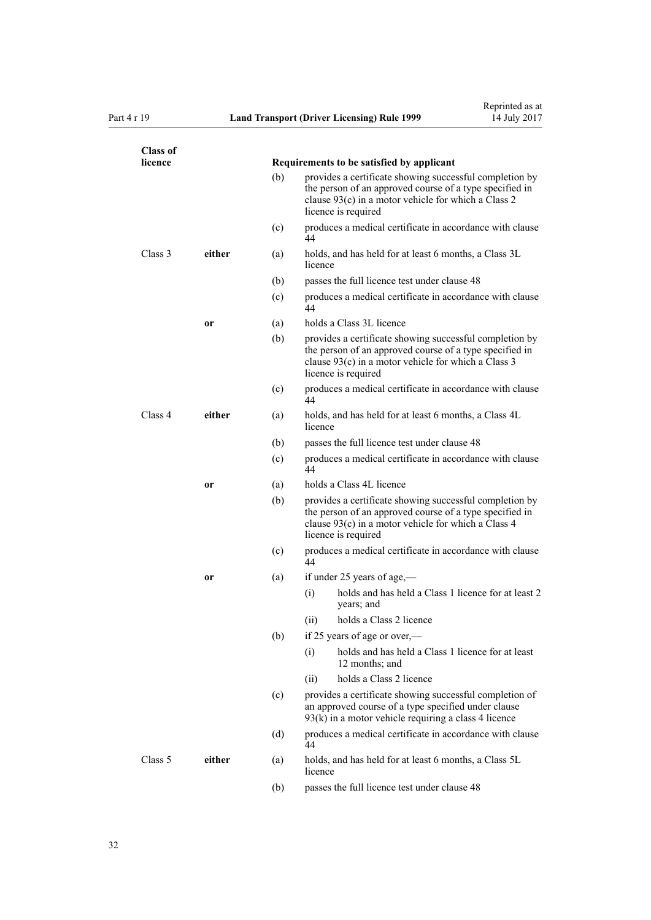| Class of licence | | | Requirements to be satisfied by applicant |
|---|---|---|---|
| | | (b) | provides a certificate showing successful completion by the person of an approved course of a type specified in clause 93(c) in a motor vehicle for which a Class 2 licence is required |
| | | (c) | produces a medical certificate in accordance with clause 44 |
| Class 3 | **either** | (a) | holds, and has held for at least 6 months, a Class 3L licence |
| | | (b) | passes the full licence test under clause 48 |
| | | (c) | produces a medical certificate in accordance with clause 44 |
| | **or** | (a) | holds a Class 3L licence |
| | | (b) | provides a certificate showing successful completion by the person of an approved course of a type specified in clause 93(c) in a motor vehicle for which a Class 3 licence is required |
| | | (c) | produces a medical certificate in accordance with clause 44 |
| Class 4 | **either** | (a) | holds, and has held for at least 6 months, a Class 4L licence |
| | | (b) | passes the full licence test under clause 48 |
| | | (c) | produces a medical certificate in accordance with clause 44 |
| | **or** | (a) | holds a Class 4L licence |
| | | (b) | provides a certificate showing successful completion by the person of an approved course of a type specified in clause 93(c) in a motor vehicle for which a Class 4 licence is required |
| | | (c) | produces a medical certificate in accordance with clause 44 |
| | **or** | (a) | if under 25 years of age,—<br>(i) holds and has held a Class 1 licence for at least 2 years; and<br>(ii) holds a Class 2 licence |
| | | (b) | if 25 years of age or over,—<br>(i) holds and has held a Class 1 licence for at least 12 months; and<br>(ii) holds a Class 2 licence |
| | | (c) | provides a certificate showing successful completion of an approved course of a type specified under clause 93(k) in a motor vehicle requiring a class 4 licence |
| | | (d) | produces a medical certificate in accordance with clause 44 |
| Class 5 | **either** | (a) | holds, and has held for at least 6 months, a Class 5L licence |
| | | (b) | passes the full licence test under clause 48 |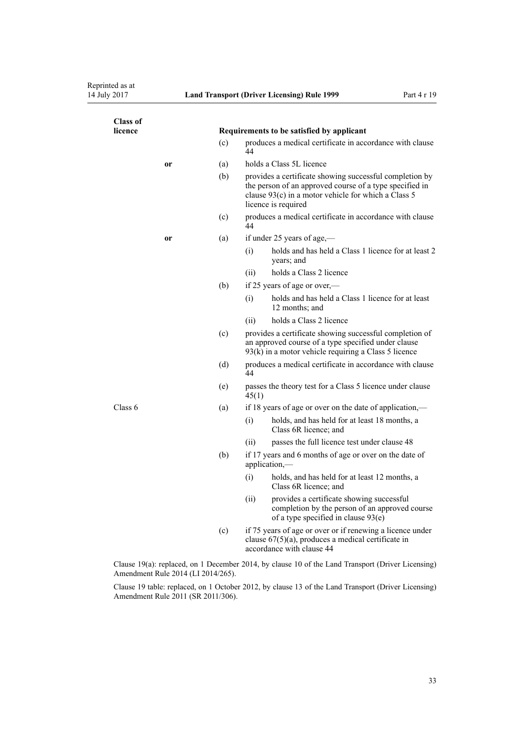| Class of licence | | Requirements to be satisfied by applicant |
|---|---|---|
| | | (c) produces a medical certificate in accordance with clause 44 |
| | **or** | (a) holds a Class 5L licence |
| | | (b) provides a certificate showing successful completion by the person of an approved course of a type specified in clause 93(c) in a motor vehicle for which a Class 5 licence is required |
| | | (c) produces a medical certificate in accordance with clause 44 |
| | **or** | (a) if under 25 years of age,— |
| | | (i) holds and has held a Class 1 licence for at least 2 years; and |
| | | (ii) holds a Class 2 licence |
| | | (b) if 25 years of age or over,— |
| | | (i) holds and has held a Class 1 licence for at least 12 months; and |
| | | (ii) holds a Class 2 licence |
| | | (c) provides a certificate showing successful completion of an approved course of a type specified under clause 93(k) in a motor vehicle requiring a Class 5 licence |
| | | (d) produces a medical certificate in accordance with clause 44 |
| | | (e) passes the theory test for a Class 5 licence under clause 45(1) |
| Class 6 | | (a) if 18 years of age or over on the date of application,— |
| | | (i) holds, and has held for at least 18 months, a Class 6R licence; and |
| | | (ii) passes the full licence test under clause 48 |
| | | (b) if 17 years and 6 months of age or over on the date of application,— |
| | | (i) holds, and has held for at least 12 months, a Class 6R licence; and |
| | | (ii) provides a certificate showing successful completion by the person of an approved course of a type specified in clause 93(e) |
| | | (c) if 75 years of age or over or if renewing a licence under clause 67(5)(a), produces a medical certificate in accordance with clause 44 |

Clause 19(a): replaced, on 1 December 2014, by clause 10 of the Land Transport (Driver Licensing) Amendment Rule 2014 (LI 2014/265).

Clause 19 table: replaced, on 1 October 2012, by clause 13 of the Land Transport (Driver Licensing) Amendment Rule 2011 (SR 2011/306).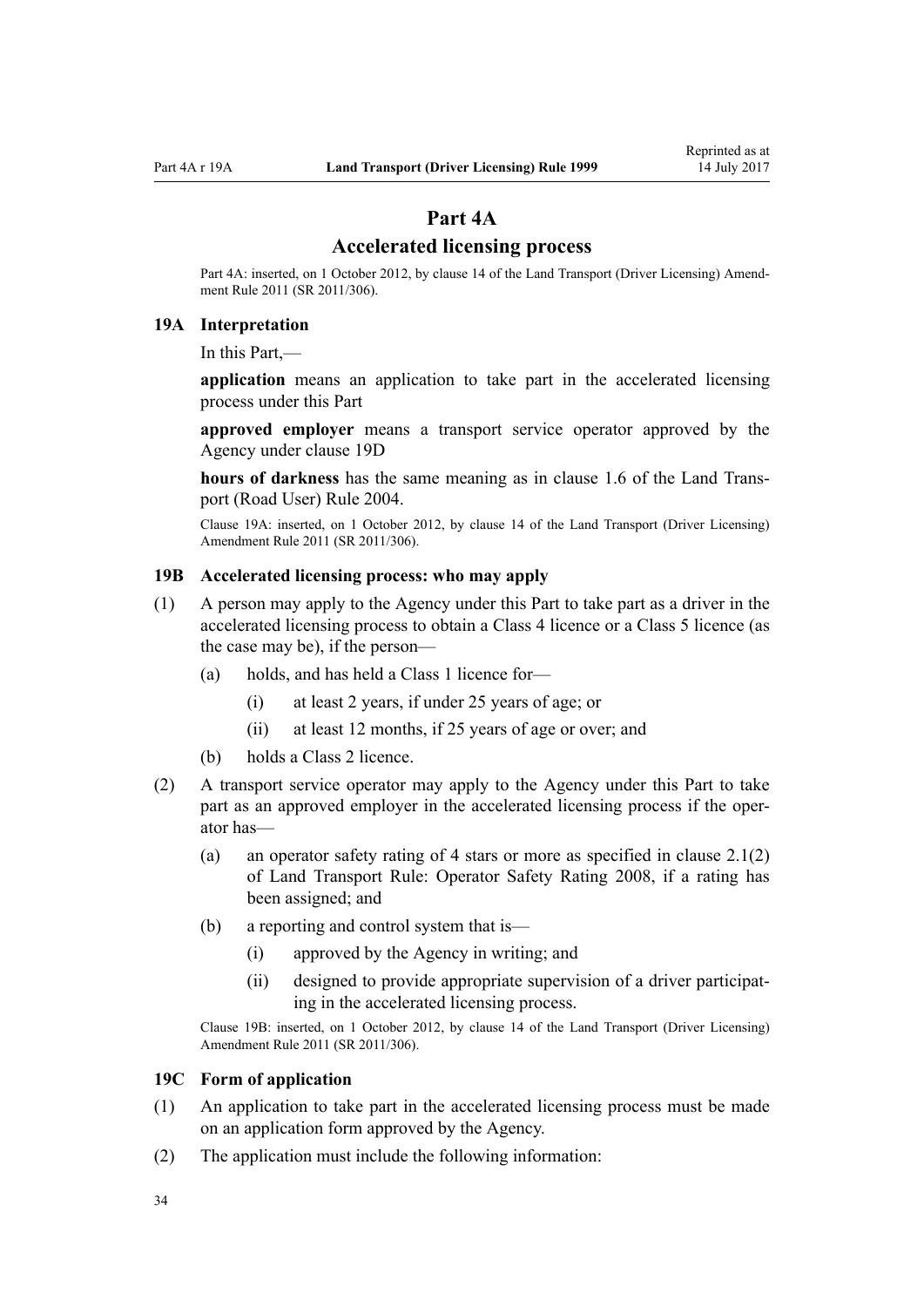# Part 4A

## Accelerated licensing process

Part 4A: inserted, on 1 October 2012, by clause 14 of the Land Transport (Driver Licensing) Amendment Rule 2011 (SR 2011/306).

### 19A Interpretation

In this Part,—

**application** means an application to take part in the accelerated licensing process under this Part

**approved employer** means a transport service operator approved by the Agency under clause 19D

**hours of darkness** has the same meaning as in clause 1.6 of the Land Transport (Road User) Rule 2004.

Clause 19A: inserted, on 1 October 2012, by clause 14 of the Land Transport (Driver Licensing) Amendment Rule 2011 (SR 2011/306).

### 19B Accelerated licensing process: who may apply

(1) A person may apply to the Agency under this Part to take part as a driver in the accelerated licensing process to obtain a Class 4 licence or a Class 5 licence (as the case may be), if the person—

- (a) holds, and has held a Class 1 licence for—
  - (i) at least 2 years, if under 25 years of age; or
  - (ii) at least 12 months, if 25 years of age or over; and
- (b) holds a Class 2 licence.

(2) A transport service operator may apply to the Agency under this Part to take part as an approved employer in the accelerated licensing process if the operator has—

- (a) an operator safety rating of 4 stars or more as specified in clause 2.1(2) of Land Transport Rule: Operator Safety Rating 2008, if a rating has been assigned; and
- (b) a reporting and control system that is—
  - (i) approved by the Agency in writing; and
  - (ii) designed to provide appropriate supervision of a driver participating in the accelerated licensing process.

Clause 19B: inserted, on 1 October 2012, by clause 14 of the Land Transport (Driver Licensing) Amendment Rule 2011 (SR 2011/306).

### 19C Form of application

(1) An application to take part in the accelerated licensing process must be made on an application form approved by the Agency.

(2) The application must include the following information: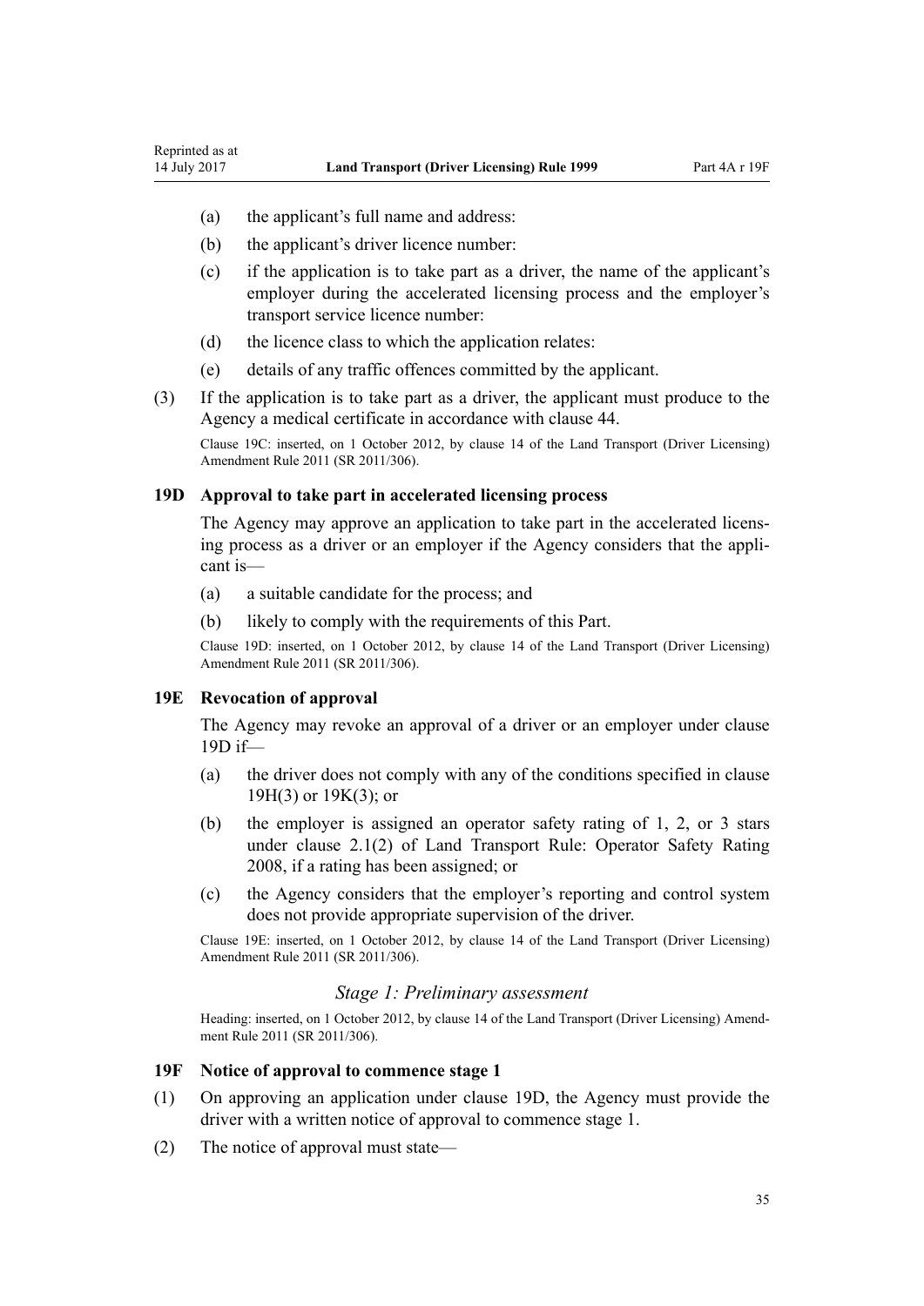- (a) the applicant's full name and address:
- (b) the applicant's driver licence number:
- (c) if the application is to take part as a driver, the name of the applicant's employer during the accelerated licensing process and the employer's transport service licence number:
- (d) the licence class to which the application relates:
- (e) details of any traffic offences committed by the applicant.

(3) If the application is to take part as a driver, the applicant must produce to the Agency a medical certificate in accordance with clause 44.

Clause 19C: inserted, on 1 October 2012, by clause 14 of the Land Transport (Driver Licensing) Amendment Rule 2011 (SR 2011/306).

### 19D Approval to take part in accelerated licensing process

The Agency may approve an application to take part in the accelerated licensing process as a driver or an employer if the Agency considers that the applicant is—

- (a) a suitable candidate for the process; and
- (b) likely to comply with the requirements of this Part.

Clause 19D: inserted, on 1 October 2012, by clause 14 of the Land Transport (Driver Licensing) Amendment Rule 2011 (SR 2011/306).

### 19E Revocation of approval

The Agency may revoke an approval of a driver or an employer under clause 19D if—

- (a) the driver does not comply with any of the conditions specified in clause 19H(3) or 19K(3); or
- (b) the employer is assigned an operator safety rating of 1, 2, or 3 stars under clause 2.1(2) of Land Transport Rule: Operator Safety Rating 2008, if a rating has been assigned; or
- (c) the Agency considers that the employer's reporting and control system does not provide appropriate supervision of the driver.

Clause 19E: inserted, on 1 October 2012, by clause 14 of the Land Transport (Driver Licensing) Amendment Rule 2011 (SR 2011/306).

## *Stage 1: Preliminary assessment*

Heading: inserted, on 1 October 2012, by clause 14 of the Land Transport (Driver Licensing) Amendment Rule 2011 (SR 2011/306).

### 19F Notice of approval to commence stage 1

(1) On approving an application under clause 19D, the Agency must provide the driver with a written notice of approval to commence stage 1.

(2) The notice of approval must state—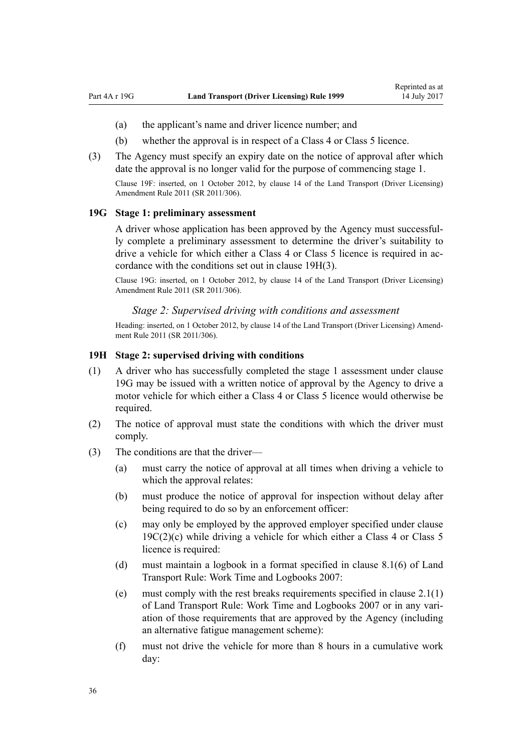(a) the applicant's name and driver licence number; and

(b) whether the approval is in respect of a Class 4 or Class 5 licence.

(3) The Agency must specify an expiry date on the notice of approval after which date the approval is no longer valid for the purpose of commencing stage 1.

Clause 19F: inserted, on 1 October 2012, by clause 14 of the Land Transport (Driver Licensing) Amendment Rule 2011 (SR 2011/306).

### 19G Stage 1: preliminary assessment

A driver whose application has been approved by the Agency must successfully complete a preliminary assessment to determine the driver's suitability to drive a vehicle for which either a Class 4 or Class 5 licence is required in accordance with the conditions set out in clause 19H(3).

Clause 19G: inserted, on 1 October 2012, by clause 14 of the Land Transport (Driver Licensing) Amendment Rule 2011 (SR 2011/306).

*Stage 2: Supervised driving with conditions and assessment*

Heading: inserted, on 1 October 2012, by clause 14 of the Land Transport (Driver Licensing) Amendment Rule 2011 (SR 2011/306).

### 19H Stage 2: supervised driving with conditions

(1) A driver who has successfully completed the stage 1 assessment under clause 19G may be issued with a written notice of approval by the Agency to drive a motor vehicle for which either a Class 4 or Class 5 licence would otherwise be required.

(2) The notice of approval must state the conditions with which the driver must comply.

(3) The conditions are that the driver—

(a) must carry the notice of approval at all times when driving a vehicle to which the approval relates:

(b) must produce the notice of approval for inspection without delay after being required to do so by an enforcement officer:

(c) may only be employed by the approved employer specified under clause 19C(2)(c) while driving a vehicle for which either a Class 4 or Class 5 licence is required:

(d) must maintain a logbook in a format specified in clause 8.1(6) of Land Transport Rule: Work Time and Logbooks 2007:

(e) must comply with the rest breaks requirements specified in clause 2.1(1) of Land Transport Rule: Work Time and Logbooks 2007 or in any variation of those requirements that are approved by the Agency (including an alternative fatigue management scheme):

(f) must not drive the vehicle for more than 8 hours in a cumulative work day: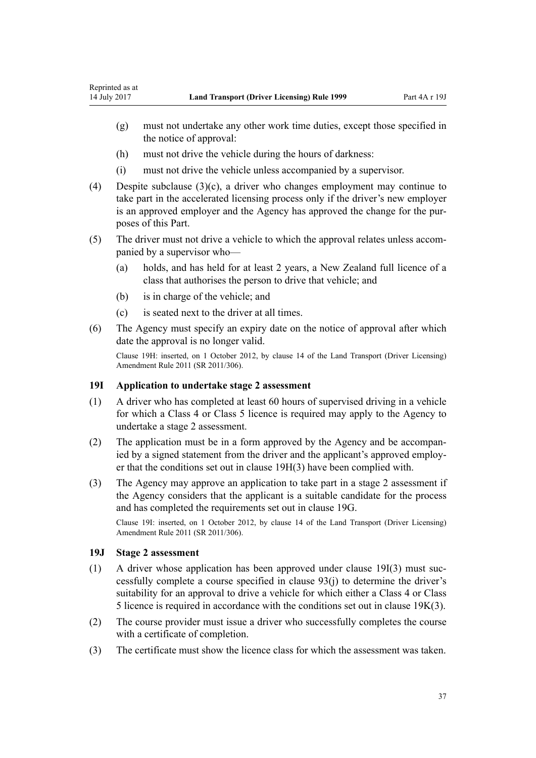(g) must not undertake any other work time duties, except those specified in the notice of approval:

(h) must not drive the vehicle during the hours of darkness:

(i) must not drive the vehicle unless accompanied by a supervisor.

(4) Despite subclause (3)(c), a driver who changes employment may continue to take part in the accelerated licensing process only if the driver's new employer is an approved employer and the Agency has approved the change for the purposes of this Part.

(5) The driver must not drive a vehicle to which the approval relates unless accompanied by a supervisor who—

(a) holds, and has held for at least 2 years, a New Zealand full licence of a class that authorises the person to drive that vehicle; and

(b) is in charge of the vehicle; and

(c) is seated next to the driver at all times.

(6) The Agency must specify an expiry date on the notice of approval after which date the approval is no longer valid.

Clause 19H: inserted, on 1 October 2012, by clause 14 of the Land Transport (Driver Licensing) Amendment Rule 2011 (SR 2011/306).

### 19I Application to undertake stage 2 assessment

(1) A driver who has completed at least 60 hours of supervised driving in a vehicle for which a Class 4 or Class 5 licence is required may apply to the Agency to undertake a stage 2 assessment.

(2) The application must be in a form approved by the Agency and be accompanied by a signed statement from the driver and the applicant's approved employer that the conditions set out in clause 19H(3) have been complied with.

(3) The Agency may approve an application to take part in a stage 2 assessment if the Agency considers that the applicant is a suitable candidate for the process and has completed the requirements set out in clause 19G.

Clause 19I: inserted, on 1 October 2012, by clause 14 of the Land Transport (Driver Licensing) Amendment Rule 2011 (SR 2011/306).

### 19J Stage 2 assessment

(1) A driver whose application has been approved under clause 19I(3) must successfully complete a course specified in clause 93(j) to determine the driver's suitability for an approval to drive a vehicle for which either a Class 4 or Class 5 licence is required in accordance with the conditions set out in clause 19K(3).

(2) The course provider must issue a driver who successfully completes the course with a certificate of completion.

(3) The certificate must show the licence class for which the assessment was taken.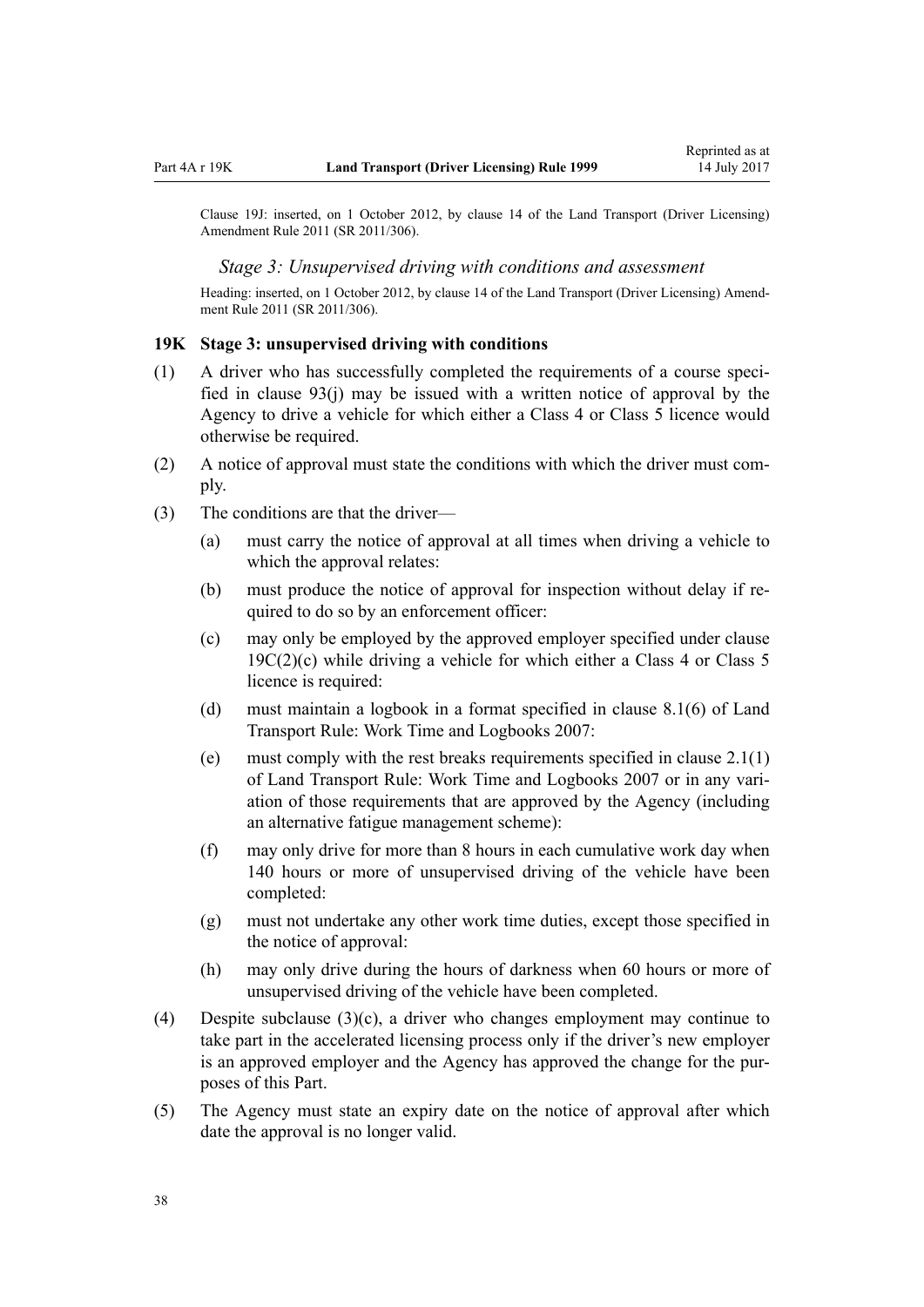Clause 19J: inserted, on 1 October 2012, by clause 14 of the Land Transport (Driver Licensing) Amendment Rule 2011 (SR 2011/306).

### *Stage 3: Unsupervised driving with conditions and assessment*

Heading: inserted, on 1 October 2012, by clause 14 of the Land Transport (Driver Licensing) Amendment Rule 2011 (SR 2011/306).

### 19K Stage 3: unsupervised driving with conditions

(1) A driver who has successfully completed the requirements of a course specified in clause 93(j) may be issued with a written notice of approval by the Agency to drive a vehicle for which either a Class 4 or Class 5 licence would otherwise be required.

(2) A notice of approval must state the conditions with which the driver must comply.

(3) The conditions are that the driver—

- (a) must carry the notice of approval at all times when driving a vehicle to which the approval relates:
- (b) must produce the notice of approval for inspection without delay if required to do so by an enforcement officer:
- (c) may only be employed by the approved employer specified under clause 19C(2)(c) while driving a vehicle for which either a Class 4 or Class 5 licence is required:
- (d) must maintain a logbook in a format specified in clause 8.1(6) of Land Transport Rule: Work Time and Logbooks 2007:
- (e) must comply with the rest breaks requirements specified in clause 2.1(1) of Land Transport Rule: Work Time and Logbooks 2007 or in any variation of those requirements that are approved by the Agency (including an alternative fatigue management scheme):
- (f) may only drive for more than 8 hours in each cumulative work day when 140 hours or more of unsupervised driving of the vehicle have been completed:
- (g) must not undertake any other work time duties, except those specified in the notice of approval:
- (h) may only drive during the hours of darkness when 60 hours or more of unsupervised driving of the vehicle have been completed.

(4) Despite subclause (3)(c), a driver who changes employment may continue to take part in the accelerated licensing process only if the driver's new employer is an approved employer and the Agency has approved the change for the purposes of this Part.

(5) The Agency must state an expiry date on the notice of approval after which date the approval is no longer valid.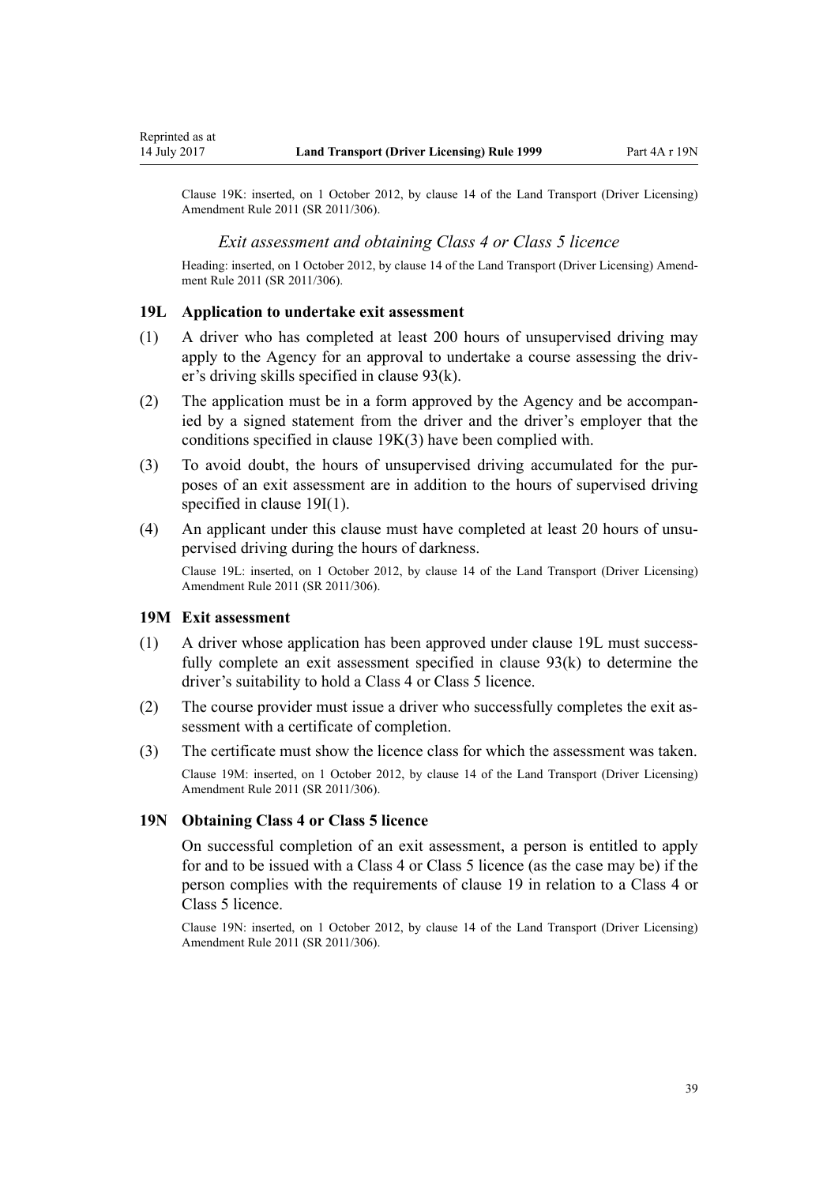Clause 19K: inserted, on 1 October 2012, by clause 14 of the Land Transport (Driver Licensing) Amendment Rule 2011 (SR 2011/306).

### *Exit assessment and obtaining Class 4 or Class 5 licence*

Heading: inserted, on 1 October 2012, by clause 14 of the Land Transport (Driver Licensing) Amendment Rule 2011 (SR 2011/306).

### 19L Application to undertake exit assessment

(1) A driver who has completed at least 200 hours of unsupervised driving may apply to the Agency for an approval to undertake a course assessing the driver's driving skills specified in clause 93(k).

(2) The application must be in a form approved by the Agency and be accompanied by a signed statement from the driver and the driver's employer that the conditions specified in clause 19K(3) have been complied with.

(3) To avoid doubt, the hours of unsupervised driving accumulated for the purposes of an exit assessment are in addition to the hours of supervised driving specified in clause 19I(1).

(4) An applicant under this clause must have completed at least 20 hours of unsupervised driving during the hours of darkness.

Clause 19L: inserted, on 1 October 2012, by clause 14 of the Land Transport (Driver Licensing) Amendment Rule 2011 (SR 2011/306).

### 19M Exit assessment

(1) A driver whose application has been approved under clause 19L must successfully complete an exit assessment specified in clause 93(k) to determine the driver's suitability to hold a Class 4 or Class 5 licence.

(2) The course provider must issue a driver who successfully completes the exit assessment with a certificate of completion.

(3) The certificate must show the licence class for which the assessment was taken.

Clause 19M: inserted, on 1 October 2012, by clause 14 of the Land Transport (Driver Licensing) Amendment Rule 2011 (SR 2011/306).

### 19N Obtaining Class 4 or Class 5 licence

On successful completion of an exit assessment, a person is entitled to apply for and to be issued with a Class 4 or Class 5 licence (as the case may be) if the person complies with the requirements of clause 19 in relation to a Class 4 or Class 5 licence.

Clause 19N: inserted, on 1 October 2012, by clause 14 of the Land Transport (Driver Licensing) Amendment Rule 2011 (SR 2011/306).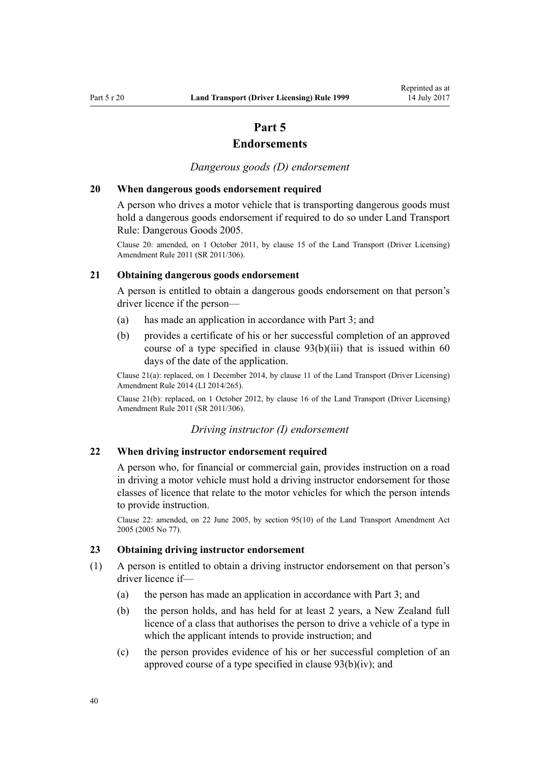# Part 5
## Endorsements

*Dangerous goods (D) endorsement*

### 20 When dangerous goods endorsement required

A person who drives a motor vehicle that is transporting dangerous goods must hold a dangerous goods endorsement if required to do so under Land Transport Rule: Dangerous Goods 2005.

Clause 20: amended, on 1 October 2011, by clause 15 of the Land Transport (Driver Licensing) Amendment Rule 2011 (SR 2011/306).

### 21 Obtaining dangerous goods endorsement

A person is entitled to obtain a dangerous goods endorsement on that person's driver licence if the person—

(a) has made an application in accordance with Part 3; and

(b) provides a certificate of his or her successful completion of an approved course of a type specified in clause 93(b)(iii) that is issued within 60 days of the date of the application.

Clause 21(a): replaced, on 1 December 2014, by clause 11 of the Land Transport (Driver Licensing) Amendment Rule 2014 (LI 2014/265).

Clause 21(b): replaced, on 1 October 2012, by clause 16 of the Land Transport (Driver Licensing) Amendment Rule 2011 (SR 2011/306).

*Driving instructor (I) endorsement*

### 22 When driving instructor endorsement required

A person who, for financial or commercial gain, provides instruction on a road in driving a motor vehicle must hold a driving instructor endorsement for those classes of licence that relate to the motor vehicles for which the person intends to provide instruction.

Clause 22: amended, on 22 June 2005, by section 95(10) of the Land Transport Amendment Act 2005 (2005 No 77).

### 23 Obtaining driving instructor endorsement

(1) A person is entitled to obtain a driving instructor endorsement on that person's driver licence if—

(a) the person has made an application in accordance with Part 3; and

(b) the person holds, and has held for at least 2 years, a New Zealand full licence of a class that authorises the person to drive a vehicle of a type in which the applicant intends to provide instruction; and

(c) the person provides evidence of his or her successful completion of an approved course of a type specified in clause 93(b)(iv); and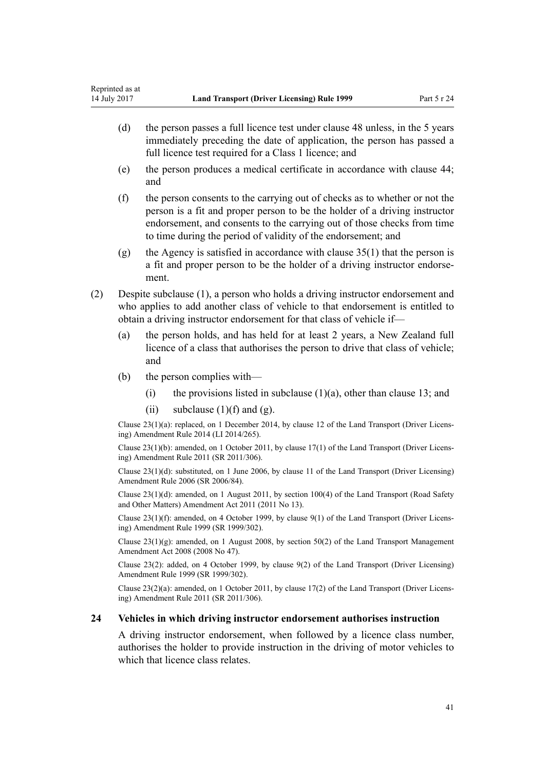(d) the person passes a full licence test under clause 48 unless, in the 5 years immediately preceding the date of application, the person has passed a full licence test required for a Class 1 licence; and

(e) the person produces a medical certificate in accordance with clause 44; and

(f) the person consents to the carrying out of checks as to whether or not the person is a fit and proper person to be the holder of a driving instructor endorsement, and consents to the carrying out of those checks from time to time during the period of validity of the endorsement; and

(g) the Agency is satisfied in accordance with clause 35(1) that the person is a fit and proper person to be the holder of a driving instructor endorsement.

(2) Despite subclause (1), a person who holds a driving instructor endorsement and who applies to add another class of vehicle to that endorsement is entitled to obtain a driving instructor endorsement for that class of vehicle if—

(a) the person holds, and has held for at least 2 years, a New Zealand full licence of a class that authorises the person to drive that class of vehicle; and

(b) the person complies with—

(i) the provisions listed in subclause (1)(a), other than clause 13; and

(ii) subclause (1)(f) and (g).

Clause 23(1)(a): replaced, on 1 December 2014, by clause 12 of the Land Transport (Driver Licensing) Amendment Rule 2014 (LI 2014/265).

Clause 23(1)(b): amended, on 1 October 2011, by clause 17(1) of the Land Transport (Driver Licensing) Amendment Rule 2011 (SR 2011/306).

Clause 23(1)(d): substituted, on 1 June 2006, by clause 11 of the Land Transport (Driver Licensing) Amendment Rule 2006 (SR 2006/84).

Clause 23(1)(d): amended, on 1 August 2011, by section 100(4) of the Land Transport (Road Safety and Other Matters) Amendment Act 2011 (2011 No 13).

Clause 23(1)(f): amended, on 4 October 1999, by clause 9(1) of the Land Transport (Driver Licensing) Amendment Rule 1999 (SR 1999/302).

Clause 23(1)(g): amended, on 1 August 2008, by section 50(2) of the Land Transport Management Amendment Act 2008 (2008 No 47).

Clause 23(2): added, on 4 October 1999, by clause 9(2) of the Land Transport (Driver Licensing) Amendment Rule 1999 (SR 1999/302).

Clause 23(2)(a): amended, on 1 October 2011, by clause 17(2) of the Land Transport (Driver Licensing) Amendment Rule 2011 (SR 2011/306).

### 24 Vehicles in which driving instructor endorsement authorises instruction

A driving instructor endorsement, when followed by a licence class number, authorises the holder to provide instruction in the driving of motor vehicles to which that licence class relates.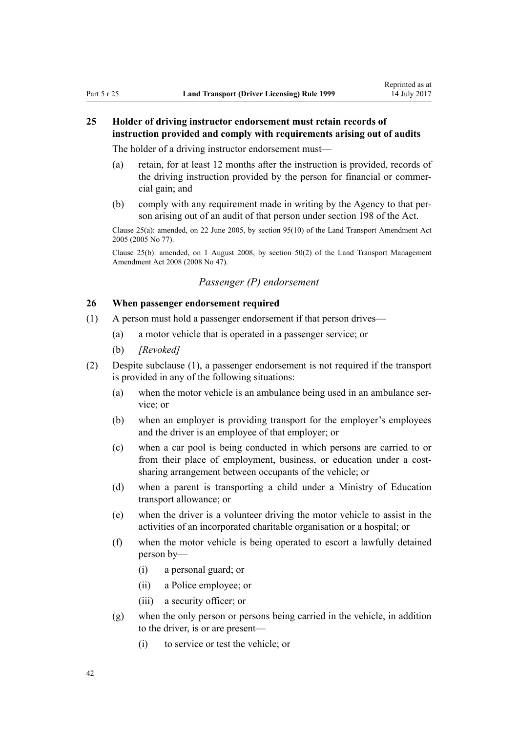### 25 Holder of driving instructor endorsement must retain records of instruction provided and comply with requirements arising out of audits

The holder of a driving instructor endorsement must—

(a) retain, for at least 12 months after the instruction is provided, records of the driving instruction provided by the person for financial or commercial gain; and

(b) comply with any requirement made in writing by the Agency to that person arising out of an audit of that person under section 198 of the Act.

Clause 25(a): amended, on 22 June 2005, by section 95(10) of the Land Transport Amendment Act 2005 (2005 No 77).

Clause 25(b): amended, on 1 August 2008, by section 50(2) of the Land Transport Management Amendment Act 2008 (2008 No 47).

## *Passenger (P) endorsement*

### 26 When passenger endorsement required

(1) A person must hold a passenger endorsement if that person drives—

(a) a motor vehicle that is operated in a passenger service; or

(b) *[Revoked]*

(2) Despite subclause (1), a passenger endorsement is not required if the transport is provided in any of the following situations:

(a) when the motor vehicle is an ambulance being used in an ambulance service; or

(b) when an employer is providing transport for the employer's employees and the driver is an employee of that employer; or

(c) when a car pool is being conducted in which persons are carried to or from their place of employment, business, or education under a cost-sharing arrangement between occupants of the vehicle; or

(d) when a parent is transporting a child under a Ministry of Education transport allowance; or

(e) when the driver is a volunteer driving the motor vehicle to assist in the activities of an incorporated charitable organisation or a hospital; or

(f) when the motor vehicle is being operated to escort a lawfully detained person by—

(i) a personal guard; or

(ii) a Police employee; or

(iii) a security officer; or

(g) when the only person or persons being carried in the vehicle, in addition to the driver, is or are present—

(i) to service or test the vehicle; or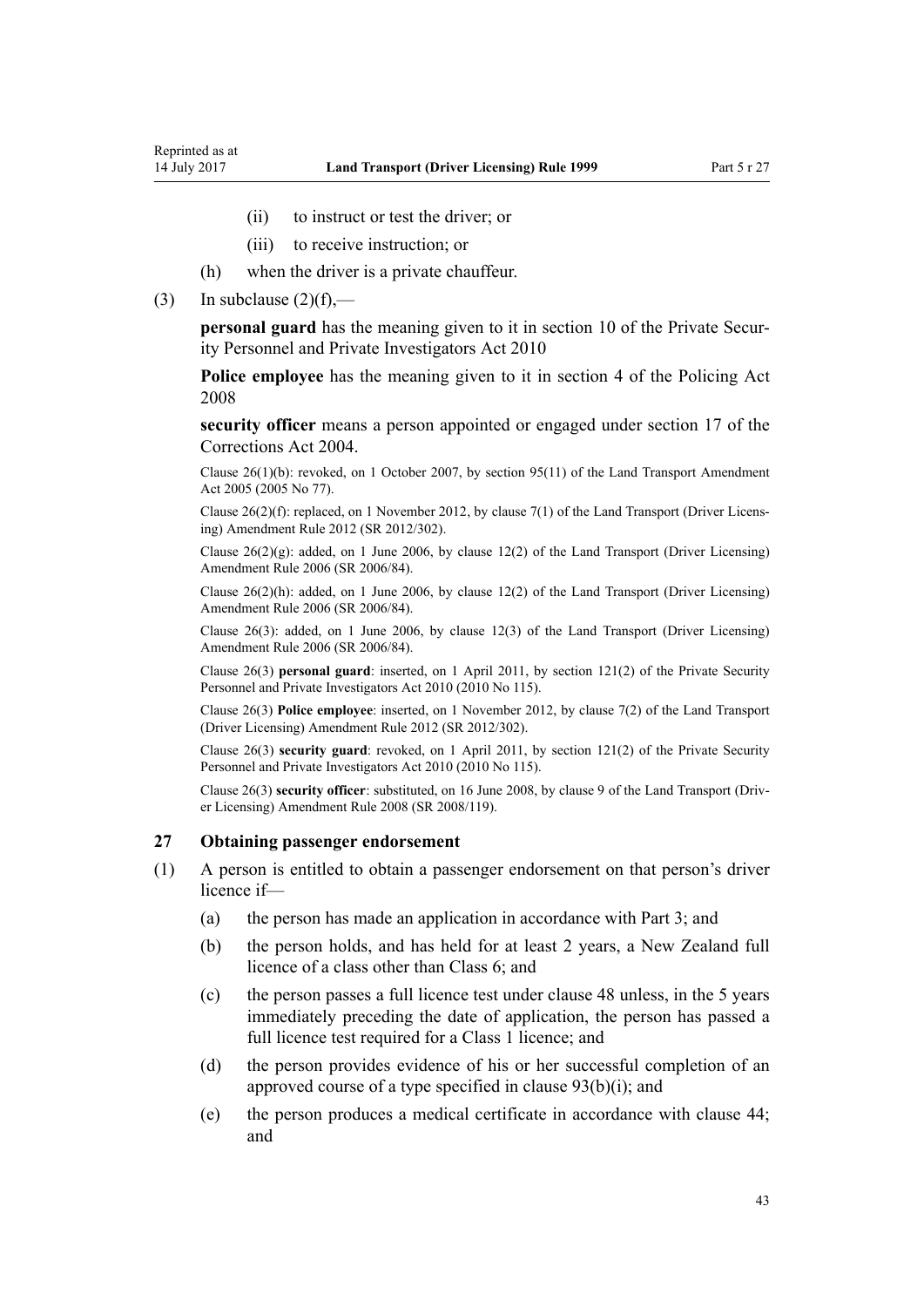- (ii) to instruct or test the driver; or
- (iii) to receive instruction; or

(h) when the driver is a private chauffeur.

(3) In subclause (2)(f),—

**personal guard** has the meaning given to it in section 10 of the Private Security Personnel and Private Investigators Act 2010

**Police employee** has the meaning given to it in section 4 of the Policing Act 2008

**security officer** means a person appointed or engaged under section 17 of the Corrections Act 2004.

Clause 26(1)(b): revoked, on 1 October 2007, by section 95(11) of the Land Transport Amendment Act 2005 (2005 No 77).

Clause 26(2)(f): replaced, on 1 November 2012, by clause 7(1) of the Land Transport (Driver Licensing) Amendment Rule 2012 (SR 2012/302).

Clause 26(2)(g): added, on 1 June 2006, by clause 12(2) of the Land Transport (Driver Licensing) Amendment Rule 2006 (SR 2006/84).

Clause 26(2)(h): added, on 1 June 2006, by clause 12(2) of the Land Transport (Driver Licensing) Amendment Rule 2006 (SR 2006/84).

Clause 26(3): added, on 1 June 2006, by clause 12(3) of the Land Transport (Driver Licensing) Amendment Rule 2006 (SR 2006/84).

Clause 26(3) **personal guard**: inserted, on 1 April 2011, by section 121(2) of the Private Security Personnel and Private Investigators Act 2010 (2010 No 115).

Clause 26(3) **Police employee**: inserted, on 1 November 2012, by clause 7(2) of the Land Transport (Driver Licensing) Amendment Rule 2012 (SR 2012/302).

Clause 26(3) **security guard**: revoked, on 1 April 2011, by section 121(2) of the Private Security Personnel and Private Investigators Act 2010 (2010 No 115).

Clause 26(3) **security officer**: substituted, on 16 June 2008, by clause 9 of the Land Transport (Driver Licensing) Amendment Rule 2008 (SR 2008/119).

### 27 Obtaining passenger endorsement

(1) A person is entitled to obtain a passenger endorsement on that person's driver licence if—

- (a) the person has made an application in accordance with Part 3; and
- (b) the person holds, and has held for at least 2 years, a New Zealand full licence of a class other than Class 6; and
- (c) the person passes a full licence test under clause 48 unless, in the 5 years immediately preceding the date of application, the person has passed a full licence test required for a Class 1 licence; and
- (d) the person provides evidence of his or her successful completion of an approved course of a type specified in clause 93(b)(i); and
- (e) the person produces a medical certificate in accordance with clause 44; and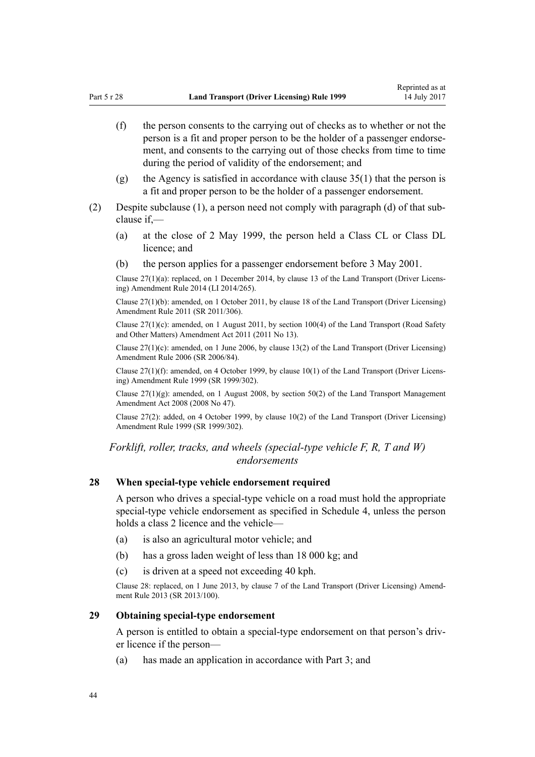(f) the person consents to the carrying out of checks as to whether or not the person is a fit and proper person to be the holder of a passenger endorsement, and consents to the carrying out of those checks from time to time during the period of validity of the endorsement; and

(g) the Agency is satisfied in accordance with clause 35(1) that the person is a fit and proper person to be the holder of a passenger endorsement.

(2) Despite subclause (1), a person need not comply with paragraph (d) of that subclause if,—

(a) at the close of 2 May 1999, the person held a Class CL or Class DL licence; and

(b) the person applies for a passenger endorsement before 3 May 2001.

Clause 27(1)(a): replaced, on 1 December 2014, by clause 13 of the Land Transport (Driver Licensing) Amendment Rule 2014 (LI 2014/265).

Clause 27(1)(b): amended, on 1 October 2011, by clause 18 of the Land Transport (Driver Licensing) Amendment Rule 2011 (SR 2011/306).

Clause 27(1)(c): amended, on 1 August 2011, by section 100(4) of the Land Transport (Road Safety and Other Matters) Amendment Act 2011 (2011 No 13).

Clause 27(1)(c): amended, on 1 June 2006, by clause 13(2) of the Land Transport (Driver Licensing) Amendment Rule 2006 (SR 2006/84).

Clause 27(1)(f): amended, on 4 October 1999, by clause 10(1) of the Land Transport (Driver Licensing) Amendment Rule 1999 (SR 1999/302).

Clause 27(1)(g): amended, on 1 August 2008, by section 50(2) of the Land Transport Management Amendment Act 2008 (2008 No 47).

Clause 27(2): added, on 4 October 1999, by clause 10(2) of the Land Transport (Driver Licensing) Amendment Rule 1999 (SR 1999/302).

*Forklift, roller, tracks, and wheels (special-type vehicle F, R, T and W) endorsements*

## 28 When special-type vehicle endorsement required

A person who drives a special-type vehicle on a road must hold the appropriate special-type vehicle endorsement as specified in Schedule 4, unless the person holds a class 2 licence and the vehicle—

(a) is also an agricultural motor vehicle; and

(b) has a gross laden weight of less than 18 000 kg; and

(c) is driven at a speed not exceeding 40 kph.

Clause 28: replaced, on 1 June 2013, by clause 7 of the Land Transport (Driver Licensing) Amendment Rule 2013 (SR 2013/100).

## 29 Obtaining special-type endorsement

A person is entitled to obtain a special-type endorsement on that person's driver licence if the person—

(a) has made an application in accordance with Part 3; and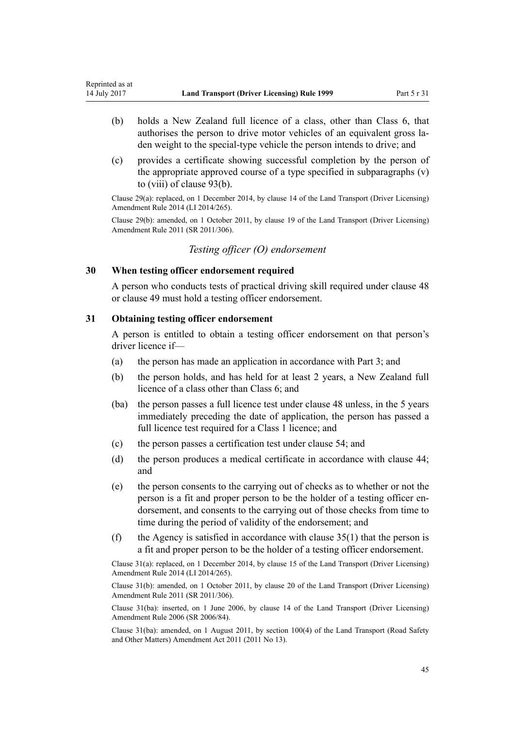(b) holds a New Zealand full licence of a class, other than Class 6, that authorises the person to drive motor vehicles of an equivalent gross laden weight to the special-type vehicle the person intends to drive; and

(c) provides a certificate showing successful completion by the person of the appropriate approved course of a type specified in subparagraphs (v) to (viii) of clause 93(b).

Clause 29(a): replaced, on 1 December 2014, by clause 14 of the Land Transport (Driver Licensing) Amendment Rule 2014 (LI 2014/265).

Clause 29(b): amended, on 1 October 2011, by clause 19 of the Land Transport (Driver Licensing) Amendment Rule 2011 (SR 2011/306).

*Testing officer (O) endorsement*

### 30 When testing officer endorsement required

A person who conducts tests of practical driving skill required under clause 48 or clause 49 must hold a testing officer endorsement.

### 31 Obtaining testing officer endorsement

A person is entitled to obtain a testing officer endorsement on that person's driver licence if—

(a) the person has made an application in accordance with Part 3; and

(b) the person holds, and has held for at least 2 years, a New Zealand full licence of a class other than Class 6; and

(ba) the person passes a full licence test under clause 48 unless, in the 5 years immediately preceding the date of application, the person has passed a full licence test required for a Class 1 licence; and

(c) the person passes a certification test under clause 54; and

(d) the person produces a medical certificate in accordance with clause 44; and

(e) the person consents to the carrying out of checks as to whether or not the person is a fit and proper person to be the holder of a testing officer endorsement, and consents to the carrying out of those checks from time to time during the period of validity of the endorsement; and

(f) the Agency is satisfied in accordance with clause 35(1) that the person is a fit and proper person to be the holder of a testing officer endorsement.

Clause 31(a): replaced, on 1 December 2014, by clause 15 of the Land Transport (Driver Licensing) Amendment Rule 2014 (LI 2014/265).

Clause 31(b): amended, on 1 October 2011, by clause 20 of the Land Transport (Driver Licensing) Amendment Rule 2011 (SR 2011/306).

Clause 31(ba): inserted, on 1 June 2006, by clause 14 of the Land Transport (Driver Licensing) Amendment Rule 2006 (SR 2006/84).

Clause 31(ba): amended, on 1 August 2011, by section 100(4) of the Land Transport (Road Safety and Other Matters) Amendment Act 2011 (2011 No 13).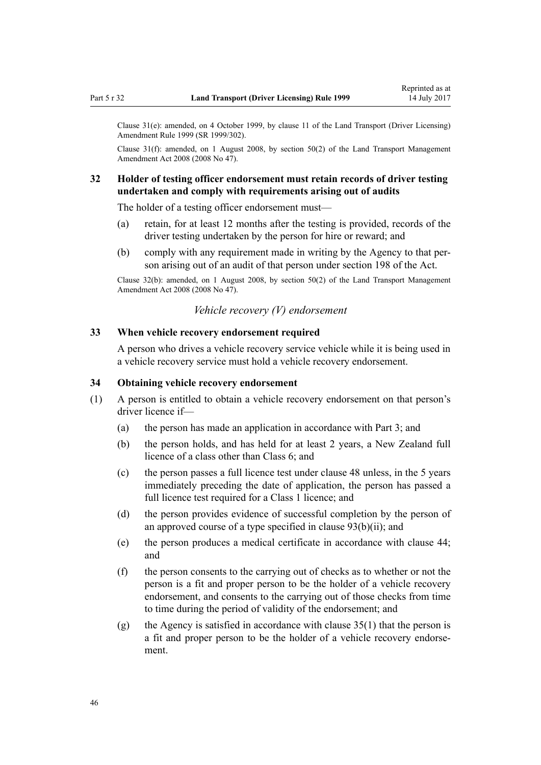Clause 31(e): amended, on 4 October 1999, by clause 11 of the Land Transport (Driver Licensing) Amendment Rule 1999 (SR 1999/302).

Clause 31(f): amended, on 1 August 2008, by section 50(2) of the Land Transport Management Amendment Act 2008 (2008 No 47).

### 32 Holder of testing officer endorsement must retain records of driver testing undertaken and comply with requirements arising out of audits

The holder of a testing officer endorsement must—

(a) retain, for at least 12 months after the testing is provided, records of the driver testing undertaken by the person for hire or reward; and

(b) comply with any requirement made in writing by the Agency to that person arising out of an audit of that person under section 198 of the Act.

Clause 32(b): amended, on 1 August 2008, by section 50(2) of the Land Transport Management Amendment Act 2008 (2008 No 47).

*Vehicle recovery (V) endorsement*

### 33 When vehicle recovery endorsement required

A person who drives a vehicle recovery service vehicle while it is being used in a vehicle recovery service must hold a vehicle recovery endorsement.

### 34 Obtaining vehicle recovery endorsement

(1) A person is entitled to obtain a vehicle recovery endorsement on that person's driver licence if—

(a) the person has made an application in accordance with Part 3; and

(b) the person holds, and has held for at least 2 years, a New Zealand full licence of a class other than Class 6; and

(c) the person passes a full licence test under clause 48 unless, in the 5 years immediately preceding the date of application, the person has passed a full licence test required for a Class 1 licence; and

(d) the person provides evidence of successful completion by the person of an approved course of a type specified in clause 93(b)(ii); and

(e) the person produces a medical certificate in accordance with clause 44; and

(f) the person consents to the carrying out of checks as to whether or not the person is a fit and proper person to be the holder of a vehicle recovery endorsement, and consents to the carrying out of those checks from time to time during the period of validity of the endorsement; and

(g) the Agency is satisfied in accordance with clause 35(1) that the person is a fit and proper person to be the holder of a vehicle recovery endorsement.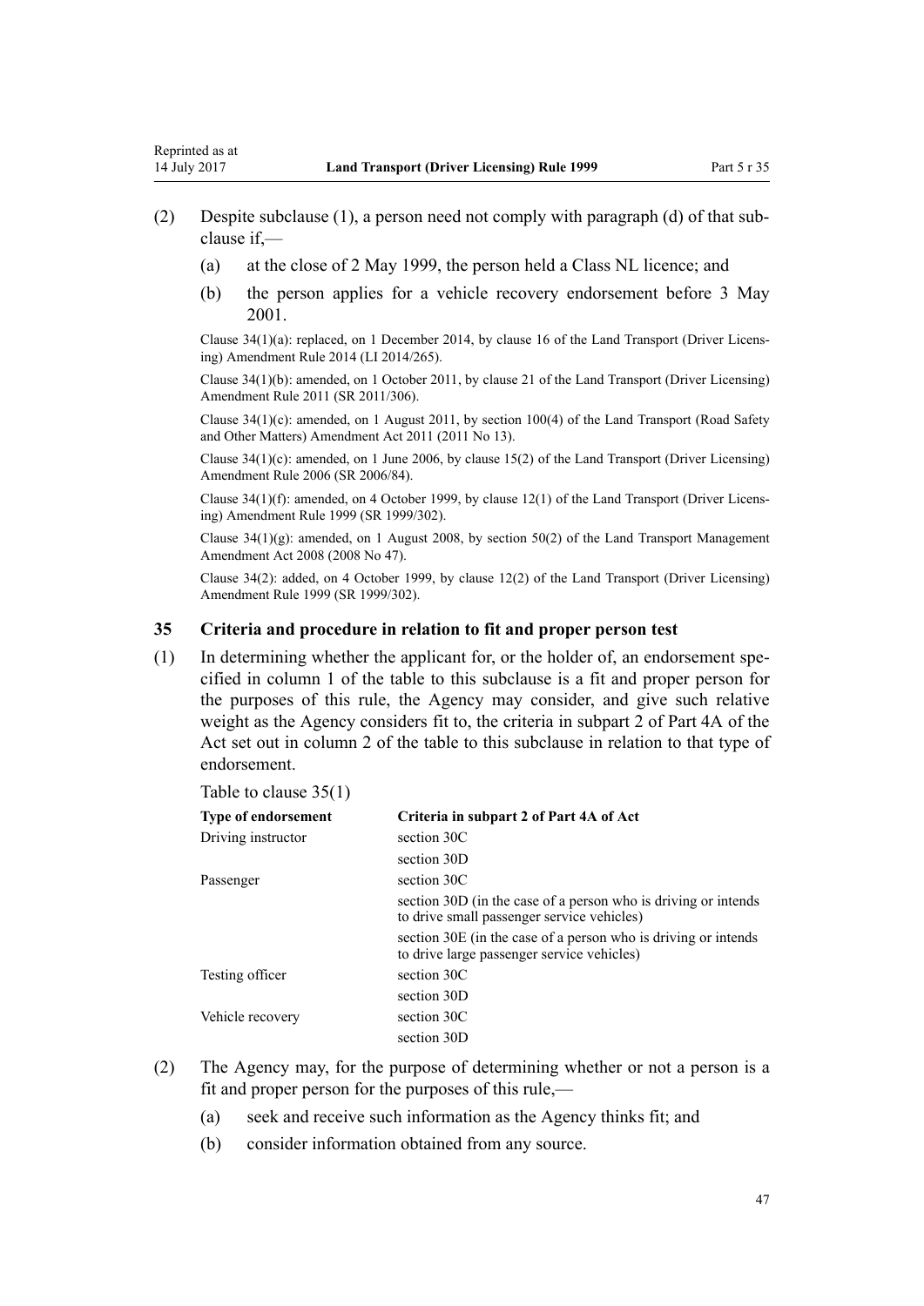(2) Despite subclause (1), a person need not comply with paragraph (d) of that subclause if,—

   (a) at the close of 2 May 1999, the person held a Class NL licence; and

   (b) the person applies for a vehicle recovery endorsement before 3 May 2001.

Clause 34(1)(a): replaced, on 1 December 2014, by clause 16 of the Land Transport (Driver Licensing) Amendment Rule 2014 (LI 2014/265).

Clause 34(1)(b): amended, on 1 October 2011, by clause 21 of the Land Transport (Driver Licensing) Amendment Rule 2011 (SR 2011/306).

Clause 34(1)(c): amended, on 1 August 2011, by section 100(4) of the Land Transport (Road Safety and Other Matters) Amendment Act 2011 (2011 No 13).

Clause 34(1)(c): amended, on 1 June 2006, by clause 15(2) of the Land Transport (Driver Licensing) Amendment Rule 2006 (SR 2006/84).

Clause 34(1)(f): amended, on 4 October 1999, by clause 12(1) of the Land Transport (Driver Licensing) Amendment Rule 1999 (SR 1999/302).

Clause 34(1)(g): amended, on 1 August 2008, by section 50(2) of the Land Transport Management Amendment Act 2008 (2008 No 47).

Clause 34(2): added, on 4 October 1999, by clause 12(2) of the Land Transport (Driver Licensing) Amendment Rule 1999 (SR 1999/302).

### 35 Criteria and procedure in relation to fit and proper person test

(1) In determining whether the applicant for, or the holder of, an endorsement specified in column 1 of the table to this subclause is a fit and proper person for the purposes of this rule, the Agency may consider, and give such relative weight as the Agency considers fit to, the criteria in subpart 2 of Part 4A of the Act set out in column 2 of the table to this subclause in relation to that type of endorsement.

Table to clause 35(1)

| Type of endorsement | Criteria in subpart 2 of Part 4A of Act |
|---|---|
| Driving instructor | section 30C |
| | section 30D |
| Passenger | section 30C |
| | section 30D (in the case of a person who is driving or intends to drive small passenger service vehicles) |
| | section 30E (in the case of a person who is driving or intends to drive large passenger service vehicles) |
| Testing officer | section 30C |
| | section 30D |
| Vehicle recovery | section 30C |
| | section 30D |

(2) The Agency may, for the purpose of determining whether or not a person is a fit and proper person for the purposes of this rule,—

   (a) seek and receive such information as the Agency thinks fit; and

   (b) consider information obtained from any source.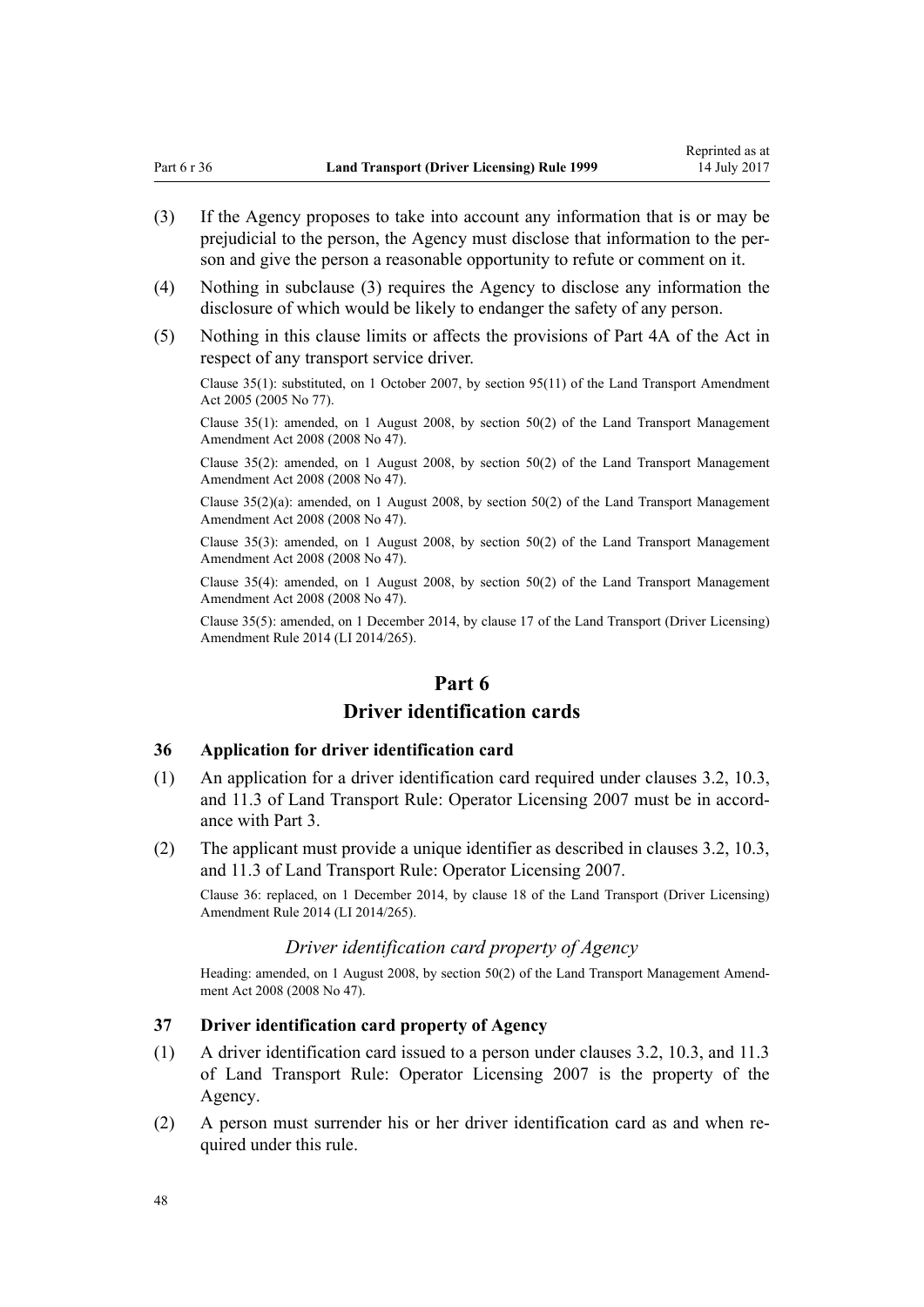(3) If the Agency proposes to take into account any information that is or may be prejudicial to the person, the Agency must disclose that information to the person and give the person a reasonable opportunity to refute or comment on it.

(4) Nothing in subclause (3) requires the Agency to disclose any information the disclosure of which would be likely to endanger the safety of any person.

(5) Nothing in this clause limits or affects the provisions of Part 4A of the Act in respect of any transport service driver.

Clause 35(1): substituted, on 1 October 2007, by section 95(11) of the Land Transport Amendment Act 2005 (2005 No 77).

Clause 35(1): amended, on 1 August 2008, by section 50(2) of the Land Transport Management Amendment Act 2008 (2008 No 47).

Clause 35(2): amended, on 1 August 2008, by section 50(2) of the Land Transport Management Amendment Act 2008 (2008 No 47).

Clause 35(2)(a): amended, on 1 August 2008, by section 50(2) of the Land Transport Management Amendment Act 2008 (2008 No 47).

Clause 35(3): amended, on 1 August 2008, by section 50(2) of the Land Transport Management Amendment Act 2008 (2008 No 47).

Clause 35(4): amended, on 1 August 2008, by section 50(2) of the Land Transport Management Amendment Act 2008 (2008 No 47).

Clause 35(5): amended, on 1 December 2014, by clause 17 of the Land Transport (Driver Licensing) Amendment Rule 2014 (LI 2014/265).

# Part 6
# Driver identification cards

### 36 Application for driver identification card

(1) An application for a driver identification card required under clauses 3.2, 10.3, and 11.3 of Land Transport Rule: Operator Licensing 2007 must be in accordance with Part 3.

(2) The applicant must provide a unique identifier as described in clauses 3.2, 10.3, and 11.3 of Land Transport Rule: Operator Licensing 2007.

Clause 36: replaced, on 1 December 2014, by clause 18 of the Land Transport (Driver Licensing) Amendment Rule 2014 (LI 2014/265).

*Driver identification card property of Agency*

Heading: amended, on 1 August 2008, by section 50(2) of the Land Transport Management Amendment Act 2008 (2008 No 47).

### 37 Driver identification card property of Agency

(1) A driver identification card issued to a person under clauses 3.2, 10.3, and 11.3 of Land Transport Rule: Operator Licensing 2007 is the property of the Agency.

(2) A person must surrender his or her driver identification card as and when required under this rule.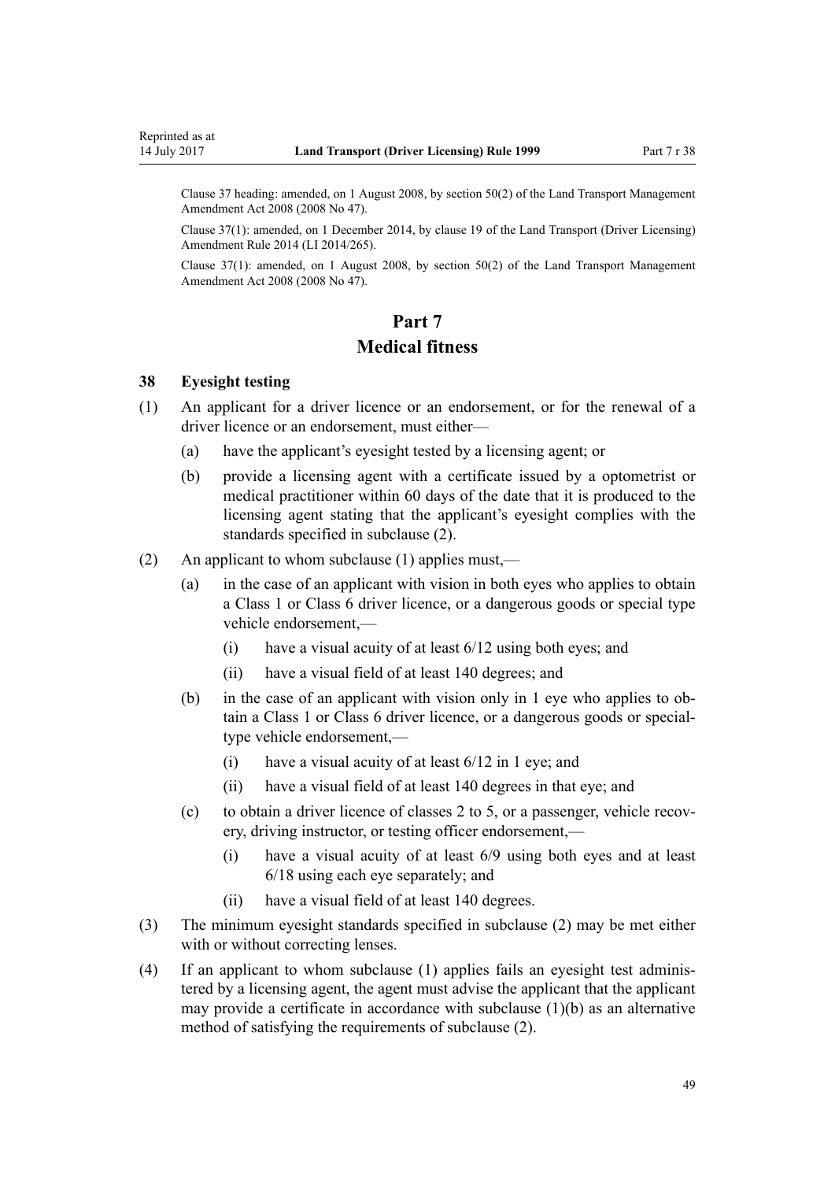Clause 37 heading: amended, on 1 August 2008, by section 50(2) of the Land Transport Management Amendment Act 2008 (2008 No 47).

Clause 37(1): amended, on 1 December 2014, by clause 19 of the Land Transport (Driver Licensing) Amendment Rule 2014 (LI 2014/265).

Clause 37(1): amended, on 1 August 2008, by section 50(2) of the Land Transport Management Amendment Act 2008 (2008 No 47).

# Part 7
# Medical fitness

### 38 Eyesight testing

(1) An applicant for a driver licence or an endorsement, or for the renewal of a driver licence or an endorsement, must either—

   (a) have the applicant's eyesight tested by a licensing agent; or

   (b) provide a licensing agent with a certificate issued by a optometrist or medical practitioner within 60 days of the date that it is produced to the licensing agent stating that the applicant's eyesight complies with the standards specified in subclause (2).

(2) An applicant to whom subclause (1) applies must,—

   (a) in the case of an applicant with vision in both eyes who applies to obtain a Class 1 or Class 6 driver licence, or a dangerous goods or special type vehicle endorsement,—

      (i) have a visual acuity of at least 6/12 using both eyes; and

      (ii) have a visual field of at least 140 degrees; and

   (b) in the case of an applicant with vision only in 1 eye who applies to obtain a Class 1 or Class 6 driver licence, or a dangerous goods or special-type vehicle endorsement,—

      (i) have a visual acuity of at least 6/12 in 1 eye; and

      (ii) have a visual field of at least 140 degrees in that eye; and

   (c) to obtain a driver licence of classes 2 to 5, or a passenger, vehicle recovery, driving instructor, or testing officer endorsement,—

      (i) have a visual acuity of at least 6/9 using both eyes and at least 6/18 using each eye separately; and

      (ii) have a visual field of at least 140 degrees.

(3) The minimum eyesight standards specified in subclause (2) may be met either with or without correcting lenses.

(4) If an applicant to whom subclause (1) applies fails an eyesight test administered by a licensing agent, the agent must advise the applicant that the applicant may provide a certificate in accordance with subclause (1)(b) as an alternative method of satisfying the requirements of subclause (2).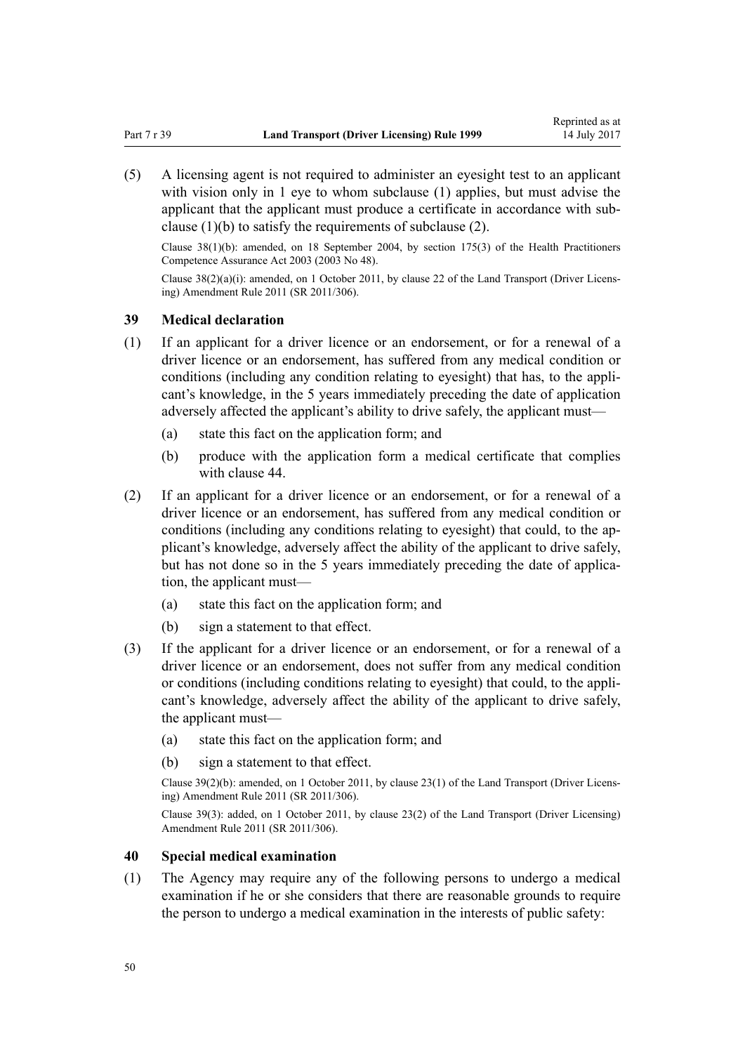(5) A licensing agent is not required to administer an eyesight test to an applicant with vision only in 1 eye to whom subclause (1) applies, but must advise the applicant that the applicant must produce a certificate in accordance with subclause (1)(b) to satisfy the requirements of subclause (2).

Clause 38(1)(b): amended, on 18 September 2004, by section 175(3) of the Health Practitioners Competence Assurance Act 2003 (2003 No 48).

Clause 38(2)(a)(i): amended, on 1 October 2011, by clause 22 of the Land Transport (Driver Licensing) Amendment Rule 2011 (SR 2011/306).

### 39 Medical declaration

(1) If an applicant for a driver licence or an endorsement, or for a renewal of a driver licence or an endorsement, has suffered from any medical condition or conditions (including any condition relating to eyesight) that has, to the applicant's knowledge, in the 5 years immediately preceding the date of application adversely affected the applicant's ability to drive safely, the applicant must—

  (a) state this fact on the application form; and

  (b) produce with the application form a medical certificate that complies with clause 44.

(2) If an applicant for a driver licence or an endorsement, or for a renewal of a driver licence or an endorsement, has suffered from any medical condition or conditions (including any conditions relating to eyesight) that could, to the applicant's knowledge, adversely affect the ability of the applicant to drive safely, but has not done so in the 5 years immediately preceding the date of application, the applicant must—

  (a) state this fact on the application form; and

  (b) sign a statement to that effect.

(3) If the applicant for a driver licence or an endorsement, or for a renewal of a driver licence or an endorsement, does not suffer from any medical condition or conditions (including conditions relating to eyesight) that could, to the applicant's knowledge, adversely affect the ability of the applicant to drive safely, the applicant must—

  (a) state this fact on the application form; and

  (b) sign a statement to that effect.

Clause 39(2)(b): amended, on 1 October 2011, by clause 23(1) of the Land Transport (Driver Licensing) Amendment Rule 2011 (SR 2011/306).

Clause 39(3): added, on 1 October 2011, by clause 23(2) of the Land Transport (Driver Licensing) Amendment Rule 2011 (SR 2011/306).

### 40 Special medical examination

(1) The Agency may require any of the following persons to undergo a medical examination if he or she considers that there are reasonable grounds to require the person to undergo a medical examination in the interests of public safety: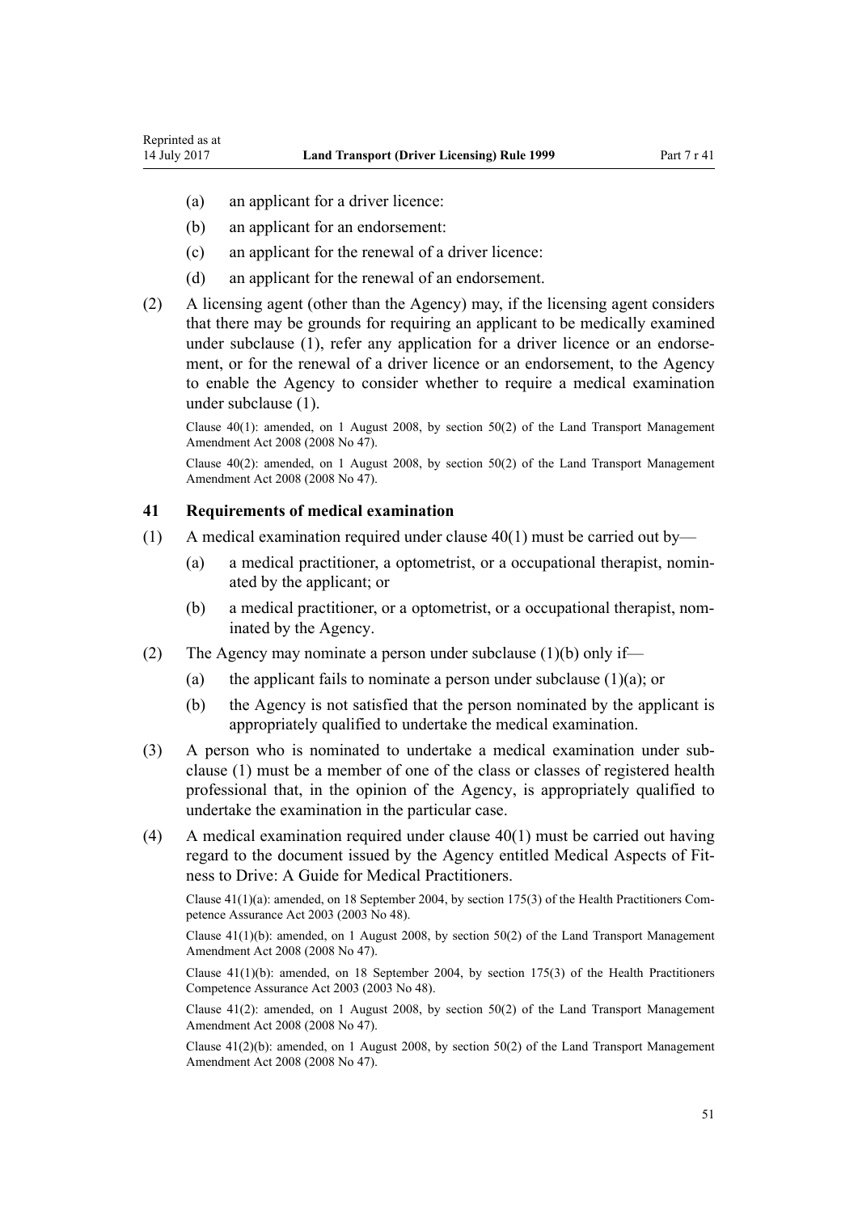(a) an applicant for a driver licence:

(b) an applicant for an endorsement:

(c) an applicant for the renewal of a driver licence:

(d) an applicant for the renewal of an endorsement.

(2) A licensing agent (other than the Agency) may, if the licensing agent considers that there may be grounds for requiring an applicant to be medically examined under subclause (1), refer any application for a driver licence or an endorsement, or for the renewal of a driver licence or an endorsement, to the Agency to enable the Agency to consider whether to require a medical examination under subclause (1).

Clause 40(1): amended, on 1 August 2008, by section 50(2) of the Land Transport Management Amendment Act 2008 (2008 No 47).

Clause 40(2): amended, on 1 August 2008, by section 50(2) of the Land Transport Management Amendment Act 2008 (2008 No 47).

### 41 Requirements of medical examination

(1) A medical examination required under clause 40(1) must be carried out by—

(a) a medical practitioner, a optometrist, or a occupational therapist, nominated by the applicant; or

(b) a medical practitioner, or a optometrist, or a occupational therapist, nominated by the Agency.

(2) The Agency may nominate a person under subclause (1)(b) only if—

(a) the applicant fails to nominate a person under subclause (1)(a); or

(b) the Agency is not satisfied that the person nominated by the applicant is appropriately qualified to undertake the medical examination.

(3) A person who is nominated to undertake a medical examination under subclause (1) must be a member of one of the class or classes of registered health professional that, in the opinion of the Agency, is appropriately qualified to undertake the examination in the particular case.

(4) A medical examination required under clause 40(1) must be carried out having regard to the document issued by the Agency entitled Medical Aspects of Fitness to Drive: A Guide for Medical Practitioners.

Clause 41(1)(a): amended, on 18 September 2004, by section 175(3) of the Health Practitioners Competence Assurance Act 2003 (2003 No 48).

Clause 41(1)(b): amended, on 1 August 2008, by section 50(2) of the Land Transport Management Amendment Act 2008 (2008 No 47).

Clause 41(1)(b): amended, on 18 September 2004, by section 175(3) of the Health Practitioners Competence Assurance Act 2003 (2003 No 48).

Clause 41(2): amended, on 1 August 2008, by section 50(2) of the Land Transport Management Amendment Act 2008 (2008 No 47).

Clause 41(2)(b): amended, on 1 August 2008, by section 50(2) of the Land Transport Management Amendment Act 2008 (2008 No 47).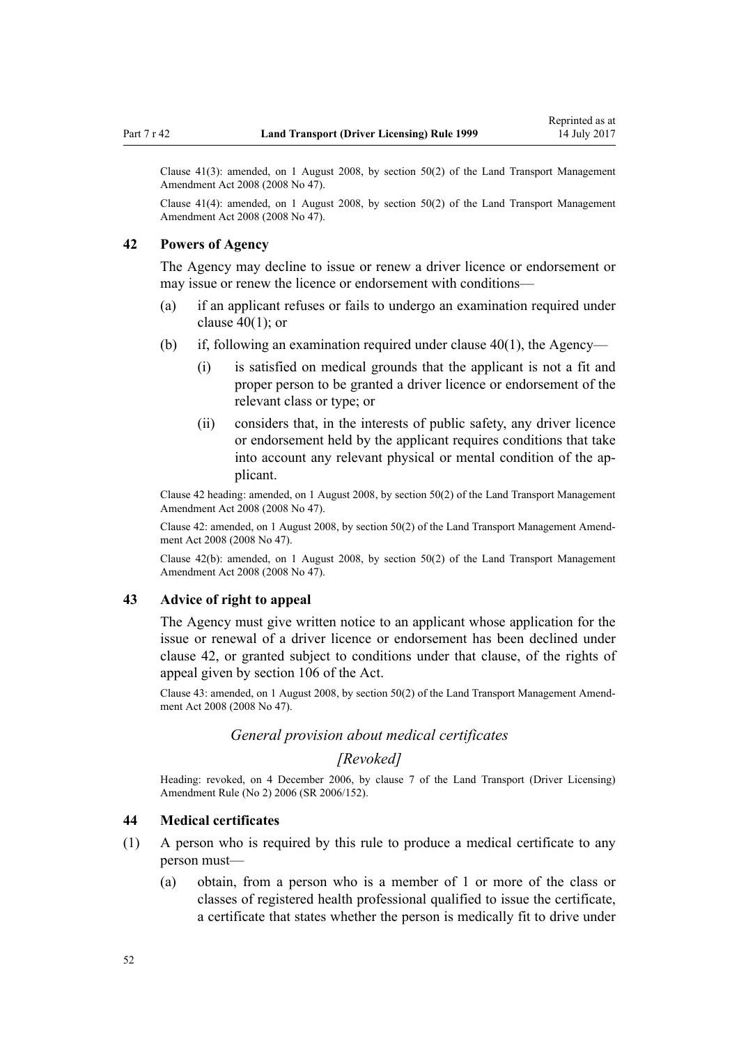Clause 41(3): amended, on 1 August 2008, by section 50(2) of the Land Transport Management Amendment Act 2008 (2008 No 47).

Clause 41(4): amended, on 1 August 2008, by section 50(2) of the Land Transport Management Amendment Act 2008 (2008 No 47).

### 42 Powers of Agency

The Agency may decline to issue or renew a driver licence or endorsement or may issue or renew the licence or endorsement with conditions—

(a) if an applicant refuses or fails to undergo an examination required under clause 40(1); or

(b) if, following an examination required under clause 40(1), the Agency—

  (i) is satisfied on medical grounds that the applicant is not a fit and proper person to be granted a driver licence or endorsement of the relevant class or type; or

  (ii) considers that, in the interests of public safety, any driver licence or endorsement held by the applicant requires conditions that take into account any relevant physical or mental condition of the applicant.

Clause 42 heading: amended, on 1 August 2008, by section 50(2) of the Land Transport Management Amendment Act 2008 (2008 No 47).

Clause 42: amended, on 1 August 2008, by section 50(2) of the Land Transport Management Amendment Act 2008 (2008 No 47).

Clause 42(b): amended, on 1 August 2008, by section 50(2) of the Land Transport Management Amendment Act 2008 (2008 No 47).

### 43 Advice of right to appeal

The Agency must give written notice to an applicant whose application for the issue or renewal of a driver licence or endorsement has been declined under clause 42, or granted subject to conditions under that clause, of the rights of appeal given by section 106 of the Act.

Clause 43: amended, on 1 August 2008, by section 50(2) of the Land Transport Management Amendment Act 2008 (2008 No 47).

*General provision about medical certificates*

*[Revoked]*

Heading: revoked, on 4 December 2006, by clause 7 of the Land Transport (Driver Licensing) Amendment Rule (No 2) 2006 (SR 2006/152).

### 44 Medical certificates

(1) A person who is required by this rule to produce a medical certificate to any person must—

  (a) obtain, from a person who is a member of 1 or more of the class or classes of registered health professional qualified to issue the certificate, a certificate that states whether the person is medically fit to drive under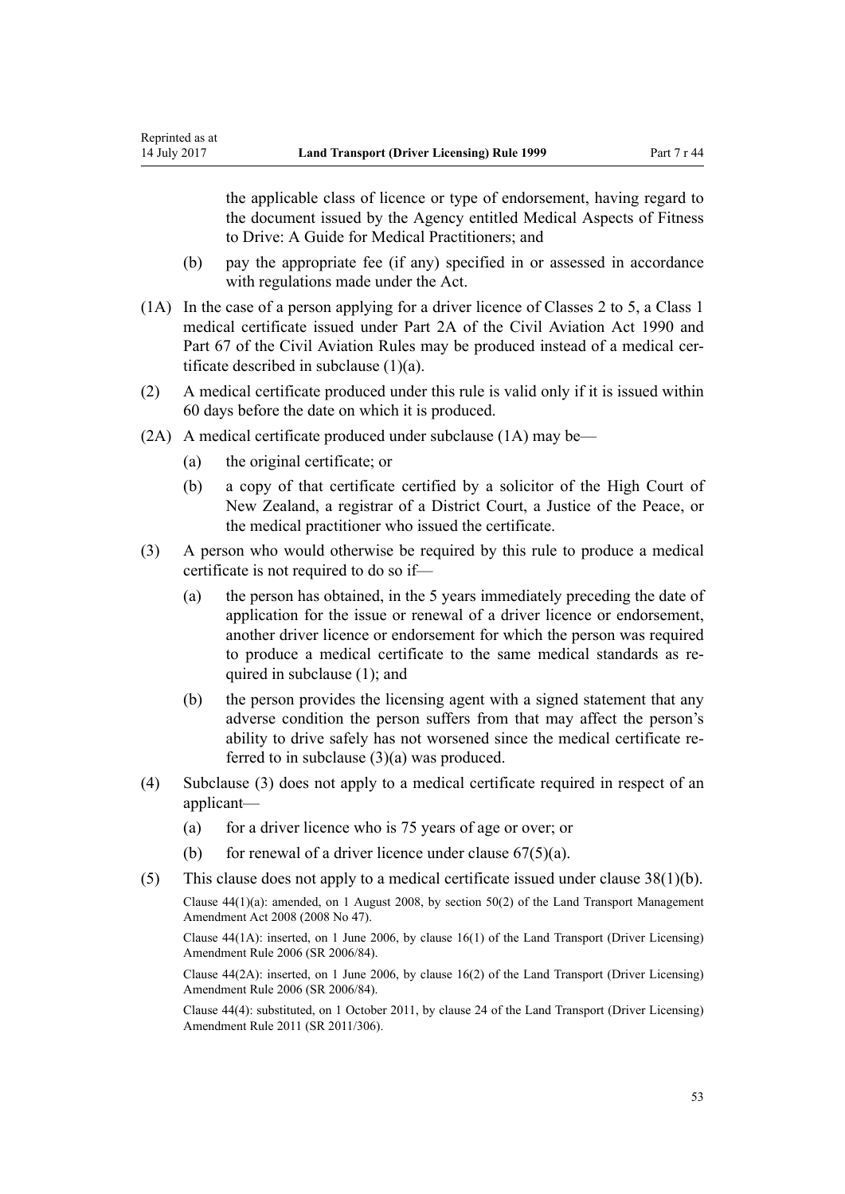the applicable class of licence or type of endorsement, having regard to the document issued by the Agency entitled Medical Aspects of Fitness to Drive: A Guide for Medical Practitioners; and

(b) pay the appropriate fee (if any) specified in or assessed in accordance with regulations made under the Act.

(1A) In the case of a person applying for a driver licence of Classes 2 to 5, a Class 1 medical certificate issued under Part 2A of the Civil Aviation Act 1990 and Part 67 of the Civil Aviation Rules may be produced instead of a medical certificate described in subclause (1)(a).

(2) A medical certificate produced under this rule is valid only if it is issued within 60 days before the date on which it is produced.

(2A) A medical certificate produced under subclause (1A) may be—

(a) the original certificate; or

(b) a copy of that certificate certified by a solicitor of the High Court of New Zealand, a registrar of a District Court, a Justice of the Peace, or the medical practitioner who issued the certificate.

(3) A person who would otherwise be required by this rule to produce a medical certificate is not required to do so if—

(a) the person has obtained, in the 5 years immediately preceding the date of application for the issue or renewal of a driver licence or endorsement, another driver licence or endorsement for which the person was required to produce a medical certificate to the same medical standards as required in subclause (1); and

(b) the person provides the licensing agent with a signed statement that any adverse condition the person suffers from that may affect the person's ability to drive safely has not worsened since the medical certificate referred to in subclause (3)(a) was produced.

(4) Subclause (3) does not apply to a medical certificate required in respect of an applicant—

(a) for a driver licence who is 75 years of age or over; or

(b) for renewal of a driver licence under clause 67(5)(a).

(5) This clause does not apply to a medical certificate issued under clause 38(1)(b).

Clause 44(1)(a): amended, on 1 August 2008, by section 50(2) of the Land Transport Management Amendment Act 2008 (2008 No 47).

Clause 44(1A): inserted, on 1 June 2006, by clause 16(1) of the Land Transport (Driver Licensing) Amendment Rule 2006 (SR 2006/84).

Clause 44(2A): inserted, on 1 June 2006, by clause 16(2) of the Land Transport (Driver Licensing) Amendment Rule 2006 (SR 2006/84).

Clause 44(4): substituted, on 1 October 2011, by clause 24 of the Land Transport (Driver Licensing) Amendment Rule 2011 (SR 2011/306).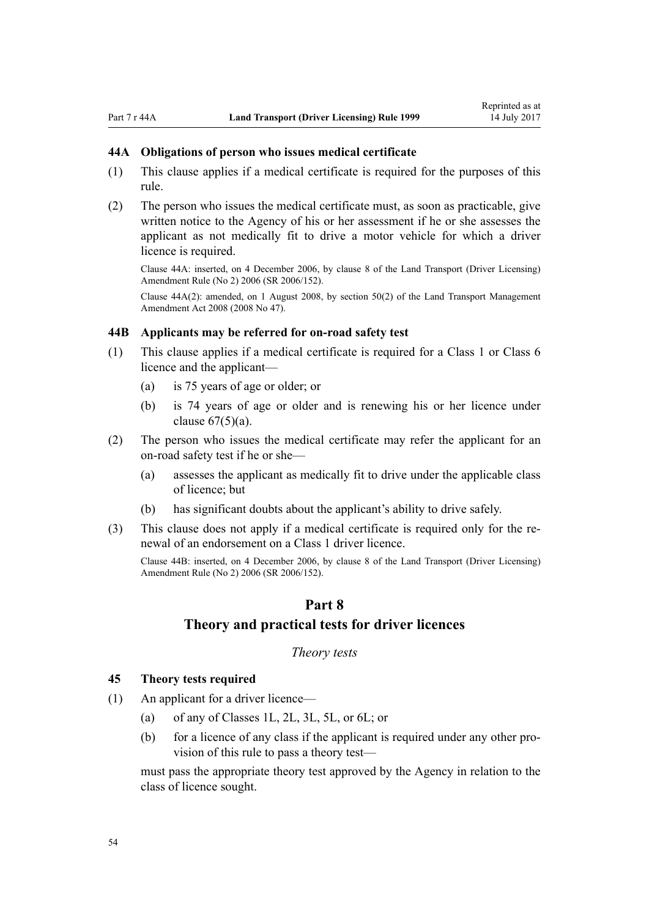### 44A Obligations of person who issues medical certificate

(1) This clause applies if a medical certificate is required for the purposes of this rule.

(2) The person who issues the medical certificate must, as soon as practicable, give written notice to the Agency of his or her assessment if he or she assesses the applicant as not medically fit to drive a motor vehicle for which a driver licence is required.

Clause 44A: inserted, on 4 December 2006, by clause 8 of the Land Transport (Driver Licensing) Amendment Rule (No 2) 2006 (SR 2006/152).

Clause 44A(2): amended, on 1 August 2008, by section 50(2) of the Land Transport Management Amendment Act 2008 (2008 No 47).

### 44B Applicants may be referred for on-road safety test

(1) This clause applies if a medical certificate is required for a Class 1 or Class 6 licence and the applicant—

- (a) is 75 years of age or older; or
- (b) is 74 years of age or older and is renewing his or her licence under clause 67(5)(a).

(2) The person who issues the medical certificate may refer the applicant for an on-road safety test if he or she—

- (a) assesses the applicant as medically fit to drive under the applicable class of licence; but
- (b) has significant doubts about the applicant's ability to drive safely.

(3) This clause does not apply if a medical certificate is required only for the renewal of an endorsement on a Class 1 driver licence.

Clause 44B: inserted, on 4 December 2006, by clause 8 of the Land Transport (Driver Licensing) Amendment Rule (No 2) 2006 (SR 2006/152).

## Part 8
## Theory and practical tests for driver licences

*Theory tests*

### 45 Theory tests required

(1) An applicant for a driver licence—

- (a) of any of Classes 1L, 2L, 3L, 5L, or 6L; or
- (b) for a licence of any class if the applicant is required under any other provision of this rule to pass a theory test—

must pass the appropriate theory test approved by the Agency in relation to the class of licence sought.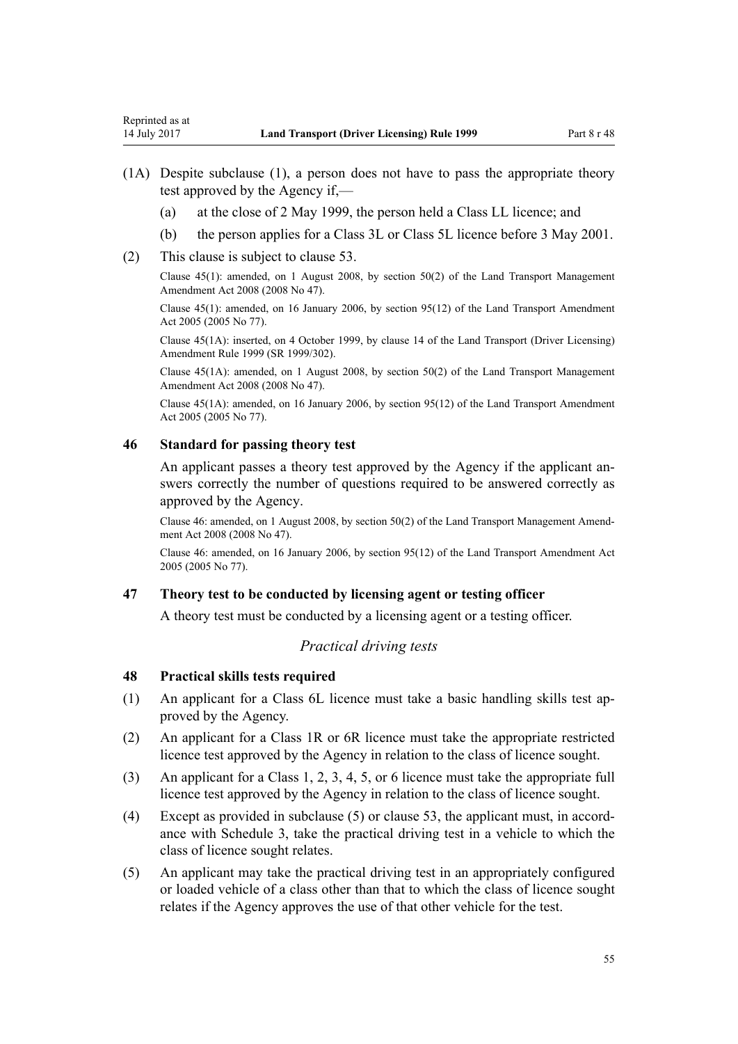(1A) Despite subclause (1), a person does not have to pass the appropriate theory test approved by the Agency if,—

(a) at the close of 2 May 1999, the person held a Class LL licence; and

(b) the person applies for a Class 3L or Class 5L licence before 3 May 2001.

(2) This clause is subject to clause 53.

Clause 45(1): amended, on 1 August 2008, by section 50(2) of the Land Transport Management Amendment Act 2008 (2008 No 47).

Clause 45(1): amended, on 16 January 2006, by section 95(12) of the Land Transport Amendment Act 2005 (2005 No 77).

Clause 45(1A): inserted, on 4 October 1999, by clause 14 of the Land Transport (Driver Licensing) Amendment Rule 1999 (SR 1999/302).

Clause 45(1A): amended, on 1 August 2008, by section 50(2) of the Land Transport Management Amendment Act 2008 (2008 No 47).

Clause 45(1A): amended, on 16 January 2006, by section 95(12) of the Land Transport Amendment Act 2005 (2005 No 77).

### 46 Standard for passing theory test

An applicant passes a theory test approved by the Agency if the applicant answers correctly the number of questions required to be answered correctly as approved by the Agency.

Clause 46: amended, on 1 August 2008, by section 50(2) of the Land Transport Management Amendment Act 2008 (2008 No 47).

Clause 46: amended, on 16 January 2006, by section 95(12) of the Land Transport Amendment Act 2005 (2005 No 77).

### 47 Theory test to be conducted by licensing agent or testing officer

A theory test must be conducted by a licensing agent or a testing officer.

*Practical driving tests*

### 48 Practical skills tests required

(1) An applicant for a Class 6L licence must take a basic handling skills test approved by the Agency.

(2) An applicant for a Class 1R or 6R licence must take the appropriate restricted licence test approved by the Agency in relation to the class of licence sought.

(3) An applicant for a Class 1, 2, 3, 4, 5, or 6 licence must take the appropriate full licence test approved by the Agency in relation to the class of licence sought.

(4) Except as provided in subclause (5) or clause 53, the applicant must, in accordance with Schedule 3, take the practical driving test in a vehicle to which the class of licence sought relates.

(5) An applicant may take the practical driving test in an appropriately configured or loaded vehicle of a class other than that to which the class of licence sought relates if the Agency approves the use of that other vehicle for the test.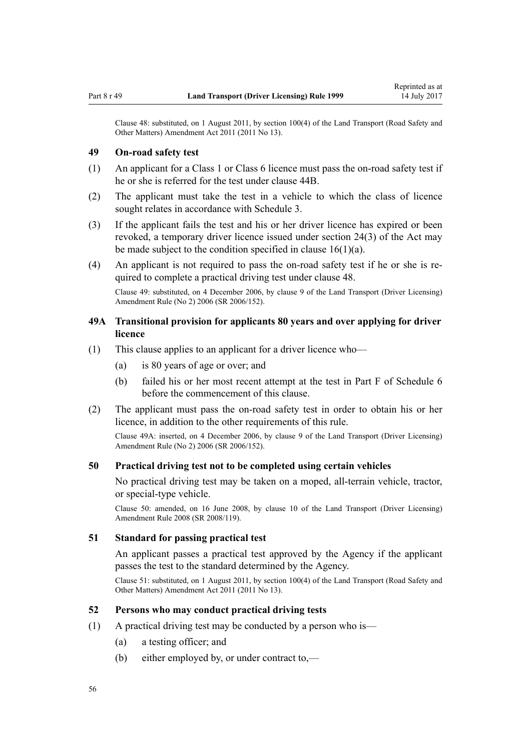Clause 48: substituted, on 1 August 2011, by section 100(4) of the Land Transport (Road Safety and Other Matters) Amendment Act 2011 (2011 No 13).

### 49 On-road safety test

(1) An applicant for a Class 1 or Class 6 licence must pass the on-road safety test if he or she is referred for the test under clause 44B.

(2) The applicant must take the test in a vehicle to which the class of licence sought relates in accordance with Schedule 3.

(3) If the applicant fails the test and his or her driver licence has expired or been revoked, a temporary driver licence issued under section 24(3) of the Act may be made subject to the condition specified in clause 16(1)(a).

(4) An applicant is not required to pass the on-road safety test if he or she is required to complete a practical driving test under clause 48.

Clause 49: substituted, on 4 December 2006, by clause 9 of the Land Transport (Driver Licensing) Amendment Rule (No 2) 2006 (SR 2006/152).

### 49A Transitional provision for applicants 80 years and over applying for driver licence

(1) This clause applies to an applicant for a driver licence who—

- (a) is 80 years of age or over; and
- (b) failed his or her most recent attempt at the test in Part F of Schedule 6 before the commencement of this clause.

(2) The applicant must pass the on-road safety test in order to obtain his or her licence, in addition to the other requirements of this rule.

Clause 49A: inserted, on 4 December 2006, by clause 9 of the Land Transport (Driver Licensing) Amendment Rule (No 2) 2006 (SR 2006/152).

### 50 Practical driving test not to be completed using certain vehicles

No practical driving test may be taken on a moped, all-terrain vehicle, tractor, or special-type vehicle.

Clause 50: amended, on 16 June 2008, by clause 10 of the Land Transport (Driver Licensing) Amendment Rule 2008 (SR 2008/119).

### 51 Standard for passing practical test

An applicant passes a practical test approved by the Agency if the applicant passes the test to the standard determined by the Agency.

Clause 51: substituted, on 1 August 2011, by section 100(4) of the Land Transport (Road Safety and Other Matters) Amendment Act 2011 (2011 No 13).

### 52 Persons who may conduct practical driving tests

(1) A practical driving test may be conducted by a person who is—

- (a) a testing officer; and
- (b) either employed by, or under contract to,—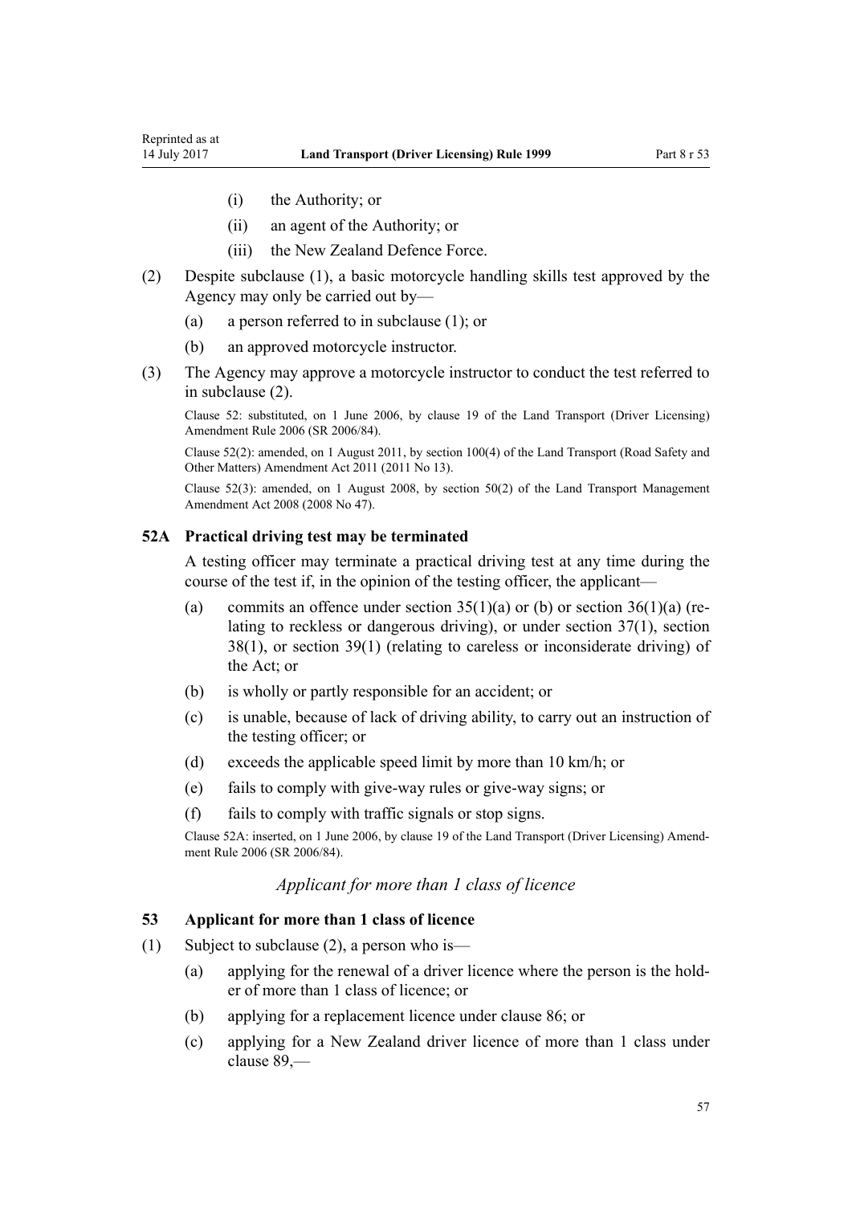- (i) the Authority; or
- (ii) an agent of the Authority; or
- (iii) the New Zealand Defence Force.

(2) Despite subclause (1), a basic motorcycle handling skills test approved by the Agency may only be carried out by—

- (a) a person referred to in subclause (1); or
- (b) an approved motorcycle instructor.

(3) The Agency may approve a motorcycle instructor to conduct the test referred to in subclause (2).

Clause 52: substituted, on 1 June 2006, by clause 19 of the Land Transport (Driver Licensing) Amendment Rule 2006 (SR 2006/84).

Clause 52(2): amended, on 1 August 2011, by section 100(4) of the Land Transport (Road Safety and Other Matters) Amendment Act 2011 (2011 No 13).

Clause 52(3): amended, on 1 August 2008, by section 50(2) of the Land Transport Management Amendment Act 2008 (2008 No 47).

### 52A Practical driving test may be terminated

A testing officer may terminate a practical driving test at any time during the course of the test if, in the opinion of the testing officer, the applicant—

- (a) commits an offence under section 35(1)(a) or (b) or section 36(1)(a) (relating to reckless or dangerous driving), or under section 37(1), section 38(1), or section 39(1) (relating to careless or inconsiderate driving) of the Act; or
- (b) is wholly or partly responsible for an accident; or
- (c) is unable, because of lack of driving ability, to carry out an instruction of the testing officer; or
- (d) exceeds the applicable speed limit by more than 10 km/h; or
- (e) fails to comply with give-way rules or give-way signs; or
- (f) fails to comply with traffic signals or stop signs.

Clause 52A: inserted, on 1 June 2006, by clause 19 of the Land Transport (Driver Licensing) Amendment Rule 2006 (SR 2006/84).

*Applicant for more than 1 class of licence*

### 53 Applicant for more than 1 class of licence

(1) Subject to subclause (2), a person who is—

- (a) applying for the renewal of a driver licence where the person is the holder of more than 1 class of licence; or
- (b) applying for a replacement licence under clause 86; or
- (c) applying for a New Zealand driver licence of more than 1 class under clause 89,—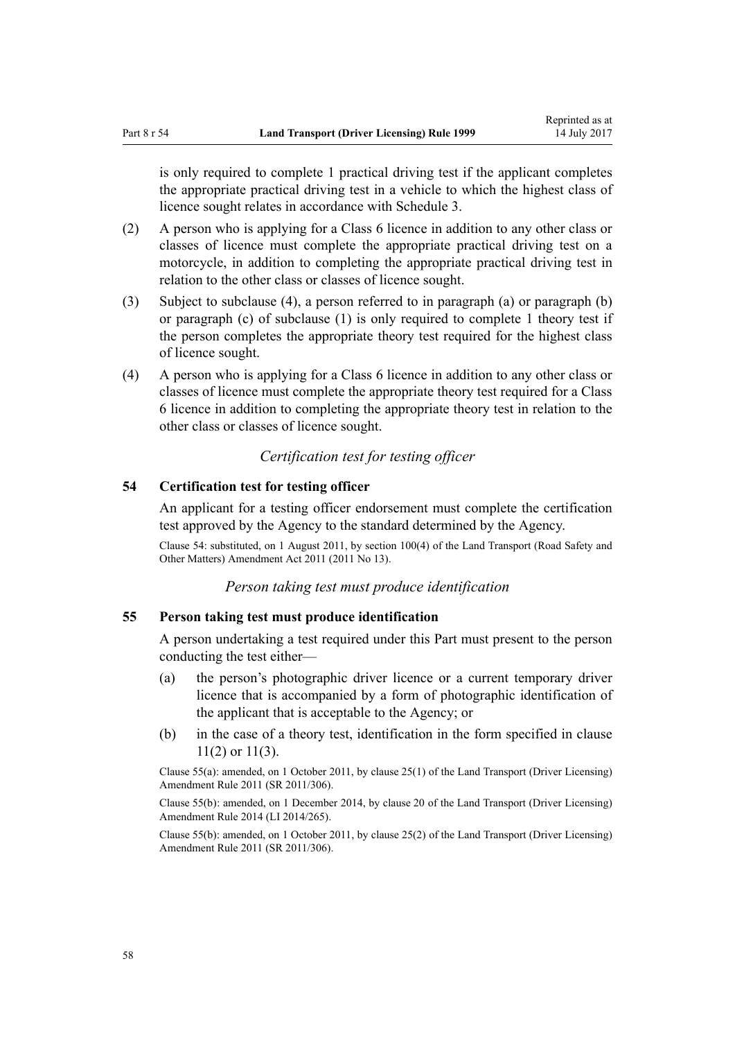is only required to complete 1 practical driving test if the applicant completes the appropriate practical driving test in a vehicle to which the highest class of licence sought relates in accordance with Schedule 3.

(2) A person who is applying for a Class 6 licence in addition to any other class or classes of licence must complete the appropriate practical driving test on a motorcycle, in addition to completing the appropriate practical driving test in relation to the other class or classes of licence sought.

(3) Subject to subclause (4), a person referred to in paragraph (a) or paragraph (b) or paragraph (c) of subclause (1) is only required to complete 1 theory test if the person completes the appropriate theory test required for the highest class of licence sought.

(4) A person who is applying for a Class 6 licence in addition to any other class or classes of licence must complete the appropriate theory test required for a Class 6 licence in addition to completing the appropriate theory test in relation to the other class or classes of licence sought.

*Certification test for testing officer*

### 54 Certification test for testing officer

An applicant for a testing officer endorsement must complete the certification test approved by the Agency to the standard determined by the Agency.

Clause 54: substituted, on 1 August 2011, by section 100(4) of the Land Transport (Road Safety and Other Matters) Amendment Act 2011 (2011 No 13).

*Person taking test must produce identification*

### 55 Person taking test must produce identification

A person undertaking a test required under this Part must present to the person conducting the test either—

(a) the person's photographic driver licence or a current temporary driver licence that is accompanied by a form of photographic identification of the applicant that is acceptable to the Agency; or

(b) in the case of a theory test, identification in the form specified in clause 11(2) or 11(3).

Clause 55(a): amended, on 1 October 2011, by clause 25(1) of the Land Transport (Driver Licensing) Amendment Rule 2011 (SR 2011/306).

Clause 55(b): amended, on 1 December 2014, by clause 20 of the Land Transport (Driver Licensing) Amendment Rule 2014 (LI 2014/265).

Clause 55(b): amended, on 1 October 2011, by clause 25(2) of the Land Transport (Driver Licensing) Amendment Rule 2011 (SR 2011/306).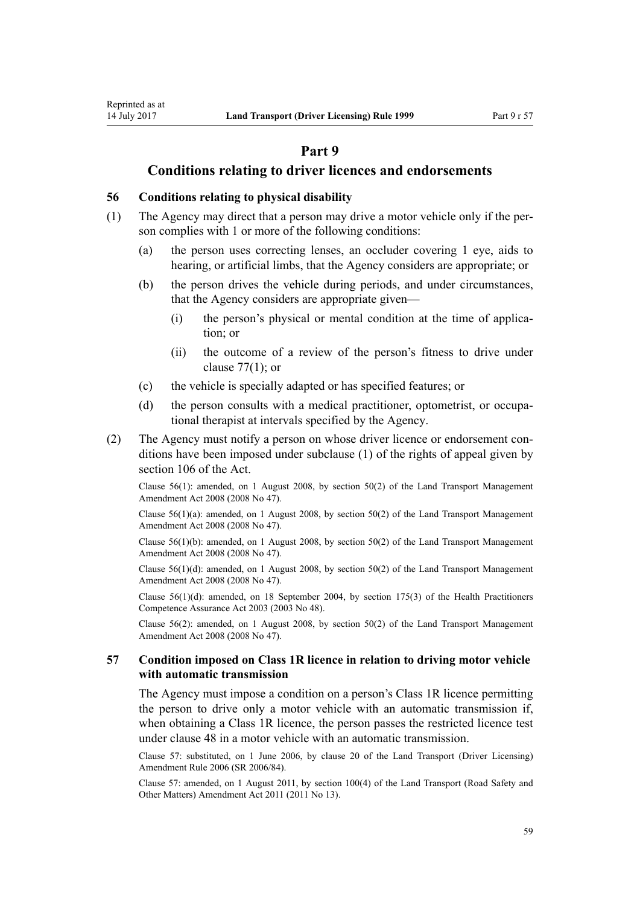# Part 9

## Conditions relating to driver licences and endorsements

### 56 Conditions relating to physical disability

(1) The Agency may direct that a person may drive a motor vehicle only if the person complies with 1 or more of the following conditions:

   (a) the person uses correcting lenses, an occluder covering 1 eye, aids to hearing, or artificial limbs, that the Agency considers are appropriate; or

   (b) the person drives the vehicle during periods, and under circumstances, that the Agency considers are appropriate given—

      (i) the person's physical or mental condition at the time of application; or

      (ii) the outcome of a review of the person's fitness to drive under clause 77(1); or

   (c) the vehicle is specially adapted or has specified features; or

   (d) the person consults with a medical practitioner, optometrist, or occupational therapist at intervals specified by the Agency.

(2) The Agency must notify a person on whose driver licence or endorsement conditions have been imposed under subclause (1) of the rights of appeal given by section 106 of the Act.

Clause 56(1): amended, on 1 August 2008, by section 50(2) of the Land Transport Management Amendment Act 2008 (2008 No 47).

Clause 56(1)(a): amended, on 1 August 2008, by section 50(2) of the Land Transport Management Amendment Act 2008 (2008 No 47).

Clause 56(1)(b): amended, on 1 August 2008, by section 50(2) of the Land Transport Management Amendment Act 2008 (2008 No 47).

Clause 56(1)(d): amended, on 1 August 2008, by section 50(2) of the Land Transport Management Amendment Act 2008 (2008 No 47).

Clause 56(1)(d): amended, on 18 September 2004, by section 175(3) of the Health Practitioners Competence Assurance Act 2003 (2003 No 48).

Clause 56(2): amended, on 1 August 2008, by section 50(2) of the Land Transport Management Amendment Act 2008 (2008 No 47).

### 57 Condition imposed on Class 1R licence in relation to driving motor vehicle with automatic transmission

The Agency must impose a condition on a person's Class 1R licence permitting the person to drive only a motor vehicle with an automatic transmission if, when obtaining a Class 1R licence, the person passes the restricted licence test under clause 48 in a motor vehicle with an automatic transmission.

Clause 57: substituted, on 1 June 2006, by clause 20 of the Land Transport (Driver Licensing) Amendment Rule 2006 (SR 2006/84).

Clause 57: amended, on 1 August 2011, by section 100(4) of the Land Transport (Road Safety and Other Matters) Amendment Act 2011 (2011 No 13).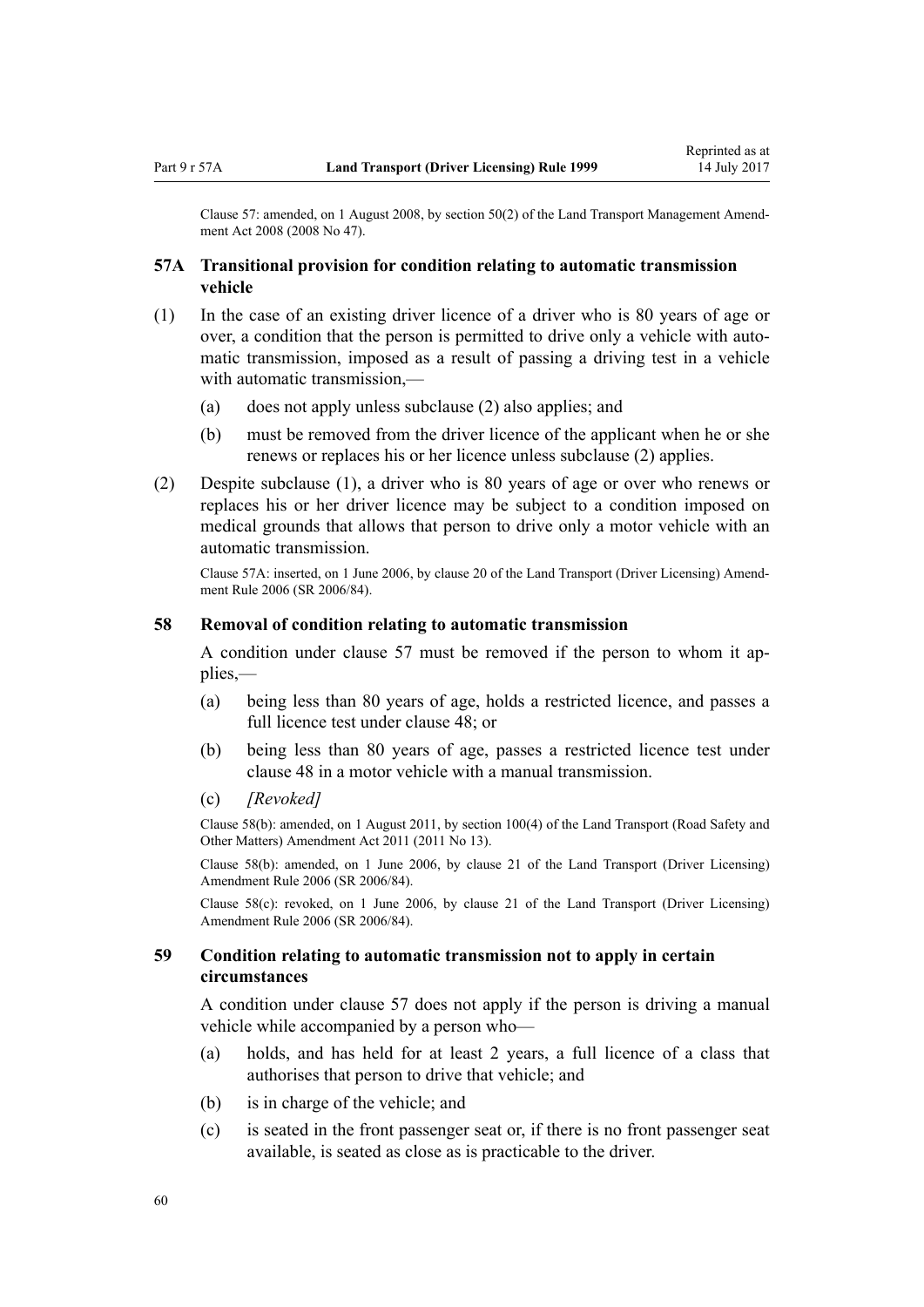Clause 57: amended, on 1 August 2008, by section 50(2) of the Land Transport Management Amendment Act 2008 (2008 No 47).

### 57A Transitional provision for condition relating to automatic transmission vehicle

(1) In the case of an existing driver licence of a driver who is 80 years of age or over, a condition that the person is permitted to drive only a vehicle with automatic transmission, imposed as a result of passing a driving test in a vehicle with automatic transmission,—

- (a) does not apply unless subclause (2) also applies; and
- (b) must be removed from the driver licence of the applicant when he or she renews or replaces his or her licence unless subclause (2) applies.

(2) Despite subclause (1), a driver who is 80 years of age or over who renews or replaces his or her driver licence may be subject to a condition imposed on medical grounds that allows that person to drive only a motor vehicle with an automatic transmission.

Clause 57A: inserted, on 1 June 2006, by clause 20 of the Land Transport (Driver Licensing) Amendment Rule 2006 (SR 2006/84).

### 58 Removal of condition relating to automatic transmission

A condition under clause 57 must be removed if the person to whom it applies,—

- (a) being less than 80 years of age, holds a restricted licence, and passes a full licence test under clause 48; or
- (b) being less than 80 years of age, passes a restricted licence test under clause 48 in a motor vehicle with a manual transmission.
- (c) *[Revoked]*

Clause 58(b): amended, on 1 August 2011, by section 100(4) of the Land Transport (Road Safety and Other Matters) Amendment Act 2011 (2011 No 13).

Clause 58(b): amended, on 1 June 2006, by clause 21 of the Land Transport (Driver Licensing) Amendment Rule 2006 (SR 2006/84).

Clause 58(c): revoked, on 1 June 2006, by clause 21 of the Land Transport (Driver Licensing) Amendment Rule 2006 (SR 2006/84).

### 59 Condition relating to automatic transmission not to apply in certain circumstances

A condition under clause 57 does not apply if the person is driving a manual vehicle while accompanied by a person who—

- (a) holds, and has held for at least 2 years, a full licence of a class that authorises that person to drive that vehicle; and
- (b) is in charge of the vehicle; and
- (c) is seated in the front passenger seat or, if there is no front passenger seat available, is seated as close as is practicable to the driver.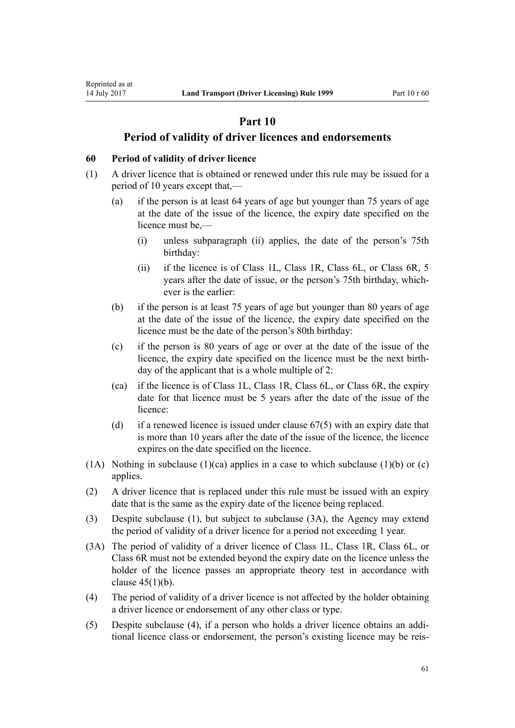# Part 10

## Period of validity of driver licences and endorsements

### 60 Period of validity of driver licence

(1) A driver licence that is obtained or renewed under this rule may be issued for a period of 10 years except that,—

   (a) if the person is at least 64 years of age but younger than 75 years of age at the date of the issue of the licence, the expiry date specified on the licence must be,—

      (i) unless subparagraph (ii) applies, the date of the person's 75th birthday:

      (ii) if the licence is of Class 1L, Class 1R, Class 6L, or Class 6R, 5 years after the date of issue, or the person's 75th birthday, whichever is the earlier:

   (b) if the person is at least 75 years of age but younger than 80 years of age at the date of the issue of the licence, the expiry date specified on the licence must be the date of the person's 80th birthday:

   (c) if the person is 80 years of age or over at the date of the issue of the licence, the expiry date specified on the licence must be the next birthday of the applicant that is a whole multiple of 2:

   (ca) if the licence is of Class 1L, Class 1R, Class 6L, or Class 6R, the expiry date for that licence must be 5 years after the date of the issue of the licence:

   (d) if a renewed licence is issued under clause 67(5) with an expiry date that is more than 10 years after the date of the issue of the licence, the licence expires on the date specified on the licence.

(1A) Nothing in subclause (1)(ca) applies in a case to which subclause (1)(b) or (c) applies.

(2) A driver licence that is replaced under this rule must be issued with an expiry date that is the same as the expiry date of the licence being replaced.

(3) Despite subclause (1), but subject to subclause (3A), the Agency may extend the period of validity of a driver licence for a period not exceeding 1 year.

(3A) The period of validity of a driver licence of Class 1L, Class 1R, Class 6L, or Class 6R must not be extended beyond the expiry date on the licence unless the holder of the licence passes an appropriate theory test in accordance with clause 45(1)(b).

(4) The period of validity of a driver licence is not affected by the holder obtaining a driver licence or endorsement of any other class or type.

(5) Despite subclause (4), if a person who holds a driver licence obtains an additional licence class or endorsement, the person's existing licence may be reis-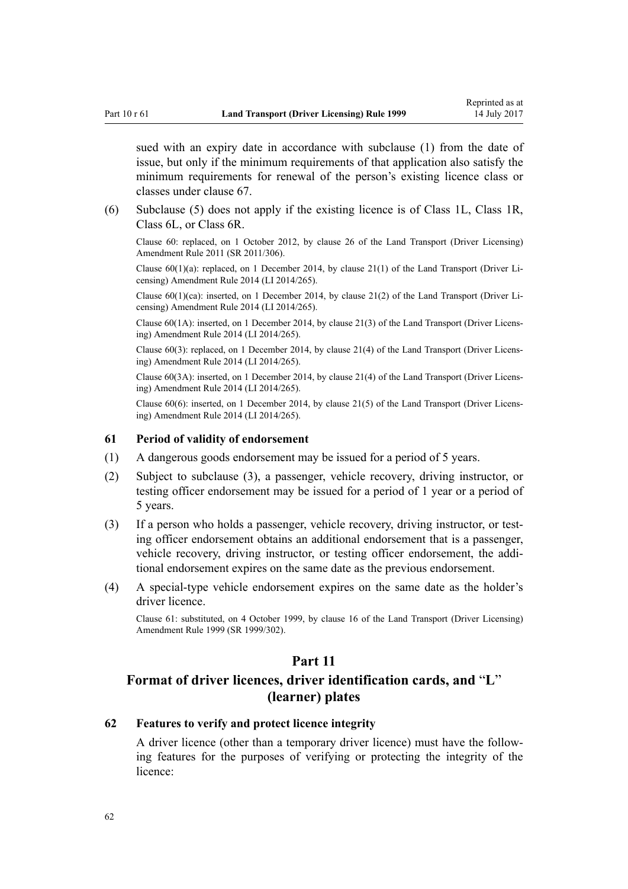sued with an expiry date in accordance with subclause (1) from the date of issue, but only if the minimum requirements of that application also satisfy the minimum requirements for renewal of the person's existing licence class or classes under clause 67.

(6) Subclause (5) does not apply if the existing licence is of Class 1L, Class 1R, Class 6L, or Class 6R.

Clause 60: replaced, on 1 October 2012, by clause 26 of the Land Transport (Driver Licensing) Amendment Rule 2011 (SR 2011/306).

Clause 60(1)(a): replaced, on 1 December 2014, by clause 21(1) of the Land Transport (Driver Licensing) Amendment Rule 2014 (LI 2014/265).

Clause 60(1)(ca): inserted, on 1 December 2014, by clause 21(2) of the Land Transport (Driver Licensing) Amendment Rule 2014 (LI 2014/265).

Clause 60(1A): inserted, on 1 December 2014, by clause 21(3) of the Land Transport (Driver Licensing) Amendment Rule 2014 (LI 2014/265).

Clause 60(3): replaced, on 1 December 2014, by clause 21(4) of the Land Transport (Driver Licensing) Amendment Rule 2014 (LI 2014/265).

Clause 60(3A): inserted, on 1 December 2014, by clause 21(4) of the Land Transport (Driver Licensing) Amendment Rule 2014 (LI 2014/265).

Clause 60(6): inserted, on 1 December 2014, by clause 21(5) of the Land Transport (Driver Licensing) Amendment Rule 2014 (LI 2014/265).

### 61 Period of validity of endorsement

(1) A dangerous goods endorsement may be issued for a period of 5 years.

(2) Subject to subclause (3), a passenger, vehicle recovery, driving instructor, or testing officer endorsement may be issued for a period of 1 year or a period of 5 years.

(3) If a person who holds a passenger, vehicle recovery, driving instructor, or testing officer endorsement obtains an additional endorsement that is a passenger, vehicle recovery, driving instructor, or testing officer endorsement, the additional endorsement expires on the same date as the previous endorsement.

(4) A special-type vehicle endorsement expires on the same date as the holder's driver licence.

Clause 61: substituted, on 4 October 1999, by clause 16 of the Land Transport (Driver Licensing) Amendment Rule 1999 (SR 1999/302).

## Part 11

## Format of driver licences, driver identification cards, and "L" (learner) plates

### 62 Features to verify and protect licence integrity

A driver licence (other than a temporary driver licence) must have the following features for the purposes of verifying or protecting the integrity of the licence: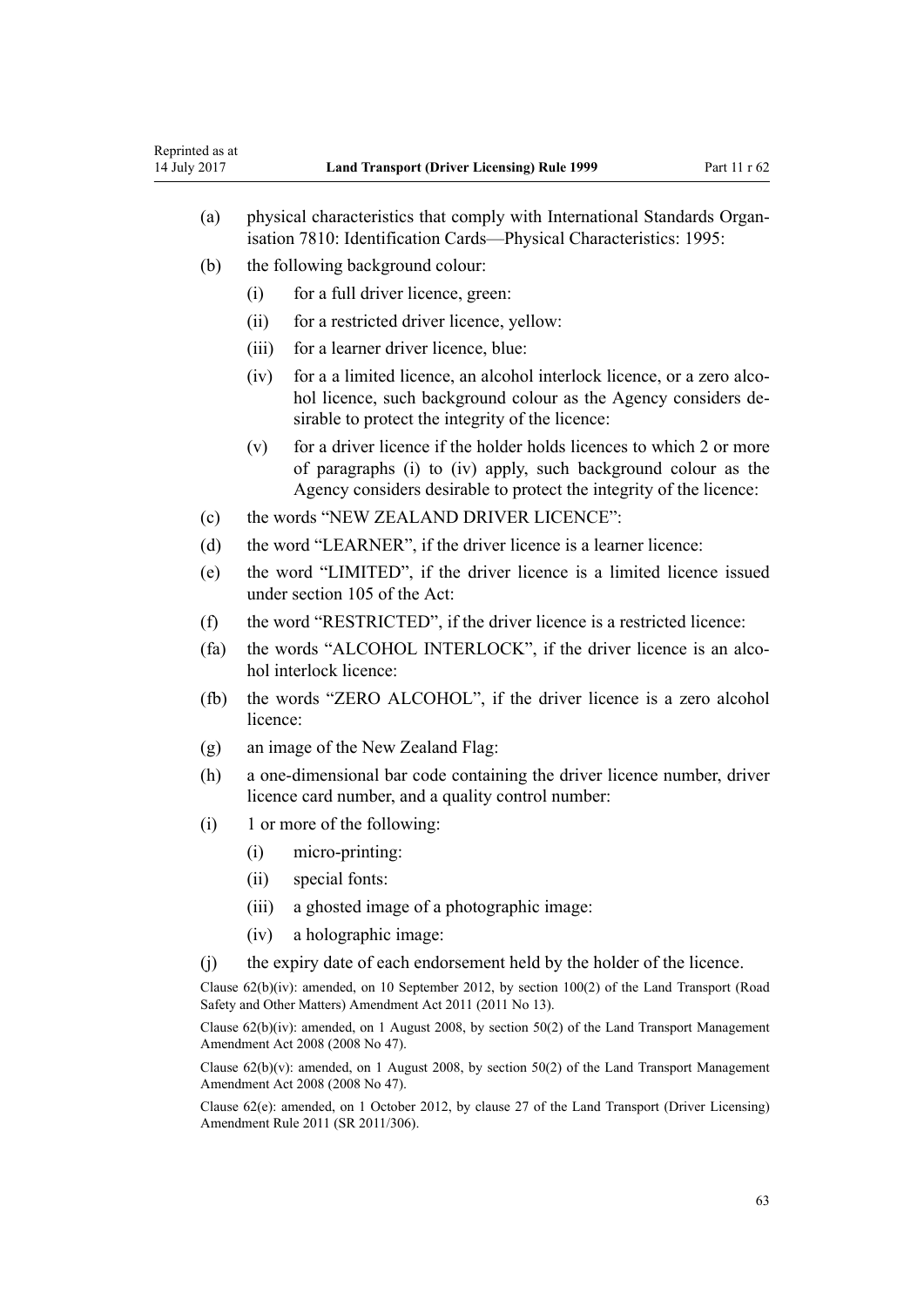(a) physical characteristics that comply with International Standards Organisation 7810: Identification Cards—Physical Characteristics: 1995:

(b) the following background colour:

  (i) for a full driver licence, green:

  (ii) for a restricted driver licence, yellow:

  (iii) for a learner driver licence, blue:

  (iv) for a a limited licence, an alcohol interlock licence, or a zero alcohol licence, such background colour as the Agency considers desirable to protect the integrity of the licence:

  (v) for a driver licence if the holder holds licences to which 2 or more of paragraphs (i) to (iv) apply, such background colour as the Agency considers desirable to protect the integrity of the licence:

(c) the words "NEW ZEALAND DRIVER LICENCE":

(d) the word "LEARNER", if the driver licence is a learner licence:

(e) the word "LIMITED", if the driver licence is a limited licence issued under section 105 of the Act:

(f) the word "RESTRICTED", if the driver licence is a restricted licence:

(fa) the words "ALCOHOL INTERLOCK", if the driver licence is an alcohol interlock licence:

(fb) the words "ZERO ALCOHOL", if the driver licence is a zero alcohol licence:

(g) an image of the New Zealand Flag:

(h) a one-dimensional bar code containing the driver licence number, driver licence card number, and a quality control number:

(i) 1 or more of the following:

  (i) micro-printing:

  (ii) special fonts:

  (iii) a ghosted image of a photographic image:

  (iv) a holographic image:

(j) the expiry date of each endorsement held by the holder of the licence.

Clause 62(b)(iv): amended, on 10 September 2012, by section 100(2) of the Land Transport (Road Safety and Other Matters) Amendment Act 2011 (2011 No 13).

Clause 62(b)(iv): amended, on 1 August 2008, by section 50(2) of the Land Transport Management Amendment Act 2008 (2008 No 47).

Clause 62(b)(v): amended, on 1 August 2008, by section 50(2) of the Land Transport Management Amendment Act 2008 (2008 No 47).

Clause 62(e): amended, on 1 October 2012, by clause 27 of the Land Transport (Driver Licensing) Amendment Rule 2011 (SR 2011/306).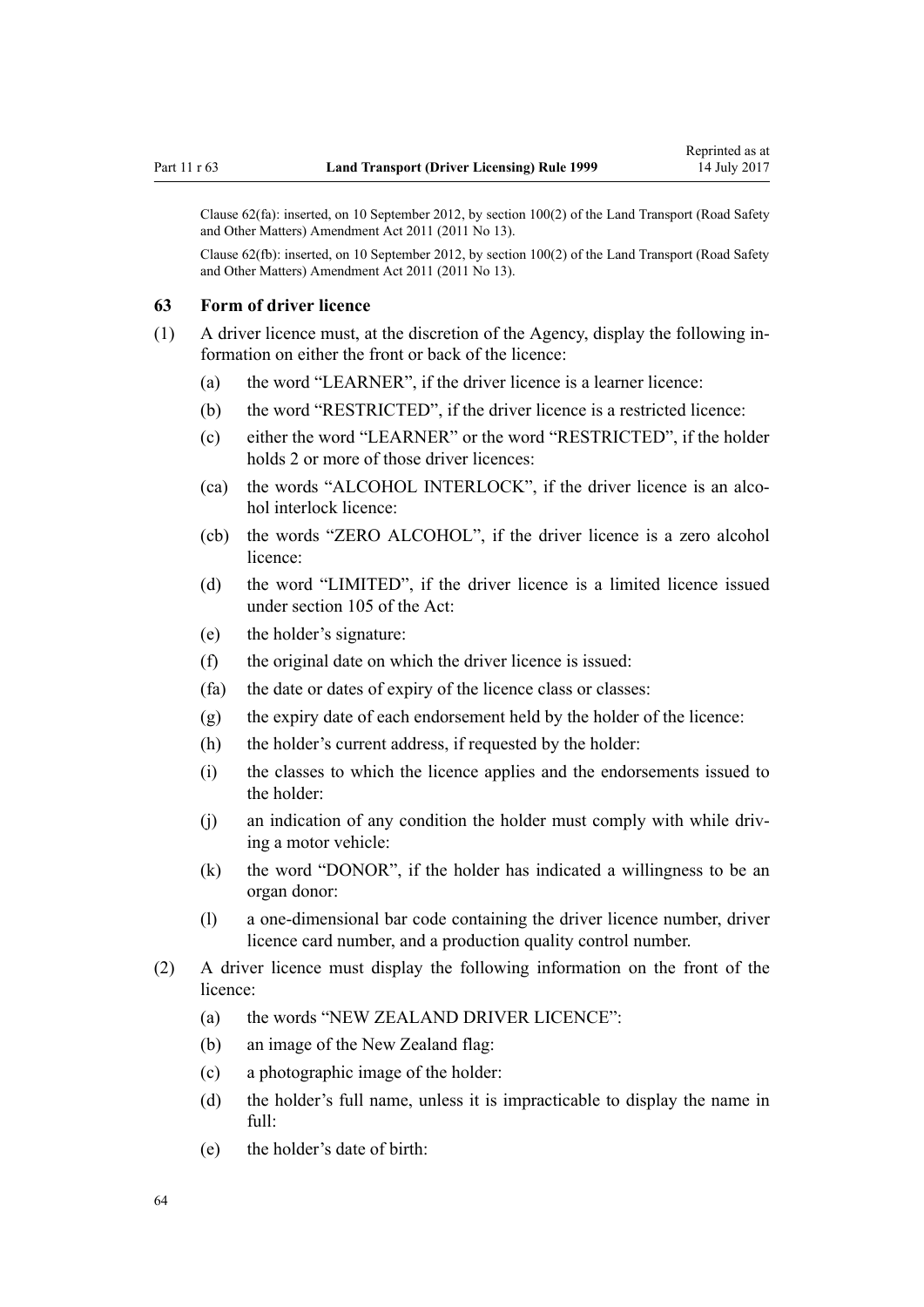Clause 62(fa): inserted, on 10 September 2012, by section 100(2) of the Land Transport (Road Safety and Other Matters) Amendment Act 2011 (2011 No 13).

Clause 62(fb): inserted, on 10 September 2012, by section 100(2) of the Land Transport (Road Safety and Other Matters) Amendment Act 2011 (2011 No 13).

### 63 Form of driver licence

(1) A driver licence must, at the discretion of the Agency, display the following information on either the front or back of the licence:

- (a) the word "LEARNER", if the driver licence is a learner licence:
- (b) the word "RESTRICTED", if the driver licence is a restricted licence:
- (c) either the word "LEARNER" or the word "RESTRICTED", if the holder holds 2 or more of those driver licences:
- (ca) the words "ALCOHOL INTERLOCK", if the driver licence is an alcohol interlock licence:
- (cb) the words "ZERO ALCOHOL", if the driver licence is a zero alcohol licence:
- (d) the word "LIMITED", if the driver licence is a limited licence issued under section 105 of the Act:
- (e) the holder's signature:
- (f) the original date on which the driver licence is issued:
- (fa) the date or dates of expiry of the licence class or classes:
- (g) the expiry date of each endorsement held by the holder of the licence:
- (h) the holder's current address, if requested by the holder:
- (i) the classes to which the licence applies and the endorsements issued to the holder:
- (j) an indication of any condition the holder must comply with while driving a motor vehicle:
- (k) the word "DONOR", if the holder has indicated a willingness to be an organ donor:
- (l) a one-dimensional bar code containing the driver licence number, driver licence card number, and a production quality control number.

(2) A driver licence must display the following information on the front of the licence:

- (a) the words "NEW ZEALAND DRIVER LICENCE":
- (b) an image of the New Zealand flag:
- (c) a photographic image of the holder:
- (d) the holder's full name, unless it is impracticable to display the name in full:
- (e) the holder's date of birth: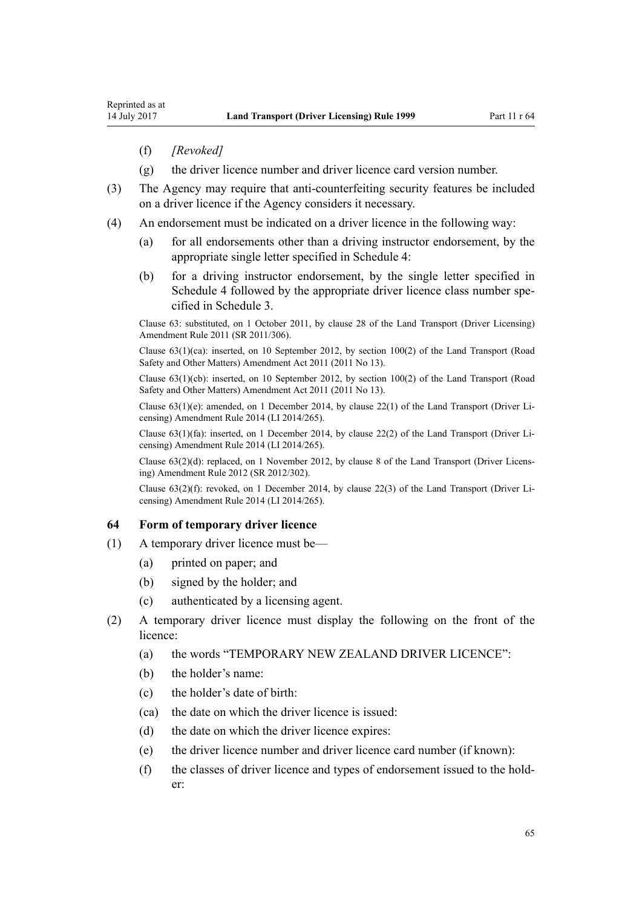(f) *[Revoked]*

(g) the driver licence number and driver licence card version number.

(3) The Agency may require that anti-counterfeiting security features be included on a driver licence if the Agency considers it necessary.

(4) An endorsement must be indicated on a driver licence in the following way:

(a) for all endorsements other than a driving instructor endorsement, by the appropriate single letter specified in Schedule 4:

(b) for a driving instructor endorsement, by the single letter specified in Schedule 4 followed by the appropriate driver licence class number specified in Schedule 3.

Clause 63: substituted, on 1 October 2011, by clause 28 of the Land Transport (Driver Licensing) Amendment Rule 2011 (SR 2011/306).

Clause 63(1)(ca): inserted, on 10 September 2012, by section 100(2) of the Land Transport (Road Safety and Other Matters) Amendment Act 2011 (2011 No 13).

Clause 63(1)(cb): inserted, on 10 September 2012, by section 100(2) of the Land Transport (Road Safety and Other Matters) Amendment Act 2011 (2011 No 13).

Clause 63(1)(e): amended, on 1 December 2014, by clause 22(1) of the Land Transport (Driver Licensing) Amendment Rule 2014 (LI 2014/265).

Clause 63(1)(fa): inserted, on 1 December 2014, by clause 22(2) of the Land Transport (Driver Licensing) Amendment Rule 2014 (LI 2014/265).

Clause 63(2)(d): replaced, on 1 November 2012, by clause 8 of the Land Transport (Driver Licensing) Amendment Rule 2012 (SR 2012/302).

Clause 63(2)(f): revoked, on 1 December 2014, by clause 22(3) of the Land Transport (Driver Licensing) Amendment Rule 2014 (LI 2014/265).

### 64 Form of temporary driver licence

(1) A temporary driver licence must be—

(a) printed on paper; and

(b) signed by the holder; and

(c) authenticated by a licensing agent.

(2) A temporary driver licence must display the following on the front of the licence:

(a) the words "TEMPORARY NEW ZEALAND DRIVER LICENCE":

(b) the holder's name:

(c) the holder's date of birth:

(ca) the date on which the driver licence is issued:

(d) the date on which the driver licence expires:

(e) the driver licence number and driver licence card number (if known):

(f) the classes of driver licence and types of endorsement issued to the holder: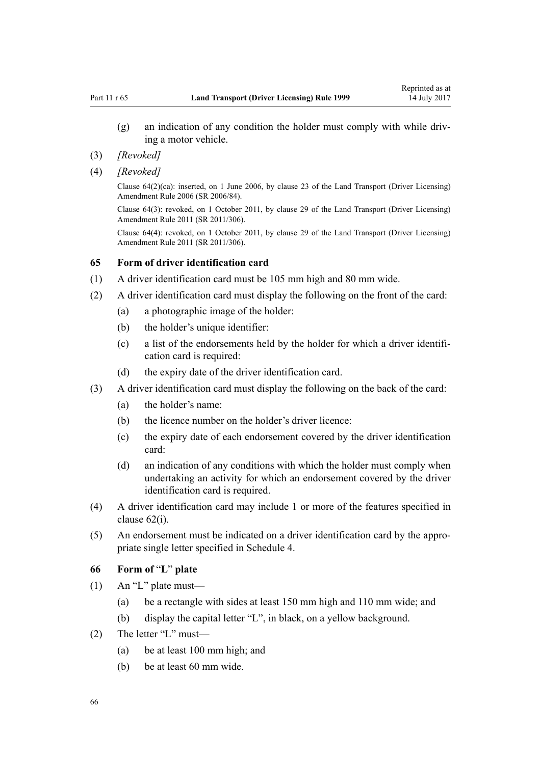(g) an indication of any condition the holder must comply with while driving a motor vehicle.

(3) *[Revoked]*

(4) *[Revoked]*

Clause 64(2)(ca): inserted, on 1 June 2006, by clause 23 of the Land Transport (Driver Licensing) Amendment Rule 2006 (SR 2006/84).

Clause 64(3): revoked, on 1 October 2011, by clause 29 of the Land Transport (Driver Licensing) Amendment Rule 2011 (SR 2011/306).

Clause 64(4): revoked, on 1 October 2011, by clause 29 of the Land Transport (Driver Licensing) Amendment Rule 2011 (SR 2011/306).

### 65 Form of driver identification card

(1) A driver identification card must be 105 mm high and 80 mm wide.

(2) A driver identification card must display the following on the front of the card:

(a) a photographic image of the holder:

(b) the holder's unique identifier:

(c) a list of the endorsements held by the holder for which a driver identification card is required:

(d) the expiry date of the driver identification card.

(3) A driver identification card must display the following on the back of the card:

(a) the holder's name:

(b) the licence number on the holder's driver licence:

(c) the expiry date of each endorsement covered by the driver identification card:

(d) an indication of any conditions with which the holder must comply when undertaking an activity for which an endorsement covered by the driver identification card is required.

(4) A driver identification card may include 1 or more of the features specified in clause 62(i).

(5) An endorsement must be indicated on a driver identification card by the appropriate single letter specified in Schedule 4.

### 66 Form of "L" plate

(1) An "L" plate must—

(a) be a rectangle with sides at least 150 mm high and 110 mm wide; and

(b) display the capital letter "L", in black, on a yellow background.

(2) The letter "L" must—

(a) be at least 100 mm high; and

(b) be at least 60 mm wide.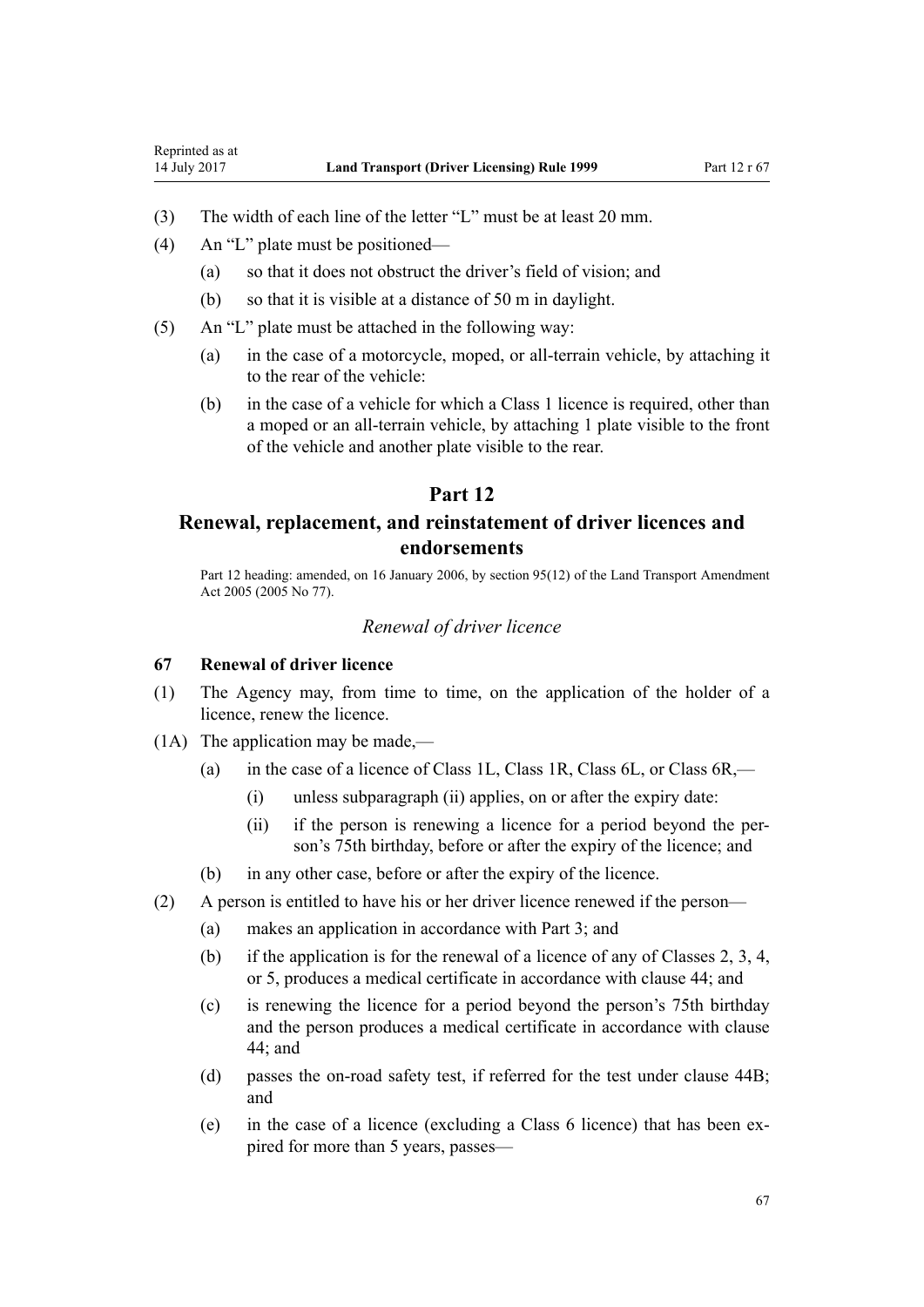(3) The width of each line of the letter "L" must be at least 20 mm.

(4) An "L" plate must be positioned—

   (a) so that it does not obstruct the driver's field of vision; and

   (b) so that it is visible at a distance of 50 m in daylight.

(5) An "L" plate must be attached in the following way:

   (a) in the case of a motorcycle, moped, or all-terrain vehicle, by attaching it to the rear of the vehicle:

   (b) in the case of a vehicle for which a Class 1 licence is required, other than a moped or an all-terrain vehicle, by attaching 1 plate visible to the front of the vehicle and another plate visible to the rear.

# Part 12

# Renewal, replacement, and reinstatement of driver licences and endorsements

Part 12 heading: amended, on 16 January 2006, by section 95(12) of the Land Transport Amendment Act 2005 (2005 No 77).

### *Renewal of driver licence*

### 67 Renewal of driver licence

(1) The Agency may, from time to time, on the application of the holder of a licence, renew the licence.

(1A) The application may be made,—

   (a) in the case of a licence of Class 1L, Class 1R, Class 6L, or Class 6R,—

      (i) unless subparagraph (ii) applies, on or after the expiry date:

      (ii) if the person is renewing a licence for a period beyond the person's 75th birthday, before or after the expiry of the licence; and

   (b) in any other case, before or after the expiry of the licence.

(2) A person is entitled to have his or her driver licence renewed if the person—

   (a) makes an application in accordance with Part 3; and

   (b) if the application is for the renewal of a licence of any of Classes 2, 3, 4, or 5, produces a medical certificate in accordance with clause 44; and

   (c) is renewing the licence for a period beyond the person's 75th birthday and the person produces a medical certificate in accordance with clause 44; and

   (d) passes the on-road safety test, if referred for the test under clause 44B; and

   (e) in the case of a licence (excluding a Class 6 licence) that has been expired for more than 5 years, passes—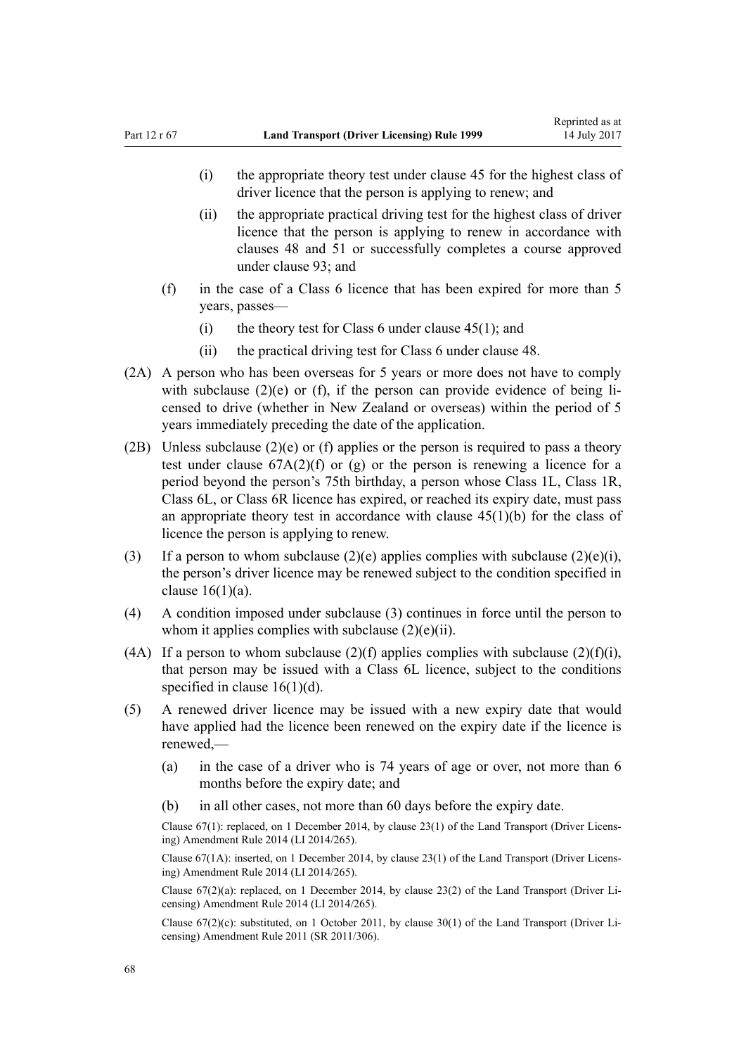(i) the appropriate theory test under clause 45 for the highest class of driver licence that the person is applying to renew; and

(ii) the appropriate practical driving test for the highest class of driver licence that the person is applying to renew in accordance with clauses 48 and 51 or successfully completes a course approved under clause 93; and

(f) in the case of a Class 6 licence that has been expired for more than 5 years, passes—

(i) the theory test for Class 6 under clause 45(1); and

(ii) the practical driving test for Class 6 under clause 48.

(2A) A person who has been overseas for 5 years or more does not have to comply with subclause (2)(e) or (f), if the person can provide evidence of being licensed to drive (whether in New Zealand or overseas) within the period of 5 years immediately preceding the date of the application.

(2B) Unless subclause (2)(e) or (f) applies or the person is required to pass a theory test under clause 67A(2)(f) or (g) or the person is renewing a licence for a period beyond the person's 75th birthday, a person whose Class 1L, Class 1R, Class 6L, or Class 6R licence has expired, or reached its expiry date, must pass an appropriate theory test in accordance with clause 45(1)(b) for the class of licence the person is applying to renew.

(3) If a person to whom subclause (2)(e) applies complies with subclause (2)(e)(i), the person's driver licence may be renewed subject to the condition specified in clause 16(1)(a).

(4) A condition imposed under subclause (3) continues in force until the person to whom it applies complies with subclause (2)(e)(ii).

(4A) If a person to whom subclause (2)(f) applies complies with subclause (2)(f)(i), that person may be issued with a Class 6L licence, subject to the conditions specified in clause 16(1)(d).

(5) A renewed driver licence may be issued with a new expiry date that would have applied had the licence been renewed on the expiry date if the licence is renewed,—

(a) in the case of a driver who is 74 years of age or over, not more than 6 months before the expiry date; and

(b) in all other cases, not more than 60 days before the expiry date.

Clause 67(1): replaced, on 1 December 2014, by clause 23(1) of the Land Transport (Driver Licensing) Amendment Rule 2014 (LI 2014/265).

Clause 67(1A): inserted, on 1 December 2014, by clause 23(1) of the Land Transport (Driver Licensing) Amendment Rule 2014 (LI 2014/265).

Clause 67(2)(a): replaced, on 1 December 2014, by clause 23(2) of the Land Transport (Driver Licensing) Amendment Rule 2014 (LI 2014/265).

Clause 67(2)(c): substituted, on 1 October 2011, by clause 30(1) of the Land Transport (Driver Licensing) Amendment Rule 2011 (SR 2011/306).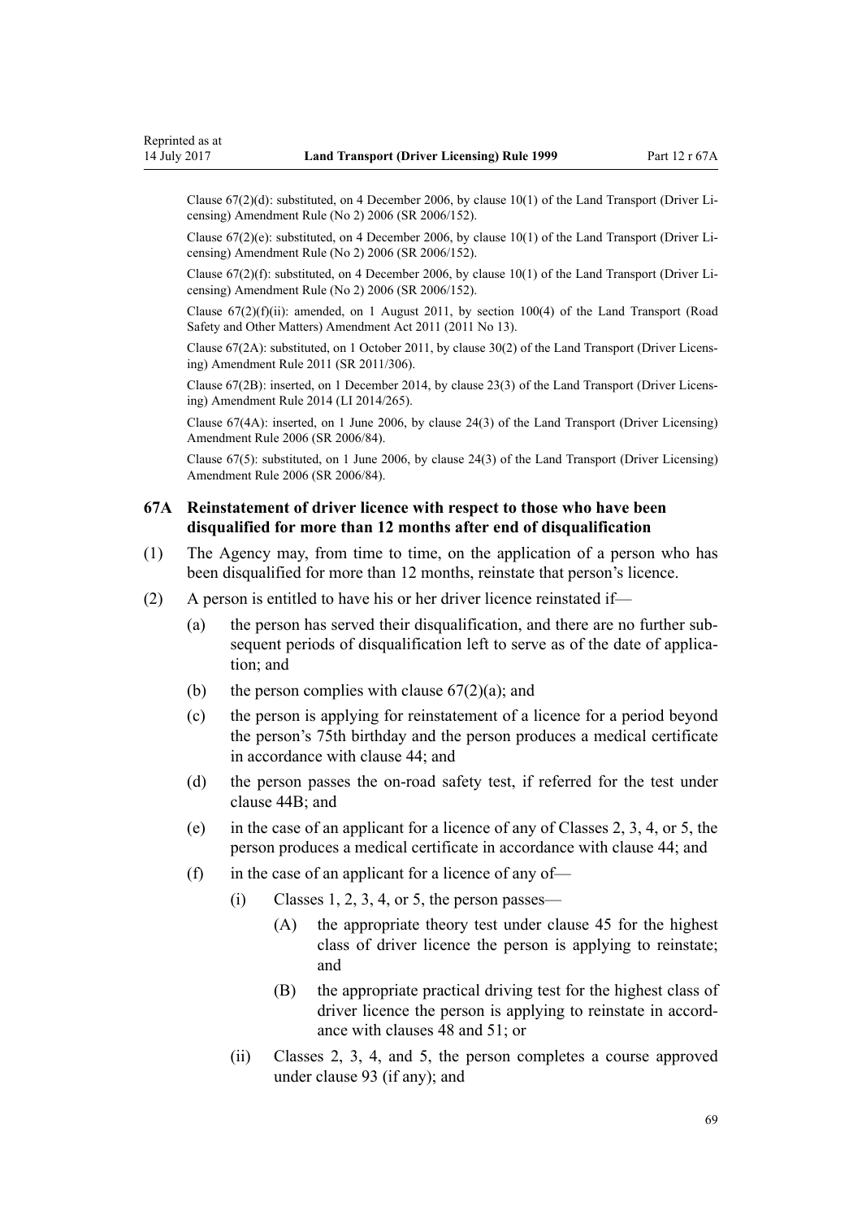Clause 67(2)(d): substituted, on 4 December 2006, by clause 10(1) of the Land Transport (Driver Licensing) Amendment Rule (No 2) 2006 (SR 2006/152).

Clause 67(2)(e): substituted, on 4 December 2006, by clause 10(1) of the Land Transport (Driver Licensing) Amendment Rule (No 2) 2006 (SR 2006/152).

Clause 67(2)(f): substituted, on 4 December 2006, by clause 10(1) of the Land Transport (Driver Licensing) Amendment Rule (No 2) 2006 (SR 2006/152).

Clause 67(2)(f)(ii): amended, on 1 August 2011, by section 100(4) of the Land Transport (Road Safety and Other Matters) Amendment Act 2011 (2011 No 13).

Clause 67(2A): substituted, on 1 October 2011, by clause 30(2) of the Land Transport (Driver Licensing) Amendment Rule 2011 (SR 2011/306).

Clause 67(2B): inserted, on 1 December 2014, by clause 23(3) of the Land Transport (Driver Licensing) Amendment Rule 2014 (LI 2014/265).

Clause 67(4A): inserted, on 1 June 2006, by clause 24(3) of the Land Transport (Driver Licensing) Amendment Rule 2006 (SR 2006/84).

Clause 67(5): substituted, on 1 June 2006, by clause 24(3) of the Land Transport (Driver Licensing) Amendment Rule 2006 (SR 2006/84).

### 67A Reinstatement of driver licence with respect to those who have been disqualified for more than 12 months after end of disqualification

(1) The Agency may, from time to time, on the application of a person who has been disqualified for more than 12 months, reinstate that person's licence.

(2) A person is entitled to have his or her driver licence reinstated if—

   (a) the person has served their disqualification, and there are no further subsequent periods of disqualification left to serve as of the date of application; and

   (b) the person complies with clause 67(2)(a); and

   (c) the person is applying for reinstatement of a licence for a period beyond the person's 75th birthday and the person produces a medical certificate in accordance with clause 44; and

   (d) the person passes the on-road safety test, if referred for the test under clause 44B; and

   (e) in the case of an applicant for a licence of any of Classes 2, 3, 4, or 5, the person produces a medical certificate in accordance with clause 44; and

   (f) in the case of an applicant for a licence of any of—

      (i) Classes 1, 2, 3, 4, or 5, the person passes—

         (A) the appropriate theory test under clause 45 for the highest class of driver licence the person is applying to reinstate; and

         (B) the appropriate practical driving test for the highest class of driver licence the person is applying to reinstate in accordance with clauses 48 and 51; or

      (ii) Classes 2, 3, 4, and 5, the person completes a course approved under clause 93 (if any); and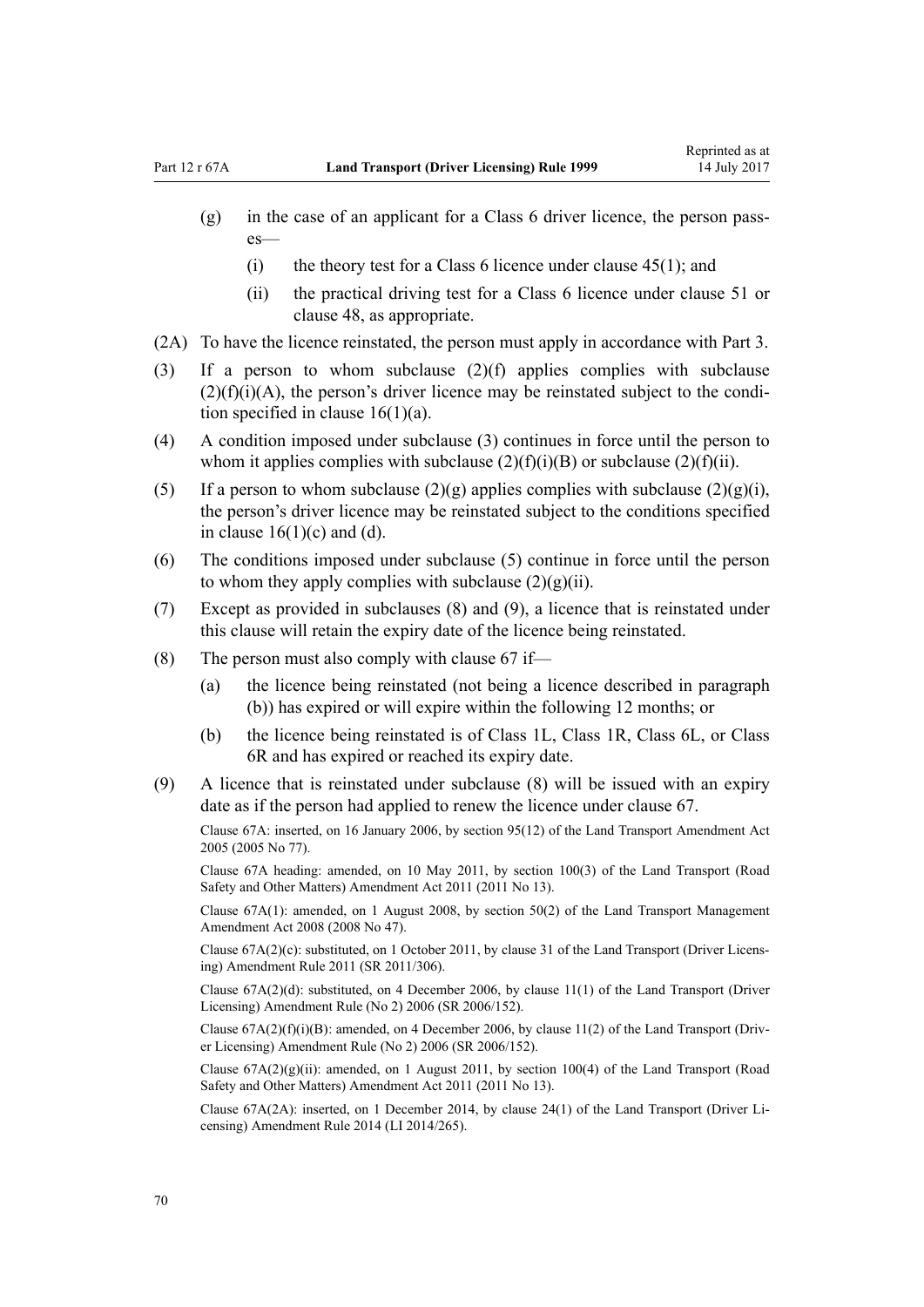(g) in the case of an applicant for a Class 6 driver licence, the person passes—

  (i) the theory test for a Class 6 licence under clause 45(1); and

  (ii) the practical driving test for a Class 6 licence under clause 51 or clause 48, as appropriate.

(2A) To have the licence reinstated, the person must apply in accordance with Part 3.

(3) If a person to whom subclause (2)(f) applies complies with subclause (2)(f)(i)(A), the person's driver licence may be reinstated subject to the condition specified in clause 16(1)(a).

(4) A condition imposed under subclause (3) continues in force until the person to whom it applies complies with subclause (2)(f)(i)(B) or subclause (2)(f)(ii).

(5) If a person to whom subclause (2)(g) applies complies with subclause (2)(g)(i), the person's driver licence may be reinstated subject to the conditions specified in clause 16(1)(c) and (d).

(6) The conditions imposed under subclause (5) continue in force until the person to whom they apply complies with subclause (2)(g)(ii).

(7) Except as provided in subclauses (8) and (9), a licence that is reinstated under this clause will retain the expiry date of the licence being reinstated.

(8) The person must also comply with clause 67 if—

  (a) the licence being reinstated (not being a licence described in paragraph (b)) has expired or will expire within the following 12 months; or

  (b) the licence being reinstated is of Class 1L, Class 1R, Class 6L, or Class 6R and has expired or reached its expiry date.

(9) A licence that is reinstated under subclause (8) will be issued with an expiry date as if the person had applied to renew the licence under clause 67.

Clause 67A: inserted, on 16 January 2006, by section 95(12) of the Land Transport Amendment Act 2005 (2005 No 77).

Clause 67A heading: amended, on 10 May 2011, by section 100(3) of the Land Transport (Road Safety and Other Matters) Amendment Act 2011 (2011 No 13).

Clause 67A(1): amended, on 1 August 2008, by section 50(2) of the Land Transport Management Amendment Act 2008 (2008 No 47).

Clause 67A(2)(c): substituted, on 1 October 2011, by clause 31 of the Land Transport (Driver Licensing) Amendment Rule 2011 (SR 2011/306).

Clause 67A(2)(d): substituted, on 4 December 2006, by clause 11(1) of the Land Transport (Driver Licensing) Amendment Rule (No 2) 2006 (SR 2006/152).

Clause 67A(2)(f)(i)(B): amended, on 4 December 2006, by clause 11(2) of the Land Transport (Driver Licensing) Amendment Rule (No 2) 2006 (SR 2006/152).

Clause 67A(2)(g)(ii): amended, on 1 August 2011, by section 100(4) of the Land Transport (Road Safety and Other Matters) Amendment Act 2011 (2011 No 13).

Clause 67A(2A): inserted, on 1 December 2014, by clause 24(1) of the Land Transport (Driver Licensing) Amendment Rule 2014 (LI 2014/265).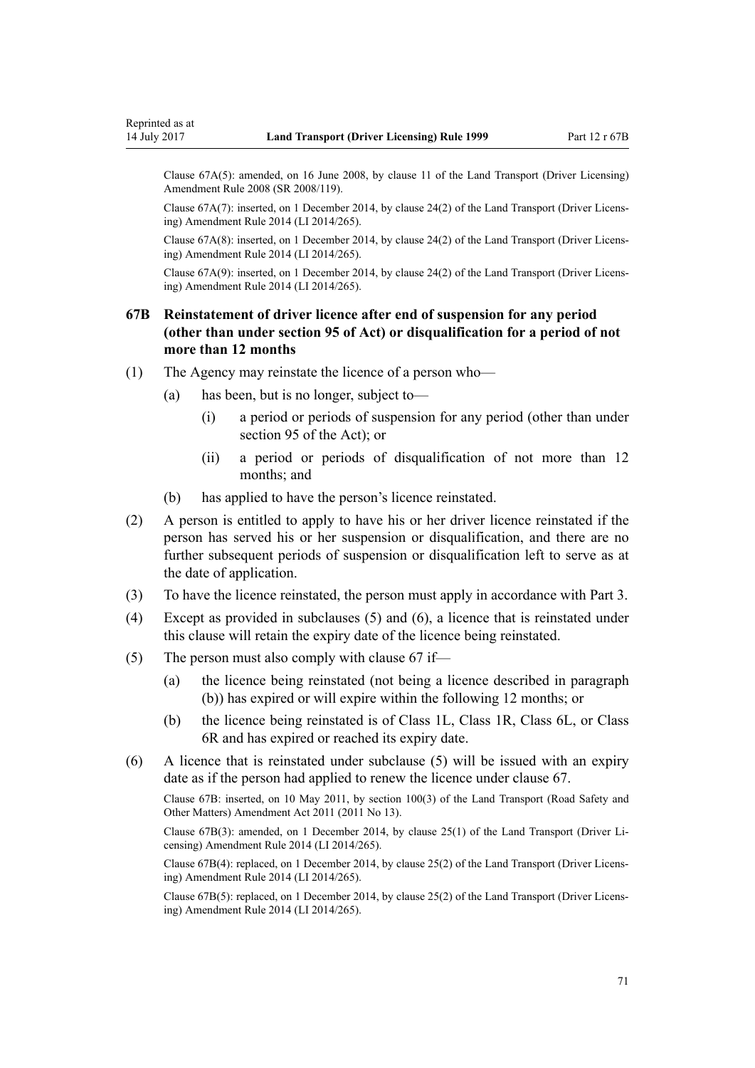Clause 67A(5): amended, on 16 June 2008, by clause 11 of the Land Transport (Driver Licensing) Amendment Rule 2008 (SR 2008/119).

Clause 67A(7): inserted, on 1 December 2014, by clause 24(2) of the Land Transport (Driver Licensing) Amendment Rule 2014 (LI 2014/265).

Clause 67A(8): inserted, on 1 December 2014, by clause 24(2) of the Land Transport (Driver Licensing) Amendment Rule 2014 (LI 2014/265).

Clause 67A(9): inserted, on 1 December 2014, by clause 24(2) of the Land Transport (Driver Licensing) Amendment Rule 2014 (LI 2014/265).

### 67B Reinstatement of driver licence after end of suspension for any period (other than under section 95 of Act) or disqualification for a period of not more than 12 months

(1) The Agency may reinstate the licence of a person who—

  (a) has been, but is no longer, subject to—

    (i) a period or periods of suspension for any period (other than under section 95 of the Act); or

    (ii) a period or periods of disqualification of not more than 12 months; and

  (b) has applied to have the person's licence reinstated.

(2) A person is entitled to apply to have his or her driver licence reinstated if the person has served his or her suspension or disqualification, and there are no further subsequent periods of suspension or disqualification left to serve as at the date of application.

(3) To have the licence reinstated, the person must apply in accordance with Part 3.

(4) Except as provided in subclauses (5) and (6), a licence that is reinstated under this clause will retain the expiry date of the licence being reinstated.

(5) The person must also comply with clause 67 if—

  (a) the licence being reinstated (not being a licence described in paragraph (b)) has expired or will expire within the following 12 months; or

  (b) the licence being reinstated is of Class 1L, Class 1R, Class 6L, or Class 6R and has expired or reached its expiry date.

(6) A licence that is reinstated under subclause (5) will be issued with an expiry date as if the person had applied to renew the licence under clause 67.

Clause 67B: inserted, on 10 May 2011, by section 100(3) of the Land Transport (Road Safety and Other Matters) Amendment Act 2011 (2011 No 13).

Clause 67B(3): amended, on 1 December 2014, by clause 25(1) of the Land Transport (Driver Licensing) Amendment Rule 2014 (LI 2014/265).

Clause 67B(4): replaced, on 1 December 2014, by clause 25(2) of the Land Transport (Driver Licensing) Amendment Rule 2014 (LI 2014/265).

Clause 67B(5): replaced, on 1 December 2014, by clause 25(2) of the Land Transport (Driver Licensing) Amendment Rule 2014 (LI 2014/265).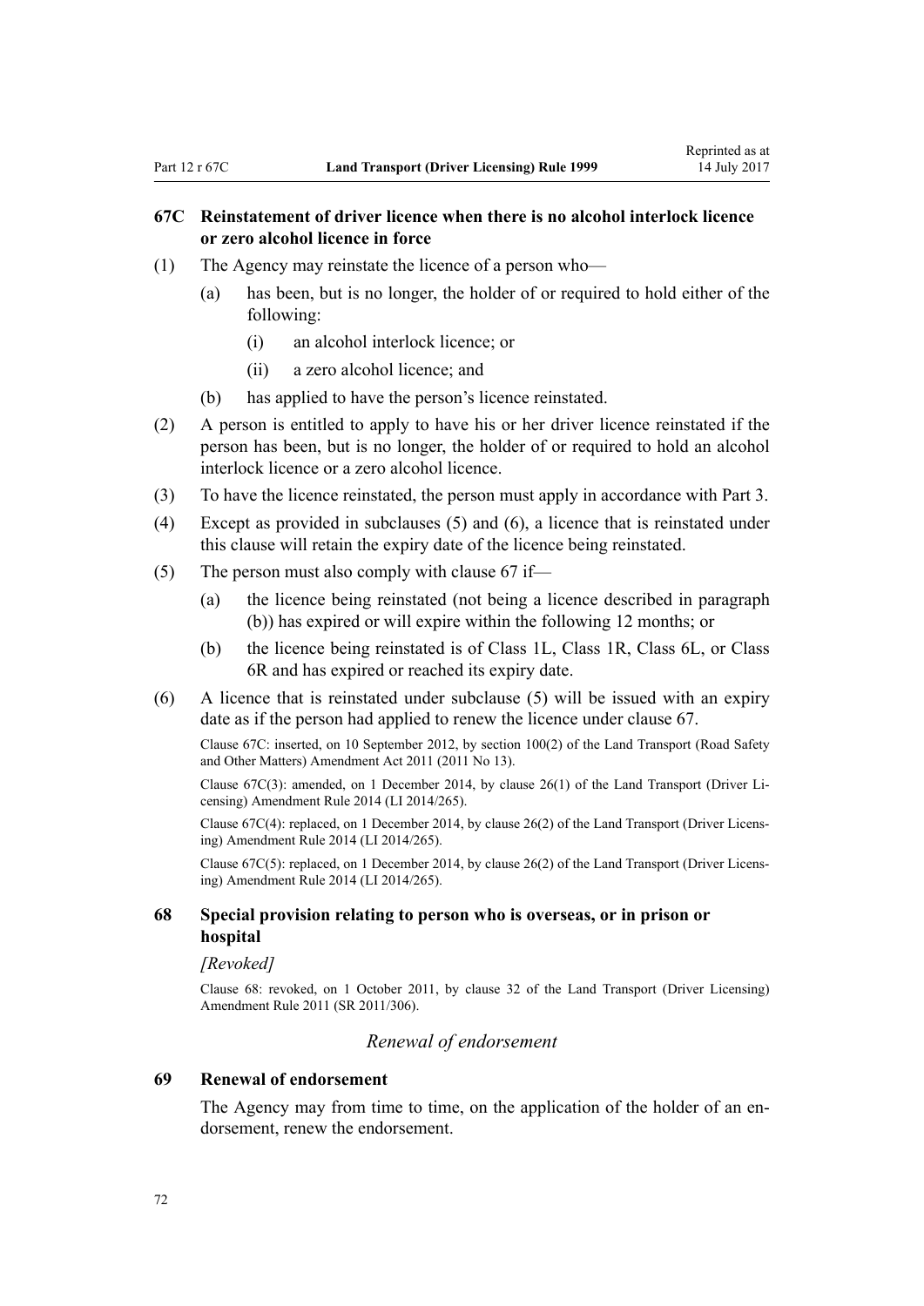### 67C Reinstatement of driver licence when there is no alcohol interlock licence or zero alcohol licence in force

(1) The Agency may reinstate the licence of a person who—

  (a) has been, but is no longer, the holder of or required to hold either of the following:

    (i) an alcohol interlock licence; or

    (ii) a zero alcohol licence; and

  (b) has applied to have the person's licence reinstated.

(2) A person is entitled to apply to have his or her driver licence reinstated if the person has been, but is no longer, the holder of or required to hold an alcohol interlock licence or a zero alcohol licence.

(3) To have the licence reinstated, the person must apply in accordance with Part 3.

(4) Except as provided in subclauses (5) and (6), a licence that is reinstated under this clause will retain the expiry date of the licence being reinstated.

(5) The person must also comply with clause 67 if—

  (a) the licence being reinstated (not being a licence described in paragraph (b)) has expired or will expire within the following 12 months; or

  (b) the licence being reinstated is of Class 1L, Class 1R, Class 6L, or Class 6R and has expired or reached its expiry date.

(6) A licence that is reinstated under subclause (5) will be issued with an expiry date as if the person had applied to renew the licence under clause 67.

Clause 67C: inserted, on 10 September 2012, by section 100(2) of the Land Transport (Road Safety and Other Matters) Amendment Act 2011 (2011 No 13).

Clause 67C(3): amended, on 1 December 2014, by clause 26(1) of the Land Transport (Driver Licensing) Amendment Rule 2014 (LI 2014/265).

Clause 67C(4): replaced, on 1 December 2014, by clause 26(2) of the Land Transport (Driver Licensing) Amendment Rule 2014 (LI 2014/265).

Clause 67C(5): replaced, on 1 December 2014, by clause 26(2) of the Land Transport (Driver Licensing) Amendment Rule 2014 (LI 2014/265).

### 68 Special provision relating to person who is overseas, or in prison or hospital

*[Revoked]*

Clause 68: revoked, on 1 October 2011, by clause 32 of the Land Transport (Driver Licensing) Amendment Rule 2011 (SR 2011/306).

*Renewal of endorsement*

### 69 Renewal of endorsement

The Agency may from time to time, on the application of the holder of an endorsement, renew the endorsement.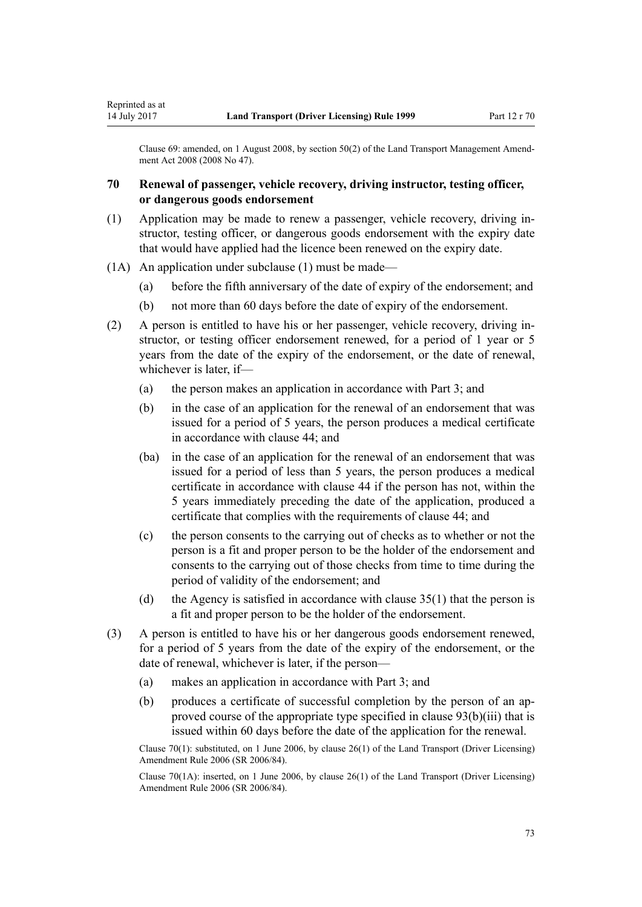Clause 69: amended, on 1 August 2008, by section 50(2) of the Land Transport Management Amendment Act 2008 (2008 No 47).

## 70 Renewal of passenger, vehicle recovery, driving instructor, testing officer, or dangerous goods endorsement

(1) Application may be made to renew a passenger, vehicle recovery, driving instructor, testing officer, or dangerous goods endorsement with the expiry date that would have applied had the licence been renewed on the expiry date.

(1A) An application under subclause (1) must be made—

- (a) before the fifth anniversary of the date of expiry of the endorsement; and
- (b) not more than 60 days before the date of expiry of the endorsement.

(2) A person is entitled to have his or her passenger, vehicle recovery, driving instructor, or testing officer endorsement renewed, for a period of 1 year or 5 years from the date of the expiry of the endorsement, or the date of renewal, whichever is later, if—

- (a) the person makes an application in accordance with Part 3; and
- (b) in the case of an application for the renewal of an endorsement that was issued for a period of 5 years, the person produces a medical certificate in accordance with clause 44; and
- (ba) in the case of an application for the renewal of an endorsement that was issued for a period of less than 5 years, the person produces a medical certificate in accordance with clause 44 if the person has not, within the 5 years immediately preceding the date of the application, produced a certificate that complies with the requirements of clause 44; and
- (c) the person consents to the carrying out of checks as to whether or not the person is a fit and proper person to be the holder of the endorsement and consents to the carrying out of those checks from time to time during the period of validity of the endorsement; and
- (d) the Agency is satisfied in accordance with clause 35(1) that the person is a fit and proper person to be the holder of the endorsement.

(3) A person is entitled to have his or her dangerous goods endorsement renewed, for a period of 5 years from the date of the expiry of the endorsement, or the date of renewal, whichever is later, if the person—

- (a) makes an application in accordance with Part 3; and
- (b) produces a certificate of successful completion by the person of an approved course of the appropriate type specified in clause 93(b)(iii) that is issued within 60 days before the date of the application for the renewal.

Clause 70(1): substituted, on 1 June 2006, by clause 26(1) of the Land Transport (Driver Licensing) Amendment Rule 2006 (SR 2006/84).

Clause 70(1A): inserted, on 1 June 2006, by clause 26(1) of the Land Transport (Driver Licensing) Amendment Rule 2006 (SR 2006/84).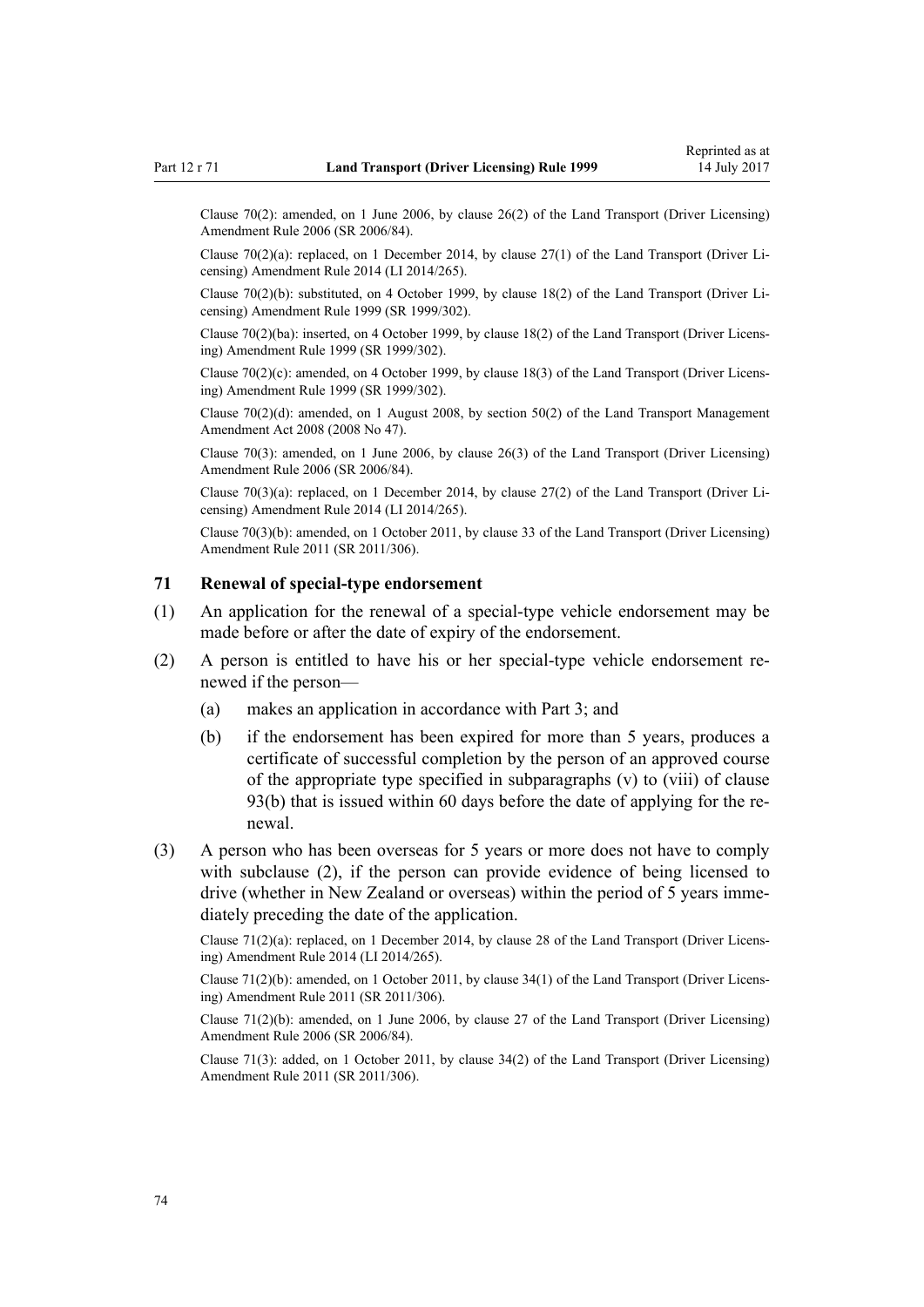Clause 70(2): amended, on 1 June 2006, by clause 26(2) of the Land Transport (Driver Licensing) Amendment Rule 2006 (SR 2006/84).

Clause 70(2)(a): replaced, on 1 December 2014, by clause 27(1) of the Land Transport (Driver Licensing) Amendment Rule 2014 (LI 2014/265).

Clause 70(2)(b): substituted, on 4 October 1999, by clause 18(2) of the Land Transport (Driver Licensing) Amendment Rule 1999 (SR 1999/302).

Clause 70(2)(ba): inserted, on 4 October 1999, by clause 18(2) of the Land Transport (Driver Licensing) Amendment Rule 1999 (SR 1999/302).

Clause 70(2)(c): amended, on 4 October 1999, by clause 18(3) of the Land Transport (Driver Licensing) Amendment Rule 1999 (SR 1999/302).

Clause 70(2)(d): amended, on 1 August 2008, by section 50(2) of the Land Transport Management Amendment Act 2008 (2008 No 47).

Clause 70(3): amended, on 1 June 2006, by clause 26(3) of the Land Transport (Driver Licensing) Amendment Rule 2006 (SR 2006/84).

Clause 70(3)(a): replaced, on 1 December 2014, by clause 27(2) of the Land Transport (Driver Licensing) Amendment Rule 2014 (LI 2014/265).

Clause 70(3)(b): amended, on 1 October 2011, by clause 33 of the Land Transport (Driver Licensing) Amendment Rule 2011 (SR 2011/306).

### 71 Renewal of special-type endorsement

(1) An application for the renewal of a special-type vehicle endorsement may be made before or after the date of expiry of the endorsement.

(2) A person is entitled to have his or her special-type vehicle endorsement renewed if the person—

(a) makes an application in accordance with Part 3; and

(b) if the endorsement has been expired for more than 5 years, produces a certificate of successful completion by the person of an approved course of the appropriate type specified in subparagraphs (v) to (viii) of clause 93(b) that is issued within 60 days before the date of applying for the renewal.

(3) A person who has been overseas for 5 years or more does not have to comply with subclause (2), if the person can provide evidence of being licensed to drive (whether in New Zealand or overseas) within the period of 5 years immediately preceding the date of the application.

Clause 71(2)(a): replaced, on 1 December 2014, by clause 28 of the Land Transport (Driver Licensing) Amendment Rule 2014 (LI 2014/265).

Clause 71(2)(b): amended, on 1 October 2011, by clause 34(1) of the Land Transport (Driver Licensing) Amendment Rule 2011 (SR 2011/306).

Clause 71(2)(b): amended, on 1 June 2006, by clause 27 of the Land Transport (Driver Licensing) Amendment Rule 2006 (SR 2006/84).

Clause 71(3): added, on 1 October 2011, by clause 34(2) of the Land Transport (Driver Licensing) Amendment Rule 2011 (SR 2011/306).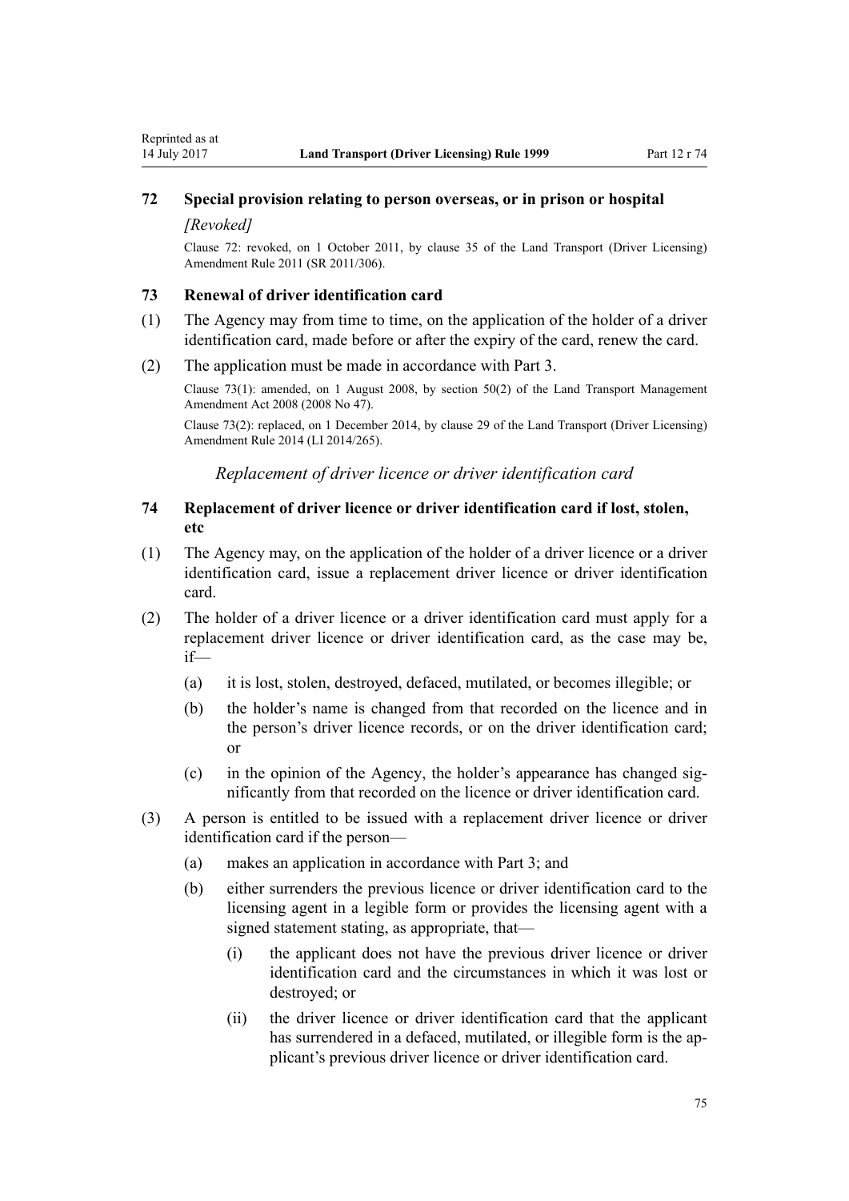### 72 Special provision relating to person overseas, or in prison or hospital

*[Revoked]*

Clause 72: revoked, on 1 October 2011, by clause 35 of the Land Transport (Driver Licensing) Amendment Rule 2011 (SR 2011/306).

### 73 Renewal of driver identification card

(1) The Agency may from time to time, on the application of the holder of a driver identification card, made before or after the expiry of the card, renew the card.

(2) The application must be made in accordance with Part 3.

Clause 73(1): amended, on 1 August 2008, by section 50(2) of the Land Transport Management Amendment Act 2008 (2008 No 47).

Clause 73(2): replaced, on 1 December 2014, by clause 29 of the Land Transport (Driver Licensing) Amendment Rule 2014 (LI 2014/265).

*Replacement of driver licence or driver identification card*

### 74 Replacement of driver licence or driver identification card if lost, stolen, etc

(1) The Agency may, on the application of the holder of a driver licence or a driver identification card, issue a replacement driver licence or driver identification card.

(2) The holder of a driver licence or a driver identification card must apply for a replacement driver licence or driver identification card, as the case may be, if—

   (a) it is lost, stolen, destroyed, defaced, mutilated, or becomes illegible; or

   (b) the holder's name is changed from that recorded on the licence and in the person's driver licence records, or on the driver identification card; or

   (c) in the opinion of the Agency, the holder's appearance has changed significantly from that recorded on the licence or driver identification card.

(3) A person is entitled to be issued with a replacement driver licence or driver identification card if the person—

   (a) makes an application in accordance with Part 3; and

   (b) either surrenders the previous licence or driver identification card to the licensing agent in a legible form or provides the licensing agent with a signed statement stating, as appropriate, that—

      (i) the applicant does not have the previous driver licence or driver identification card and the circumstances in which it was lost or destroyed; or

      (ii) the driver licence or driver identification card that the applicant has surrendered in a defaced, mutilated, or illegible form is the applicant's previous driver licence or driver identification card.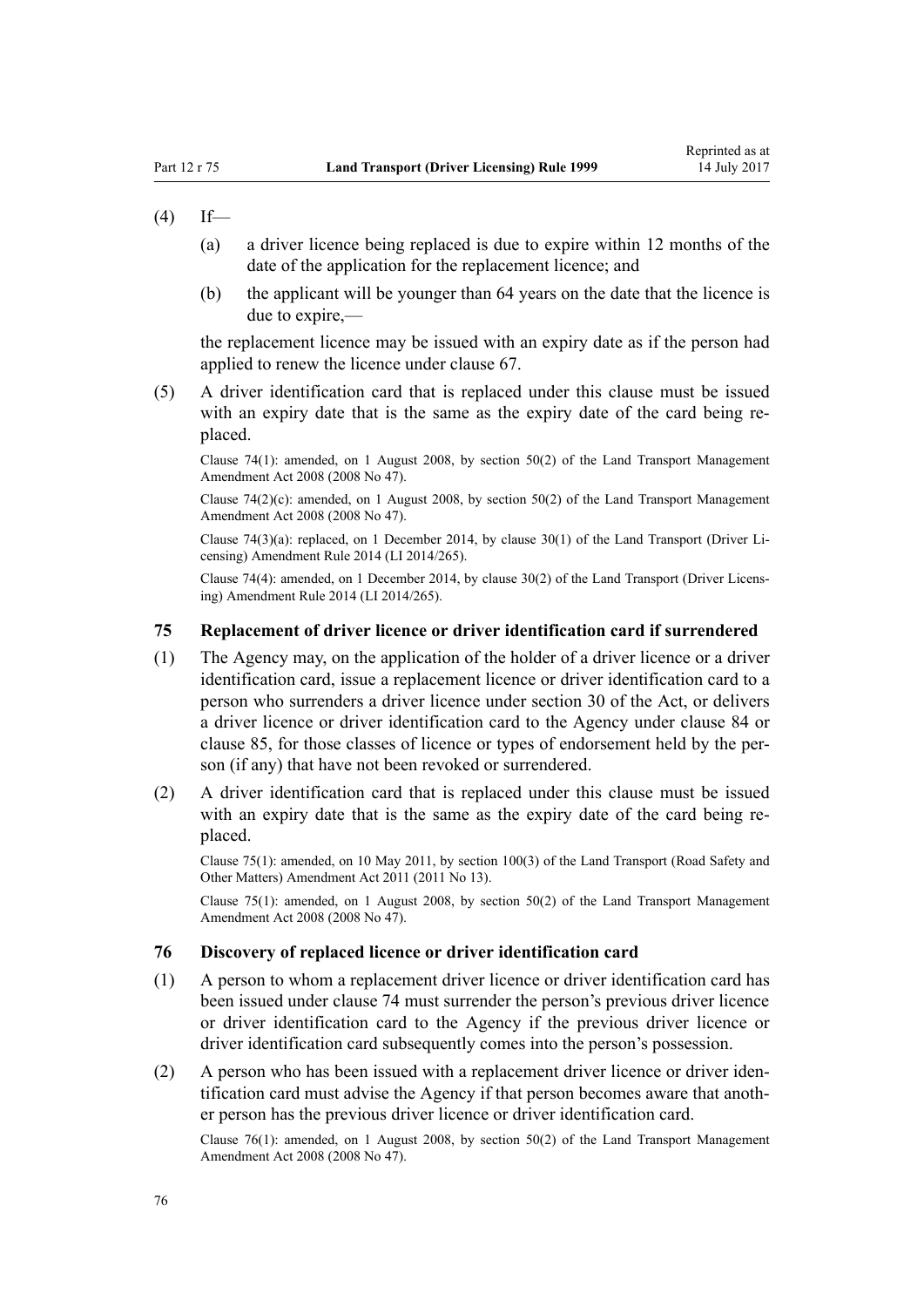(4) If—

(a) a driver licence being replaced is due to expire within 12 months of the date of the application for the replacement licence; and

(b) the applicant will be younger than 64 years on the date that the licence is due to expire,—

the replacement licence may be issued with an expiry date as if the person had applied to renew the licence under clause 67.

(5) A driver identification card that is replaced under this clause must be issued with an expiry date that is the same as the expiry date of the card being replaced.

Clause 74(1): amended, on 1 August 2008, by section 50(2) of the Land Transport Management Amendment Act 2008 (2008 No 47).

Clause 74(2)(c): amended, on 1 August 2008, by section 50(2) of the Land Transport Management Amendment Act 2008 (2008 No 47).

Clause 74(3)(a): replaced, on 1 December 2014, by clause 30(1) of the Land Transport (Driver Licensing) Amendment Rule 2014 (LI 2014/265).

Clause 74(4): amended, on 1 December 2014, by clause 30(2) of the Land Transport (Driver Licensing) Amendment Rule 2014 (LI 2014/265).

### 75 Replacement of driver licence or driver identification card if surrendered

(1) The Agency may, on the application of the holder of a driver licence or a driver identification card, issue a replacement licence or driver identification card to a person who surrenders a driver licence under section 30 of the Act, or delivers a driver licence or driver identification card to the Agency under clause 84 or clause 85, for those classes of licence or types of endorsement held by the person (if any) that have not been revoked or surrendered.

(2) A driver identification card that is replaced under this clause must be issued with an expiry date that is the same as the expiry date of the card being replaced.

Clause 75(1): amended, on 10 May 2011, by section 100(3) of the Land Transport (Road Safety and Other Matters) Amendment Act 2011 (2011 No 13).

Clause 75(1): amended, on 1 August 2008, by section 50(2) of the Land Transport Management Amendment Act 2008 (2008 No 47).

### 76 Discovery of replaced licence or driver identification card

(1) A person to whom a replacement driver licence or driver identification card has been issued under clause 74 must surrender the person's previous driver licence or driver identification card to the Agency if the previous driver licence or driver identification card subsequently comes into the person's possession.

(2) A person who has been issued with a replacement driver licence or driver identification card must advise the Agency if that person becomes aware that another person has the previous driver licence or driver identification card.

Clause 76(1): amended, on 1 August 2008, by section 50(2) of the Land Transport Management Amendment Act 2008 (2008 No 47).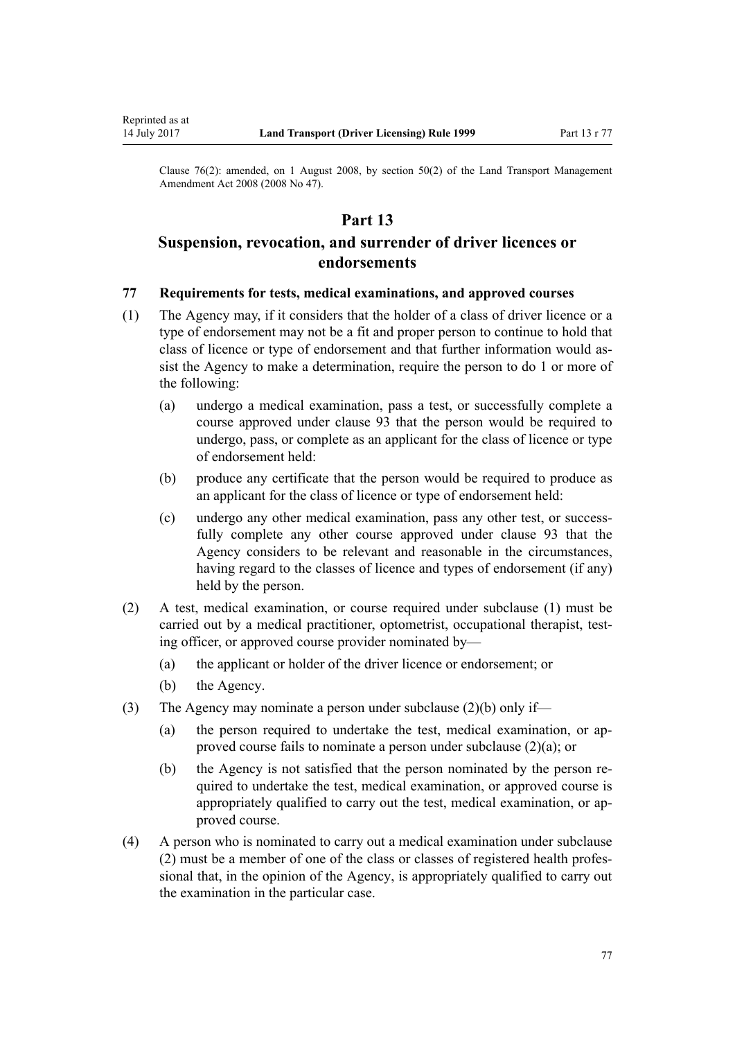Clause 76(2): amended, on 1 August 2008, by section 50(2) of the Land Transport Management Amendment Act 2008 (2008 No 47).

# Part 13

# Suspension, revocation, and surrender of driver licences or endorsements

### 77 Requirements for tests, medical examinations, and approved courses

(1) The Agency may, if it considers that the holder of a class of driver licence or a type of endorsement may not be a fit and proper person to continue to hold that class of licence or type of endorsement and that further information would assist the Agency to make a determination, require the person to do 1 or more of the following:

   (a) undergo a medical examination, pass a test, or successfully complete a course approved under clause 93 that the person would be required to undergo, pass, or complete as an applicant for the class of licence or type of endorsement held:

   (b) produce any certificate that the person would be required to produce as an applicant for the class of licence or type of endorsement held:

   (c) undergo any other medical examination, pass any other test, or successfully complete any other course approved under clause 93 that the Agency considers to be relevant and reasonable in the circumstances, having regard to the classes of licence and types of endorsement (if any) held by the person.

(2) A test, medical examination, or course required under subclause (1) must be carried out by a medical practitioner, optometrist, occupational therapist, testing officer, or approved course provider nominated by—

   (a) the applicant or holder of the driver licence or endorsement; or

   (b) the Agency.

(3) The Agency may nominate a person under subclause (2)(b) only if—

   (a) the person required to undertake the test, medical examination, or approved course fails to nominate a person under subclause (2)(a); or

   (b) the Agency is not satisfied that the person nominated by the person required to undertake the test, medical examination, or approved course is appropriately qualified to carry out the test, medical examination, or approved course.

(4) A person who is nominated to carry out a medical examination under subclause (2) must be a member of one of the class or classes of registered health professional that, in the opinion of the Agency, is appropriately qualified to carry out the examination in the particular case.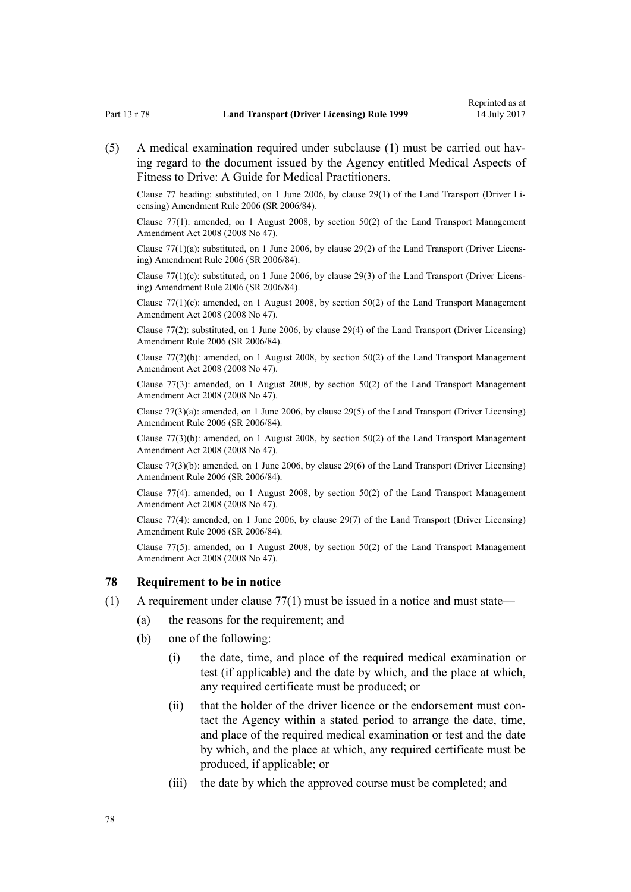(5) A medical examination required under subclause (1) must be carried out having regard to the document issued by the Agency entitled Medical Aspects of Fitness to Drive: A Guide for Medical Practitioners.

Clause 77 heading: substituted, on 1 June 2006, by clause 29(1) of the Land Transport (Driver Licensing) Amendment Rule 2006 (SR 2006/84).

Clause 77(1): amended, on 1 August 2008, by section 50(2) of the Land Transport Management Amendment Act 2008 (2008 No 47).

Clause 77(1)(a): substituted, on 1 June 2006, by clause 29(2) of the Land Transport (Driver Licensing) Amendment Rule 2006 (SR 2006/84).

Clause 77(1)(c): substituted, on 1 June 2006, by clause 29(3) of the Land Transport (Driver Licensing) Amendment Rule 2006 (SR 2006/84).

Clause 77(1)(c): amended, on 1 August 2008, by section 50(2) of the Land Transport Management Amendment Act 2008 (2008 No 47).

Clause 77(2): substituted, on 1 June 2006, by clause 29(4) of the Land Transport (Driver Licensing) Amendment Rule 2006 (SR 2006/84).

Clause 77(2)(b): amended, on 1 August 2008, by section 50(2) of the Land Transport Management Amendment Act 2008 (2008 No 47).

Clause 77(3): amended, on 1 August 2008, by section 50(2) of the Land Transport Management Amendment Act 2008 (2008 No 47).

Clause 77(3)(a): amended, on 1 June 2006, by clause 29(5) of the Land Transport (Driver Licensing) Amendment Rule 2006 (SR 2006/84).

Clause 77(3)(b): amended, on 1 August 2008, by section 50(2) of the Land Transport Management Amendment Act 2008 (2008 No 47).

Clause 77(3)(b): amended, on 1 June 2006, by clause 29(6) of the Land Transport (Driver Licensing) Amendment Rule 2006 (SR 2006/84).

Clause 77(4): amended, on 1 August 2008, by section 50(2) of the Land Transport Management Amendment Act 2008 (2008 No 47).

Clause 77(4): amended, on 1 June 2006, by clause 29(7) of the Land Transport (Driver Licensing) Amendment Rule 2006 (SR 2006/84).

Clause 77(5): amended, on 1 August 2008, by section 50(2) of the Land Transport Management Amendment Act 2008 (2008 No 47).

### 78 Requirement to be in notice

(1) A requirement under clause 77(1) must be issued in a notice and must state—

- (a) the reasons for the requirement; and
- (b) one of the following:
  - (i) the date, time, and place of the required medical examination or test (if applicable) and the date by which, and the place at which, any required certificate must be produced; or
  - (ii) that the holder of the driver licence or the endorsement must contact the Agency within a stated period to arrange the date, time, and place of the required medical examination or test and the date by which, and the place at which, any required certificate must be produced, if applicable; or
  - (iii) the date by which the approved course must be completed; and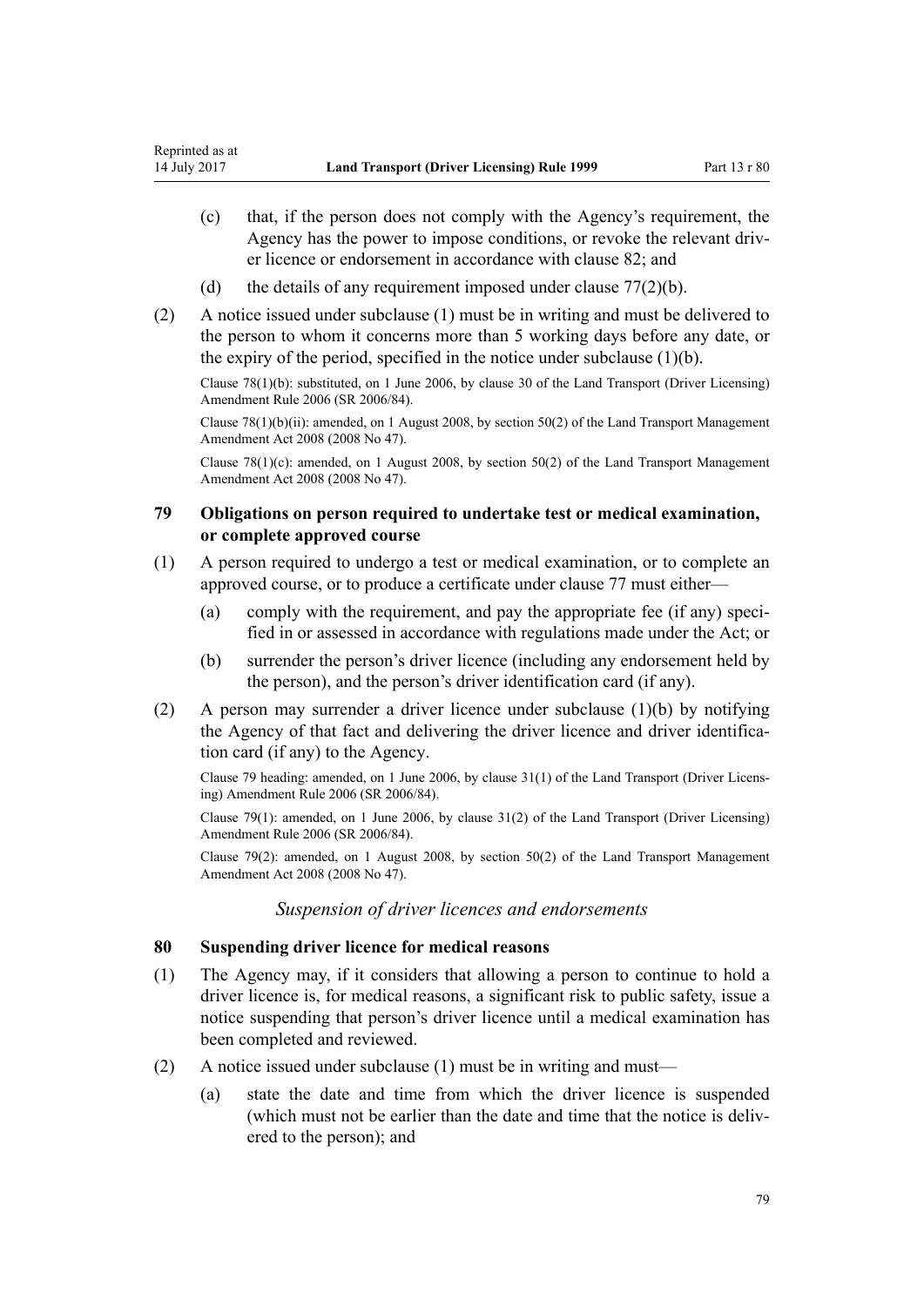(c) that, if the person does not comply with the Agency's requirement, the Agency has the power to impose conditions, or revoke the relevant driver licence or endorsement in accordance with clause 82; and

(d) the details of any requirement imposed under clause 77(2)(b).

(2) A notice issued under subclause (1) must be in writing and must be delivered to the person to whom it concerns more than 5 working days before any date, or the expiry of the period, specified in the notice under subclause (1)(b).

Clause 78(1)(b): substituted, on 1 June 2006, by clause 30 of the Land Transport (Driver Licensing) Amendment Rule 2006 (SR 2006/84).

Clause 78(1)(b)(ii): amended, on 1 August 2008, by section 50(2) of the Land Transport Management Amendment Act 2008 (2008 No 47).

Clause 78(1)(c): amended, on 1 August 2008, by section 50(2) of the Land Transport Management Amendment Act 2008 (2008 No 47).

### 79 Obligations on person required to undertake test or medical examination, or complete approved course

(1) A person required to undergo a test or medical examination, or to complete an approved course, or to produce a certificate under clause 77 must either—

(a) comply with the requirement, and pay the appropriate fee (if any) specified in or assessed in accordance with regulations made under the Act; or

(b) surrender the person's driver licence (including any endorsement held by the person), and the person's driver identification card (if any).

(2) A person may surrender a driver licence under subclause (1)(b) by notifying the Agency of that fact and delivering the driver licence and driver identification card (if any) to the Agency.

Clause 79 heading: amended, on 1 June 2006, by clause 31(1) of the Land Transport (Driver Licensing) Amendment Rule 2006 (SR 2006/84).

Clause 79(1): amended, on 1 June 2006, by clause 31(2) of the Land Transport (Driver Licensing) Amendment Rule 2006 (SR 2006/84).

Clause 79(2): amended, on 1 August 2008, by section 50(2) of the Land Transport Management Amendment Act 2008 (2008 No 47).

*Suspension of driver licences and endorsements*

### 80 Suspending driver licence for medical reasons

(1) The Agency may, if it considers that allowing a person to continue to hold a driver licence is, for medical reasons, a significant risk to public safety, issue a notice suspending that person's driver licence until a medical examination has been completed and reviewed.

(2) A notice issued under subclause (1) must be in writing and must—

(a) state the date and time from which the driver licence is suspended (which must not be earlier than the date and time that the notice is delivered to the person); and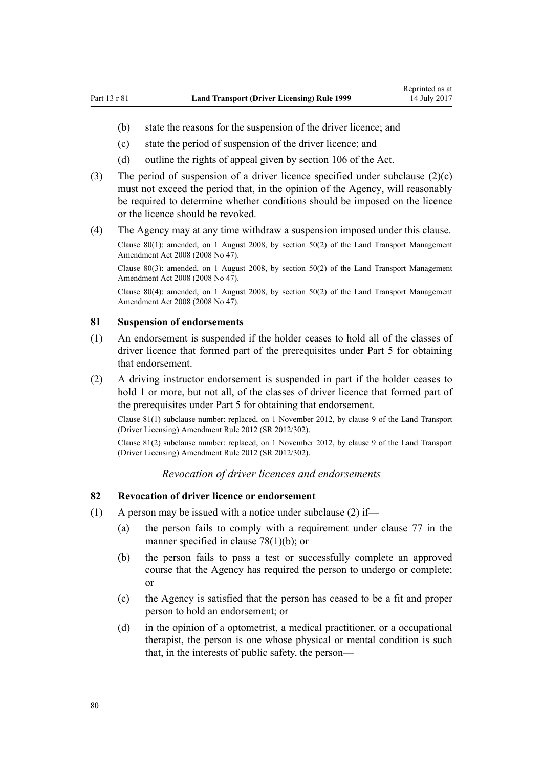(b) state the reasons for the suspension of the driver licence; and

(c) state the period of suspension of the driver licence; and

(d) outline the rights of appeal given by section 106 of the Act.

(3) The period of suspension of a driver licence specified under subclause (2)(c) must not exceed the period that, in the opinion of the Agency, will reasonably be required to determine whether conditions should be imposed on the licence or the licence should be revoked.

(4) The Agency may at any time withdraw a suspension imposed under this clause.

Clause 80(1): amended, on 1 August 2008, by section 50(2) of the Land Transport Management Amendment Act 2008 (2008 No 47).

Clause 80(3): amended, on 1 August 2008, by section 50(2) of the Land Transport Management Amendment Act 2008 (2008 No 47).

Clause 80(4): amended, on 1 August 2008, by section 50(2) of the Land Transport Management Amendment Act 2008 (2008 No 47).

### 81 Suspension of endorsements

(1) An endorsement is suspended if the holder ceases to hold all of the classes of driver licence that formed part of the prerequisites under Part 5 for obtaining that endorsement.

(2) A driving instructor endorsement is suspended in part if the holder ceases to hold 1 or more, but not all, of the classes of driver licence that formed part of the prerequisites under Part 5 for obtaining that endorsement.

Clause 81(1) subclause number: replaced, on 1 November 2012, by clause 9 of the Land Transport (Driver Licensing) Amendment Rule 2012 (SR 2012/302).

Clause 81(2) subclause number: replaced, on 1 November 2012, by clause 9 of the Land Transport (Driver Licensing) Amendment Rule 2012 (SR 2012/302).

*Revocation of driver licences and endorsements*

### 82 Revocation of driver licence or endorsement

(1) A person may be issued with a notice under subclause (2) if—

(a) the person fails to comply with a requirement under clause 77 in the manner specified in clause 78(1)(b); or

(b) the person fails to pass a test or successfully complete an approved course that the Agency has required the person to undergo or complete; or

(c) the Agency is satisfied that the person has ceased to be a fit and proper person to hold an endorsement; or

(d) in the opinion of a optometrist, a medical practitioner, or a occupational therapist, the person is one whose physical or mental condition is such that, in the interests of public safety, the person—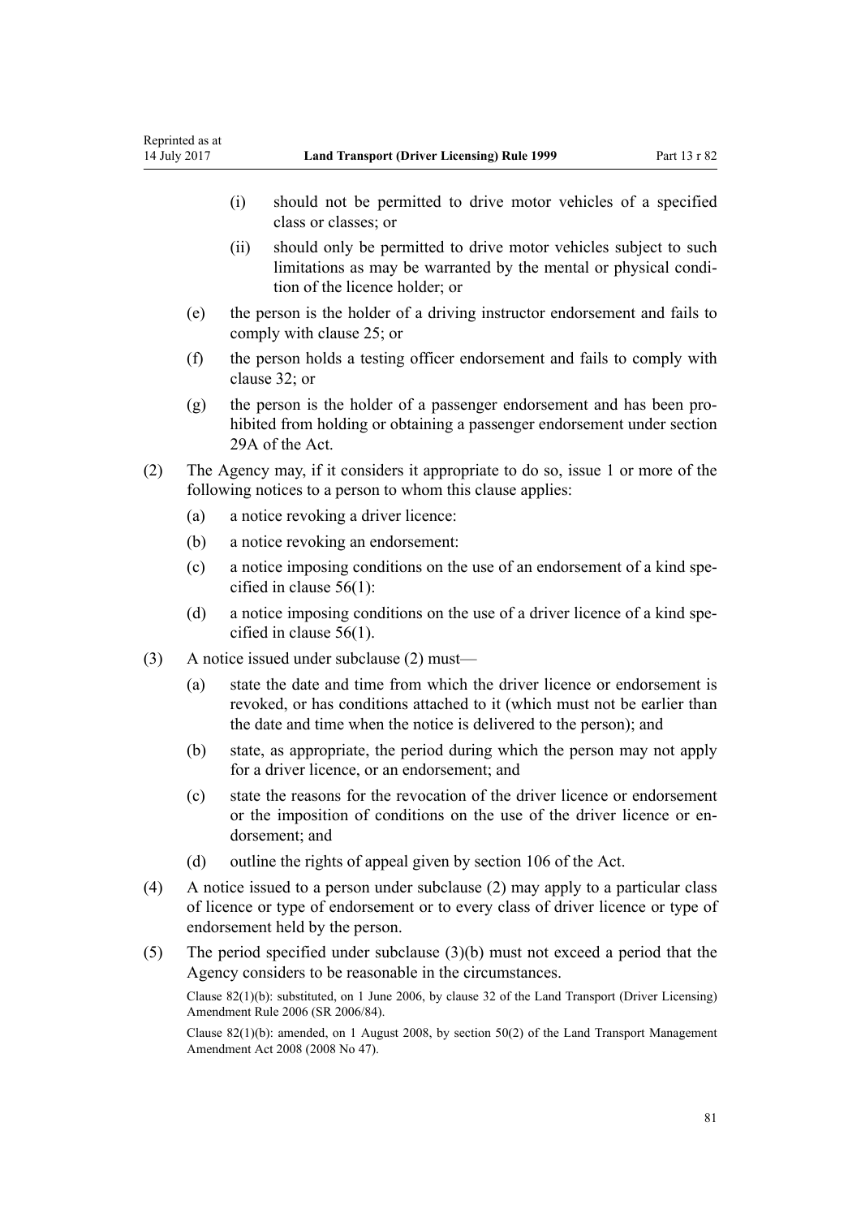(i) should not be permitted to drive motor vehicles of a specified class or classes; or

(ii) should only be permitted to drive motor vehicles subject to such limitations as may be warranted by the mental or physical condition of the licence holder; or

(e) the person is the holder of a driving instructor endorsement and fails to comply with clause 25; or

(f) the person holds a testing officer endorsement and fails to comply with clause 32; or

(g) the person is the holder of a passenger endorsement and has been prohibited from holding or obtaining a passenger endorsement under section 29A of the Act.

(2) The Agency may, if it considers it appropriate to do so, issue 1 or more of the following notices to a person to whom this clause applies:

(a) a notice revoking a driver licence:

(b) a notice revoking an endorsement:

(c) a notice imposing conditions on the use of an endorsement of a kind specified in clause 56(1):

(d) a notice imposing conditions on the use of a driver licence of a kind specified in clause 56(1).

(3) A notice issued under subclause (2) must—

(a) state the date and time from which the driver licence or endorsement is revoked, or has conditions attached to it (which must not be earlier than the date and time when the notice is delivered to the person); and

(b) state, as appropriate, the period during which the person may not apply for a driver licence, or an endorsement; and

(c) state the reasons for the revocation of the driver licence or endorsement or the imposition of conditions on the use of the driver licence or endorsement; and

(d) outline the rights of appeal given by section 106 of the Act.

(4) A notice issued to a person under subclause (2) may apply to a particular class of licence or type of endorsement or to every class of driver licence or type of endorsement held by the person.

(5) The period specified under subclause (3)(b) must not exceed a period that the Agency considers to be reasonable in the circumstances.

Clause 82(1)(b): substituted, on 1 June 2006, by clause 32 of the Land Transport (Driver Licensing) Amendment Rule 2006 (SR 2006/84).

Clause 82(1)(b): amended, on 1 August 2008, by section 50(2) of the Land Transport Management Amendment Act 2008 (2008 No 47).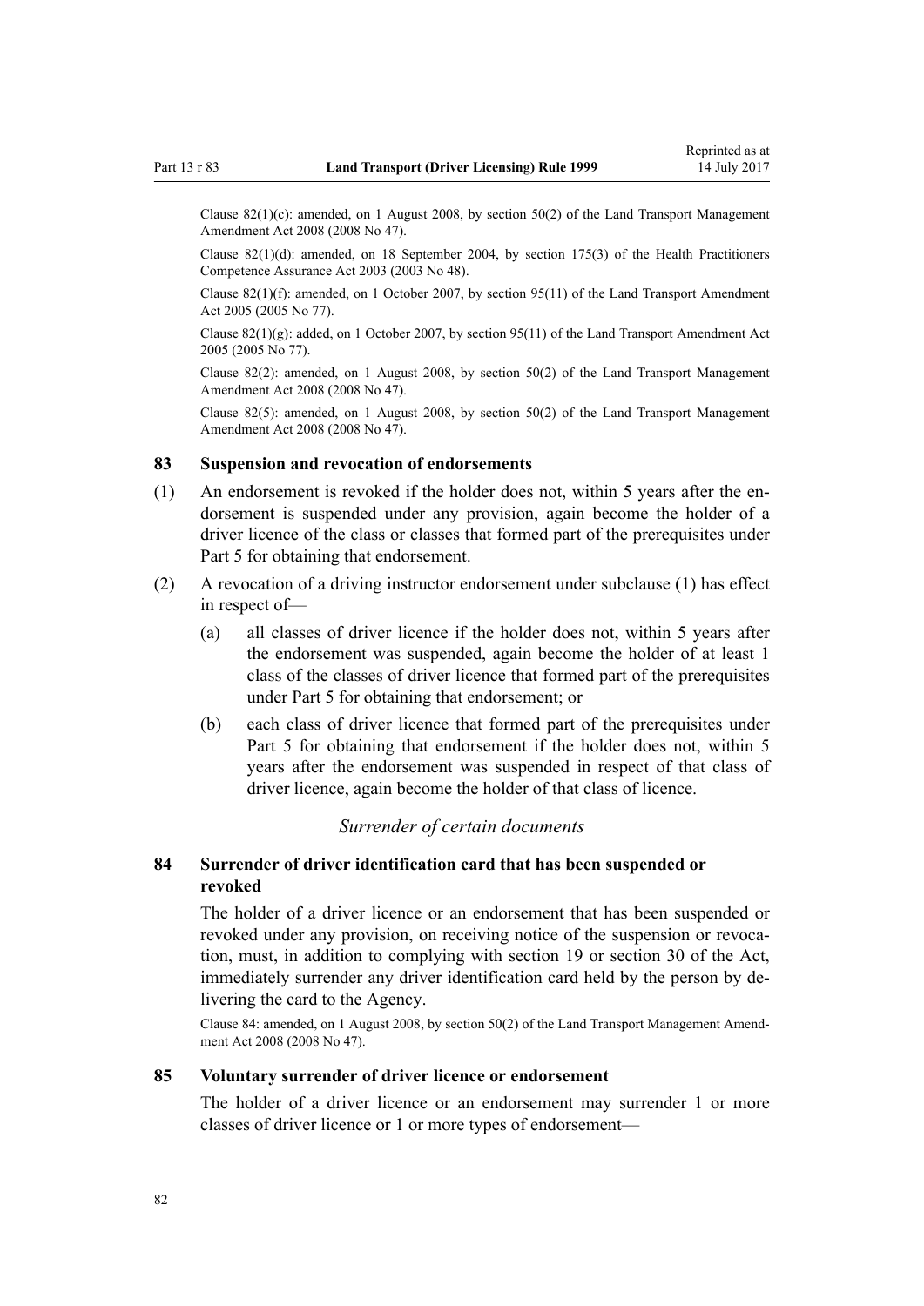Clause 82(1)(c): amended, on 1 August 2008, by section 50(2) of the Land Transport Management Amendment Act 2008 (2008 No 47).

Clause 82(1)(d): amended, on 18 September 2004, by section 175(3) of the Health Practitioners Competence Assurance Act 2003 (2003 No 48).

Clause 82(1)(f): amended, on 1 October 2007, by section 95(11) of the Land Transport Amendment Act 2005 (2005 No 77).

Clause 82(1)(g): added, on 1 October 2007, by section 95(11) of the Land Transport Amendment Act 2005 (2005 No 77).

Clause 82(2): amended, on 1 August 2008, by section 50(2) of the Land Transport Management Amendment Act 2008 (2008 No 47).

Clause 82(5): amended, on 1 August 2008, by section 50(2) of the Land Transport Management Amendment Act 2008 (2008 No 47).

### 83 Suspension and revocation of endorsements

(1) An endorsement is revoked if the holder does not, within 5 years after the endorsement is suspended under any provision, again become the holder of a driver licence of the class or classes that formed part of the prerequisites under Part 5 for obtaining that endorsement.

(2) A revocation of a driving instructor endorsement under subclause (1) has effect in respect of—

(a) all classes of driver licence if the holder does not, within 5 years after the endorsement was suspended, again become the holder of at least 1 class of the classes of driver licence that formed part of the prerequisites under Part 5 for obtaining that endorsement; or

(b) each class of driver licence that formed part of the prerequisites under Part 5 for obtaining that endorsement if the holder does not, within 5 years after the endorsement was suspended in respect of that class of driver licence, again become the holder of that class of licence.

*Surrender of certain documents*

### 84 Surrender of driver identification card that has been suspended or revoked

The holder of a driver licence or an endorsement that has been suspended or revoked under any provision, on receiving notice of the suspension or revocation, must, in addition to complying with section 19 or section 30 of the Act, immediately surrender any driver identification card held by the person by delivering the card to the Agency.

Clause 84: amended, on 1 August 2008, by section 50(2) of the Land Transport Management Amendment Act 2008 (2008 No 47).

### 85 Voluntary surrender of driver licence or endorsement

The holder of a driver licence or an endorsement may surrender 1 or more classes of driver licence or 1 or more types of endorsement—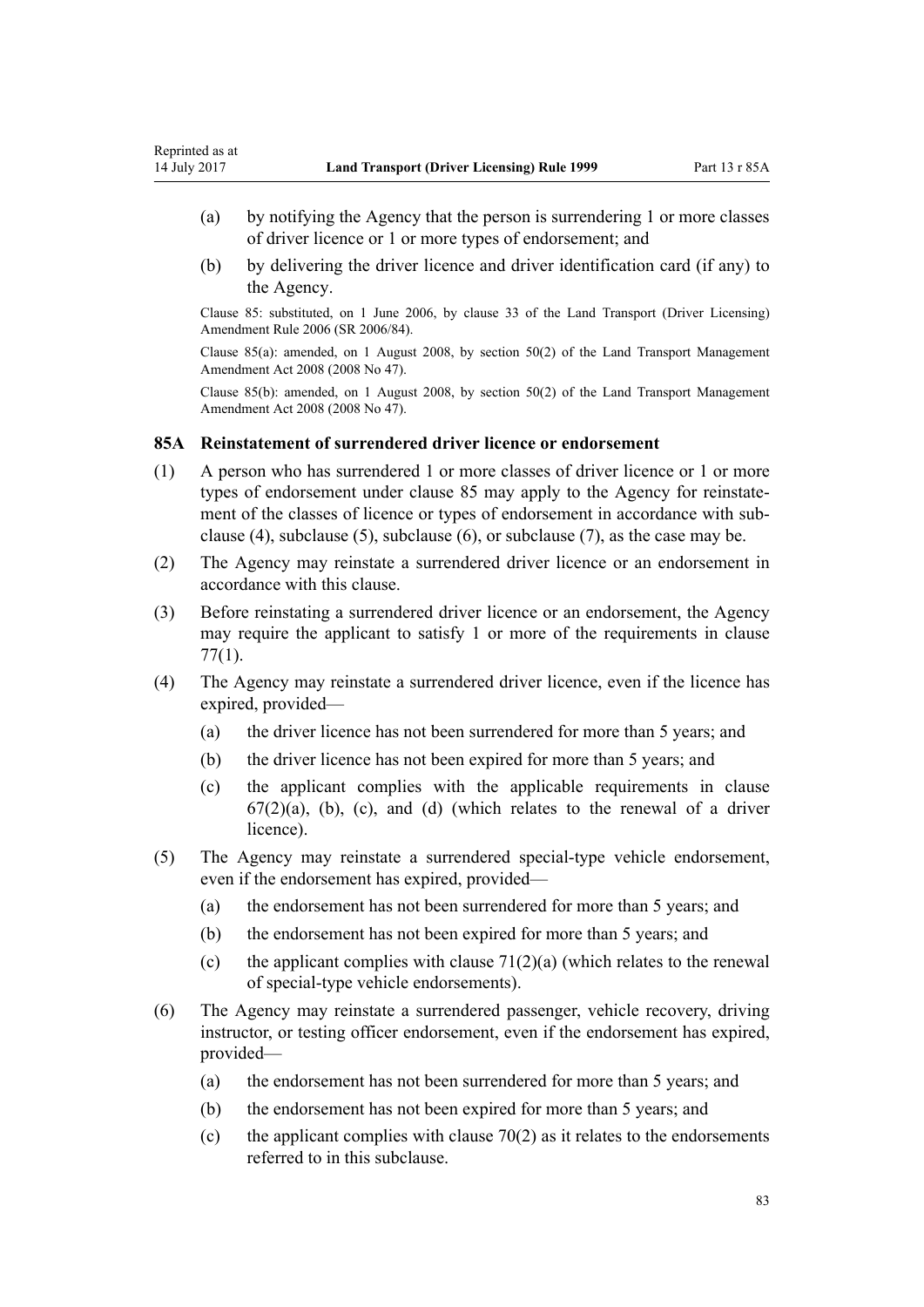(a) by notifying the Agency that the person is surrendering 1 or more classes of driver licence or 1 or more types of endorsement; and

(b) by delivering the driver licence and driver identification card (if any) to the Agency.

Clause 85: substituted, on 1 June 2006, by clause 33 of the Land Transport (Driver Licensing) Amendment Rule 2006 (SR 2006/84).

Clause 85(a): amended, on 1 August 2008, by section 50(2) of the Land Transport Management Amendment Act 2008 (2008 No 47).

Clause 85(b): amended, on 1 August 2008, by section 50(2) of the Land Transport Management Amendment Act 2008 (2008 No 47).

### 85A Reinstatement of surrendered driver licence or endorsement

(1) A person who has surrendered 1 or more classes of driver licence or 1 or more types of endorsement under clause 85 may apply to the Agency for reinstatement of the classes of licence or types of endorsement in accordance with subclause (4), subclause (5), subclause (6), or subclause (7), as the case may be.

(2) The Agency may reinstate a surrendered driver licence or an endorsement in accordance with this clause.

(3) Before reinstating a surrendered driver licence or an endorsement, the Agency may require the applicant to satisfy 1 or more of the requirements in clause 77(1).

(4) The Agency may reinstate a surrendered driver licence, even if the licence has expired, provided—

(a) the driver licence has not been surrendered for more than 5 years; and

(b) the driver licence has not been expired for more than 5 years; and

(c) the applicant complies with the applicable requirements in clause 67(2)(a), (b), (c), and (d) (which relates to the renewal of a driver licence).

(5) The Agency may reinstate a surrendered special-type vehicle endorsement, even if the endorsement has expired, provided—

(a) the endorsement has not been surrendered for more than 5 years; and

(b) the endorsement has not been expired for more than 5 years; and

(c) the applicant complies with clause 71(2)(a) (which relates to the renewal of special-type vehicle endorsements).

(6) The Agency may reinstate a surrendered passenger, vehicle recovery, driving instructor, or testing officer endorsement, even if the endorsement has expired, provided—

(a) the endorsement has not been surrendered for more than 5 years; and

(b) the endorsement has not been expired for more than 5 years; and

(c) the applicant complies with clause 70(2) as it relates to the endorsements referred to in this subclause.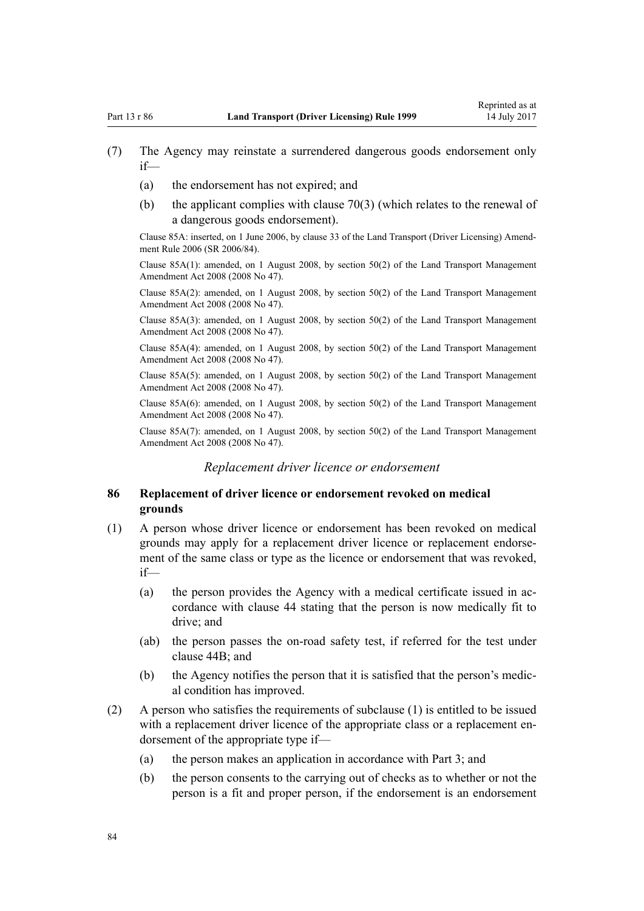(7) The Agency may reinstate a surrendered dangerous goods endorsement only if—

(a) the endorsement has not expired; and

(b) the applicant complies with clause 70(3) (which relates to the renewal of a dangerous goods endorsement).

Clause 85A: inserted, on 1 June 2006, by clause 33 of the Land Transport (Driver Licensing) Amendment Rule 2006 (SR 2006/84).

Clause 85A(1): amended, on 1 August 2008, by section 50(2) of the Land Transport Management Amendment Act 2008 (2008 No 47).

Clause 85A(2): amended, on 1 August 2008, by section 50(2) of the Land Transport Management Amendment Act 2008 (2008 No 47).

Clause 85A(3): amended, on 1 August 2008, by section 50(2) of the Land Transport Management Amendment Act 2008 (2008 No 47).

Clause 85A(4): amended, on 1 August 2008, by section 50(2) of the Land Transport Management Amendment Act 2008 (2008 No 47).

Clause 85A(5): amended, on 1 August 2008, by section 50(2) of the Land Transport Management Amendment Act 2008 (2008 No 47).

Clause 85A(6): amended, on 1 August 2008, by section 50(2) of the Land Transport Management Amendment Act 2008 (2008 No 47).

Clause 85A(7): amended, on 1 August 2008, by section 50(2) of the Land Transport Management Amendment Act 2008 (2008 No 47).

*Replacement driver licence or endorsement*

### 86 Replacement of driver licence or endorsement revoked on medical grounds

(1) A person whose driver licence or endorsement has been revoked on medical grounds may apply for a replacement driver licence or replacement endorsement of the same class or type as the licence or endorsement that was revoked, if—

(a) the person provides the Agency with a medical certificate issued in accordance with clause 44 stating that the person is now medically fit to drive; and

(ab) the person passes the on-road safety test, if referred for the test under clause 44B; and

(b) the Agency notifies the person that it is satisfied that the person's medical condition has improved.

(2) A person who satisfies the requirements of subclause (1) is entitled to be issued with a replacement driver licence of the appropriate class or a replacement endorsement of the appropriate type if—

(a) the person makes an application in accordance with Part 3; and

(b) the person consents to the carrying out of checks as to whether or not the person is a fit and proper person, if the endorsement is an endorsement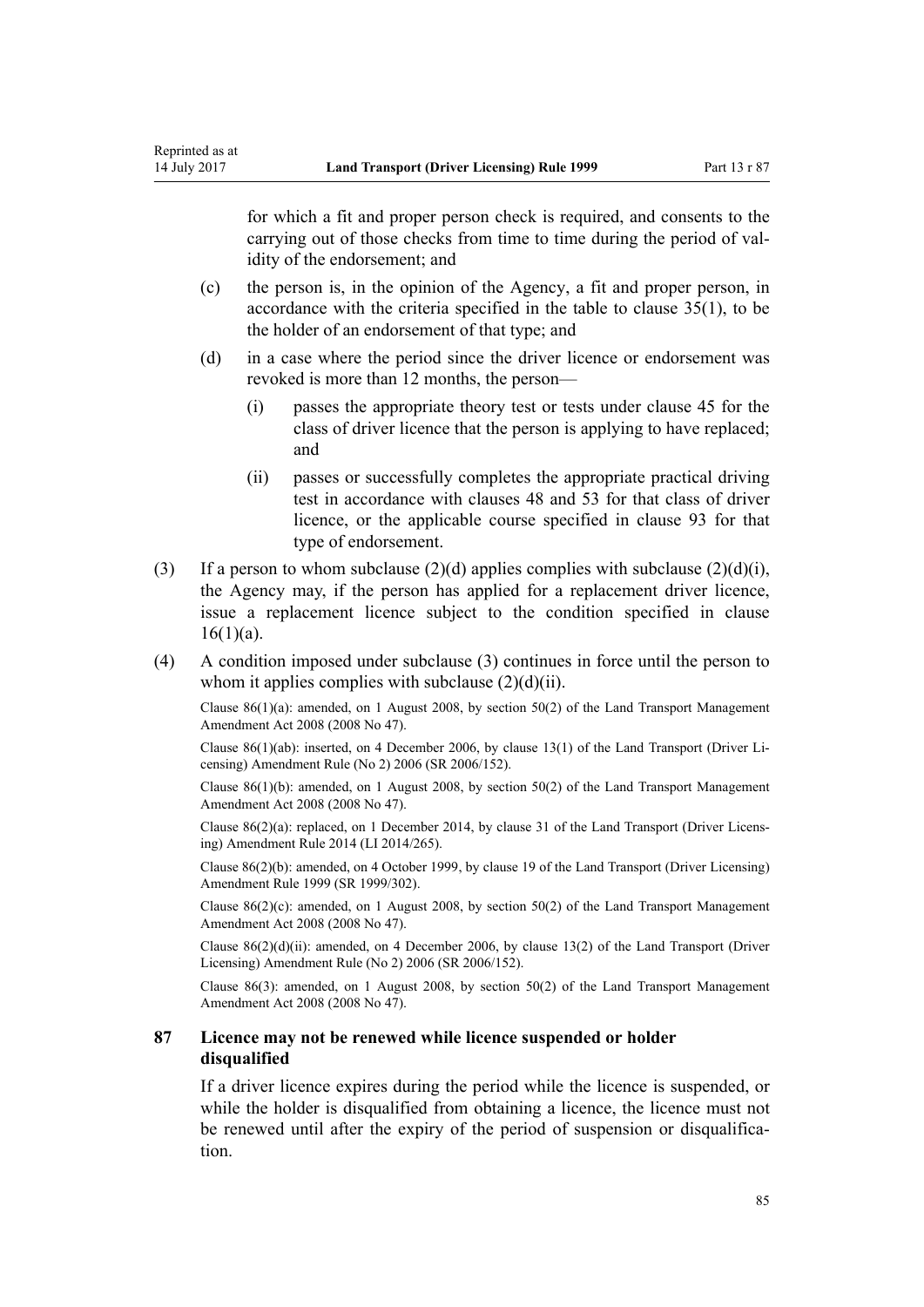for which a fit and proper person check is required, and consents to the carrying out of those checks from time to time during the period of validity of the endorsement; and

(c) the person is, in the opinion of the Agency, a fit and proper person, in accordance with the criteria specified in the table to clause 35(1), to be the holder of an endorsement of that type; and

(d) in a case where the period since the driver licence or endorsement was revoked is more than 12 months, the person—

(i) passes the appropriate theory test or tests under clause 45 for the class of driver licence that the person is applying to have replaced; and

(ii) passes or successfully completes the appropriate practical driving test in accordance with clauses 48 and 53 for that class of driver licence, or the applicable course specified in clause 93 for that type of endorsement.

(3) If a person to whom subclause (2)(d) applies complies with subclause (2)(d)(i), the Agency may, if the person has applied for a replacement driver licence, issue a replacement licence subject to the condition specified in clause 16(1)(a).

(4) A condition imposed under subclause (3) continues in force until the person to whom it applies complies with subclause (2)(d)(ii).

Clause 86(1)(a): amended, on 1 August 2008, by section 50(2) of the Land Transport Management Amendment Act 2008 (2008 No 47).

Clause 86(1)(ab): inserted, on 4 December 2006, by clause 13(1) of the Land Transport (Driver Licensing) Amendment Rule (No 2) 2006 (SR 2006/152).

Clause 86(1)(b): amended, on 1 August 2008, by section 50(2) of the Land Transport Management Amendment Act 2008 (2008 No 47).

Clause 86(2)(a): replaced, on 1 December 2014, by clause 31 of the Land Transport (Driver Licensing) Amendment Rule 2014 (LI 2014/265).

Clause 86(2)(b): amended, on 4 October 1999, by clause 19 of the Land Transport (Driver Licensing) Amendment Rule 1999 (SR 1999/302).

Clause 86(2)(c): amended, on 1 August 2008, by section 50(2) of the Land Transport Management Amendment Act 2008 (2008 No 47).

Clause 86(2)(d)(ii): amended, on 4 December 2006, by clause 13(2) of the Land Transport (Driver Licensing) Amendment Rule (No 2) 2006 (SR 2006/152).

Clause 86(3): amended, on 1 August 2008, by section 50(2) of the Land Transport Management Amendment Act 2008 (2008 No 47).

## 87 Licence may not be renewed while licence suspended or holder disqualified

If a driver licence expires during the period while the licence is suspended, or while the holder is disqualified from obtaining a licence, the licence must not be renewed until after the expiry of the period of suspension or disqualification.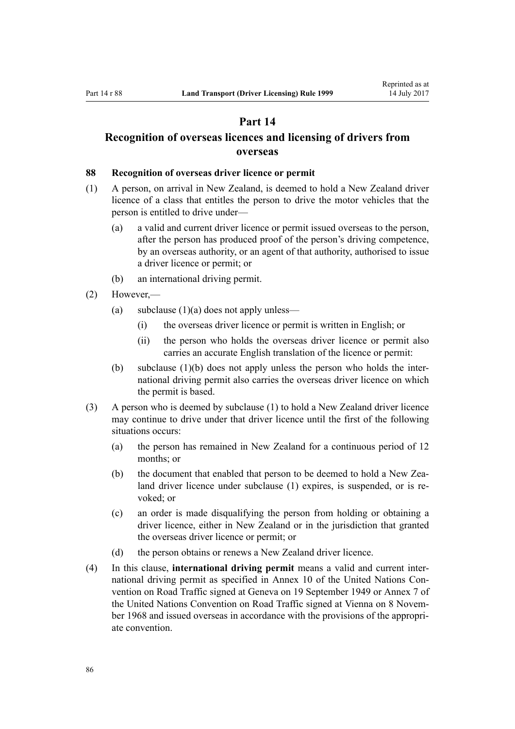# Part 14

# Recognition of overseas licences and licensing of drivers from overseas

### 88 Recognition of overseas driver licence or permit

(1) A person, on arrival in New Zealand, is deemed to hold a New Zealand driver licence of a class that entitles the person to drive the motor vehicles that the person is entitled to drive under—

   (a) a valid and current driver licence or permit issued overseas to the person, after the person has produced proof of the person's driving competence, by an overseas authority, or an agent of that authority, authorised to issue a driver licence or permit; or

   (b) an international driving permit.

(2) However,—

   (a) subclause (1)(a) does not apply unless—

      (i) the overseas driver licence or permit is written in English; or

      (ii) the person who holds the overseas driver licence or permit also carries an accurate English translation of the licence or permit:

   (b) subclause (1)(b) does not apply unless the person who holds the international driving permit also carries the overseas driver licence on which the permit is based.

(3) A person who is deemed by subclause (1) to hold a New Zealand driver licence may continue to drive under that driver licence until the first of the following situations occurs:

   (a) the person has remained in New Zealand for a continuous period of 12 months; or

   (b) the document that enabled that person to be deemed to hold a New Zealand driver licence under subclause (1) expires, is suspended, or is revoked; or

   (c) an order is made disqualifying the person from holding or obtaining a driver licence, either in New Zealand or in the jurisdiction that granted the overseas driver licence or permit; or

   (d) the person obtains or renews a New Zealand driver licence.

(4) In this clause, **international driving permit** means a valid and current international driving permit as specified in Annex 10 of the United Nations Convention on Road Traffic signed at Geneva on 19 September 1949 or Annex 7 of the United Nations Convention on Road Traffic signed at Vienna on 8 November 1968 and issued overseas in accordance with the provisions of the appropriate convention.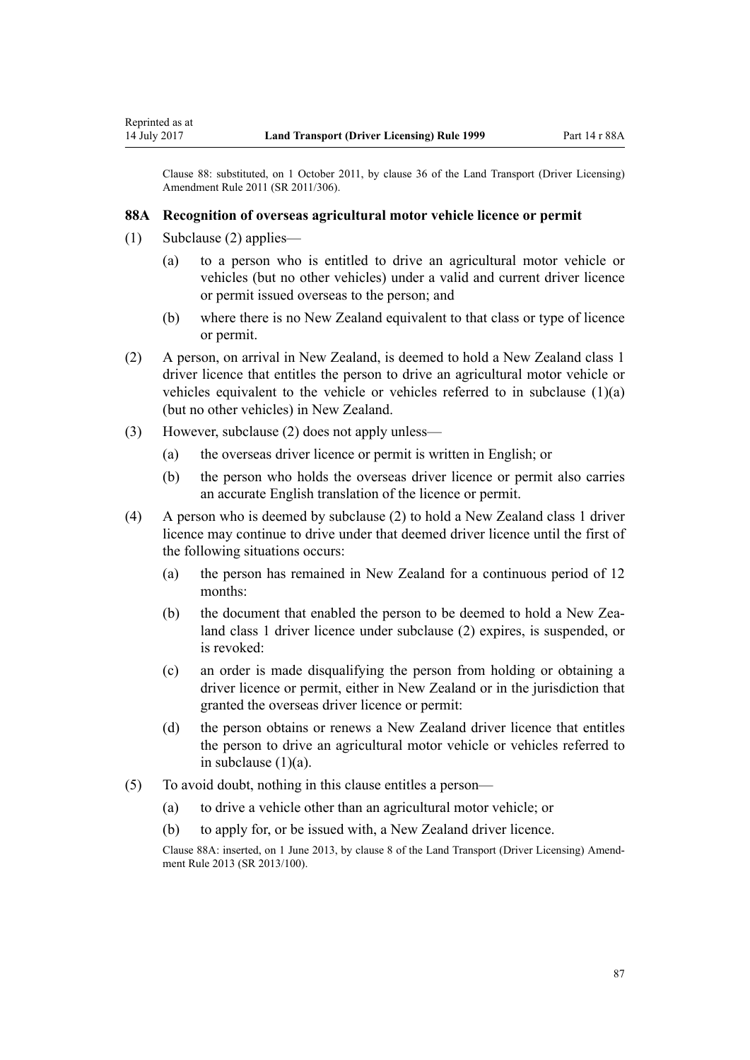Clause 88: substituted, on 1 October 2011, by clause 36 of the Land Transport (Driver Licensing) Amendment Rule 2011 (SR 2011/306).

### 88A Recognition of overseas agricultural motor vehicle licence or permit

(1) Subclause (2) applies—

(a) to a person who is entitled to drive an agricultural motor vehicle or vehicles (but no other vehicles) under a valid and current driver licence or permit issued overseas to the person; and

(b) where there is no New Zealand equivalent to that class or type of licence or permit.

(2) A person, on arrival in New Zealand, is deemed to hold a New Zealand class 1 driver licence that entitles the person to drive an agricultural motor vehicle or vehicles equivalent to the vehicle or vehicles referred to in subclause (1)(a) (but no other vehicles) in New Zealand.

(3) However, subclause (2) does not apply unless—

(a) the overseas driver licence or permit is written in English; or

(b) the person who holds the overseas driver licence or permit also carries an accurate English translation of the licence or permit.

(4) A person who is deemed by subclause (2) to hold a New Zealand class 1 driver licence may continue to drive under that deemed driver licence until the first of the following situations occurs:

(a) the person has remained in New Zealand for a continuous period of 12 months:

(b) the document that enabled the person to be deemed to hold a New Zealand class 1 driver licence under subclause (2) expires, is suspended, or is revoked:

(c) an order is made disqualifying the person from holding or obtaining a driver licence or permit, either in New Zealand or in the jurisdiction that granted the overseas driver licence or permit:

(d) the person obtains or renews a New Zealand driver licence that entitles the person to drive an agricultural motor vehicle or vehicles referred to in subclause (1)(a).

(5) To avoid doubt, nothing in this clause entitles a person—

(a) to drive a vehicle other than an agricultural motor vehicle; or

(b) to apply for, or be issued with, a New Zealand driver licence.

Clause 88A: inserted, on 1 June 2013, by clause 8 of the Land Transport (Driver Licensing) Amendment Rule 2013 (SR 2013/100).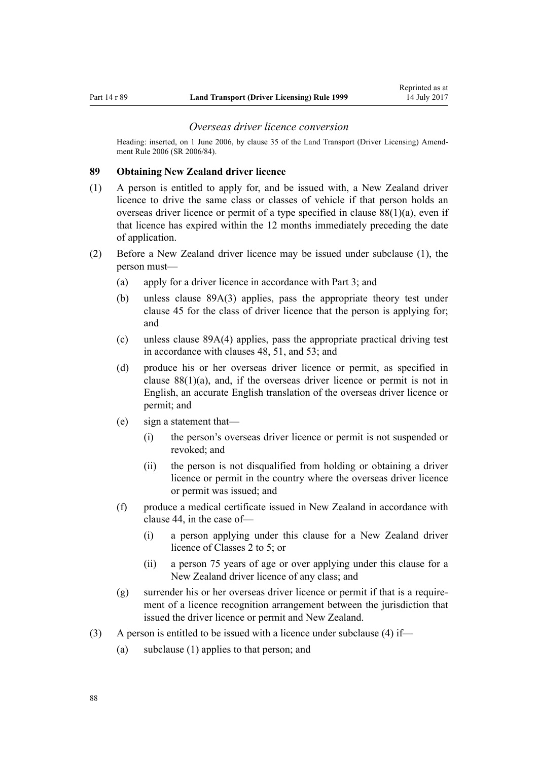### *Overseas driver licence conversion*

Heading: inserted, on 1 June 2006, by clause 35 of the Land Transport (Driver Licensing) Amendment Rule 2006 (SR 2006/84).

## 89 Obtaining New Zealand driver licence

(1) A person is entitled to apply for, and be issued with, a New Zealand driver licence to drive the same class or classes of vehicle if that person holds an overseas driver licence or permit of a type specified in clause 88(1)(a), even if that licence has expired within the 12 months immediately preceding the date of application.

(2) Before a New Zealand driver licence may be issued under subclause (1), the person must—

- (a) apply for a driver licence in accordance with Part 3; and
- (b) unless clause 89A(3) applies, pass the appropriate theory test under clause 45 for the class of driver licence that the person is applying for; and
- (c) unless clause 89A(4) applies, pass the appropriate practical driving test in accordance with clauses 48, 51, and 53; and
- (d) produce his or her overseas driver licence or permit, as specified in clause 88(1)(a), and, if the overseas driver licence or permit is not in English, an accurate English translation of the overseas driver licence or permit; and
- (e) sign a statement that—
  - (i) the person's overseas driver licence or permit is not suspended or revoked; and
  - (ii) the person is not disqualified from holding or obtaining a driver licence or permit in the country where the overseas driver licence or permit was issued; and
- (f) produce a medical certificate issued in New Zealand in accordance with clause 44, in the case of—
  - (i) a person applying under this clause for a New Zealand driver licence of Classes 2 to 5; or
  - (ii) a person 75 years of age or over applying under this clause for a New Zealand driver licence of any class; and
- (g) surrender his or her overseas driver licence or permit if that is a requirement of a licence recognition arrangement between the jurisdiction that issued the driver licence or permit and New Zealand.

(3) A person is entitled to be issued with a licence under subclause (4) if—

- (a) subclause (1) applies to that person; and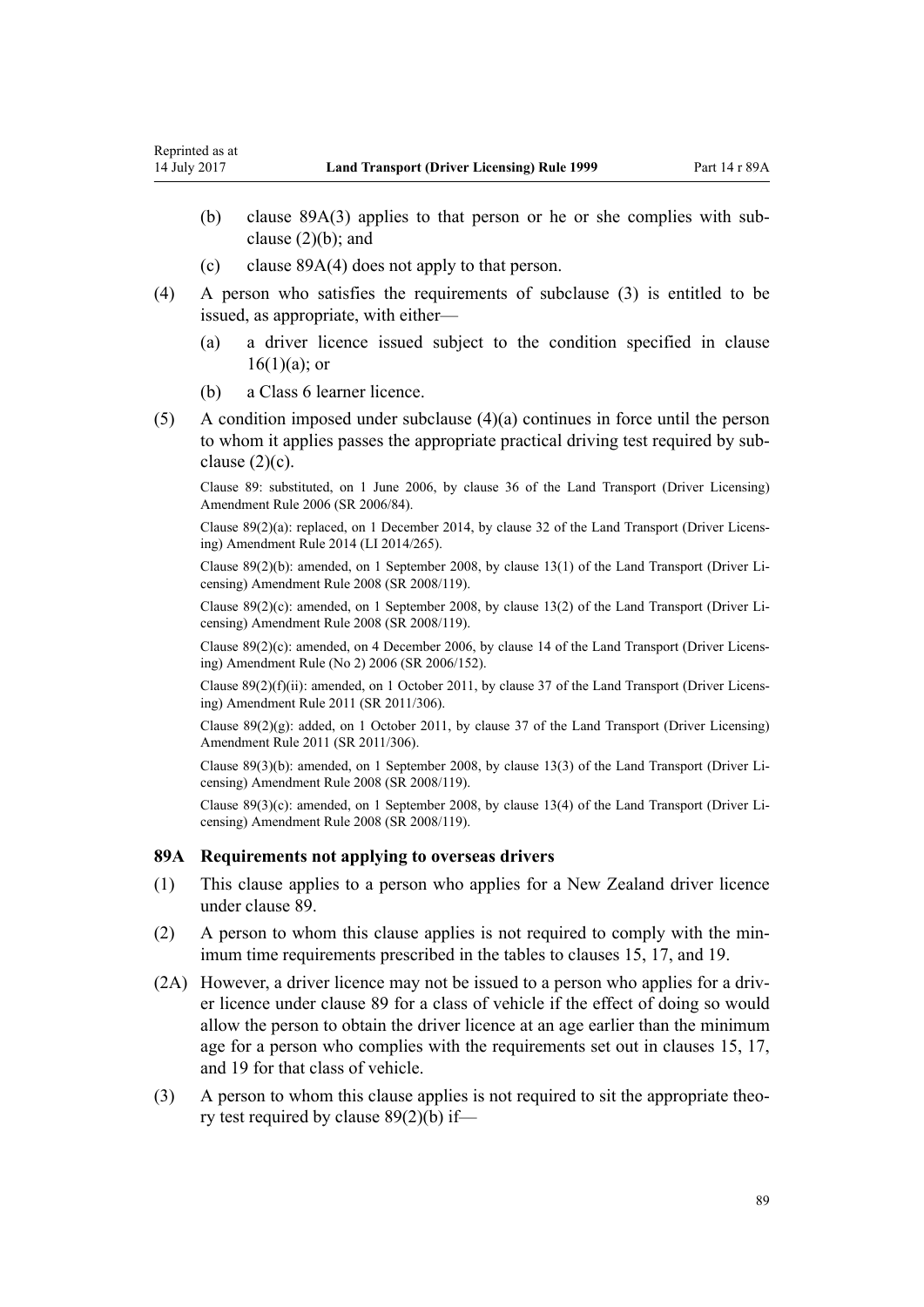(b) clause 89A(3) applies to that person or he or she complies with subclause (2)(b); and

(c) clause 89A(4) does not apply to that person.

(4) A person who satisfies the requirements of subclause (3) is entitled to be issued, as appropriate, with either—

(a) a driver licence issued subject to the condition specified in clause 16(1)(a); or

(b) a Class 6 learner licence.

(5) A condition imposed under subclause (4)(a) continues in force until the person to whom it applies passes the appropriate practical driving test required by subclause (2)(c).

Clause 89: substituted, on 1 June 2006, by clause 36 of the Land Transport (Driver Licensing) Amendment Rule 2006 (SR 2006/84).

Clause 89(2)(a): replaced, on 1 December 2014, by clause 32 of the Land Transport (Driver Licensing) Amendment Rule 2014 (LI 2014/265).

Clause 89(2)(b): amended, on 1 September 2008, by clause 13(1) of the Land Transport (Driver Licensing) Amendment Rule 2008 (SR 2008/119).

Clause 89(2)(c): amended, on 1 September 2008, by clause 13(2) of the Land Transport (Driver Licensing) Amendment Rule 2008 (SR 2008/119).

Clause 89(2)(c): amended, on 4 December 2006, by clause 14 of the Land Transport (Driver Licensing) Amendment Rule (No 2) 2006 (SR 2006/152).

Clause 89(2)(f)(ii): amended, on 1 October 2011, by clause 37 of the Land Transport (Driver Licensing) Amendment Rule 2011 (SR 2011/306).

Clause 89(2)(g): added, on 1 October 2011, by clause 37 of the Land Transport (Driver Licensing) Amendment Rule 2011 (SR 2011/306).

Clause 89(3)(b): amended, on 1 September 2008, by clause 13(3) of the Land Transport (Driver Licensing) Amendment Rule 2008 (SR 2008/119).

Clause 89(3)(c): amended, on 1 September 2008, by clause 13(4) of the Land Transport (Driver Licensing) Amendment Rule 2008 (SR 2008/119).

### 89A Requirements not applying to overseas drivers

(1) This clause applies to a person who applies for a New Zealand driver licence under clause 89.

(2) A person to whom this clause applies is not required to comply with the minimum time requirements prescribed in the tables to clauses 15, 17, and 19.

(2A) However, a driver licence may not be issued to a person who applies for a driver licence under clause 89 for a class of vehicle if the effect of doing so would allow the person to obtain the driver licence at an age earlier than the minimum age for a person who complies with the requirements set out in clauses 15, 17, and 19 for that class of vehicle.

(3) A person to whom this clause applies is not required to sit the appropriate theory test required by clause 89(2)(b) if—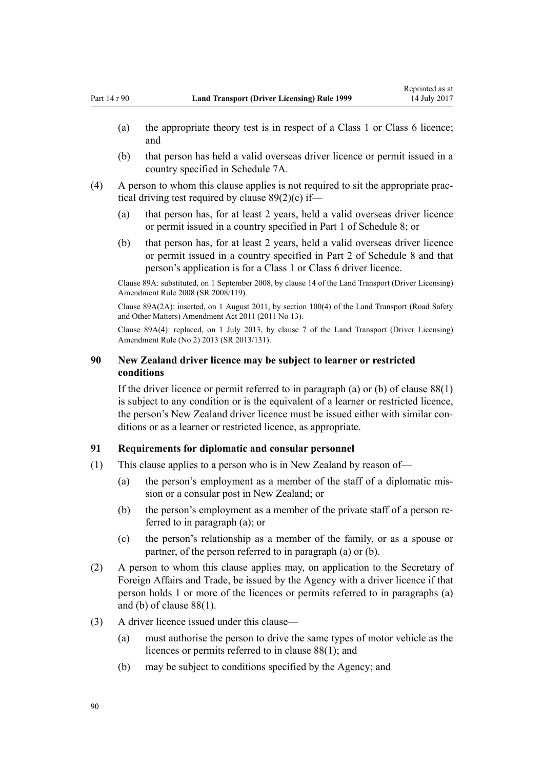(a) the appropriate theory test is in respect of a Class 1 or Class 6 licence; and

(b) that person has held a valid overseas driver licence or permit issued in a country specified in Schedule 7A.

(4) A person to whom this clause applies is not required to sit the appropriate practical driving test required by clause 89(2)(c) if—

(a) that person has, for at least 2 years, held a valid overseas driver licence or permit issued in a country specified in Part 1 of Schedule 8; or

(b) that person has, for at least 2 years, held a valid overseas driver licence or permit issued in a country specified in Part 2 of Schedule 8 and that person's application is for a Class 1 or Class 6 driver licence.

Clause 89A: substituted, on 1 September 2008, by clause 14 of the Land Transport (Driver Licensing) Amendment Rule 2008 (SR 2008/119).

Clause 89A(2A): inserted, on 1 August 2011, by section 100(4) of the Land Transport (Road Safety and Other Matters) Amendment Act 2011 (2011 No 13).

Clause 89A(4): replaced, on 1 July 2013, by clause 7 of the Land Transport (Driver Licensing) Amendment Rule (No 2) 2013 (SR 2013/131).

### 90 New Zealand driver licence may be subject to learner or restricted conditions

If the driver licence or permit referred to in paragraph (a) or (b) of clause 88(1) is subject to any condition or is the equivalent of a learner or restricted licence, the person's New Zealand driver licence must be issued either with similar conditions or as a learner or restricted licence, as appropriate.

### 91 Requirements for diplomatic and consular personnel

(1) This clause applies to a person who is in New Zealand by reason of—

(a) the person's employment as a member of the staff of a diplomatic mission or a consular post in New Zealand; or

(b) the person's employment as a member of the private staff of a person referred to in paragraph (a); or

(c) the person's relationship as a member of the family, or as a spouse or partner, of the person referred to in paragraph (a) or (b).

(2) A person to whom this clause applies may, on application to the Secretary of Foreign Affairs and Trade, be issued by the Agency with a driver licence if that person holds 1 or more of the licences or permits referred to in paragraphs (a) and (b) of clause 88(1).

(3) A driver licence issued under this clause—

(a) must authorise the person to drive the same types of motor vehicle as the licences or permits referred to in clause 88(1); and

(b) may be subject to conditions specified by the Agency; and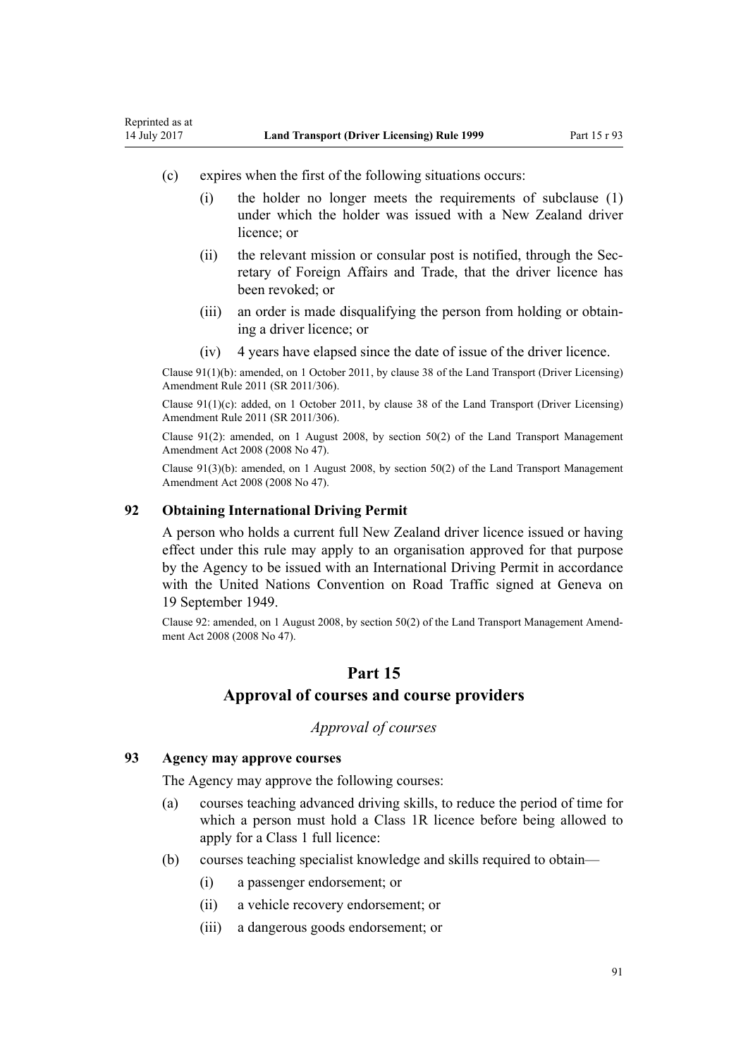(c) expires when the first of the following situations occurs:

  (i) the holder no longer meets the requirements of subclause (1) under which the holder was issued with a New Zealand driver licence; or

  (ii) the relevant mission or consular post is notified, through the Secretary of Foreign Affairs and Trade, that the driver licence has been revoked; or

  (iii) an order is made disqualifying the person from holding or obtaining a driver licence; or

  (iv) 4 years have elapsed since the date of issue of the driver licence.

Clause 91(1)(b): amended, on 1 October 2011, by clause 38 of the Land Transport (Driver Licensing) Amendment Rule 2011 (SR 2011/306).

Clause 91(1)(c): added, on 1 October 2011, by clause 38 of the Land Transport (Driver Licensing) Amendment Rule 2011 (SR 2011/306).

Clause 91(2): amended, on 1 August 2008, by section 50(2) of the Land Transport Management Amendment Act 2008 (2008 No 47).

Clause 91(3)(b): amended, on 1 August 2008, by section 50(2) of the Land Transport Management Amendment Act 2008 (2008 No 47).

### 92 Obtaining International Driving Permit

A person who holds a current full New Zealand driver licence issued or having effect under this rule may apply to an organisation approved for that purpose by the Agency to be issued with an International Driving Permit in accordance with the United Nations Convention on Road Traffic signed at Geneva on 19 September 1949.

Clause 92: amended, on 1 August 2008, by section 50(2) of the Land Transport Management Amendment Act 2008 (2008 No 47).

## Part 15
## Approval of courses and course providers

*Approval of courses*

### 93 Agency may approve courses

The Agency may approve the following courses:

(a) courses teaching advanced driving skills, to reduce the period of time for which a person must hold a Class 1R licence before being allowed to apply for a Class 1 full licence:

(b) courses teaching specialist knowledge and skills required to obtain—

  (i) a passenger endorsement; or

  (ii) a vehicle recovery endorsement; or

  (iii) a dangerous goods endorsement; or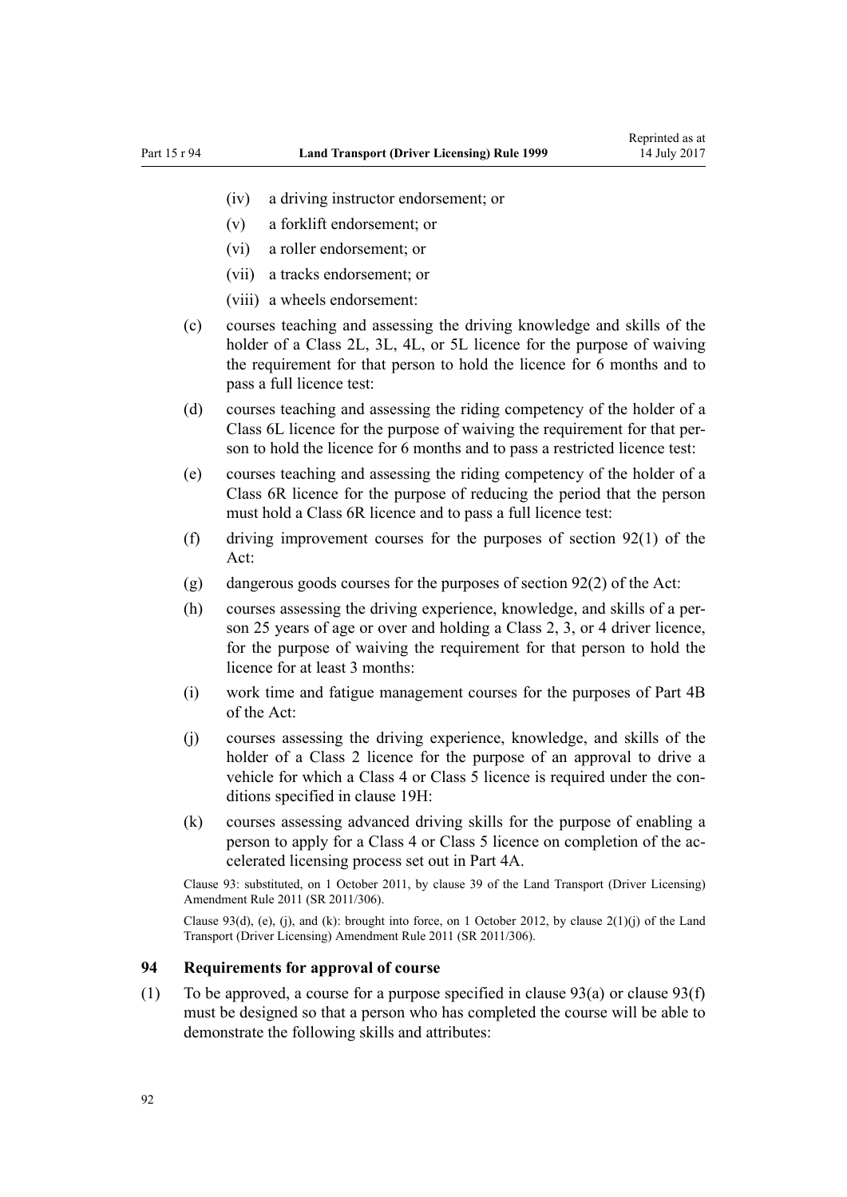- (iv) a driving instructor endorsement; or
- (v) a forklift endorsement; or
- (vi) a roller endorsement; or
- (vii) a tracks endorsement; or
- (viii) a wheels endorsement:

(c) courses teaching and assessing the driving knowledge and skills of the holder of a Class 2L, 3L, 4L, or 5L licence for the purpose of waiving the requirement for that person to hold the licence for 6 months and to pass a full licence test:

(d) courses teaching and assessing the riding competency of the holder of a Class 6L licence for the purpose of waiving the requirement for that person to hold the licence for 6 months and to pass a restricted licence test:

(e) courses teaching and assessing the riding competency of the holder of a Class 6R licence for the purpose of reducing the period that the person must hold a Class 6R licence and to pass a full licence test:

(f) driving improvement courses for the purposes of section 92(1) of the Act:

(g) dangerous goods courses for the purposes of section 92(2) of the Act:

(h) courses assessing the driving experience, knowledge, and skills of a person 25 years of age or over and holding a Class 2, 3, or 4 driver licence, for the purpose of waiving the requirement for that person to hold the licence for at least 3 months:

(i) work time and fatigue management courses for the purposes of Part 4B of the Act:

(j) courses assessing the driving experience, knowledge, and skills of the holder of a Class 2 licence for the purpose of an approval to drive a vehicle for which a Class 4 or Class 5 licence is required under the conditions specified in clause 19H:

(k) courses assessing advanced driving skills for the purpose of enabling a person to apply for a Class 4 or Class 5 licence on completion of the accelerated licensing process set out in Part 4A.

Clause 93: substituted, on 1 October 2011, by clause 39 of the Land Transport (Driver Licensing) Amendment Rule 2011 (SR 2011/306).

Clause 93(d), (e), (j), and (k): brought into force, on 1 October 2012, by clause 2(1)(j) of the Land Transport (Driver Licensing) Amendment Rule 2011 (SR 2011/306).

### 94 Requirements for approval of course

(1) To be approved, a course for a purpose specified in clause 93(a) or clause 93(f) must be designed so that a person who has completed the course will be able to demonstrate the following skills and attributes: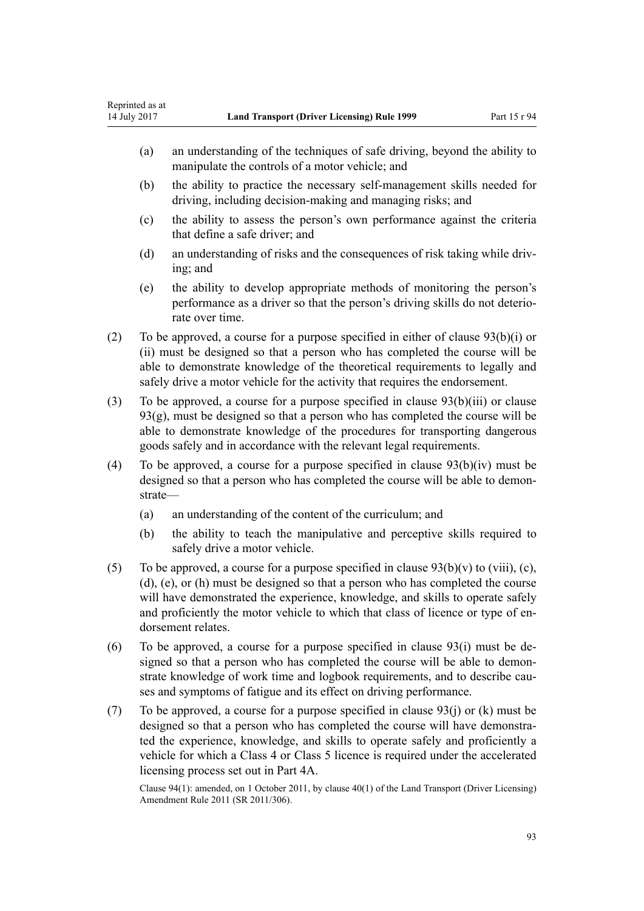(a) an understanding of the techniques of safe driving, beyond the ability to manipulate the controls of a motor vehicle; and

(b) the ability to practice the necessary self-management skills needed for driving, including decision-making and managing risks; and

(c) the ability to assess the person's own performance against the criteria that define a safe driver; and

(d) an understanding of risks and the consequences of risk taking while driving; and

(e) the ability to develop appropriate methods of monitoring the person's performance as a driver so that the person's driving skills do not deteriorate over time.

(2) To be approved, a course for a purpose specified in either of clause 93(b)(i) or (ii) must be designed so that a person who has completed the course will be able to demonstrate knowledge of the theoretical requirements to legally and safely drive a motor vehicle for the activity that requires the endorsement.

(3) To be approved, a course for a purpose specified in clause 93(b)(iii) or clause 93(g), must be designed so that a person who has completed the course will be able to demonstrate knowledge of the procedures for transporting dangerous goods safely and in accordance with the relevant legal requirements.

(4) To be approved, a course for a purpose specified in clause 93(b)(iv) must be designed so that a person who has completed the course will be able to demonstrate—

(a) an understanding of the content of the curriculum; and

(b) the ability to teach the manipulative and perceptive skills required to safely drive a motor vehicle.

(5) To be approved, a course for a purpose specified in clause 93(b)(v) to (viii), (c), (d), (e), or (h) must be designed so that a person who has completed the course will have demonstrated the experience, knowledge, and skills to operate safely and proficiently the motor vehicle to which that class of licence or type of endorsement relates.

(6) To be approved, a course for a purpose specified in clause 93(i) must be designed so that a person who has completed the course will be able to demonstrate knowledge of work time and logbook requirements, and to describe causes and symptoms of fatigue and its effect on driving performance.

(7) To be approved, a course for a purpose specified in clause 93(j) or (k) must be designed so that a person who has completed the course will have demonstrated the experience, knowledge, and skills to operate safely and proficiently a vehicle for which a Class 4 or Class 5 licence is required under the accelerated licensing process set out in Part 4A.

Clause 94(1): amended, on 1 October 2011, by clause 40(1) of the Land Transport (Driver Licensing) Amendment Rule 2011 (SR 2011/306).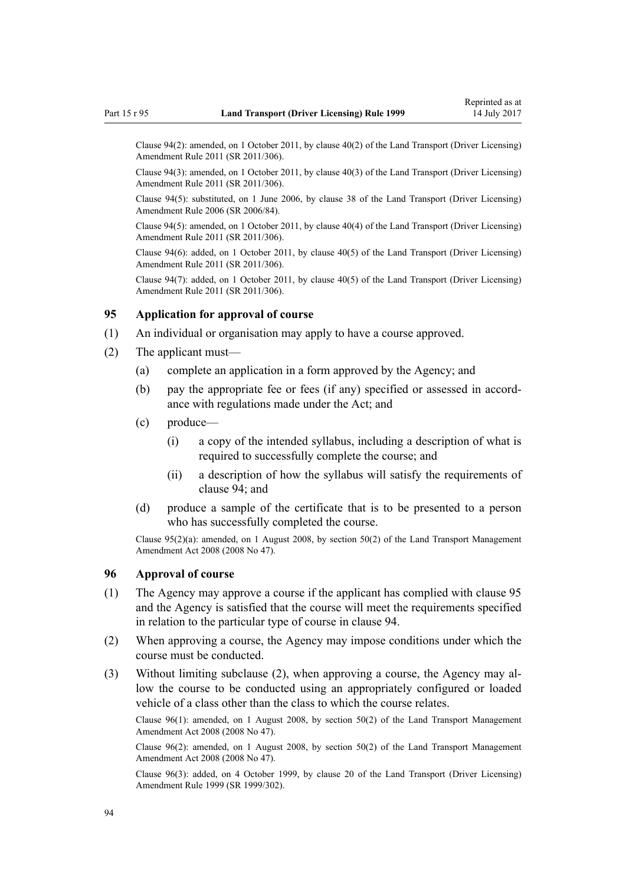Clause 94(2): amended, on 1 October 2011, by clause 40(2) of the Land Transport (Driver Licensing) Amendment Rule 2011 (SR 2011/306).

Clause 94(3): amended, on 1 October 2011, by clause 40(3) of the Land Transport (Driver Licensing) Amendment Rule 2011 (SR 2011/306).

Clause 94(5): substituted, on 1 June 2006, by clause 38 of the Land Transport (Driver Licensing) Amendment Rule 2006 (SR 2006/84).

Clause 94(5): amended, on 1 October 2011, by clause 40(4) of the Land Transport (Driver Licensing) Amendment Rule 2011 (SR 2011/306).

Clause 94(6): added, on 1 October 2011, by clause 40(5) of the Land Transport (Driver Licensing) Amendment Rule 2011 (SR 2011/306).

Clause 94(7): added, on 1 October 2011, by clause 40(5) of the Land Transport (Driver Licensing) Amendment Rule 2011 (SR 2011/306).

### 95 Application for approval of course

(1) An individual or organisation may apply to have a course approved.

(2) The applicant must—

- (a) complete an application in a form approved by the Agency; and
- (b) pay the appropriate fee or fees (if any) specified or assessed in accordance with regulations made under the Act; and
- (c) produce—
  - (i) a copy of the intended syllabus, including a description of what is required to successfully complete the course; and
  - (ii) a description of how the syllabus will satisfy the requirements of clause 94; and
- (d) produce a sample of the certificate that is to be presented to a person who has successfully completed the course.

Clause 95(2)(a): amended, on 1 August 2008, by section 50(2) of the Land Transport Management Amendment Act 2008 (2008 No 47).

### 96 Approval of course

(1) The Agency may approve a course if the applicant has complied with clause 95 and the Agency is satisfied that the course will meet the requirements specified in relation to the particular type of course in clause 94.

(2) When approving a course, the Agency may impose conditions under which the course must be conducted.

(3) Without limiting subclause (2), when approving a course, the Agency may allow the course to be conducted using an appropriately configured or loaded vehicle of a class other than the class to which the course relates.

Clause 96(1): amended, on 1 August 2008, by section 50(2) of the Land Transport Management Amendment Act 2008 (2008 No 47).

Clause 96(2): amended, on 1 August 2008, by section 50(2) of the Land Transport Management Amendment Act 2008 (2008 No 47).

Clause 96(3): added, on 4 October 1999, by clause 20 of the Land Transport (Driver Licensing) Amendment Rule 1999 (SR 1999/302).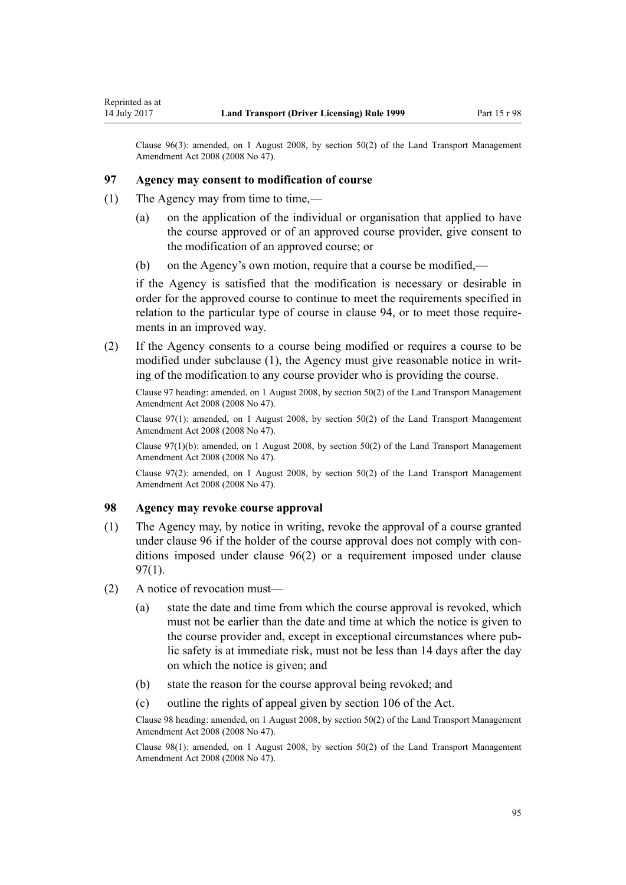Clause 96(3): amended, on 1 August 2008, by section 50(2) of the Land Transport Management Amendment Act 2008 (2008 No 47).

### 97 Agency may consent to modification of course

(1) The Agency may from time to time,—

(a) on the application of the individual or organisation that applied to have the course approved or of an approved course provider, give consent to the modification of an approved course; or

(b) on the Agency's own motion, require that a course be modified,—

if the Agency is satisfied that the modification is necessary or desirable in order for the approved course to continue to meet the requirements specified in relation to the particular type of course in clause 94, or to meet those requirements in an improved way.

(2) If the Agency consents to a course being modified or requires a course to be modified under subclause (1), the Agency must give reasonable notice in writing of the modification to any course provider who is providing the course.

Clause 97 heading: amended, on 1 August 2008, by section 50(2) of the Land Transport Management Amendment Act 2008 (2008 No 47).

Clause 97(1): amended, on 1 August 2008, by section 50(2) of the Land Transport Management Amendment Act 2008 (2008 No 47).

Clause 97(1)(b): amended, on 1 August 2008, by section 50(2) of the Land Transport Management Amendment Act 2008 (2008 No 47).

Clause 97(2): amended, on 1 August 2008, by section 50(2) of the Land Transport Management Amendment Act 2008 (2008 No 47).

### 98 Agency may revoke course approval

(1) The Agency may, by notice in writing, revoke the approval of a course granted under clause 96 if the holder of the course approval does not comply with conditions imposed under clause 96(2) or a requirement imposed under clause 97(1).

(2) A notice of revocation must—

(a) state the date and time from which the course approval is revoked, which must not be earlier than the date and time at which the notice is given to the course provider and, except in exceptional circumstances where public safety is at immediate risk, must not be less than 14 days after the day on which the notice is given; and

(b) state the reason for the course approval being revoked; and

(c) outline the rights of appeal given by section 106 of the Act.

Clause 98 heading: amended, on 1 August 2008, by section 50(2) of the Land Transport Management Amendment Act 2008 (2008 No 47).

Clause 98(1): amended, on 1 August 2008, by section 50(2) of the Land Transport Management Amendment Act 2008 (2008 No 47).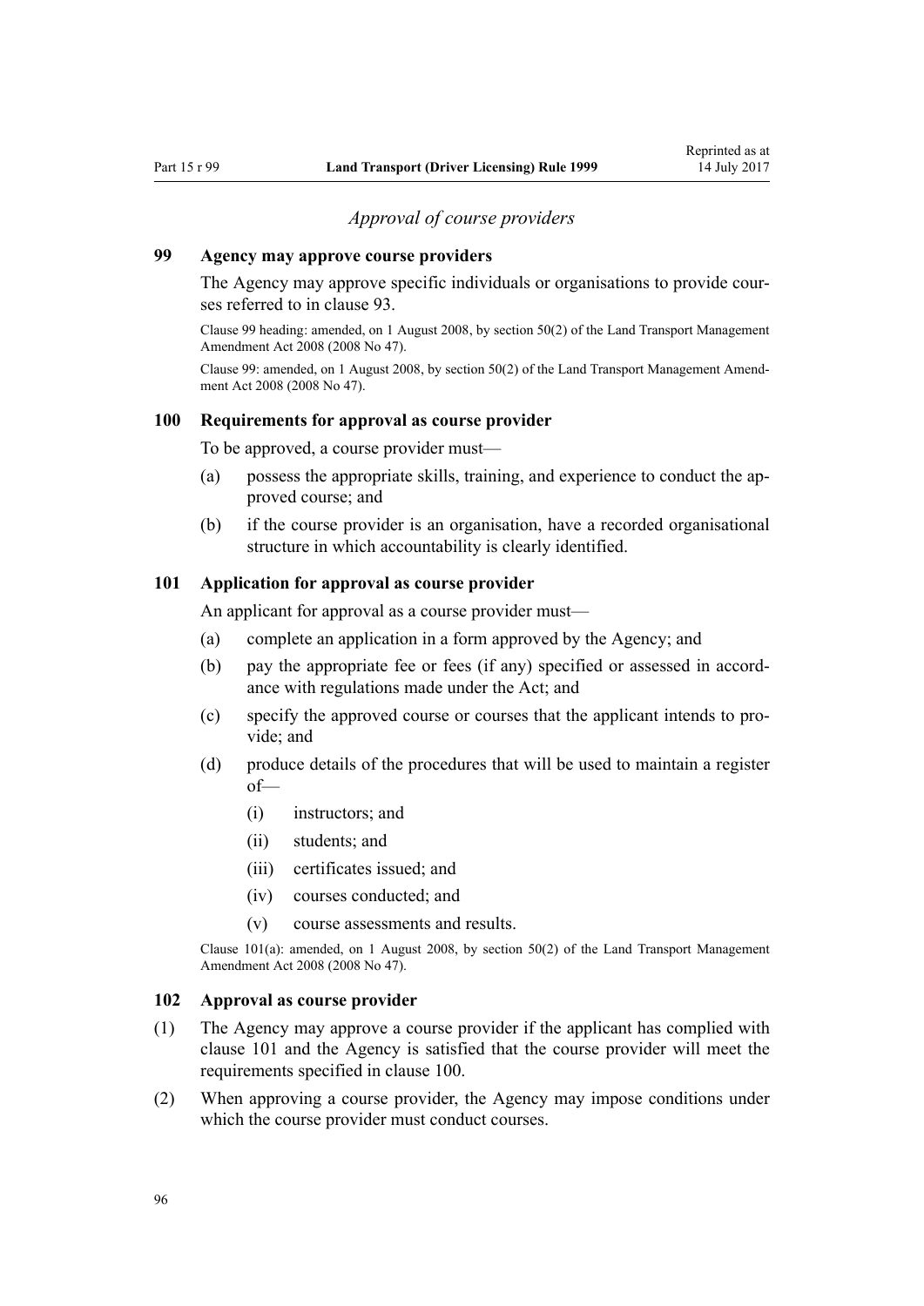### *Approval of course providers*

### 99 Agency may approve course providers

The Agency may approve specific individuals or organisations to provide courses referred to in clause 93.

Clause 99 heading: amended, on 1 August 2008, by section 50(2) of the Land Transport Management Amendment Act 2008 (2008 No 47).

Clause 99: amended, on 1 August 2008, by section 50(2) of the Land Transport Management Amendment Act 2008 (2008 No 47).

### 100 Requirements for approval as course provider

To be approved, a course provider must—

(a) possess the appropriate skills, training, and experience to conduct the approved course; and

(b) if the course provider is an organisation, have a recorded organisational structure in which accountability is clearly identified.

### 101 Application for approval as course provider

An applicant for approval as a course provider must—

(a) complete an application in a form approved by the Agency; and

(b) pay the appropriate fee or fees (if any) specified or assessed in accordance with regulations made under the Act; and

(c) specify the approved course or courses that the applicant intends to provide; and

(d) produce details of the procedures that will be used to maintain a register of—

  (i) instructors; and

  (ii) students; and

  (iii) certificates issued; and

  (iv) courses conducted; and

  (v) course assessments and results.

Clause 101(a): amended, on 1 August 2008, by section 50(2) of the Land Transport Management Amendment Act 2008 (2008 No 47).

### 102 Approval as course provider

(1) The Agency may approve a course provider if the applicant has complied with clause 101 and the Agency is satisfied that the course provider will meet the requirements specified in clause 100.

(2) When approving a course provider, the Agency may impose conditions under which the course provider must conduct courses.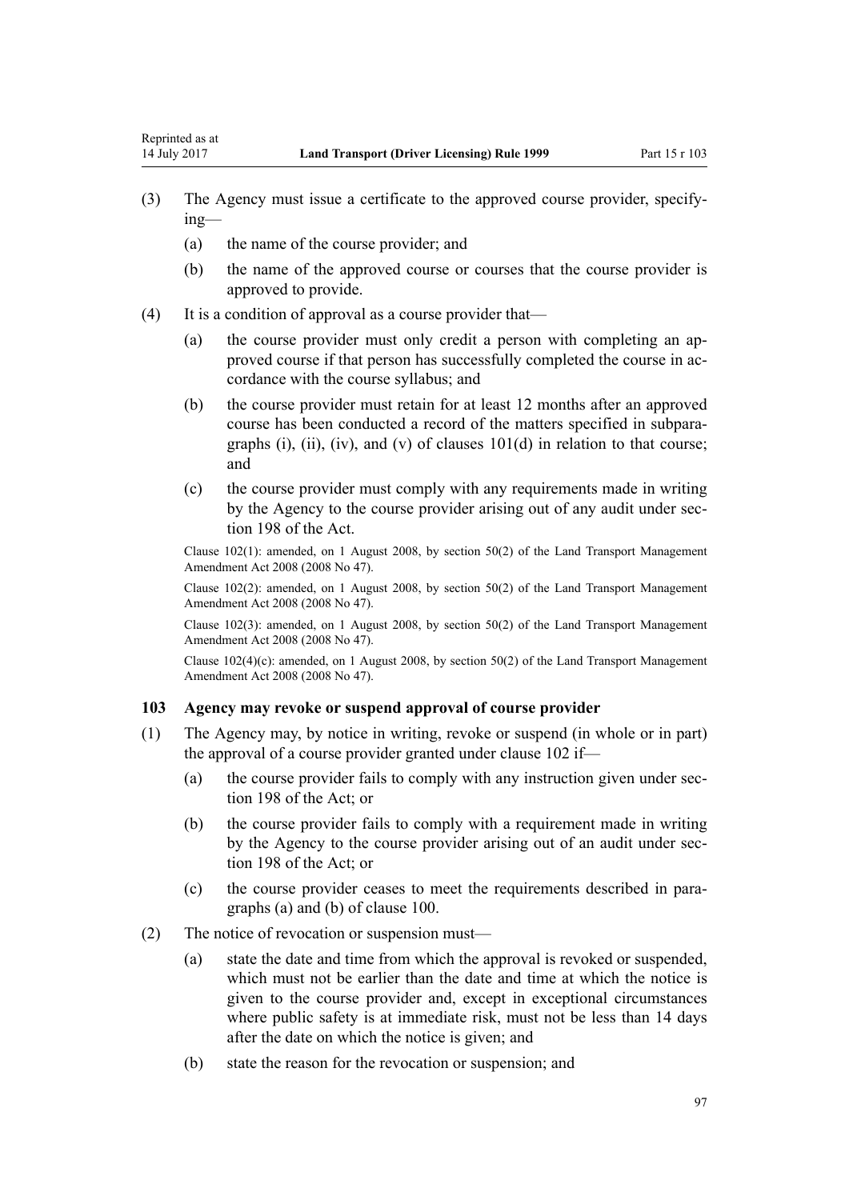(3) The Agency must issue a certificate to the approved course provider, specifying—

   (a) the name of the course provider; and

   (b) the name of the approved course or courses that the course provider is approved to provide.

(4) It is a condition of approval as a course provider that—

   (a) the course provider must only credit a person with completing an approved course if that person has successfully completed the course in accordance with the course syllabus; and

   (b) the course provider must retain for at least 12 months after an approved course has been conducted a record of the matters specified in subparagraphs (i), (ii), (iv), and (v) of clauses 101(d) in relation to that course; and

   (c) the course provider must comply with any requirements made in writing by the Agency to the course provider arising out of any audit under section 198 of the Act.

Clause 102(1): amended, on 1 August 2008, by section 50(2) of the Land Transport Management Amendment Act 2008 (2008 No 47).

Clause 102(2): amended, on 1 August 2008, by section 50(2) of the Land Transport Management Amendment Act 2008 (2008 No 47).

Clause 102(3): amended, on 1 August 2008, by section 50(2) of the Land Transport Management Amendment Act 2008 (2008 No 47).

Clause 102(4)(c): amended, on 1 August 2008, by section 50(2) of the Land Transport Management Amendment Act 2008 (2008 No 47).

### 103 Agency may revoke or suspend approval of course provider

(1) The Agency may, by notice in writing, revoke or suspend (in whole or in part) the approval of a course provider granted under clause 102 if—

   (a) the course provider fails to comply with any instruction given under section 198 of the Act; or

   (b) the course provider fails to comply with a requirement made in writing by the Agency to the course provider arising out of an audit under section 198 of the Act; or

   (c) the course provider ceases to meet the requirements described in paragraphs (a) and (b) of clause 100.

(2) The notice of revocation or suspension must—

   (a) state the date and time from which the approval is revoked or suspended, which must not be earlier than the date and time at which the notice is given to the course provider and, except in exceptional circumstances where public safety is at immediate risk, must not be less than 14 days after the date on which the notice is given; and

   (b) state the reason for the revocation or suspension; and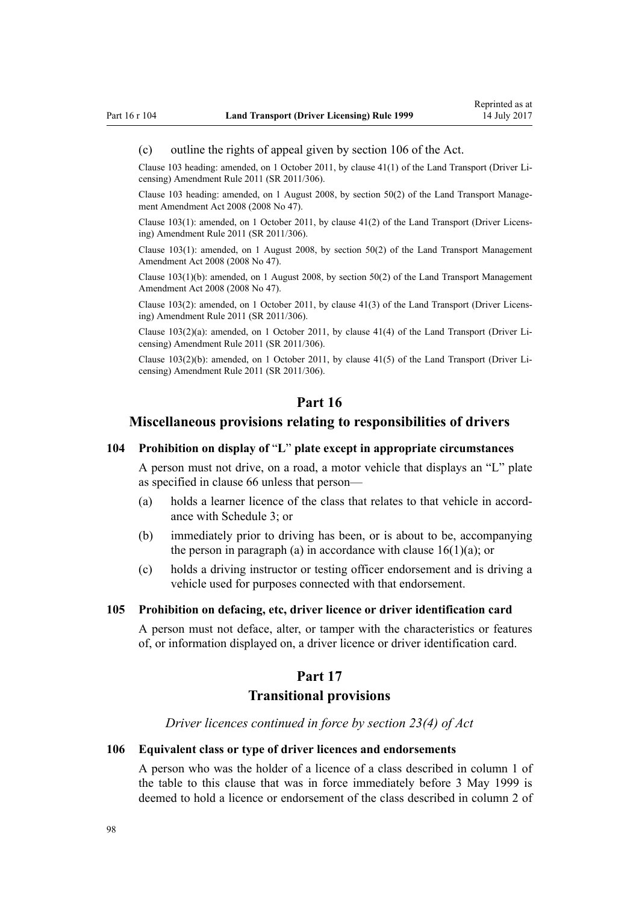(c) outline the rights of appeal given by section 106 of the Act.

Clause 103 heading: amended, on 1 October 2011, by clause 41(1) of the Land Transport (Driver Licensing) Amendment Rule 2011 (SR 2011/306).

Clause 103 heading: amended, on 1 August 2008, by section 50(2) of the Land Transport Management Amendment Act 2008 (2008 No 47).

Clause 103(1): amended, on 1 October 2011, by clause 41(2) of the Land Transport (Driver Licensing) Amendment Rule 2011 (SR 2011/306).

Clause 103(1): amended, on 1 August 2008, by section 50(2) of the Land Transport Management Amendment Act 2008 (2008 No 47).

Clause 103(1)(b): amended, on 1 August 2008, by section 50(2) of the Land Transport Management Amendment Act 2008 (2008 No 47).

Clause 103(2): amended, on 1 October 2011, by clause 41(3) of the Land Transport (Driver Licensing) Amendment Rule 2011 (SR 2011/306).

Clause 103(2)(a): amended, on 1 October 2011, by clause 41(4) of the Land Transport (Driver Licensing) Amendment Rule 2011 (SR 2011/306).

Clause 103(2)(b): amended, on 1 October 2011, by clause 41(5) of the Land Transport (Driver Licensing) Amendment Rule 2011 (SR 2011/306).

# Part 16
## Miscellaneous provisions relating to responsibilities of drivers

### 104 Prohibition on display of "L" plate except in appropriate circumstances

A person must not drive, on a road, a motor vehicle that displays an "L" plate as specified in clause 66 unless that person—

(a) holds a learner licence of the class that relates to that vehicle in accordance with Schedule 3; or

(b) immediately prior to driving has been, or is about to be, accompanying the person in paragraph (a) in accordance with clause 16(1)(a); or

(c) holds a driving instructor or testing officer endorsement and is driving a vehicle used for purposes connected with that endorsement.

### 105 Prohibition on defacing, etc, driver licence or driver identification card

A person must not deface, alter, or tamper with the characteristics or features of, or information displayed on, a driver licence or driver identification card.

# Part 17
## Transitional provisions

*Driver licences continued in force by section 23(4) of Act*

### 106 Equivalent class or type of driver licences and endorsements

A person who was the holder of a licence of a class described in column 1 of the table to this clause that was in force immediately before 3 May 1999 is deemed to hold a licence or endorsement of the class described in column 2 of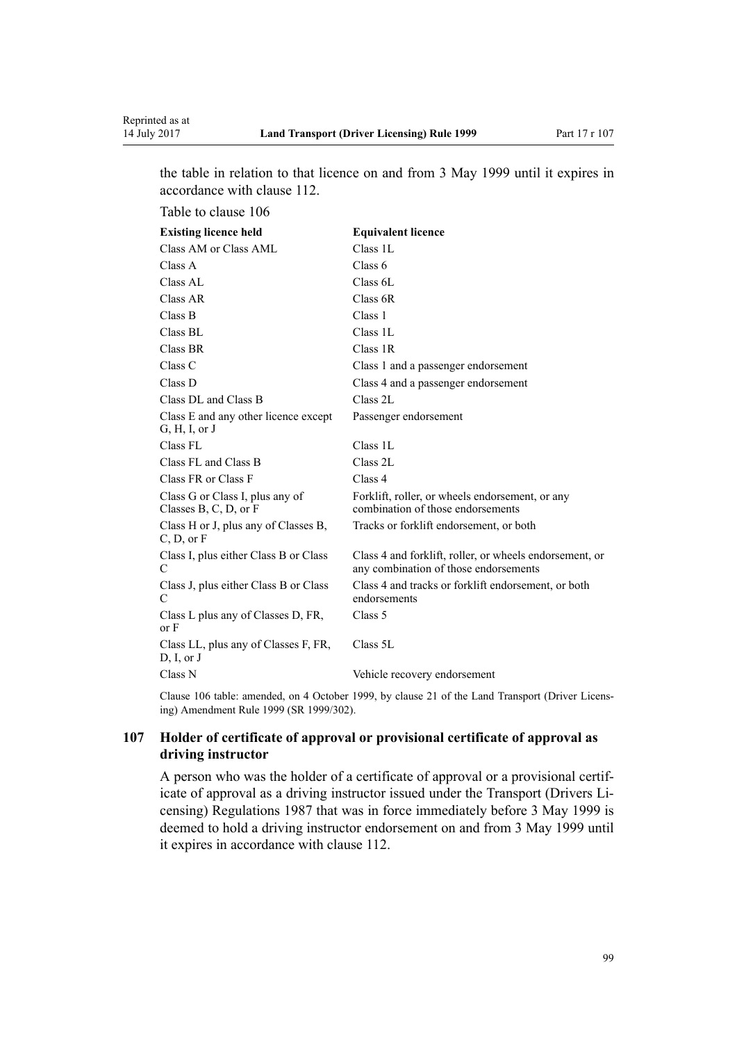the table in relation to that licence on and from 3 May 1999 until it expires in accordance with clause 112.

Table to clause 106

| Existing licence held | Equivalent licence |
|---|---|
| Class AM or Class AML | Class 1L |
| Class A | Class 6 |
| Class AL | Class 6L |
| Class AR | Class 6R |
| Class B | Class 1 |
| Class BL | Class 1L |
| Class BR | Class 1R |
| Class C | Class 1 and a passenger endorsement |
| Class D | Class 4 and a passenger endorsement |
| Class DL and Class B | Class 2L |
| Class E and any other licence except G, H, I, or J | Passenger endorsement |
| Class FL | Class 1L |
| Class FL and Class B | Class 2L |
| Class FR or Class F | Class 4 |
| Class G or Class I, plus any of Classes B, C, D, or F | Forklift, roller, or wheels endorsement, or any combination of those endorsements |
| Class H or J, plus any of Classes B, C, D, or F | Tracks or forklift endorsement, or both |
| Class I, plus either Class B or Class C | Class 4 and forklift, roller, or wheels endorsement, or any combination of those endorsements |
| Class J, plus either Class B or Class C | Class 4 and tracks or forklift endorsement, or both endorsements |
| Class L plus any of Classes D, FR, or F | Class 5 |
| Class LL, plus any of Classes F, FR, D, I, or J | Class 5L |
| Class N | Vehicle recovery endorsement |

Clause 106 table: amended, on 4 October 1999, by clause 21 of the Land Transport (Driver Licensing) Amendment Rule 1999 (SR 1999/302).

## 107 Holder of certificate of approval or provisional certificate of approval as driving instructor

A person who was the holder of a certificate of approval or a provisional certificate of approval as a driving instructor issued under the Transport (Drivers Licensing) Regulations 1987 that was in force immediately before 3 May 1999 is deemed to hold a driving instructor endorsement on and from 3 May 1999 until it expires in accordance with clause 112.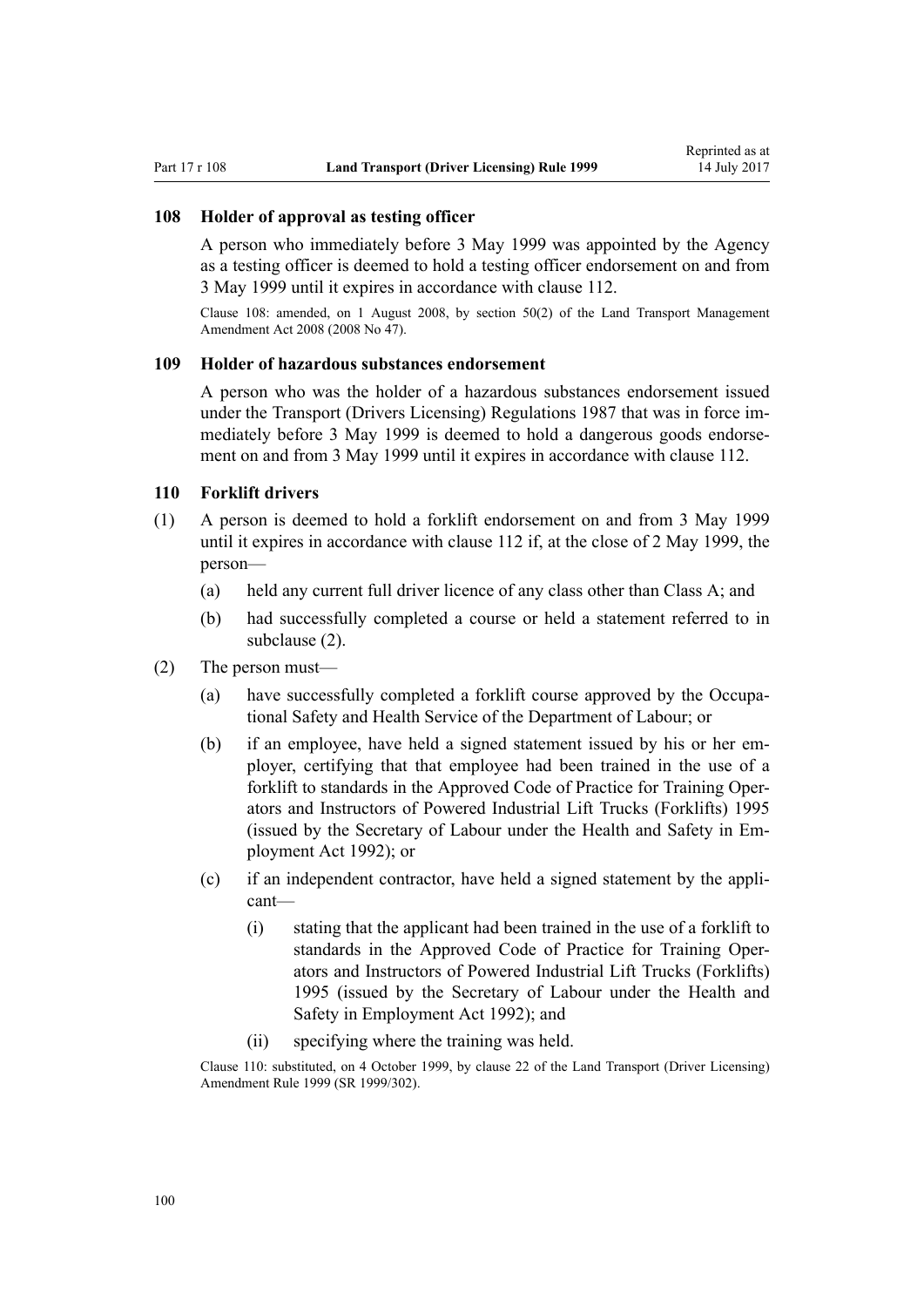### 108 Holder of approval as testing officer

A person who immediately before 3 May 1999 was appointed by the Agency as a testing officer is deemed to hold a testing officer endorsement on and from 3 May 1999 until it expires in accordance with clause 112.

Clause 108: amended, on 1 August 2008, by section 50(2) of the Land Transport Management Amendment Act 2008 (2008 No 47).

### 109 Holder of hazardous substances endorsement

A person who was the holder of a hazardous substances endorsement issued under the Transport (Drivers Licensing) Regulations 1987 that was in force immediately before 3 May 1999 is deemed to hold a dangerous goods endorsement on and from 3 May 1999 until it expires in accordance with clause 112.

### 110 Forklift drivers

(1) A person is deemed to hold a forklift endorsement on and from 3 May 1999 until it expires in accordance with clause 112 if, at the close of 2 May 1999, the person—

- (a) held any current full driver licence of any class other than Class A; and
- (b) had successfully completed a course or held a statement referred to in subclause (2).

(2) The person must—

- (a) have successfully completed a forklift course approved by the Occupational Safety and Health Service of the Department of Labour; or
- (b) if an employee, have held a signed statement issued by his or her employer, certifying that that employee had been trained in the use of a forklift to standards in the Approved Code of Practice for Training Operators and Instructors of Powered Industrial Lift Trucks (Forklifts) 1995 (issued by the Secretary of Labour under the Health and Safety in Employment Act 1992); or
- (c) if an independent contractor, have held a signed statement by the applicant—
  - (i) stating that the applicant had been trained in the use of a forklift to standards in the Approved Code of Practice for Training Operators and Instructors of Powered Industrial Lift Trucks (Forklifts) 1995 (issued by the Secretary of Labour under the Health and Safety in Employment Act 1992); and
  - (ii) specifying where the training was held.

Clause 110: substituted, on 4 October 1999, by clause 22 of the Land Transport (Driver Licensing) Amendment Rule 1999 (SR 1999/302).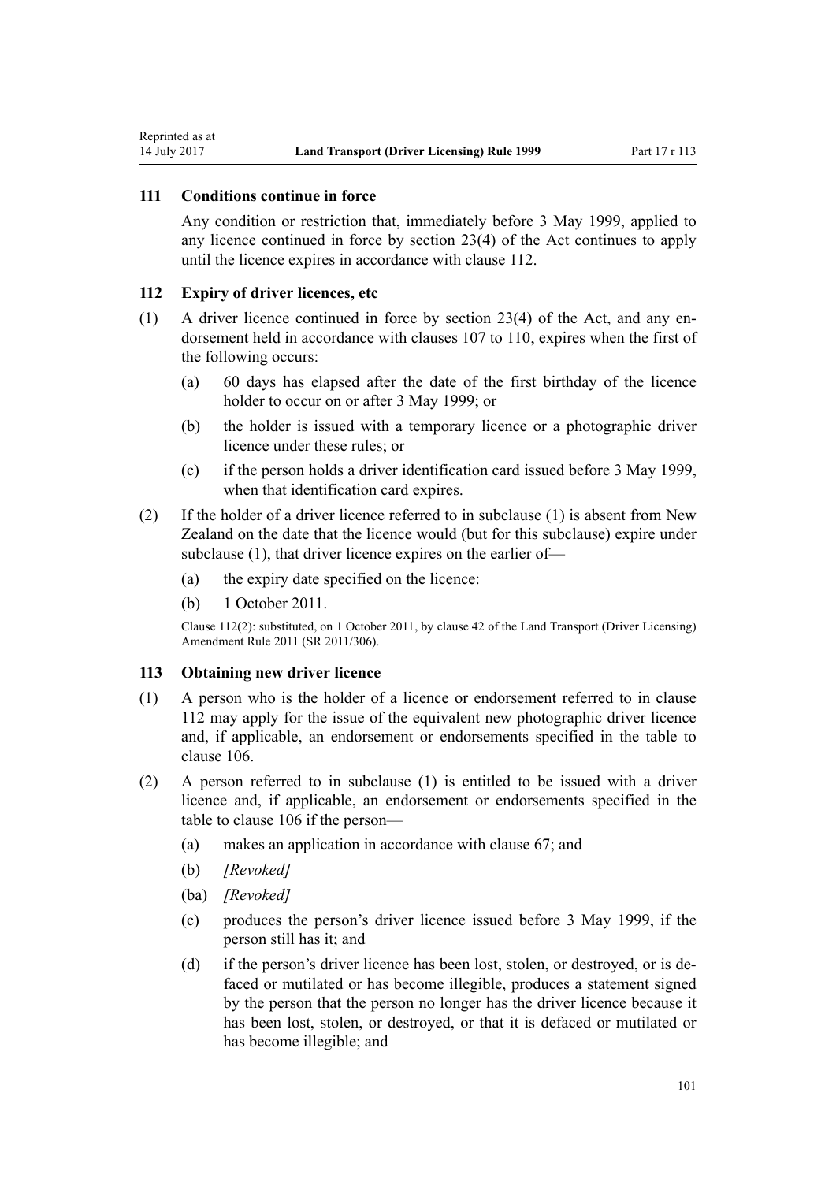### 111 Conditions continue in force

Any condition or restriction that, immediately before 3 May 1999, applied to any licence continued in force by section 23(4) of the Act continues to apply until the licence expires in accordance with clause 112.

### 112 Expiry of driver licences, etc

(1) A driver licence continued in force by section 23(4) of the Act, and any endorsement held in accordance with clauses 107 to 110, expires when the first of the following occurs:

  (a) 60 days has elapsed after the date of the first birthday of the licence holder to occur on or after 3 May 1999; or

  (b) the holder is issued with a temporary licence or a photographic driver licence under these rules; or

  (c) if the person holds a driver identification card issued before 3 May 1999, when that identification card expires.

(2) If the holder of a driver licence referred to in subclause (1) is absent from New Zealand on the date that the licence would (but for this subclause) expire under subclause (1), that driver licence expires on the earlier of—

  (a) the expiry date specified on the licence:

  (b) 1 October 2011.

Clause 112(2): substituted, on 1 October 2011, by clause 42 of the Land Transport (Driver Licensing) Amendment Rule 2011 (SR 2011/306).

### 113 Obtaining new driver licence

(1) A person who is the holder of a licence or endorsement referred to in clause 112 may apply for the issue of the equivalent new photographic driver licence and, if applicable, an endorsement or endorsements specified in the table to clause 106.

(2) A person referred to in subclause (1) is entitled to be issued with a driver licence and, if applicable, an endorsement or endorsements specified in the table to clause 106 if the person—

  (a) makes an application in accordance with clause 67; and

  (b) *[Revoked]*

  (ba) *[Revoked]*

  (c) produces the person's driver licence issued before 3 May 1999, if the person still has it; and

  (d) if the person's driver licence has been lost, stolen, or destroyed, or is defaced or mutilated or has become illegible, produces a statement signed by the person that the person no longer has the driver licence because it has been lost, stolen, or destroyed, or that it is defaced or mutilated or has become illegible; and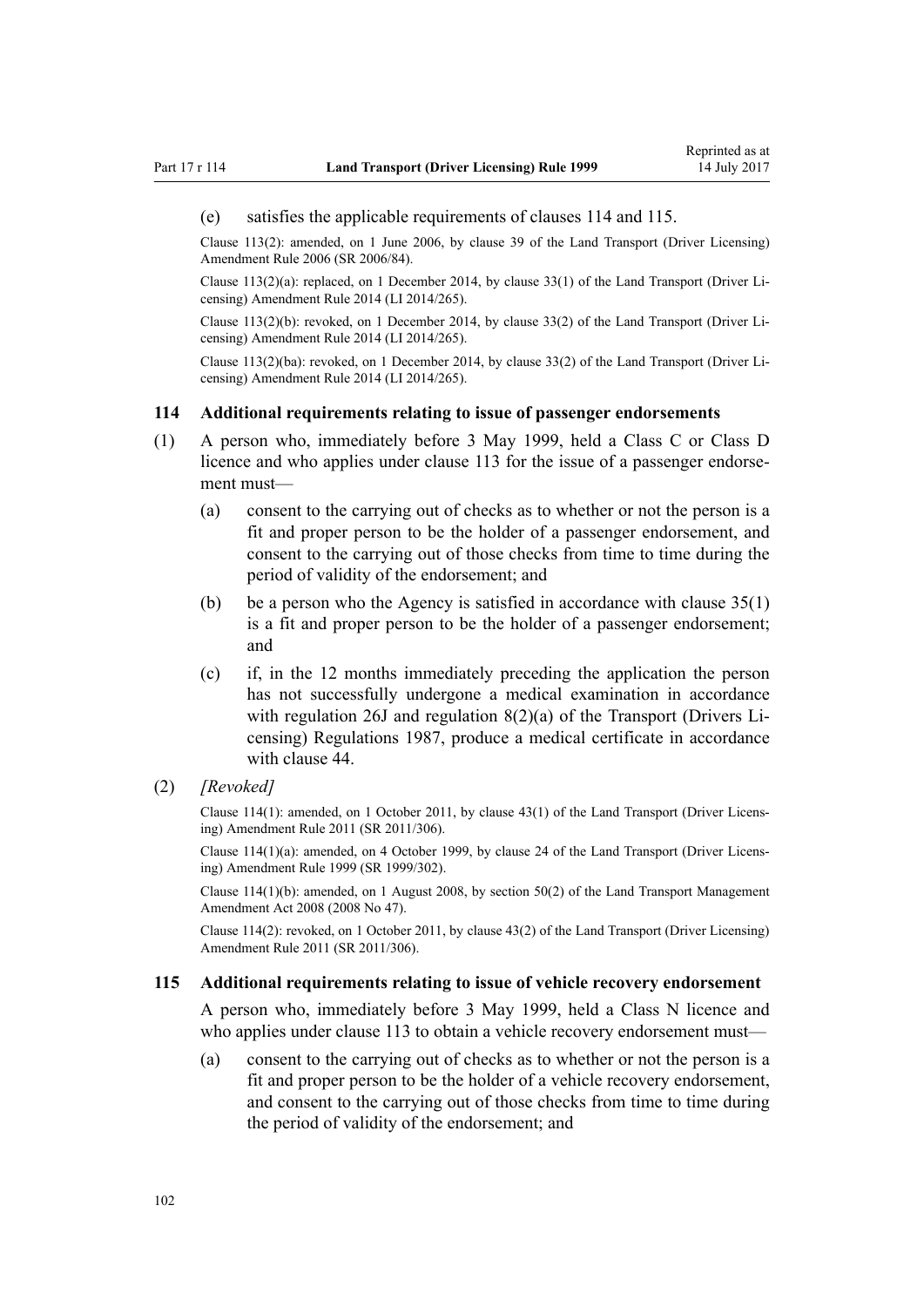(e) satisfies the applicable requirements of clauses 114 and 115.

Clause 113(2): amended, on 1 June 2006, by clause 39 of the Land Transport (Driver Licensing) Amendment Rule 2006 (SR 2006/84).

Clause 113(2)(a): replaced, on 1 December 2014, by clause 33(1) of the Land Transport (Driver Licensing) Amendment Rule 2014 (LI 2014/265).

Clause 113(2)(b): revoked, on 1 December 2014, by clause 33(2) of the Land Transport (Driver Licensing) Amendment Rule 2014 (LI 2014/265).

Clause 113(2)(ba): revoked, on 1 December 2014, by clause 33(2) of the Land Transport (Driver Licensing) Amendment Rule 2014 (LI 2014/265).

### 114 Additional requirements relating to issue of passenger endorsements

(1) A person who, immediately before 3 May 1999, held a Class C or Class D licence and who applies under clause 113 for the issue of a passenger endorsement must—

(a) consent to the carrying out of checks as to whether or not the person is a fit and proper person to be the holder of a passenger endorsement, and consent to the carrying out of those checks from time to time during the period of validity of the endorsement; and

(b) be a person who the Agency is satisfied in accordance with clause 35(1) is a fit and proper person to be the holder of a passenger endorsement; and

(c) if, in the 12 months immediately preceding the application the person has not successfully undergone a medical examination in accordance with regulation 26J and regulation 8(2)(a) of the Transport (Drivers Licensing) Regulations 1987, produce a medical certificate in accordance with clause 44.

(2) *[Revoked]*

Clause 114(1): amended, on 1 October 2011, by clause 43(1) of the Land Transport (Driver Licensing) Amendment Rule 2011 (SR 2011/306).

Clause 114(1)(a): amended, on 4 October 1999, by clause 24 of the Land Transport (Driver Licensing) Amendment Rule 1999 (SR 1999/302).

Clause 114(1)(b): amended, on 1 August 2008, by section 50(2) of the Land Transport Management Amendment Act 2008 (2008 No 47).

Clause 114(2): revoked, on 1 October 2011, by clause 43(2) of the Land Transport (Driver Licensing) Amendment Rule 2011 (SR 2011/306).

### 115 Additional requirements relating to issue of vehicle recovery endorsement

A person who, immediately before 3 May 1999, held a Class N licence and who applies under clause 113 to obtain a vehicle recovery endorsement must—

(a) consent to the carrying out of checks as to whether or not the person is a fit and proper person to be the holder of a vehicle recovery endorsement, and consent to the carrying out of those checks from time to time during the period of validity of the endorsement; and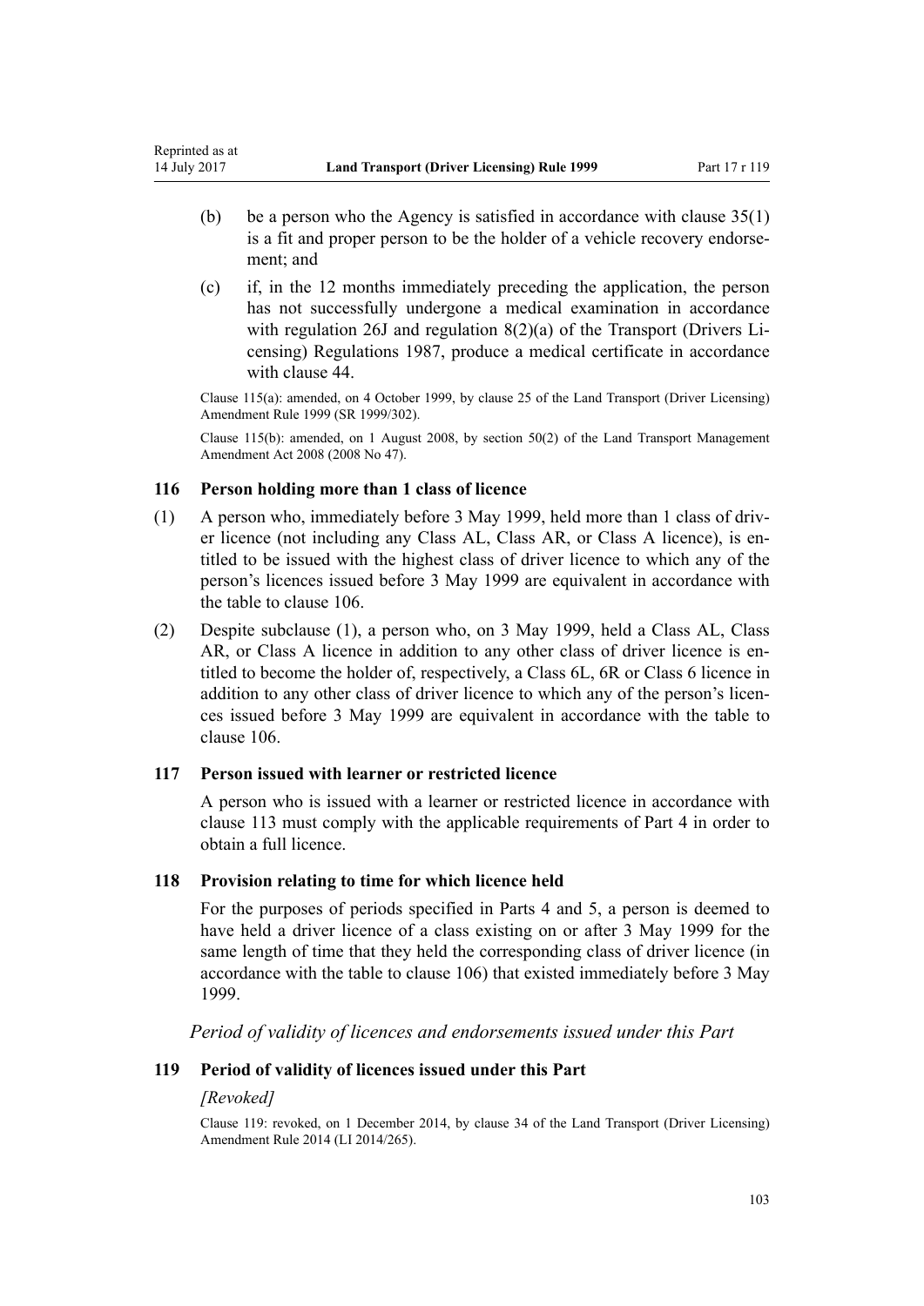(b) be a person who the Agency is satisfied in accordance with clause 35(1) is a fit and proper person to be the holder of a vehicle recovery endorsement; and

(c) if, in the 12 months immediately preceding the application, the person has not successfully undergone a medical examination in accordance with regulation 26J and regulation 8(2)(a) of the Transport (Drivers Licensing) Regulations 1987, produce a medical certificate in accordance with clause 44.

Clause 115(a): amended, on 4 October 1999, by clause 25 of the Land Transport (Driver Licensing) Amendment Rule 1999 (SR 1999/302).

Clause 115(b): amended, on 1 August 2008, by section 50(2) of the Land Transport Management Amendment Act 2008 (2008 No 47).

### 116 Person holding more than 1 class of licence

(1) A person who, immediately before 3 May 1999, held more than 1 class of driver licence (not including any Class AL, Class AR, or Class A licence), is entitled to be issued with the highest class of driver licence to which any of the person's licences issued before 3 May 1999 are equivalent in accordance with the table to clause 106.

(2) Despite subclause (1), a person who, on 3 May 1999, held a Class AL, Class AR, or Class A licence in addition to any other class of driver licence is entitled to become the holder of, respectively, a Class 6L, 6R or Class 6 licence in addition to any other class of driver licence to which any of the person's licences issued before 3 May 1999 are equivalent in accordance with the table to clause 106.

### 117 Person issued with learner or restricted licence

A person who is issued with a learner or restricted licence in accordance with clause 113 must comply with the applicable requirements of Part 4 in order to obtain a full licence.

### 118 Provision relating to time for which licence held

For the purposes of periods specified in Parts 4 and 5, a person is deemed to have held a driver licence of a class existing on or after 3 May 1999 for the same length of time that they held the corresponding class of driver licence (in accordance with the table to clause 106) that existed immediately before 3 May 1999.

*Period of validity of licences and endorsements issued under this Part*

### 119 Period of validity of licences issued under this Part

*[Revoked]*

Clause 119: revoked, on 1 December 2014, by clause 34 of the Land Transport (Driver Licensing) Amendment Rule 2014 (LI 2014/265).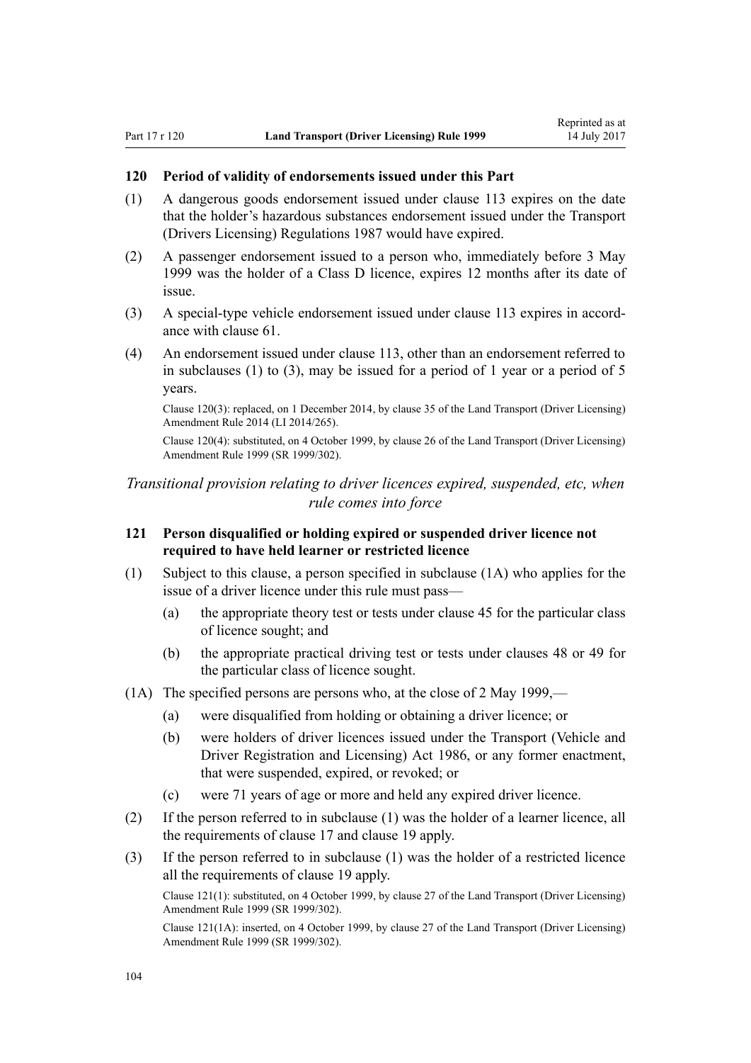### 120 Period of validity of endorsements issued under this Part

(1) A dangerous goods endorsement issued under clause 113 expires on the date that the holder's hazardous substances endorsement issued under the Transport (Drivers Licensing) Regulations 1987 would have expired.

(2) A passenger endorsement issued to a person who, immediately before 3 May 1999 was the holder of a Class D licence, expires 12 months after its date of issue.

(3) A special-type vehicle endorsement issued under clause 113 expires in accordance with clause 61.

(4) An endorsement issued under clause 113, other than an endorsement referred to in subclauses (1) to (3), may be issued for a period of 1 year or a period of 5 years.

Clause 120(3): replaced, on 1 December 2014, by clause 35 of the Land Transport (Driver Licensing) Amendment Rule 2014 (LI 2014/265).

Clause 120(4): substituted, on 4 October 1999, by clause 26 of the Land Transport (Driver Licensing) Amendment Rule 1999 (SR 1999/302).

*Transitional provision relating to driver licences expired, suspended, etc, when rule comes into force*

### 121 Person disqualified or holding expired or suspended driver licence not required to have held learner or restricted licence

(1) Subject to this clause, a person specified in subclause (1A) who applies for the issue of a driver licence under this rule must pass—

(a) the appropriate theory test or tests under clause 45 for the particular class of licence sought; and

(b) the appropriate practical driving test or tests under clauses 48 or 49 for the particular class of licence sought.

(1A) The specified persons are persons who, at the close of 2 May 1999,—

(a) were disqualified from holding or obtaining a driver licence; or

(b) were holders of driver licences issued under the Transport (Vehicle and Driver Registration and Licensing) Act 1986, or any former enactment, that were suspended, expired, or revoked; or

(c) were 71 years of age or more and held any expired driver licence.

(2) If the person referred to in subclause (1) was the holder of a learner licence, all the requirements of clause 17 and clause 19 apply.

(3) If the person referred to in subclause (1) was the holder of a restricted licence all the requirements of clause 19 apply.

Clause 121(1): substituted, on 4 October 1999, by clause 27 of the Land Transport (Driver Licensing) Amendment Rule 1999 (SR 1999/302).

Clause 121(1A): inserted, on 4 October 1999, by clause 27 of the Land Transport (Driver Licensing) Amendment Rule 1999 (SR 1999/302).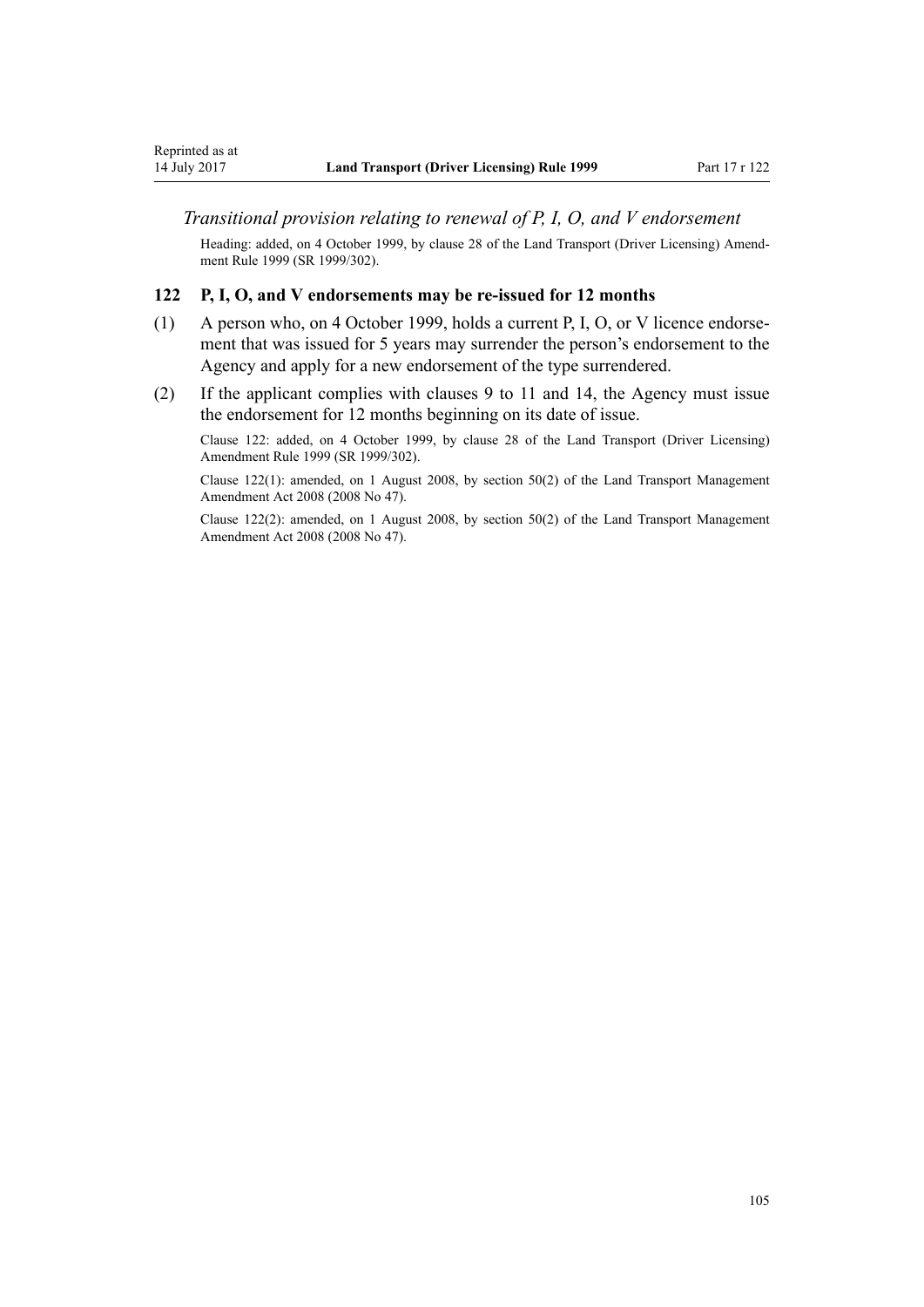*Transitional provision relating to renewal of P, I, O, and V endorsement*

Heading: added, on 4 October 1999, by clause 28 of the Land Transport (Driver Licensing) Amendment Rule 1999 (SR 1999/302).

### 122 P, I, O, and V endorsements may be re-issued for 12 months

(1) A person who, on 4 October 1999, holds a current P, I, O, or V licence endorsement that was issued for 5 years may surrender the person's endorsement to the Agency and apply for a new endorsement of the type surrendered.

(2) If the applicant complies with clauses 9 to 11 and 14, the Agency must issue the endorsement for 12 months beginning on its date of issue.

Clause 122: added, on 4 October 1999, by clause 28 of the Land Transport (Driver Licensing) Amendment Rule 1999 (SR 1999/302).

Clause 122(1): amended, on 1 August 2008, by section 50(2) of the Land Transport Management Amendment Act 2008 (2008 No 47).

Clause 122(2): amended, on 1 August 2008, by section 50(2) of the Land Transport Management Amendment Act 2008 (2008 No 47).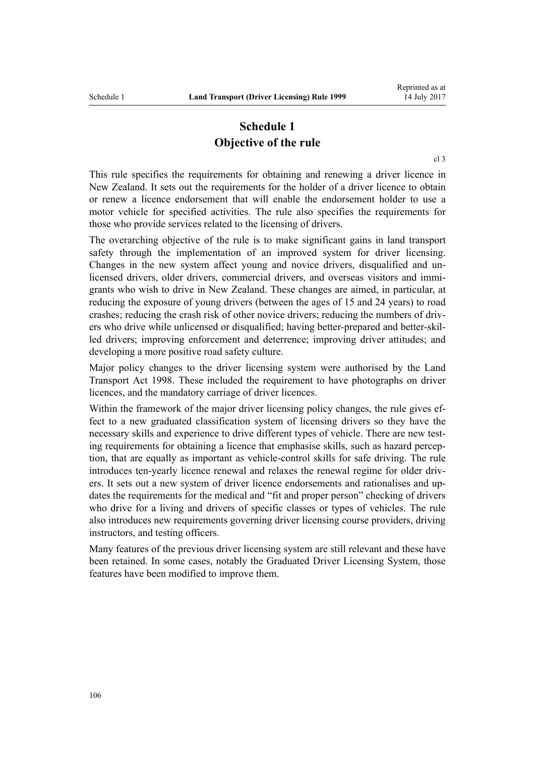# Schedule 1
# Objective of the rule

cl 3

This rule specifies the requirements for obtaining and renewing a driver licence in New Zealand. It sets out the requirements for the holder of a driver licence to obtain or renew a licence endorsement that will enable the endorsement holder to use a motor vehicle for specified activities. The rule also specifies the requirements for those who provide services related to the licensing of drivers.

The overarching objective of the rule is to make significant gains in land transport safety through the implementation of an improved system for driver licensing. Changes in the new system affect young and novice drivers, disqualified and unlicensed drivers, older drivers, commercial drivers, and overseas visitors and immigrants who wish to drive in New Zealand. These changes are aimed, in particular, at reducing the exposure of young drivers (between the ages of 15 and 24 years) to road crashes; reducing the crash risk of other novice drivers; reducing the numbers of drivers who drive while unlicensed or disqualified; having better-prepared and better-skilled drivers; improving enforcement and deterrence; improving driver attitudes; and developing a more positive road safety culture.

Major policy changes to the driver licensing system were authorised by the Land Transport Act 1998. These included the requirement to have photographs on driver licences, and the mandatory carriage of driver licences.

Within the framework of the major driver licensing policy changes, the rule gives effect to a new graduated classification system of licensing drivers so they have the necessary skills and experience to drive different types of vehicle. There are new testing requirements for obtaining a licence that emphasise skills, such as hazard perception, that are equally as important as vehicle-control skills for safe driving. The rule introduces ten-yearly licence renewal and relaxes the renewal regime for older drivers. It sets out a new system of driver licence endorsements and rationalises and updates the requirements for the medical and "fit and proper person" checking of drivers who drive for a living and drivers of specific classes or types of vehicles. The rule also introduces new requirements governing driver licensing course providers, driving instructors, and testing officers.

Many features of the previous driver licensing system are still relevant and these have been retained. In some cases, notably the Graduated Driver Licensing System, those features have been modified to improve them.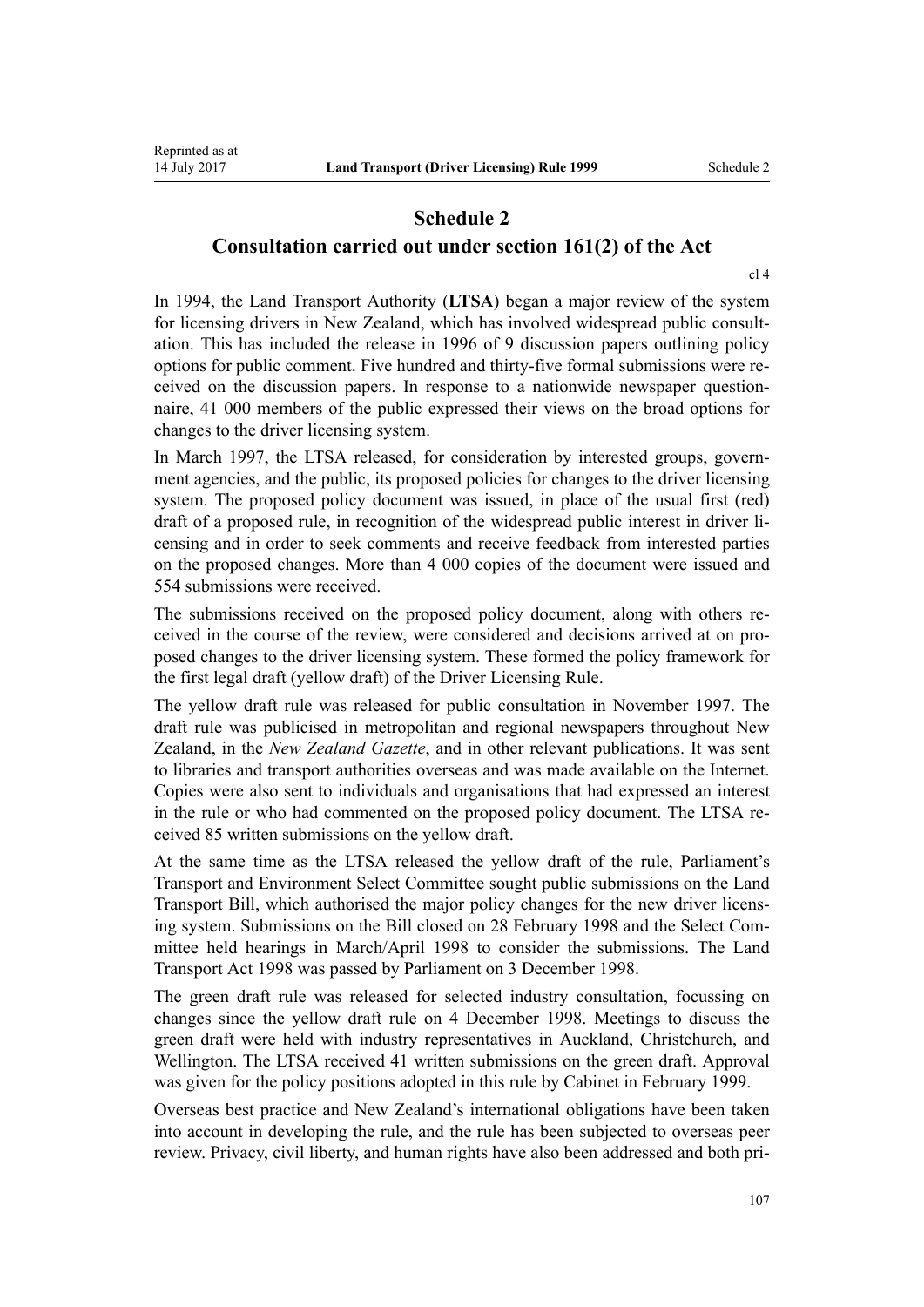# Schedule 2
## Consultation carried out under section 161(2) of the Act

cl 4

In 1994, the Land Transport Authority (**LTSA**) began a major review of the system for licensing drivers in New Zealand, which has involved widespread public consultation. This has included the release in 1996 of 9 discussion papers outlining policy options for public comment. Five hundred and thirty-five formal submissions were received on the discussion papers. In response to a nationwide newspaper questionnaire, 41 000 members of the public expressed their views on the broad options for changes to the driver licensing system.

In March 1997, the LTSA released, for consideration by interested groups, government agencies, and the public, its proposed policies for changes to the driver licensing system. The proposed policy document was issued, in place of the usual first (red) draft of a proposed rule, in recognition of the widespread public interest in driver licensing and in order to seek comments and receive feedback from interested parties on the proposed changes. More than 4 000 copies of the document were issued and 554 submissions were received.

The submissions received on the proposed policy document, along with others received in the course of the review, were considered and decisions arrived at on proposed changes to the driver licensing system. These formed the policy framework for the first legal draft (yellow draft) of the Driver Licensing Rule.

The yellow draft rule was released for public consultation in November 1997. The draft rule was publicised in metropolitan and regional newspapers throughout New Zealand, in the *New Zealand Gazette*, and in other relevant publications. It was sent to libraries and transport authorities overseas and was made available on the Internet. Copies were also sent to individuals and organisations that had expressed an interest in the rule or who had commented on the proposed policy document. The LTSA received 85 written submissions on the yellow draft.

At the same time as the LTSA released the yellow draft of the rule, Parliament's Transport and Environment Select Committee sought public submissions on the Land Transport Bill, which authorised the major policy changes for the new driver licensing system. Submissions on the Bill closed on 28 February 1998 and the Select Committee held hearings in March/April 1998 to consider the submissions. The Land Transport Act 1998 was passed by Parliament on 3 December 1998.

The green draft rule was released for selected industry consultation, focussing on changes since the yellow draft rule on 4 December 1998. Meetings to discuss the green draft were held with industry representatives in Auckland, Christchurch, and Wellington. The LTSA received 41 written submissions on the green draft. Approval was given for the policy positions adopted in this rule by Cabinet in February 1999.

Overseas best practice and New Zealand's international obligations have been taken into account in developing the rule, and the rule has been subjected to overseas peer review. Privacy, civil liberty, and human rights have also been addressed and both pri-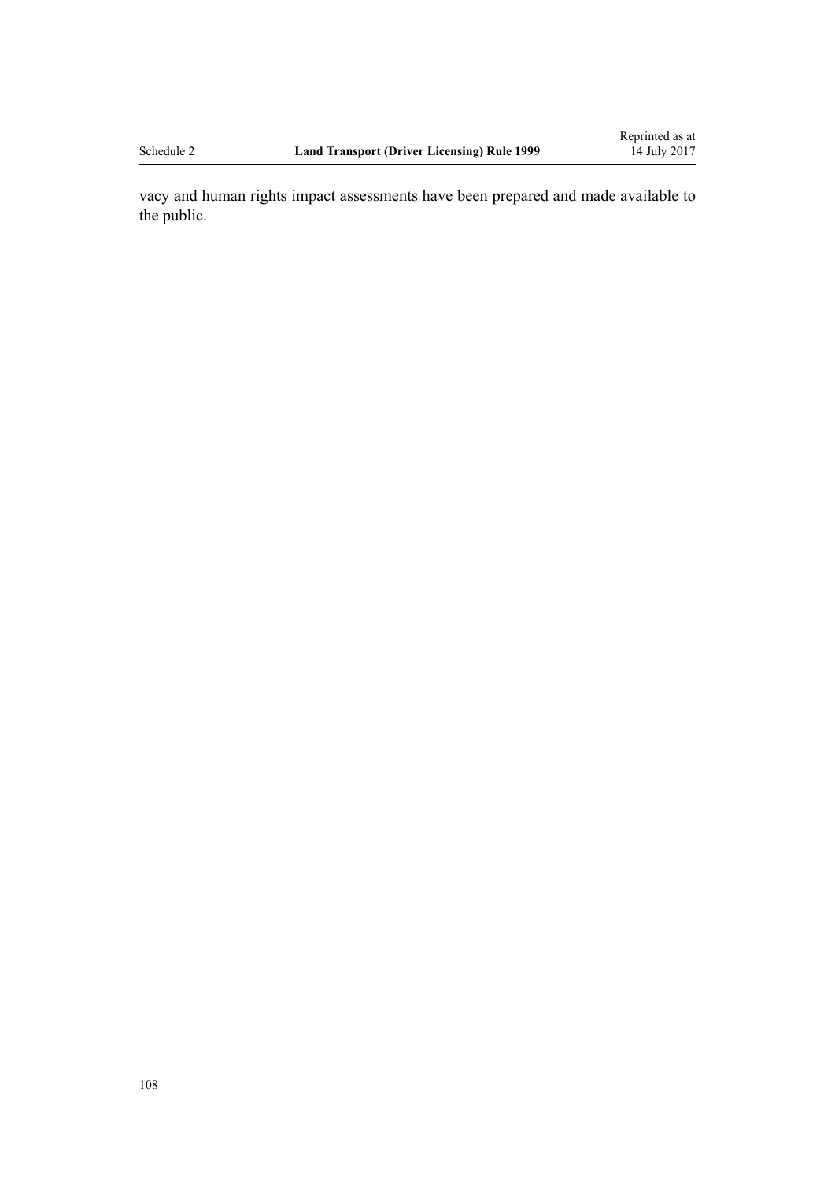vacy and human rights impact assessments have been prepared and made available to the public.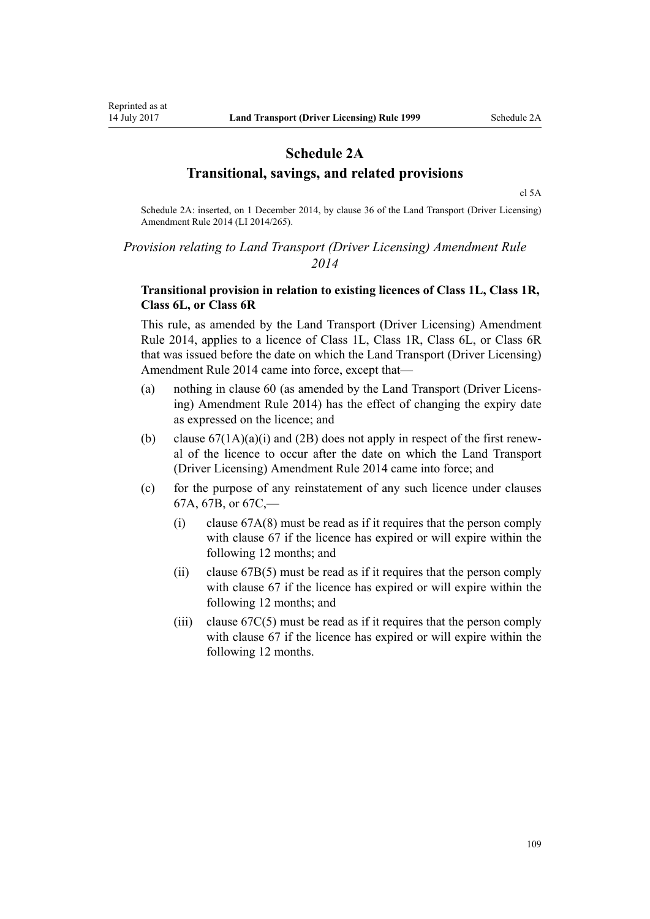# Schedule 2A
# Transitional, savings, and related provisions

cl 5A

Schedule 2A: inserted, on 1 December 2014, by clause 36 of the Land Transport (Driver Licensing) Amendment Rule 2014 (LI 2014/265).

*Provision relating to Land Transport (Driver Licensing) Amendment Rule 2014*

**Transitional provision in relation to existing licences of Class 1L, Class 1R, Class 6L, or Class 6R**

This rule, as amended by the Land Transport (Driver Licensing) Amendment Rule 2014, applies to a licence of Class 1L, Class 1R, Class 6L, or Class 6R that was issued before the date on which the Land Transport (Driver Licensing) Amendment Rule 2014 came into force, except that—

(a) nothing in clause 60 (as amended by the Land Transport (Driver Licensing) Amendment Rule 2014) has the effect of changing the expiry date as expressed on the licence; and

(b) clause 67(1A)(a)(i) and (2B) does not apply in respect of the first renewal of the licence to occur after the date on which the Land Transport (Driver Licensing) Amendment Rule 2014 came into force; and

(c) for the purpose of any reinstatement of any such licence under clauses 67A, 67B, or 67C,—

    (i) clause 67A(8) must be read as if it requires that the person comply with clause 67 if the licence has expired or will expire within the following 12 months; and

    (ii) clause 67B(5) must be read as if it requires that the person comply with clause 67 if the licence has expired or will expire within the following 12 months; and

    (iii) clause 67C(5) must be read as if it requires that the person comply with clause 67 if the licence has expired or will expire within the following 12 months.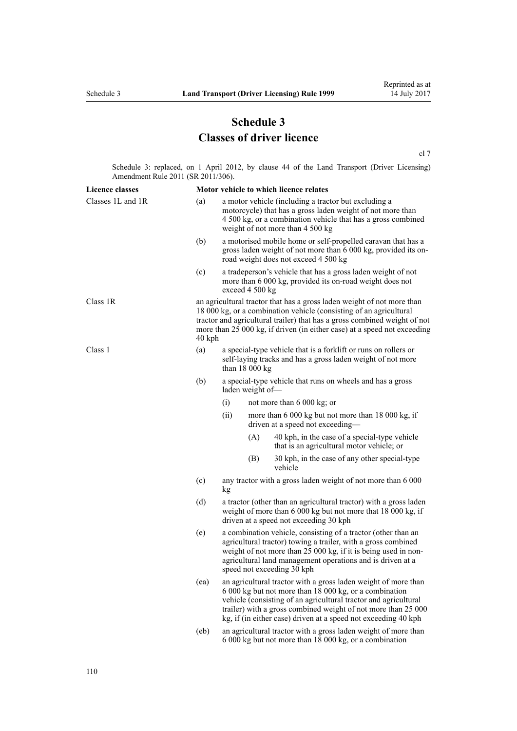# Schedule 3
# Classes of driver licence

cl 7

Schedule 3: replaced, on 1 April 2012, by clause 44 of the Land Transport (Driver Licensing) Amendment Rule 2011 (SR 2011/306).

| Licence classes | Motor vehicle to which licence relates |
|---|---|
| Classes 1L and 1R | (a) a motor vehicle (including a tractor but excluding a motorcycle) that has a gross laden weight of not more than 4 500 kg, or a combination vehicle that has a gross combined weight of not more than 4 500 kg |
| | (b) a motorised mobile home or self-propelled caravan that has a gross laden weight of not more than 6 000 kg, provided its on-road weight does not exceed 4 500 kg |
| | (c) a tradeperson's vehicle that has a gross laden weight of not more than 6 000 kg, provided its on-road weight does not exceed 4 500 kg |
| Class 1R | an agricultural tractor that has a gross laden weight of not more than 18 000 kg, or a combination vehicle (consisting of an agricultural tractor and agricultural trailer) that has a gross combined weight of not more than 25 000 kg, if driven (in either case) at a speed not exceeding 40 kph |
| Class 1 | (a) a special-type vehicle that is a forklift or runs on rollers or self-laying tracks and has a gross laden weight of not more than 18 000 kg |
| | (b) a special-type vehicle that runs on wheels and has a gross laden weight of—<br>(i) not more than 6 000 kg; or<br>(ii) more than 6 000 kg but not more than 18 000 kg, if driven at a speed not exceeding—<br>(A) 40 kph, in the case of a special-type vehicle that is an agricultural motor vehicle; or<br>(B) 30 kph, in the case of any other special-type vehicle |
| | (c) any tractor with a gross laden weight of not more than 6 000 kg |
| | (d) a tractor (other than an agricultural tractor) with a gross laden weight of more than 6 000 kg but not more that 18 000 kg, if driven at a speed not exceeding 30 kph |
| | (e) a combination vehicle, consisting of a tractor (other than an agricultural tractor) towing a trailer, with a gross combined weight of not more than 25 000 kg, if it is being used in non-agricultural land management operations and is driven at a speed not exceeding 30 kph |
| | (ea) an agricultural tractor with a gross laden weight of more than 6 000 kg but not more than 18 000 kg, or a combination vehicle (consisting of an agricultural tractor and agricultural trailer) with a gross combined weight of not more than 25 000 kg, if (in either case) driven at a speed not exceeding 40 kph |
| | (eb) an agricultural tractor with a gross laden weight of more than 6 000 kg but not more than 18 000 kg, or a combination |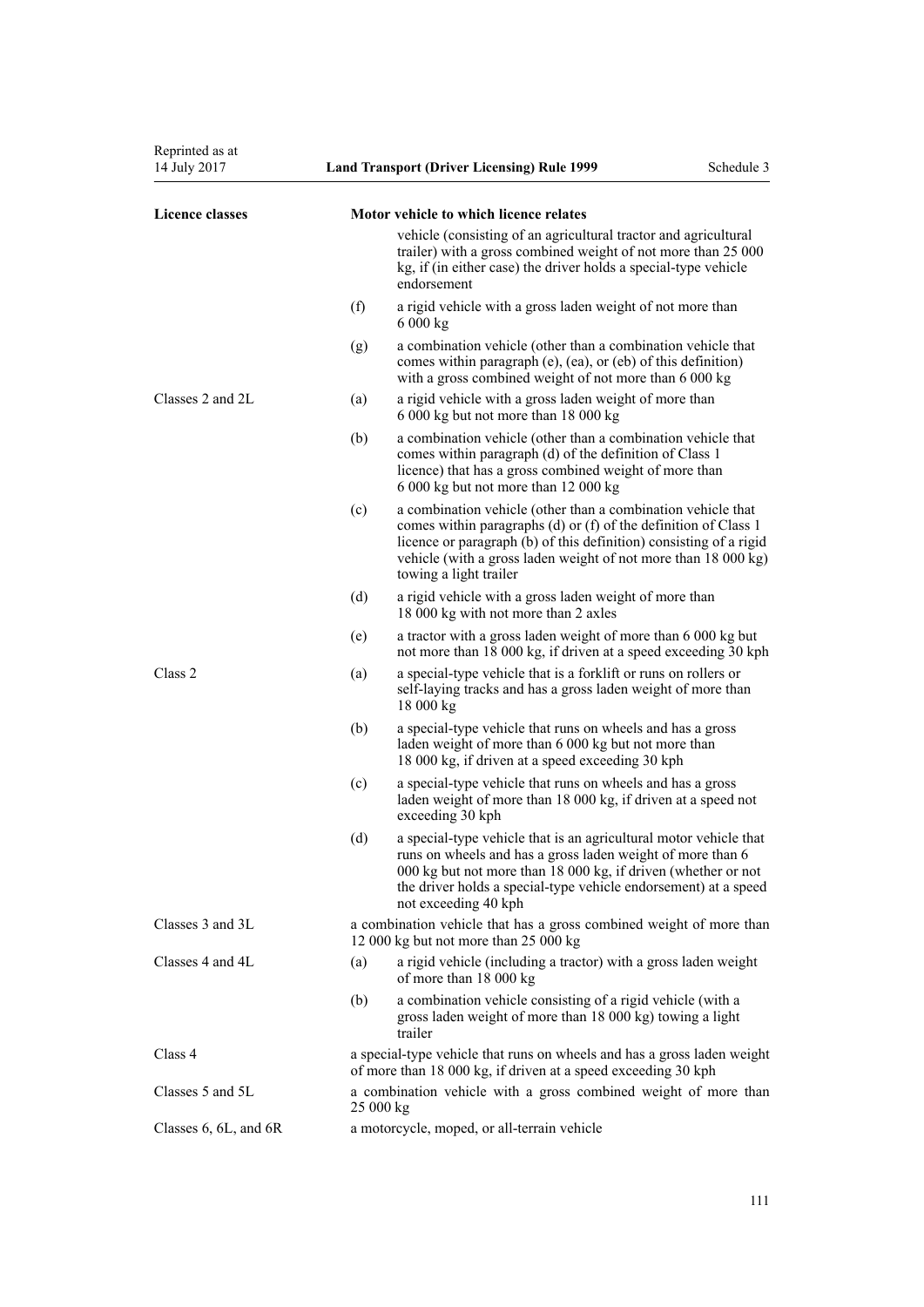| Licence classes | | Motor vehicle to which licence relates |
|---|---|---|
| | | vehicle (consisting of an agricultural tractor and agricultural trailer) with a gross combined weight of not more than 25 000 kg, if (in either case) the driver holds a special-type vehicle endorsement |
| | (f) | a rigid vehicle with a gross laden weight of not more than 6 000 kg |
| | (g) | a combination vehicle (other than a combination vehicle that comes within paragraph (e), (ea), or (eb) of this definition) with a gross combined weight of not more than 6 000 kg |
| Classes 2 and 2L | (a) | a rigid vehicle with a gross laden weight of more than 6 000 kg but not more than 18 000 kg |
| | (b) | a combination vehicle (other than a combination vehicle that comes within paragraph (d) of the definition of Class 1 licence) that has a gross combined weight of more than 6 000 kg but not more than 12 000 kg |
| | (c) | a combination vehicle (other than a combination vehicle that comes within paragraphs (d) or (f) of the definition of Class 1 licence or paragraph (b) of this definition) consisting of a rigid vehicle (with a gross laden weight of not more than 18 000 kg) towing a light trailer |
| | (d) | a rigid vehicle with a gross laden weight of more than 18 000 kg with not more than 2 axles |
| | (e) | a tractor with a gross laden weight of more than 6 000 kg but not more than 18 000 kg, if driven at a speed exceeding 30 kph |
| Class 2 | (a) | a special-type vehicle that is a forklift or runs on rollers or self-laying tracks and has a gross laden weight of more than 18 000 kg |
| | (b) | a special-type vehicle that runs on wheels and has a gross laden weight of more than 6 000 kg but not more than 18 000 kg, if driven at a speed exceeding 30 kph |
| | (c) | a special-type vehicle that runs on wheels and has a gross laden weight of more than 18 000 kg, if driven at a speed not exceeding 30 kph |
| | (d) | a special-type vehicle that is an agricultural motor vehicle that runs on wheels and has a gross laden weight of more than 6 000 kg but not more than 18 000 kg, if driven (whether or not the driver holds a special-type vehicle endorsement) at a speed not exceeding 40 kph |
| Classes 3 and 3L | | a combination vehicle that has a gross combined weight of more than 12 000 kg but not more than 25 000 kg |
| Classes 4 and 4L | (a) | a rigid vehicle (including a tractor) with a gross laden weight of more than 18 000 kg |
| | (b) | a combination vehicle consisting of a rigid vehicle (with a gross laden weight of more than 18 000 kg) towing a light trailer |
| Class 4 | | a special-type vehicle that runs on wheels and has a gross laden weight of more than 18 000 kg, if driven at a speed exceeding 30 kph |
| Classes 5 and 5L | | a combination vehicle with a gross combined weight of more than 25 000 kg |
| Classes 6, 6L, and 6R | | a motorcycle, moped, or all-terrain vehicle |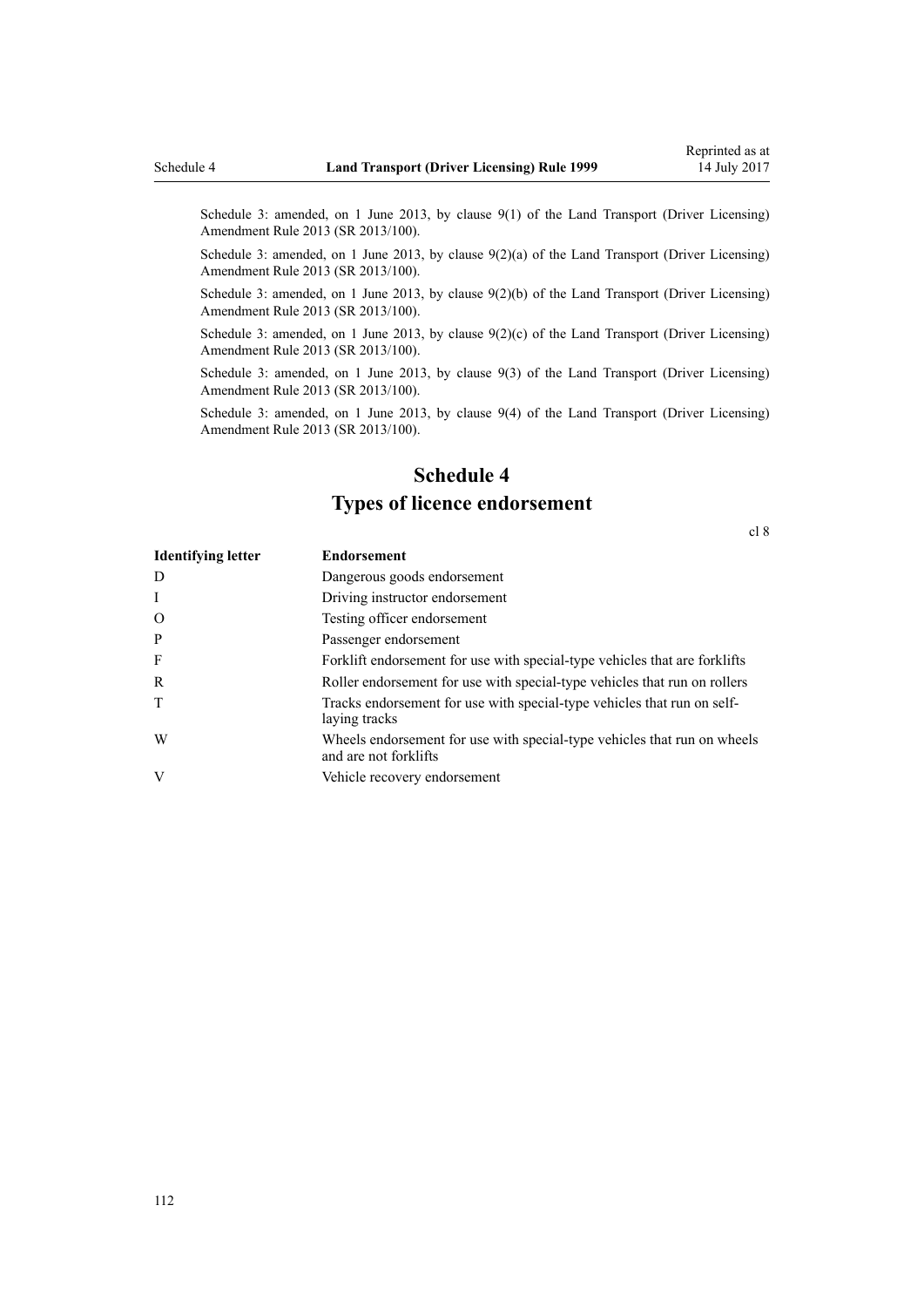Schedule 3: amended, on 1 June 2013, by clause 9(1) of the Land Transport (Driver Licensing) Amendment Rule 2013 (SR 2013/100).

Schedule 3: amended, on 1 June 2013, by clause 9(2)(a) of the Land Transport (Driver Licensing) Amendment Rule 2013 (SR 2013/100).

Schedule 3: amended, on 1 June 2013, by clause 9(2)(b) of the Land Transport (Driver Licensing) Amendment Rule 2013 (SR 2013/100).

Schedule 3: amended, on 1 June 2013, by clause 9(2)(c) of the Land Transport (Driver Licensing) Amendment Rule 2013 (SR 2013/100).

Schedule 3: amended, on 1 June 2013, by clause 9(3) of the Land Transport (Driver Licensing) Amendment Rule 2013 (SR 2013/100).

Schedule 3: amended, on 1 June 2013, by clause 9(4) of the Land Transport (Driver Licensing) Amendment Rule 2013 (SR 2013/100).

# Schedule 4
# Types of licence endorsement

cl 8

| Identifying letter | Endorsement |
|---|---|
| D | Dangerous goods endorsement |
| I | Driving instructor endorsement |
| O | Testing officer endorsement |
| P | Passenger endorsement |
| F | Forklift endorsement for use with special-type vehicles that are forklifts |
| R | Roller endorsement for use with special-type vehicles that run on rollers |
| T | Tracks endorsement for use with special-type vehicles that run on self-laying tracks |
| W | Wheels endorsement for use with special-type vehicles that run on wheels and are not forklifts |
| V | Vehicle recovery endorsement |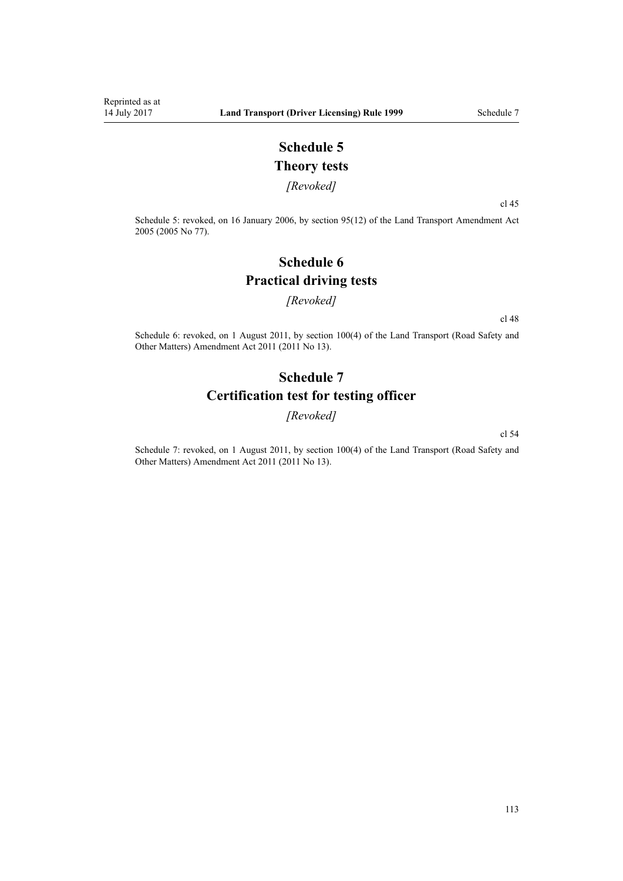# Schedule 5
# Theory tests

*[Revoked]*

cl 45

Schedule 5: revoked, on 16 January 2006, by section 95(12) of the Land Transport Amendment Act 2005 (2005 No 77).

# Schedule 6
# Practical driving tests

*[Revoked]*

cl 48

Schedule 6: revoked, on 1 August 2011, by section 100(4) of the Land Transport (Road Safety and Other Matters) Amendment Act 2011 (2011 No 13).

# Schedule 7
# Certification test for testing officer

*[Revoked]*

cl 54

Schedule 7: revoked, on 1 August 2011, by section 100(4) of the Land Transport (Road Safety and Other Matters) Amendment Act 2011 (2011 No 13).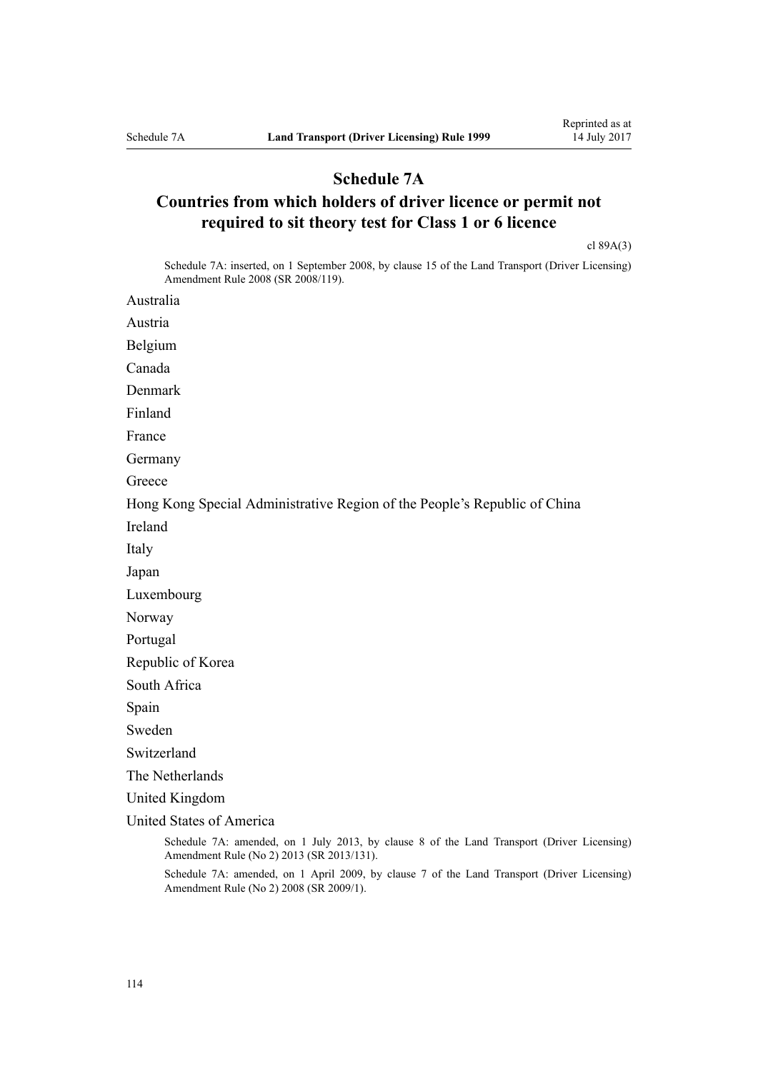# Schedule 7A

## Countries from which holders of driver licence or permit not required to sit theory test for Class 1 or 6 licence

cl 89A(3)

Schedule 7A: inserted, on 1 September 2008, by clause 15 of the Land Transport (Driver Licensing) Amendment Rule 2008 (SR 2008/119).

Australia

Austria

Belgium

Canada

Denmark

Finland

France

Germany

Greece

Hong Kong Special Administrative Region of the People's Republic of China

Ireland

Italy

Japan

Luxembourg

Norway

Portugal

Republic of Korea

South Africa

Spain

Sweden

Switzerland

The Netherlands

United Kingdom

United States of America

Schedule 7A: amended, on 1 July 2013, by clause 8 of the Land Transport (Driver Licensing) Amendment Rule (No 2) 2013 (SR 2013/131).

Schedule 7A: amended, on 1 April 2009, by clause 7 of the Land Transport (Driver Licensing) Amendment Rule (No 2) 2008 (SR 2009/1).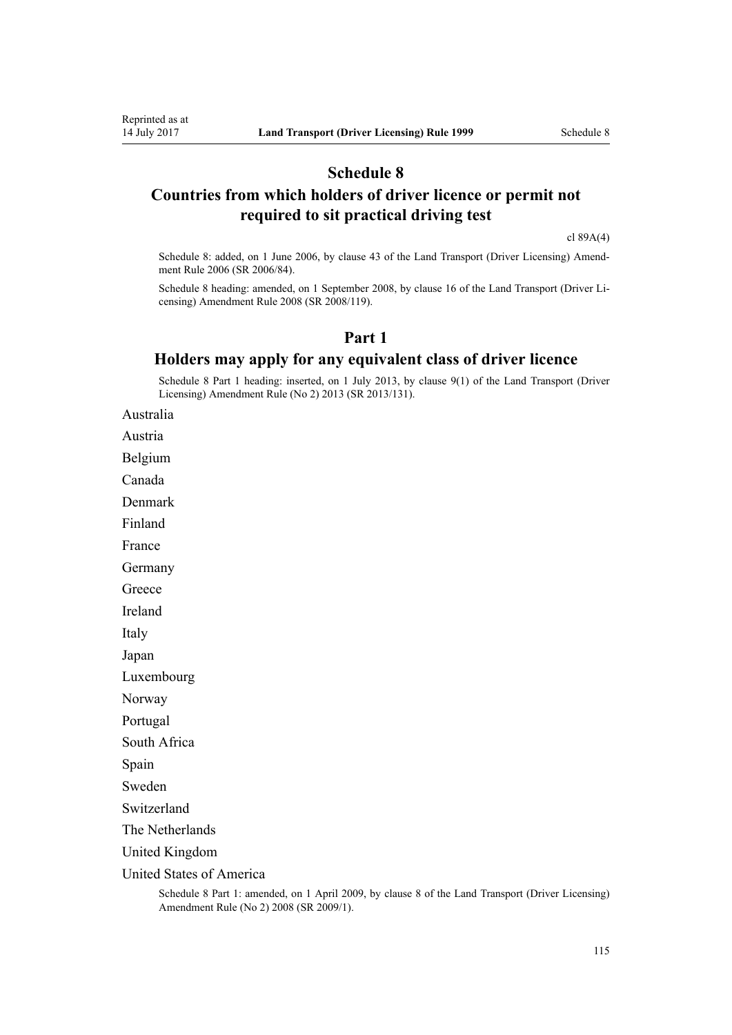# Schedule 8
# Countries from which holders of driver licence or permit not required to sit practical driving test

cl 89A(4)

Schedule 8: added, on 1 June 2006, by clause 43 of the Land Transport (Driver Licensing) Amendment Rule 2006 (SR 2006/84).

Schedule 8 heading: amended, on 1 September 2008, by clause 16 of the Land Transport (Driver Licensing) Amendment Rule 2008 (SR 2008/119).

## Part 1
## Holders may apply for any equivalent class of driver licence

Schedule 8 Part 1 heading: inserted, on 1 July 2013, by clause 9(1) of the Land Transport (Driver Licensing) Amendment Rule (No 2) 2013 (SR 2013/131).

Australia

Austria

Belgium

Canada

Denmark

Finland

France

Germany

Greece

Ireland

Italy

Japan

Luxembourg

Norway

Portugal

South Africa

Spain

Sweden

Switzerland

The Netherlands

United Kingdom

United States of America

Schedule 8 Part 1: amended, on 1 April 2009, by clause 8 of the Land Transport (Driver Licensing) Amendment Rule (No 2) 2008 (SR 2009/1).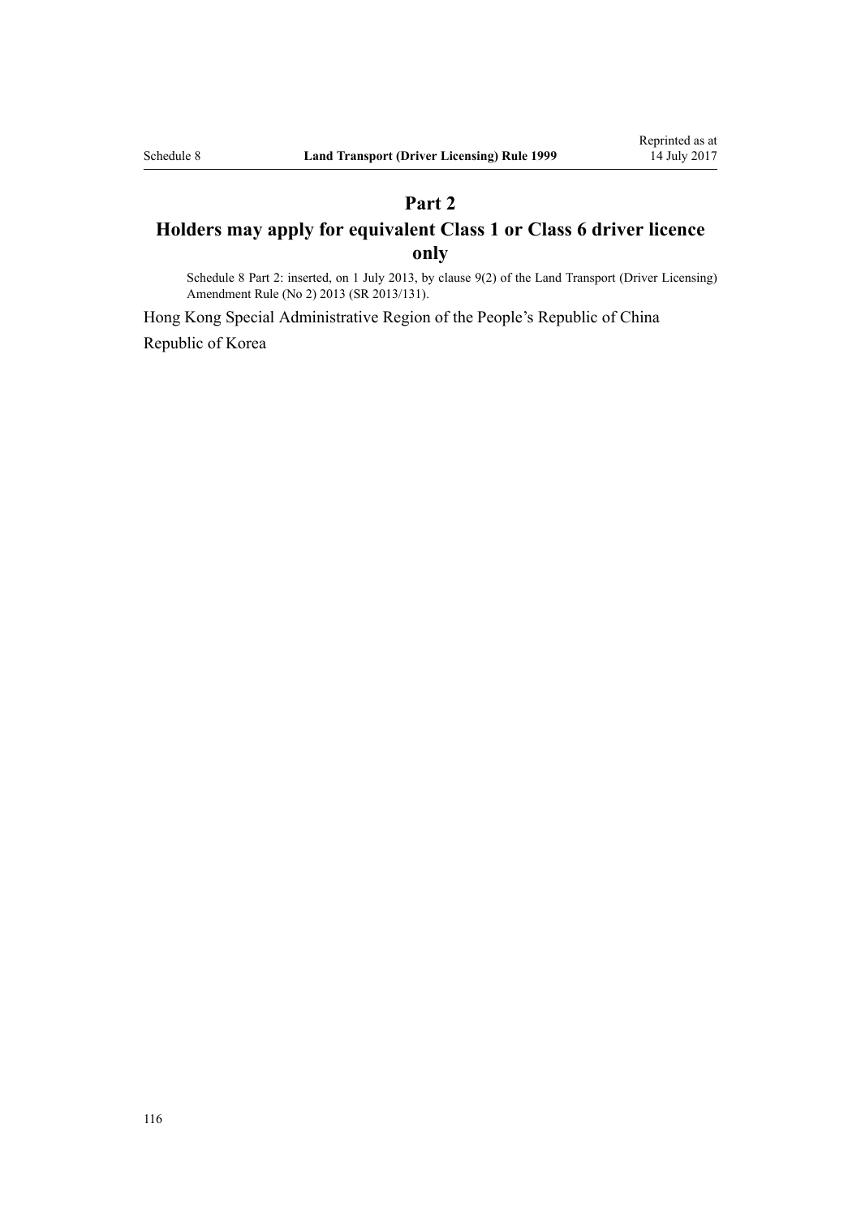## Part 2
## Holders may apply for equivalent Class 1 or Class 6 driver licence only

Schedule 8 Part 2: inserted, on 1 July 2013, by clause 9(2) of the Land Transport (Driver Licensing) Amendment Rule (No 2) 2013 (SR 2013/131).

Hong Kong Special Administrative Region of the People's Republic of China

Republic of Korea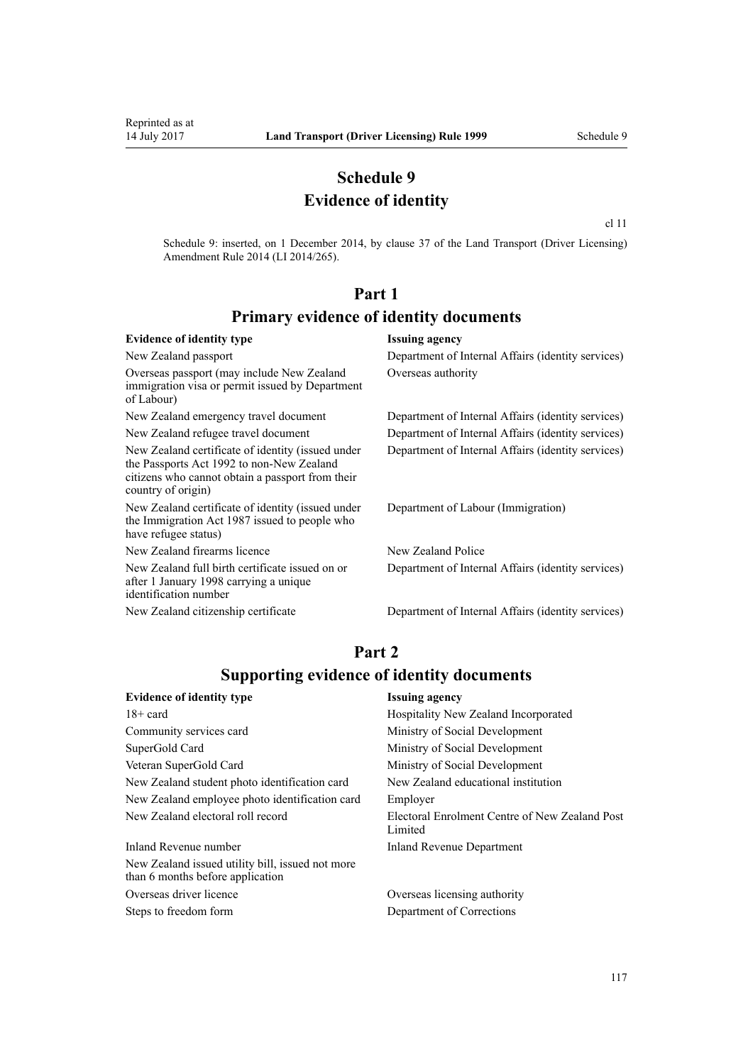# Schedule 9
# Evidence of identity

cl 11

Schedule 9: inserted, on 1 December 2014, by clause 37 of the Land Transport (Driver Licensing) Amendment Rule 2014 (LI 2014/265).

## Part 1
## Primary evidence of identity documents

| Evidence of identity type | Issuing agency |
| --- | --- |
| New Zealand passport | Department of Internal Affairs (identity services) |
| Overseas passport (may include New Zealand immigration visa or permit issued by Department of Labour) | Overseas authority |
| New Zealand emergency travel document | Department of Internal Affairs (identity services) |
| New Zealand refugee travel document | Department of Internal Affairs (identity services) |
| New Zealand certificate of identity (issued under the Passports Act 1992 to non-New Zealand citizens who cannot obtain a passport from their country of origin) | Department of Internal Affairs (identity services) |
| New Zealand certificate of identity (issued under the Immigration Act 1987 issued to people who have refugee status) | Department of Labour (Immigration) |
| New Zealand firearms licence | New Zealand Police |
| New Zealand full birth certificate issued on or after 1 January 1998 carrying a unique identification number | Department of Internal Affairs (identity services) |
| New Zealand citizenship certificate | Department of Internal Affairs (identity services) |

## Part 2
## Supporting evidence of identity documents

| Evidence of identity type | Issuing agency |
| --- | --- |
| 18+ card | Hospitality New Zealand Incorporated |
| Community services card | Ministry of Social Development |
| SuperGold Card | Ministry of Social Development |
| Veteran SuperGold Card | Ministry of Social Development |
| New Zealand student photo identification card | New Zealand educational institution |
| New Zealand employee photo identification card | Employer |
| New Zealand electoral roll record | Electoral Enrolment Centre of New Zealand Post Limited |
| Inland Revenue number | Inland Revenue Department |
| New Zealand issued utility bill, issued not more than 6 months before application | |
| Overseas driver licence | Overseas licensing authority |
| Steps to freedom form | Department of Corrections |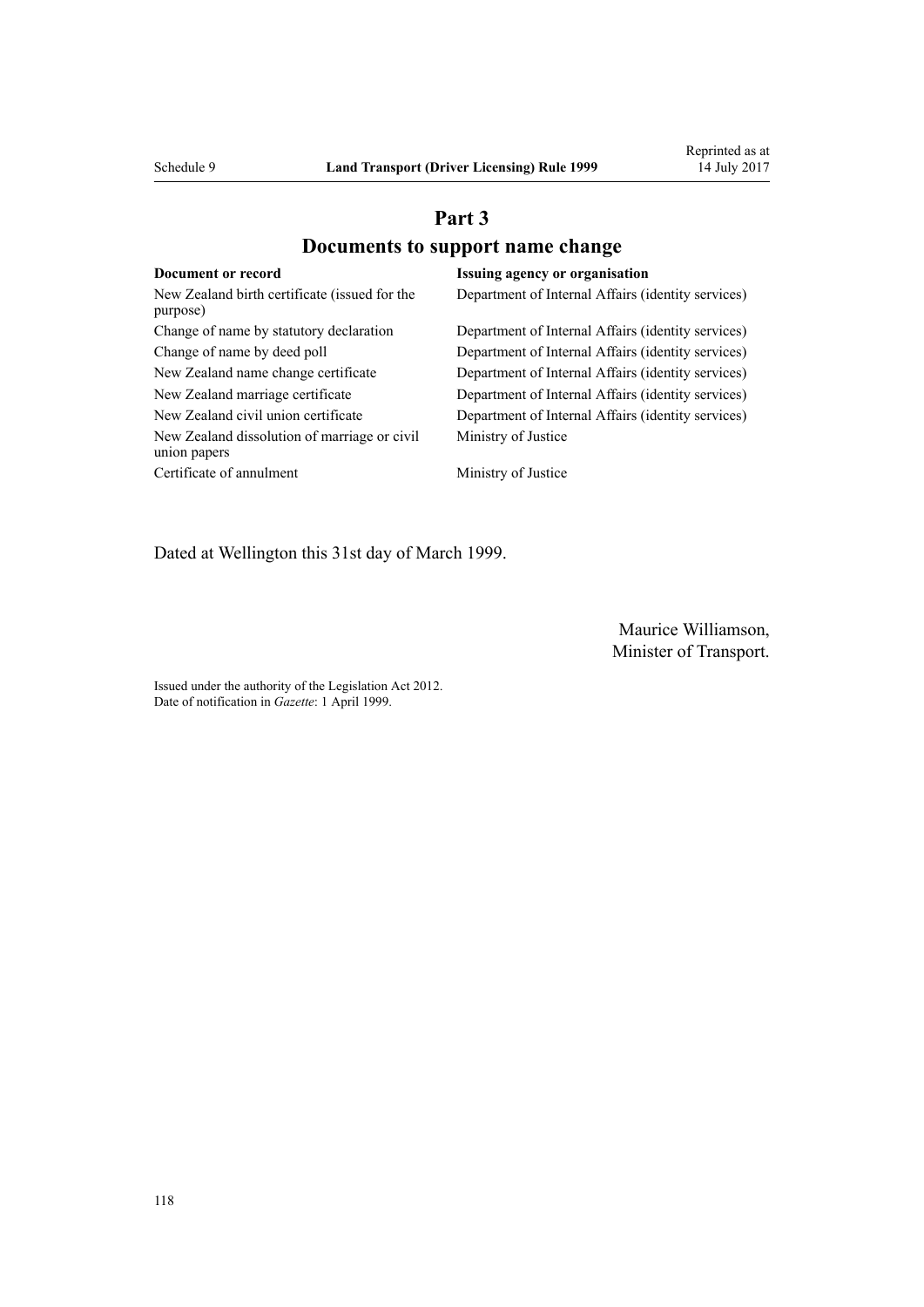## Part 3

## Documents to support name change

| Document or record | Issuing agency or organisation |
| --- | --- |
| New Zealand birth certificate (issued for the purpose) | Department of Internal Affairs (identity services) |
| Change of name by statutory declaration | Department of Internal Affairs (identity services) |
| Change of name by deed poll | Department of Internal Affairs (identity services) |
| New Zealand name change certificate | Department of Internal Affairs (identity services) |
| New Zealand marriage certificate | Department of Internal Affairs (identity services) |
| New Zealand civil union certificate | Department of Internal Affairs (identity services) |
| New Zealand dissolution of marriage or civil union papers | Ministry of Justice |
| Certificate of annulment | Ministry of Justice |

Dated at Wellington this 31st day of March 1999.

Maurice Williamson,
Minister of Transport.

Issued under the authority of the Legislation Act 2012.
Date of notification in *Gazette*: 1 April 1999.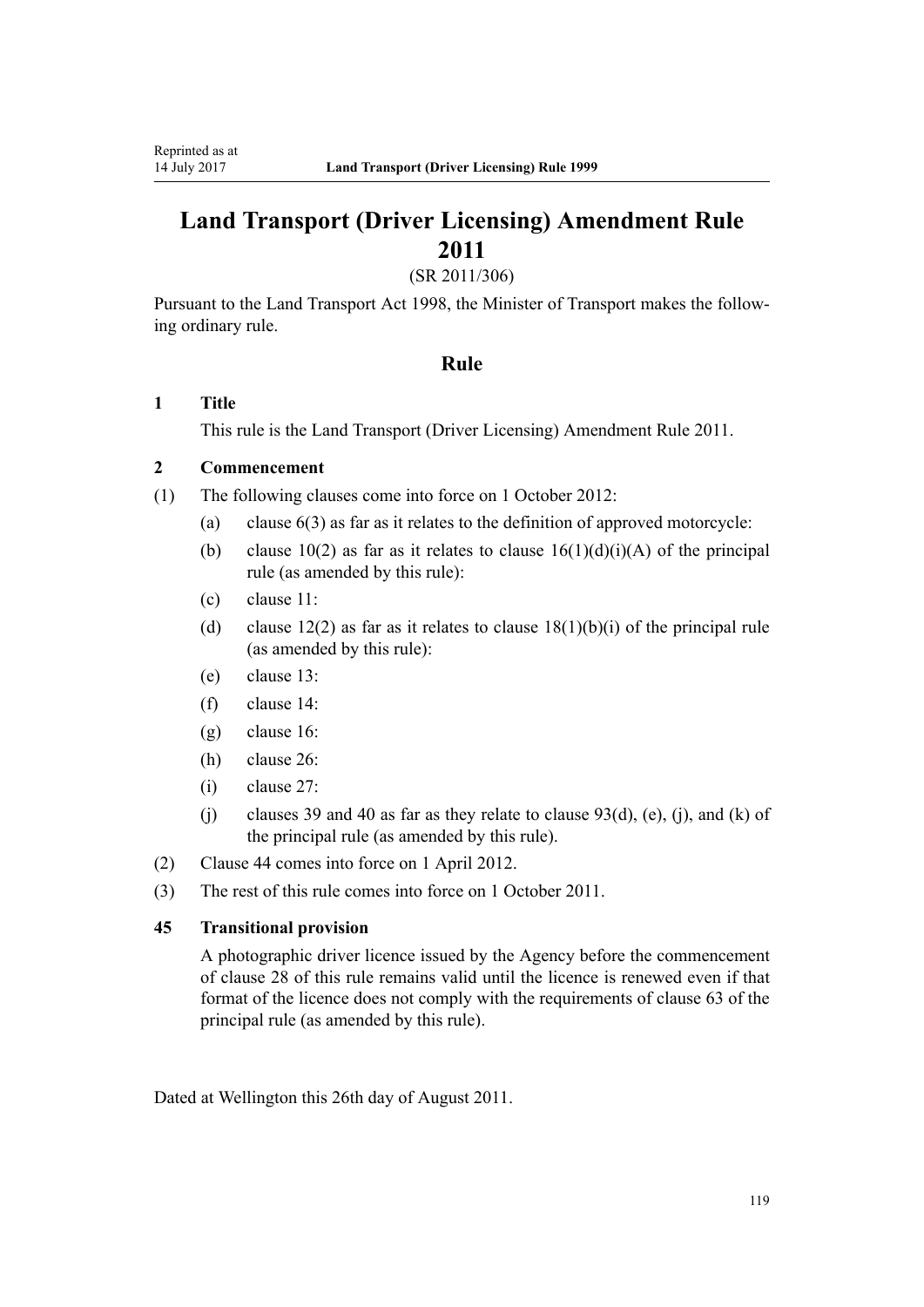# Land Transport (Driver Licensing) Amendment Rule 2011

(SR 2011/306)

Pursuant to the Land Transport Act 1998, the Minister of Transport makes the following ordinary rule.

## Rule

### 1 Title

This rule is the Land Transport (Driver Licensing) Amendment Rule 2011.

### 2 Commencement

(1) The following clauses come into force on 1 October 2012:

- (a) clause 6(3) as far as it relates to the definition of approved motorcycle:
- (b) clause 10(2) as far as it relates to clause 16(1)(d)(i)(A) of the principal rule (as amended by this rule):
- (c) clause 11:
- (d) clause 12(2) as far as it relates to clause 18(1)(b)(i) of the principal rule (as amended by this rule):
- (e) clause 13:
- (f) clause 14:
- (g) clause 16:
- (h) clause 26:
- (i) clause 27:
- (j) clauses 39 and 40 as far as they relate to clause 93(d), (e), (j), and (k) of the principal rule (as amended by this rule).

(2) Clause 44 comes into force on 1 April 2012.

(3) The rest of this rule comes into force on 1 October 2011.

### 45 Transitional provision

A photographic driver licence issued by the Agency before the commencement of clause 28 of this rule remains valid until the licence is renewed even if that format of the licence does not comply with the requirements of clause 63 of the principal rule (as amended by this rule).

Dated at Wellington this 26th day of August 2011.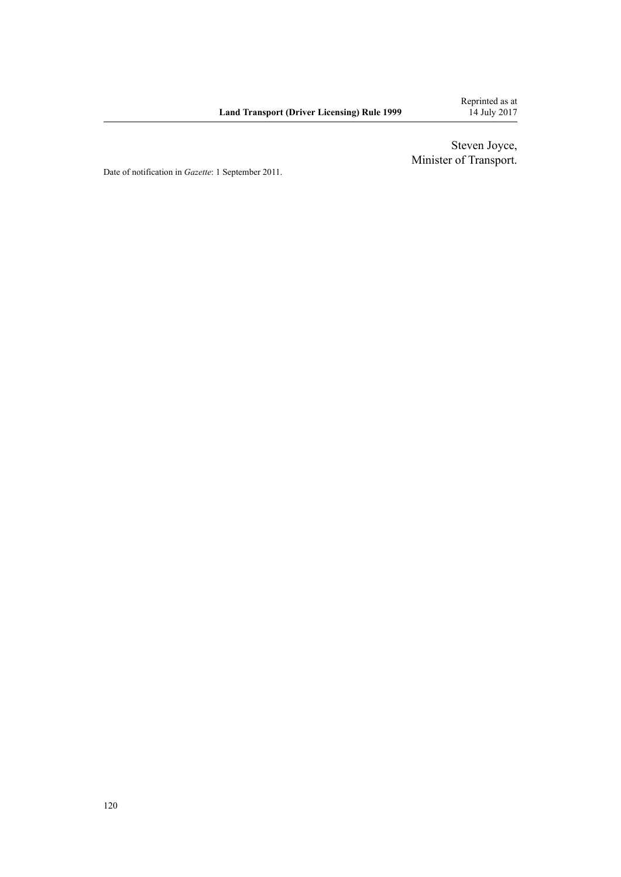Steven Joyce,
Minister of Transport.

Date of notification in *Gazette*: 1 September 2011.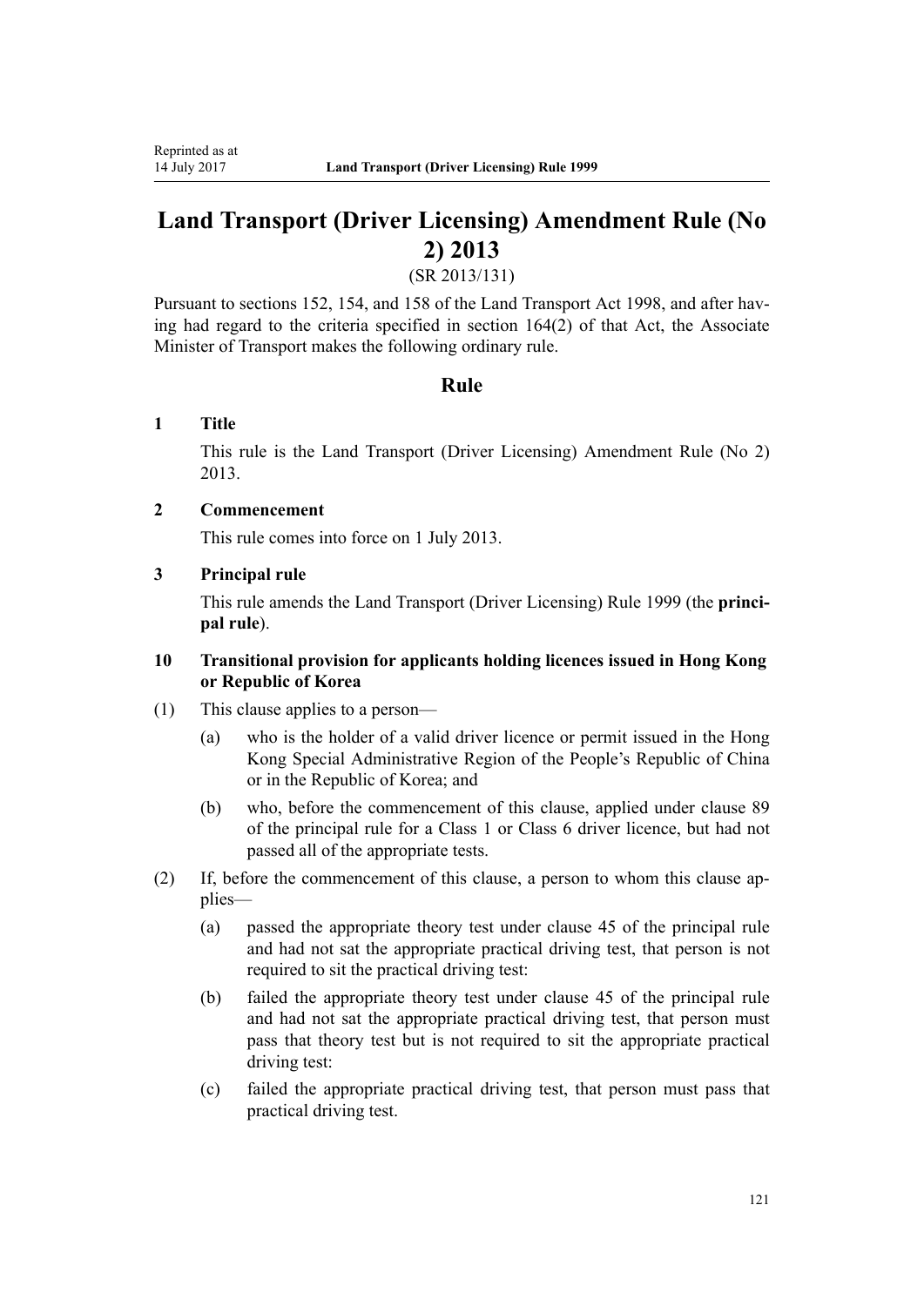# Land Transport (Driver Licensing) Amendment Rule (No 2) 2013

(SR 2013/131)

Pursuant to sections 152, 154, and 158 of the Land Transport Act 1998, and after having had regard to the criteria specified in section 164(2) of that Act, the Associate Minister of Transport makes the following ordinary rule.

## Rule

### 1 Title

This rule is the Land Transport (Driver Licensing) Amendment Rule (No 2) 2013.

### 2 Commencement

This rule comes into force on 1 July 2013.

### 3 Principal rule

This rule amends the Land Transport (Driver Licensing) Rule 1999 (the **principal rule**).

### 10 Transitional provision for applicants holding licences issued in Hong Kong or Republic of Korea

(1) This clause applies to a person—

- (a) who is the holder of a valid driver licence or permit issued in the Hong Kong Special Administrative Region of the People's Republic of China or in the Republic of Korea; and
- (b) who, before the commencement of this clause, applied under clause 89 of the principal rule for a Class 1 or Class 6 driver licence, but had not passed all of the appropriate tests.

(2) If, before the commencement of this clause, a person to whom this clause applies—

- (a) passed the appropriate theory test under clause 45 of the principal rule and had not sat the appropriate practical driving test, that person is not required to sit the practical driving test:
- (b) failed the appropriate theory test under clause 45 of the principal rule and had not sat the appropriate practical driving test, that person must pass that theory test but is not required to sit the appropriate practical driving test:
- (c) failed the appropriate practical driving test, that person must pass that practical driving test.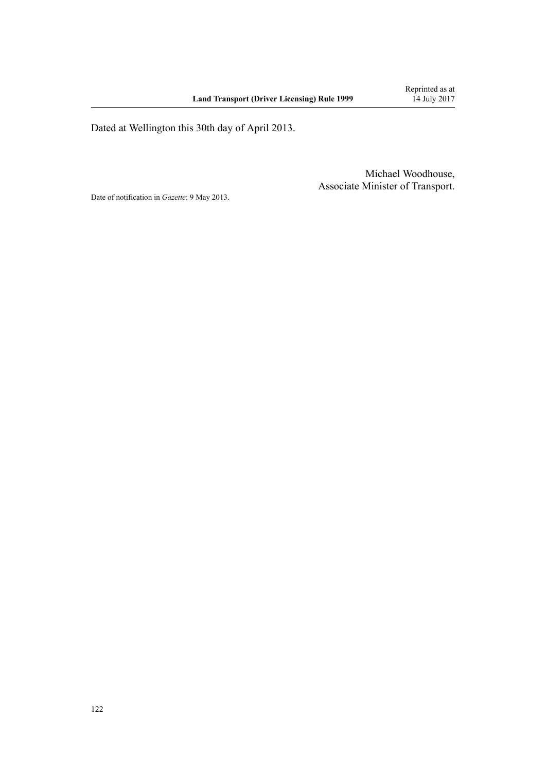Dated at Wellington this 30th day of April 2013.

Michael Woodhouse,
Associate Minister of Transport.

Date of notification in *Gazette*: 9 May 2013.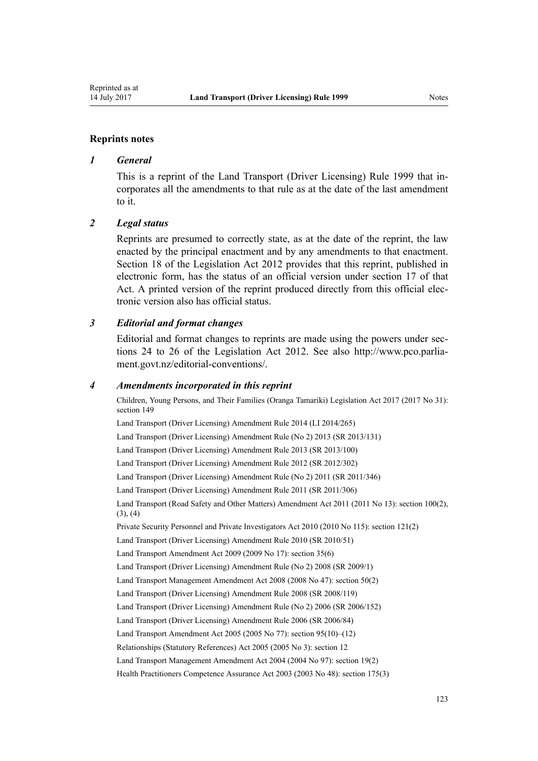## Reprints notes

### *1 General*

This is a reprint of the Land Transport (Driver Licensing) Rule 1999 that incorporates all the amendments to that rule as at the date of the last amendment to it.

### *2 Legal status*

Reprints are presumed to correctly state, as at the date of the reprint, the law enacted by the principal enactment and by any amendments to that enactment. Section 18 of the Legislation Act 2012 provides that this reprint, published in electronic form, has the status of an official version under section 17 of that Act. A printed version of the reprint produced directly from this official electronic version also has official status.

### *3 Editorial and format changes*

Editorial and format changes to reprints are made using the powers under sections 24 to 26 of the Legislation Act 2012. See also http://www.pco.parliament.govt.nz/editorial-conventions/.

### *4 Amendments incorporated in this reprint*

Children, Young Persons, and Their Families (Oranga Tamariki) Legislation Act 2017 (2017 No 31): section 149

Land Transport (Driver Licensing) Amendment Rule 2014 (LI 2014/265)

Land Transport (Driver Licensing) Amendment Rule (No 2) 2013 (SR 2013/131)

Land Transport (Driver Licensing) Amendment Rule 2013 (SR 2013/100)

Land Transport (Driver Licensing) Amendment Rule 2012 (SR 2012/302)

Land Transport (Driver Licensing) Amendment Rule (No 2) 2011 (SR 2011/346)

Land Transport (Driver Licensing) Amendment Rule 2011 (SR 2011/306)

Land Transport (Road Safety and Other Matters) Amendment Act 2011 (2011 No 13): section 100(2), (3), (4)

Private Security Personnel and Private Investigators Act 2010 (2010 No 115): section 121(2)

Land Transport (Driver Licensing) Amendment Rule 2010 (SR 2010/51)

Land Transport Amendment Act 2009 (2009 No 17): section 35(6)

Land Transport (Driver Licensing) Amendment Rule (No 2) 2008 (SR 2009/1)

Land Transport Management Amendment Act 2008 (2008 No 47): section 50(2)

Land Transport (Driver Licensing) Amendment Rule 2008 (SR 2008/119)

Land Transport (Driver Licensing) Amendment Rule (No 2) 2006 (SR 2006/152)

Land Transport (Driver Licensing) Amendment Rule 2006 (SR 2006/84)

Land Transport Amendment Act 2005 (2005 No 77): section 95(10)–(12)

Relationships (Statutory References) Act 2005 (2005 No 3): section 12

Land Transport Management Amendment Act 2004 (2004 No 97): section 19(2)

Health Practitioners Competence Assurance Act 2003 (2003 No 48): section 175(3)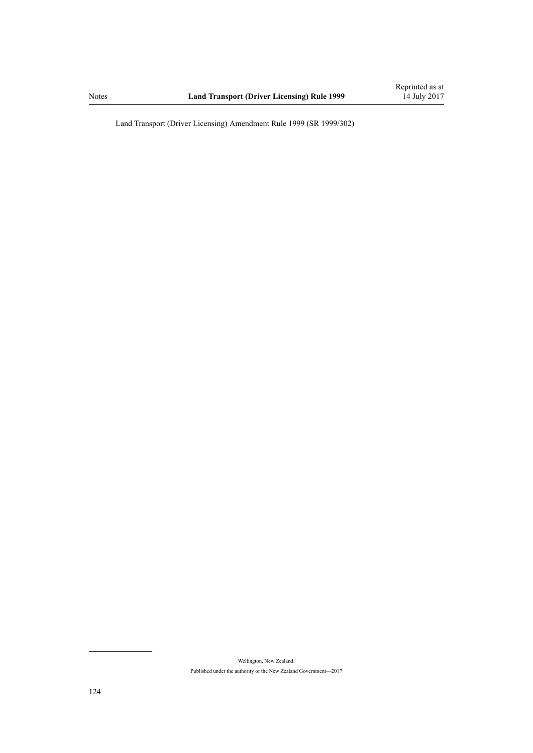Land Transport (Driver Licensing) Amendment Rule 1999 (SR 1999/302)

Wellington, New Zealand:

Published under the authority of the New Zealand Government—2017